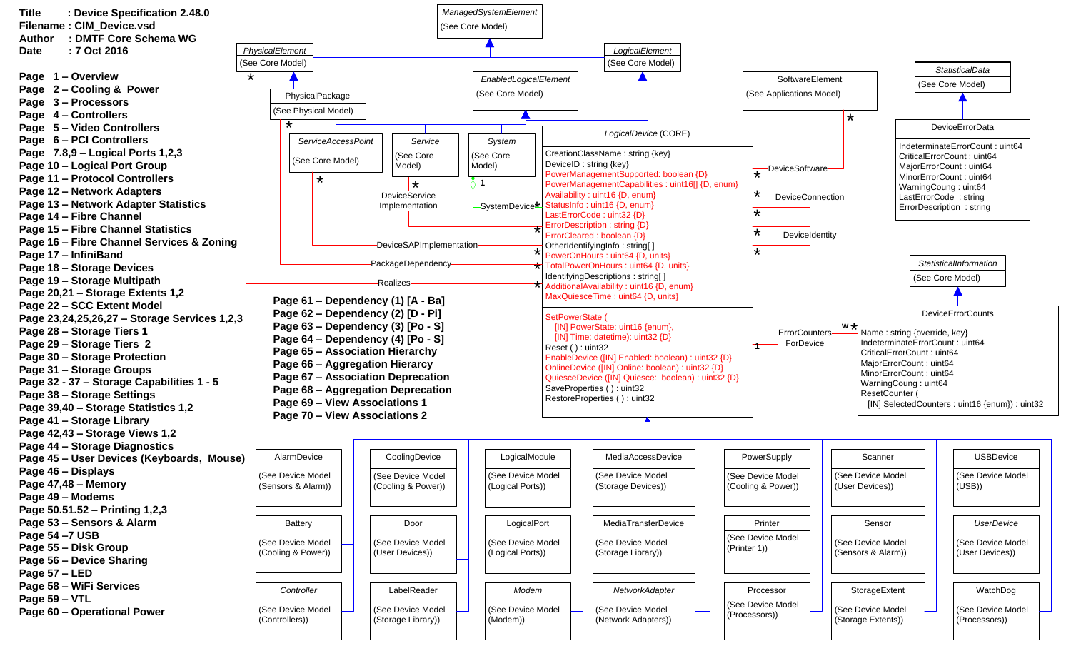Title : Device Specification 2.48.0
Filename : CIM_Device.vsd
Author : DMTF Core Schema WG
Date : 7 Oct 2016

- Page 1 – Overview
- Page 2 – Cooling & Power
- Page 3 – Processors
- Page 4 – Controllers
- Page 5 – Video Controllers
- Page 6 – PCI Controllers
- Page 7.8,9 – Logical Ports 1,2,3
- Page 10 – Logical Port Group
- Page 11 – Protocol Controllers
- Page 12 – Network Adapters
- Page 13 – Network Adapter Statistics
- Page 14 – Fibre Channel
- Page 15 – Fibre Channel Statistics
- Page 16 – Fibre Channel Services & Zoning
- Page 17 – InfiniBand
- Page 18 – Storage Devices
- Page 19 – Storage Multipath
- Page 20,21 – Storage Extents 1,2
- Page 22 – SCC Extent Model
- Page 23,24,25,26,27 – Storage Services 1,2,3
- Page 28 – Storage Tiers 1
- Page 29 – Storage Tiers 2
- Page 30 – Storage Protection
- Page 31 – Storage Groups
- Page 32 - 37 – Storage Capabilities 1 - 5
- Page 38 – Storage Settings
- Page 39,40 – Storage Statistics 1,2
- Page 41 – Storage Library
- Page 42,43 – Storage Views 1,2
- Page 44 – Storage Diagnostics
- Page 45 – User Devices (Keyboards, Mouse)
- Page 46 – Displays
- Page 47,48 – Memory
- Page 49 – Modems
- Page 50.51.52 – Printing 1,2,3
- Page 53 – Sensors & Alarm
- Page 54 –7 USB
- Page 55 – Disk Group
- Page 56 – Device Sharing
- Page 57 – LED
- Page 58 – WiFi Services
- Page 59 – VTL
- Page 60 – Operational Power
- Page 61 – Dependency (1) [A - Ba]
- Page 62 – Dependency (2) [D - Pi]
- Page 63 – Dependency (3) [Po - S]
- Page 64 – Dependency (4) [Po - S]
- Page 65 – Association Hierarchy
- Page 66 – Aggregation Hierarchy
- Page 67 – Association Deprecation
- Page 68 – Aggregation Deprecation
- Page 69 – View Associations 1
- Page 70 – View Associations 2

*ManagedSystemElement* (See Core Model)

*PhysicalElement* (See Core Model)

*LogicalElement* (See Core Model)

PhysicalPackage (See Physical Model)

*EnabledLogicalElement* (See Core Model)

SoftwareElement (See Applications Model)

*StatisticalData* (See Core Model)

*ServiceAccessPoint* (See Core Model)

*Service* (See Core Model)

*System* (See Core Model)

DeviceErrorData
- IndeterminateErrorCount : uint64
- CriticalErrorCount : uint64
- MajorErrorCount : uint64
- MinorErrorCount : uint64
- WarningCoung : uint64
- LastErrorCode : string
- ErrorDescription : string

*LogicalDevice* (CORE)
- CreationClassName : string {key}
- DeviceID : string {key}
- PowerManagementSupported: boolean {D}
- PowerManagementCapabilities : uint16[] {D, enum}
- Availability : uint16 {D, enum}
- StatusInfo : uint16 {D, enum}
- LastErrorCode : uint32 {D}
- ErrorDescription : string {D}
- ErrorCleared : boolean {D}
- OtherIdentifyingInfo : string[ ]
- PowerOnHours : uint64 {D, units}
- TotalPowerOnHours : uint64 {D, units}
- IdentifyingDescriptions : string[ ]
- AdditionalAvailability : uint16 {D, enum}
- MaxQuiesceTime : uint64 {D, units}

- SetPowerState ( [IN] PowerState: uint16 {enum}, [IN] Time: datetime): uint32 {D}
- Reset ( ) : uint32
- EnableDevice ([IN] Enabled: boolean) : uint32 {D}
- OnlineDevice ([IN] Online: boolean) : uint32 {D}
- QuiesceDevice ([IN] Quiesce: boolean) : uint32 {D}
- SaveProperties ( ) : uint32
- RestoreProperties ( ) : uint32

Associations: DeviceSoftware, DeviceConnection, DeviceIdentity, DeviceServiceImplementation, SystemDevice, DeviceSAPImplementation, PackageDependency, Realizes, ErrorCountersForDevice

*StatisticalInformation* (See Core Model)

DeviceErrorCounts
- Name : string {override, key}
- IndeterminateErrorCount : uint64
- CriticalErrorCount : uint64
- MajorErrorCount : uint64
- MinorErrorCount : uint64
- WarningCoung : uint64
- ResetCounter ( [IN] SelectedCounters : uint16 {enum}) : uint32

| | | | | | | |
|---|---|---|---|---|---|---|
| AlarmDevice (See Device Model (Sensors & Alarm)) | CoolingDevice (See Device Model (Cooling & Power)) | LogicalModule (See Device Model (Logical Ports)) | MediaAccessDevice (See Device Model (Storage Devices)) | PowerSupply (See Device Model (Cooling & Power)) | Scanner (See Device Model (User Devices)) | USBDevice (See Device Model (USB)) |
| Battery (See Device Model (Cooling & Power)) | Door (See Device Model (User Devices)) | LogicalPort (See Device Model (Logical Ports)) | MediaTransferDevice (See Device Model (Storage Library)) | Printer (See Device Model (Printer 1)) | Sensor (See Device Model (Sensors & Alarm)) | *UserDevice* (See Device Model (User Devices)) |
| *Controller* (See Device Model (Controllers)) | LabelReader (See Device Model (Storage Library)) | *Modem* (See Device Model (Modem)) | *NetworkAdapter* (See Device Model (Network Adapters)) | Processor (See Device Model (Processors)) | StorageExtent (See Device Model (Storage Extents)) | WatchDog (See Device Model (Processors)) |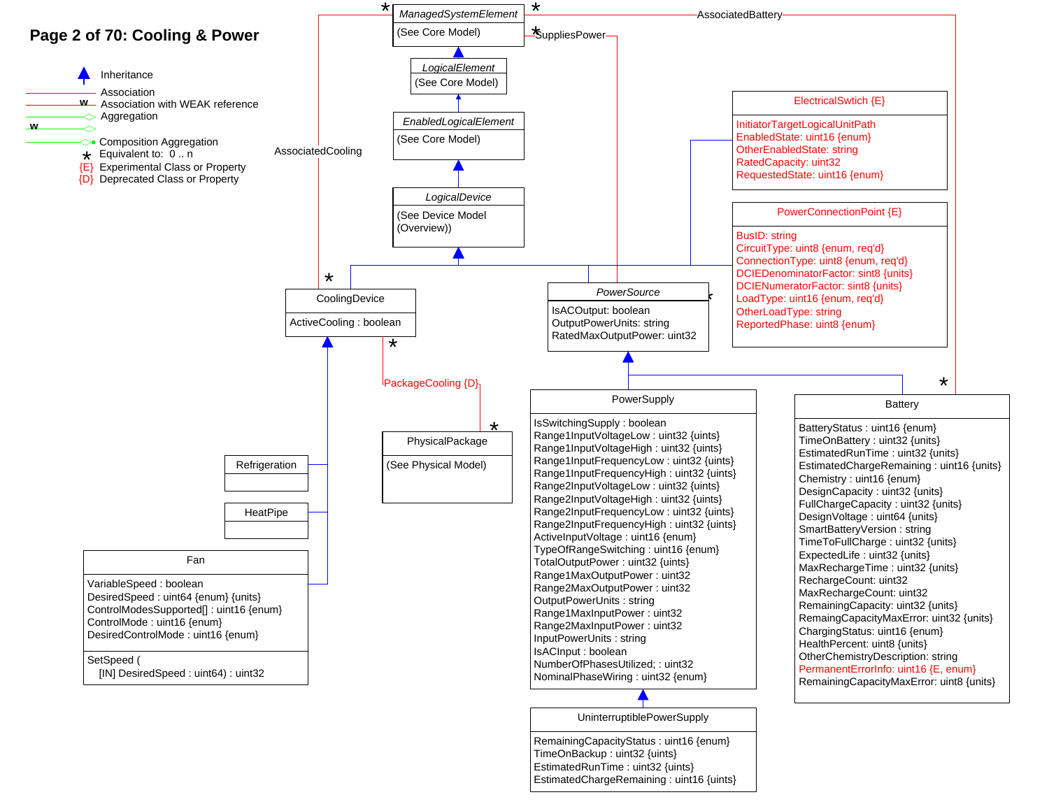# Page 2 of 70: Cooling & Power

**Legend**

- Inheritance
- Association
- w — Association with WEAK reference
- Aggregation
- w — (Aggregation with WEAK reference)
- Composition Aggregation
- * Equivalent to: 0 .. n
- {E} Experimental Class or Property
- {D} Deprecated Class or Property

---

*ManagedSystemElement*

(See Core Model)

*LogicalElement*

(See Core Model)

*EnabledLogicalElement*

(See Core Model)

*LogicalDevice*

(See Device Model (Overview))

---

**CoolingDevice**

ActiveCooling : boolean

**Refrigeration**

**HeatPipe**

**Fan**

VariableSpeed : boolean
DesiredSpeed : uint64 {enum} {units}
ControlModesSupported[] : uint16 {enum}
ControlMode : uint16 {enum}
DesiredControlMode : uint16 {enum}

SetSpeed (
  [IN] DesiredSpeed : uint64) : uint32

**PhysicalPackage**

(See Physical Model)

---

*PowerSource*

IsACOutput: boolean
OutputPowerUnits: string
RatedMaxOutputPower: uint32

**PowerSupply**

IsSwitchingSupply : boolean
Range1InputVoltageLow : uint32 {units}
Range1InputVoltageHigh : uint32 {units}
Range1InputFrequencyLow : uint32 {units}
Range1InputFrequencyHigh : uint32 {units}
Range2InputVoltageLow : uint32 {units}
Range2InputVoltageHigh : uint32 {units}
Range2InputFrequencyLow : uint32 {units}
Range2InputFrequencyHigh : uint32 {units}
ActiveInputVoltage : uint16 {enum}
TypeOfRangeSwitching : uint16 {enum}
TotalOutputPower : uint32 {units}
Range1MaxOutputPower : uint32
Range2MaxOutputPower : uint32
OutputPowerUnits : string
Range1MaxInputPower : uint32
Range2MaxInputPower : uint32
InputPowerUnits : string
IsACInput : boolean
NumberOfPhasesUtilized; : uint32
NominalPhaseWiring : uint32 {enum}

**UninterruptiblePowerSupply**

RemainingCapacityStatus : uint16 {enum}
TimeOnBackup : uint32 {units}
EstimatedRunTime : uint32 {units}
EstimatedChargeRemaining : uint16 {units}

**Battery**

BatteryStatus : uint16 {enum}
TimeOnBattery : uint32 {units}
EstimatedRunTime : uint32 {units}
EstimatedChargeRemaining : uint16 {units}
Chemistry : uint16 {enum}
DesignCapacity : uint32 {units}
FullChargeCapacity : uint32 {units}
DesignVoltage : uint64 {units}
SmartBatteryVersion : string
TimeToFullCharge : uint32 {units}
ExpectedLife : uint32 {units}
MaxRechargeTime : uint32 {units}
RechargeCount: uint32
MaxRechargeCount: uint32
RemainingCapacity: uint32 {units}
RemaingCapacityMaxError: uint32 {units}
ChargingStatus: uint16 {enum}
HealthPercent: uint8 {units}
OtherChemistryDescription: string
PermanentErrorInfo: uint16 {E, enum}
RemainingCapacityMaxError: uint8 {units}

---

**ElectricalSwtich {E}**

InitiatorTargetLogicalUnitPath
EnabledState: uint16 {enum}
OtherEnabledState: string
RatedCapacity: uint32
RequestedState: uint16 {enum}

**PowerConnectionPoint {E}**

BusID: string
CircuitType: uint8 {enum, req'd}
ConnectionType: uint8 {enum, req'd}
DCIEDenominatorFactor: sint8 {units}
DCIENumeratorFactor: sint8 {units}
LoadType: uint16 {enum, req'd}
OtherLoadType: string
ReportedPhase: uint8 {enum}

---

**Associations**

- AssociatedCooling (ManagedSystemElement * — CoolingDevice *)
- PackageCooling {D} (CoolingDevice * — PhysicalPackage *)
- SuppliesPower (ManagedSystemElement * — PowerSource *)
- AssociatedBattery (ManagedSystemElement * — Battery *)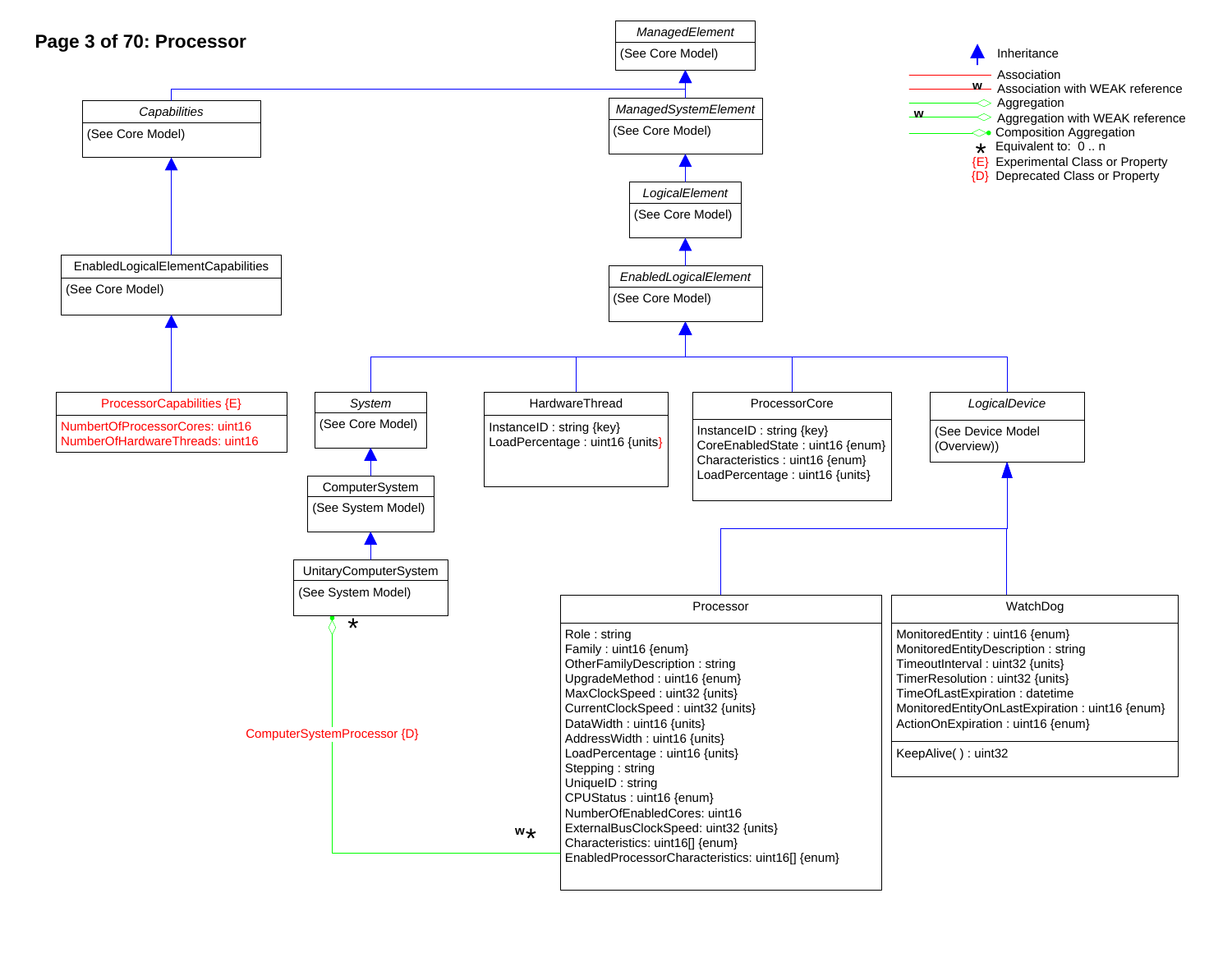# Page 3 of 70: Processor

**Legend:**
- Inheritance
- Association
- Association with WEAK reference (w)
- Aggregation
- Aggregation with WEAK reference (w)
- Composition Aggregation
- \* Equivalent to: 0 .. n
- {E} Experimental Class or Property
- {D} Deprecated Class or Property

**ManagedElement** (italic)
(See Core Model)

**Capabilities** (italic)
(See Core Model)

**ManagedSystemElement** (italic)
(See Core Model)

**LogicalElement** (italic)
(See Core Model)

**EnabledLogicalElementCapabilities**
(See Core Model)

**EnabledLogicalElement** (italic)
(See Core Model)

**ProcessorCapabilities {E}**
- NumbertOfProcessorCores: uint16
- NumberOfHardwareThreads: uint16

**System** (italic)
(See Core Model)

**HardwareThread**
- InstanceID : string {key}
- LoadPercentage : uint16 {units}

**ProcessorCore**
- InstanceID : string {key}
- CoreEnabledState : uint16 {enum}
- Characteristics : uint16 {enum}
- LoadPercentage : uint16 {units}

**LogicalDevice** (italic)
(See Device Model (Overview))

**ComputerSystem**
(See System Model)

**UnitaryComputerSystem**
(See System Model)

**ComputerSystemProcessor {D}** (aggregation between UnitaryComputerSystem (\*) and Processor (w \*))

**Processor**
- Role : string
- Family : uint16 {enum}
- OtherFamilyDescription : string
- UpgradeMethod : uint16 {enum}
- MaxClockSpeed : uint32 {units}
- CurrentClockSpeed : uint32 {units}
- DataWidth : uint16 {units}
- AddressWidth : uint16 {units}
- LoadPercentage : uint16 {units}
- Stepping : string
- UniqueID : string
- CPUStatus : uint16 {enum}
- NumberOfEnabledCores: uint16
- ExternalBusClockSpeed: uint32 {units}
- Characteristics: uint16[] {enum}
- EnabledProcessorCharacteristics: uint16[] {enum}

**WatchDog**
- MonitoredEntity : uint16 {enum}
- MonitoredEntityDescription : string
- TimeoutInterval : uint32 {units}
- TimerResolution : uint32 {units}
- TimeOfLastExpiration : datetime
- MonitoredEntityOnLastExpiration : uint16 {enum}
- ActionOnExpiration : uint16 {enum}

- KeepAlive( ) : uint32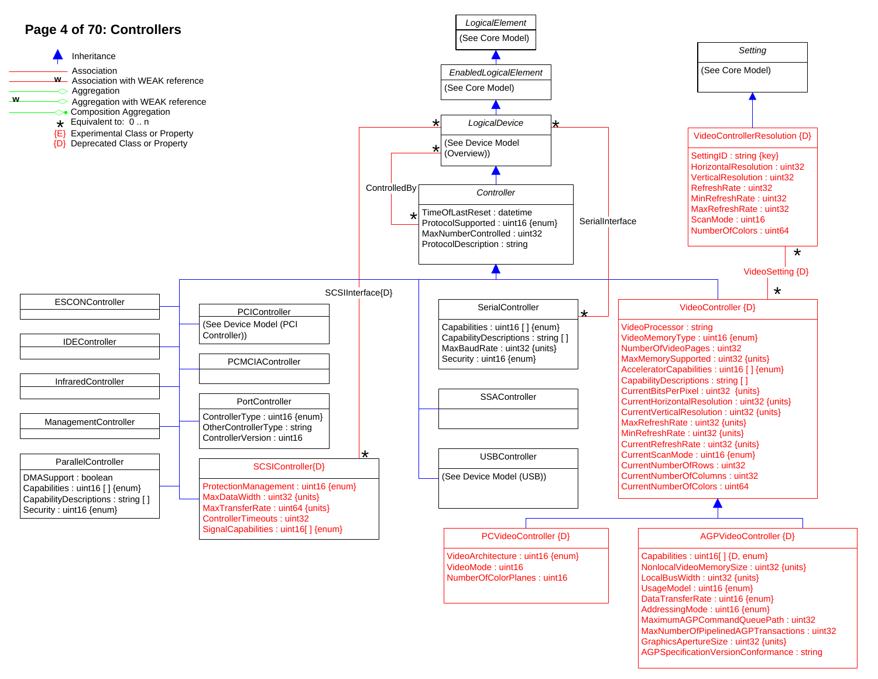## Page 4 of 70: Controllers

**Legend:**

- Inheritance
- Association
- Association with WEAK reference
- Aggregation
- Aggregation with WEAK reference
- Composition Aggregation
- * Equivalent to: 0 .. n
- {E} Experimental Class or Property
- {D} Deprecated Class or Property

**LogicalElement** (See Core Model)

**EnabledLogicalElement** (See Core Model)

**LogicalDevice** (See Device Model (Overview))

**Controller**
- TimeOfLastReset : datetime
- ProtocolSupported : uint16 {enum}
- MaxNumberControlled : uint32
- ProtocolDescription : string

**Setting** (See Core Model)

**VideoControllerResolution {D}**
- SettingID : string {key}
- HorizontalResolution : uint32
- VerticalResolution : uint32
- RefreshRate : uint32
- MinRefreshRate : uint32
- MaxRefreshRate : uint32
- ScanMode : uint16
- NumberOfColors : uint64

Associations: ControlledBy (* LogicalDevice – * Controller), SerialInterface (* LogicalDevice – * SerialController), SCSIInterface{D} (* LogicalDevice – * SCSIController{D}), VideoSetting {D} (* VideoControllerResolution – * VideoController)

**ESCONController**

**IDEController**

**InfraredController**

**ManagementController**

**ParallelController**
- DMASupport : boolean
- Capabilities : uint16 [ ] {enum}
- CapabilityDescriptions : string [ ]
- Security : uint16 {enum}

**PCIController** (See Device Model (PCI Controller))

**PCMCIAController**

**PortController**
- ControllerType : uint16 {enum}
- OtherControllerType : string
- ControllerVersion : uint16

**SCSIController{D}**
- ProtectionManagement : uint16 {enum}
- MaxDataWidth : uint32 {units}
- MaxTransferRate : uint64 {units}
- ControllerTimeouts : uint32
- SignalCapabilities : uint16[ ] {enum}

**SerialController**
- Capabilities : uint16 [ ] {enum}
- CapabilityDescriptions : string [ ]
- MaxBaudRate : uint32 {units}
- Security : uint16 {enum}

**SSAController**

**USBController** (See Device Model (USB))

**VideoController {D}**
- VideoProcessor : string
- VideoMemoryType : uint16 {enum}
- NumberOfVideoPages : uint32
- MaxMemorySupported : uint32 {units}
- AcceleratorCapabilities : uint16 [ ] {enum}
- CapabilityDescriptions : string [ ]
- CurrentBitsPerPixel : uint32 {units}
- CurrentHorizontalResolution : uint32 {units}
- CurrentVerticalResolution : uint32 {units}
- MaxRefreshRate : uint32 {units}
- MinRefreshRate : uint32 {units}
- CurrentRefreshRate : uint32 {units}
- CurrentScanMode : uint16 {enum}
- CurrentNumberOfRows : uint32
- CurrentNumberOfColumns : uint32
- CurrentNumberOfColors : uint64

**PCVideoController {D}**
- VideoArchitecture : uint16 {enum}
- VideoMode : uint16
- NumberOfColorPlanes : uint16

**AGPVideoController {D}**
- Capabilities : uint16[ ] {D, enum}
- NonlocalVideoMemorySize : uint32 {units}
- LocalBusWidth : uint32 {units}
- UsageModel : uint16 {enum}
- DataTransferRate : uint16 {enum}
- AddressingMode : uint16 {enum}
- MaximumAGPCommandQueuePath : uint32
- MaxNumberOfPipelinedAGPTransactions : uint32
- GraphicsApertureSize : uint32 {units}
- AGPSpecificationVersionConformance : string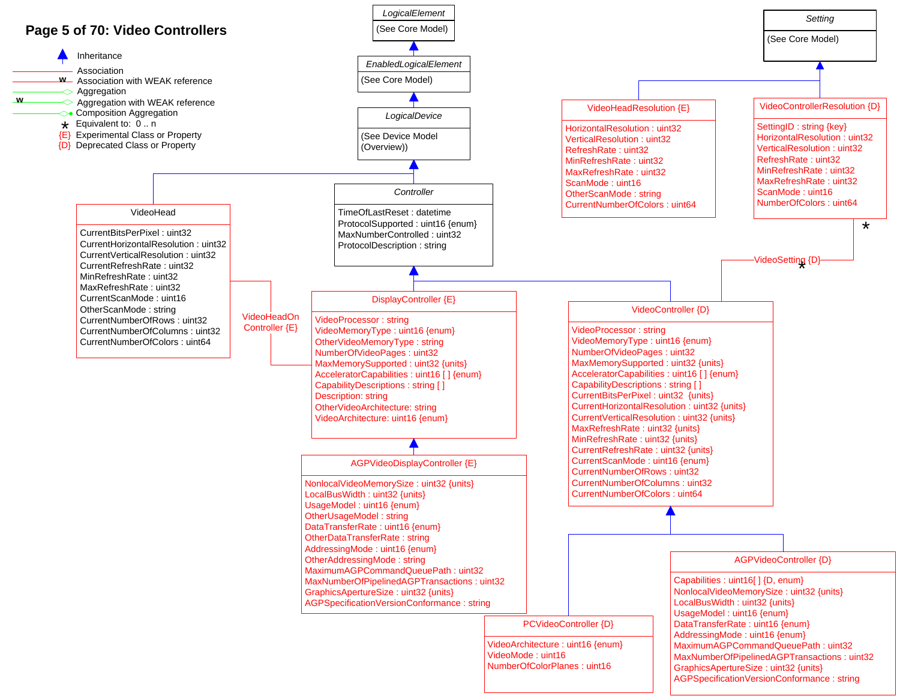# Page 5 of 70: Video Controllers

**Legend**

- Inheritance
- Association
- Association with WEAK reference (w)
- Aggregation
- Aggregation with WEAK reference (w)
- Composition Aggregation
- * Equivalent to: 0 .. n
- {E} Experimental Class or Property
- {D} Deprecated Class or Property

---

**LogicalElement**
(See Core Model)

**EnabledLogicalElement** (inherits from LogicalElement)
(See Core Model)

**LogicalDevice** (inherits from EnabledLogicalElement)
(See Device Model (Overview))

**Setting**
(See Core Model)

**Controller** (inherits from LogicalDevice)
- TimeOfLastReset : datetime
- ProtocolSupported : uint16 {enum}
- MaxNumberControlled : uint32
- ProtocolDescription : string

**VideoHead** (inherits from LogicalDevice)
- CurrentBitsPerPixel : uint32
- CurrentHorizontalResolution : uint32
- CurrentVerticalResolution : uint32
- CurrentRefreshRate : uint32
- MinRefreshRate : uint32
- MaxRefreshRate : uint32
- CurrentScanMode : uint16
- OtherScanMode : string
- CurrentNumberOfRows : uint32
- CurrentNumberOfColumns : uint32
- CurrentNumberOfColors : uint64

**VideoHeadResolution {E}** (inherits from Setting)
- HorizontalResolution : uint32
- VerticalResolution : uint32
- RefreshRate : uint32
- MinRefreshRate : uint32
- MaxRefreshRate : uint32
- ScanMode : uint16
- OtherScanMode : string
- CurrentNumberOfColors : uint64

**VideoControllerResolution {D}** (inherits from Setting)
- SettingID : string {key}
- HorizontalResolution : uint32
- VerticalResolution : uint32
- RefreshRate : uint32
- MinRefreshRate : uint32
- MaxRefreshRate : uint32
- ScanMode : uint16
- NumberOfColors : uint64

**DisplayController {E}** (inherits from Controller)
- VideoProcessor : string
- VideoMemoryType : uint16 {enum}
- OtherVideoMemoryType : string
- NumberOfVideoPages : uint32
- MaxMemorySupported : uint32 {units}
- AcceleratorCapabilities : uint16 [ ] {enum}
- CapabilityDescriptions : string [ ]
- Description: string
- OtherVideoArchitecture: string
- VideoArchitecture: uint16 {enum}

**AGPVideoDisplayController {E}** (inherits from DisplayController)
- NonlocalVideoMemorySize : uint32 {units}
- LocalBusWidth : uint32 {units}
- UsageModel : uint16 {enum}
- OtherUsageModel : string
- DataTransferRate : uint16 {enum}
- OtherDataTransferRate : string
- AddressingMode : uint16 {enum}
- OtherAddressingMode : string
- MaximumAGPCommandQueuePath : uint32
- MaxNumberOfPipelinedAGPTransactions : uint32
- GraphicsApertureSize : uint32 {units}
- AGPSpecificationVersionConformance : string

**VideoController {D}** (inherits from Controller)
- VideoProcessor : string
- VideoMemoryType : uint16 {enum}
- NumberOfVideoPages : uint32
- MaxMemorySupported : uint32 {units}
- AcceleratorCapabilities : uint16 [ ] {enum}
- CapabilityDescriptions : string [ ]
- CurrentBitsPerPixel : uint32 {units}
- CurrentHorizontalResolution : uint32 {units}
- CurrentVerticalResolution : uint32 {units}
- MaxRefreshRate : uint32 {units}
- MinRefreshRate : uint32 {units}
- CurrentRefreshRate : uint32 {units}
- CurrentScanMode : uint16 {enum}
- CurrentNumberOfRows : uint32
- CurrentNumberOfColumns : uint32
- CurrentNumberOfColors : uint64

**PCVideoController {D}** (inherits from VideoController)
- VideoArchitecture : uint16 {enum}
- VideoMode : uint16
- NumberOfColorPlanes : uint16

**AGPVideoController {D}** (inherits from VideoController)
- Capabilities : uint16[ ] {D, enum}
- NonlocalVideoMemorySize : uint32 {units}
- LocalBusWidth : uint32 {units}
- UsageModel : uint16 {enum}
- DataTransferRate : uint16 {enum}
- AddressingMode : uint16 {enum}
- MaximumAGPCommandQueuePath : uint32
- MaxNumberOfPipelinedAGPTransactions : uint32
- GraphicsApertureSize : uint32 {units}
- AGPSpecificationVersionConformance : string

**Associations**

- VideoHeadOnController {E}: VideoHead — DisplayController
- VideoSetting {D}: VideoController (*) — VideoControllerResolution (*)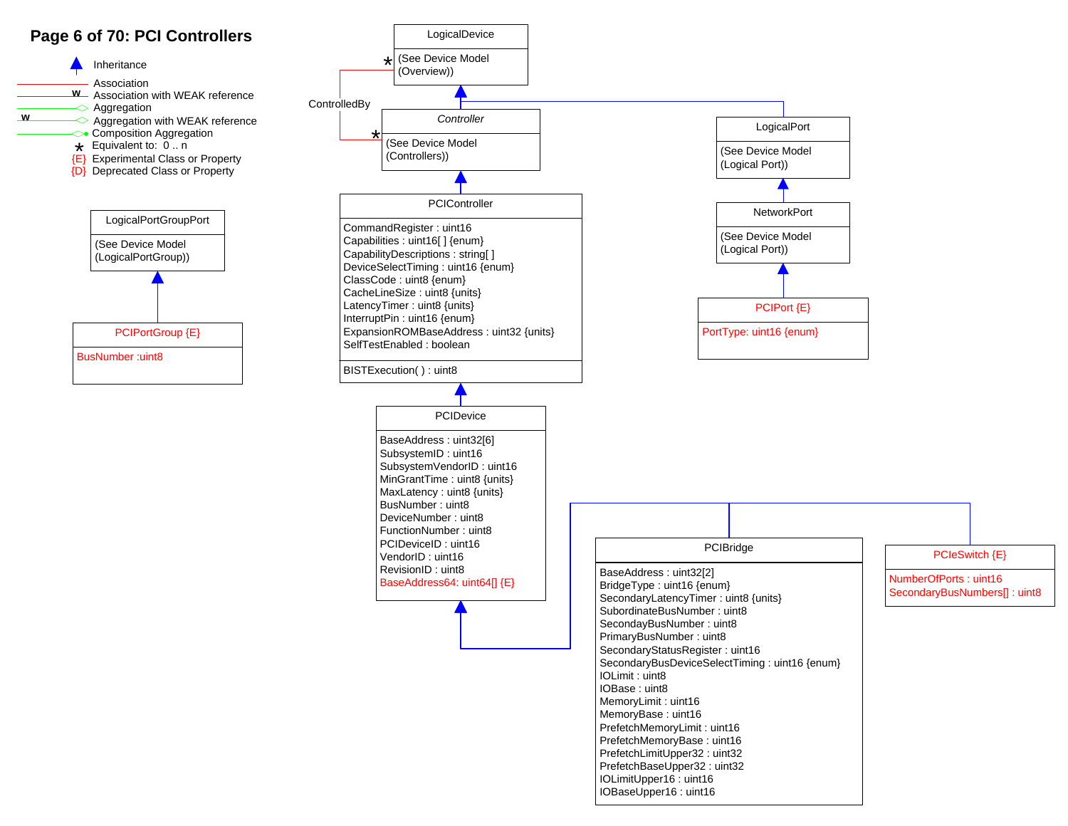# Page 6 of 70: PCI Controllers

**Legend:**

- Inheritance
- Association
- Association with WEAK reference
- Aggregation
- Aggregation with WEAK reference
- Composition Aggregation
- * Equivalent to: 0 .. n
- {E} Experimental Class or Property
- {D} Deprecated Class or Property

---

**LogicalDevice**

(See Device Model (Overview))

---

*Controller*

(See Device Model (Controllers))

ControlledBy (* LogicalDevice — * Controller)

---

**LogicalPort**

(See Device Model (Logical Port))

---

**NetworkPort**

(See Device Model (Logical Port))

---

**PCIPort {E}**

PortType: uint16 {enum}

---

**LogicalPortGroupPort**

(See Device Model (LogicalPortGroup))

---

**PCIPortGroup {E}**

BusNumber :uint8

---

**PCIController**

CommandRegister : uint16
Capabilities : uint16[ ] {enum}
CapabilityDescriptions : string[ ]
DeviceSelectTiming : uint16 {enum}
ClassCode : uint8 {enum}
CacheLineSize : uint8 {units}
LatencyTimer : uint8 {units}
InterruptPin : uint16 {enum}
ExpansionROMBaseAddress : uint32 {units}
SelfTestEnabled : boolean

BISTExecution( ) : uint8

---

**PCIDevice**

BaseAddress : uint32[6]
SubsystemID : uint16
SubsystemVendorID : uint16
MinGrantTime : uint8 {units}
MaxLatency : uint8 {units}
BusNumber : uint8
DeviceNumber : uint8
FunctionNumber : uint8
PCIDeviceID : uint16
VendorID : uint16
RevisionID : uint8
BaseAddress64: uint64[] {E}

---

**PCIBridge**

BaseAddress : uint32[2]
BridgeType : uint16 {enum}
SecondaryLatencyTimer : uint8 {units}
SubordinateBusNumber : uint8
SecondayBusNumber : uint8
PrimaryBusNumber : uint8
SecondaryStatusRegister : uint16
SecondaryBusDeviceSelectTiming : uint16 {enum}
IOLimit : uint8
IOBase : uint8
MemoryLimit : uint16
MemoryBase : uint16
PrefetchMemoryLimit : uint16
PrefetchMemoryBase : uint16
PrefetchLimitUpper32 : uint32
PrefetchBaseUpper32 : uint32
IOLimitUpper16 : uint16
IOBaseUpper16 : uint16

---

**PCIeSwitch {E}**

NumberOfPorts : uint16
SecondaryBusNumbers[] : uint8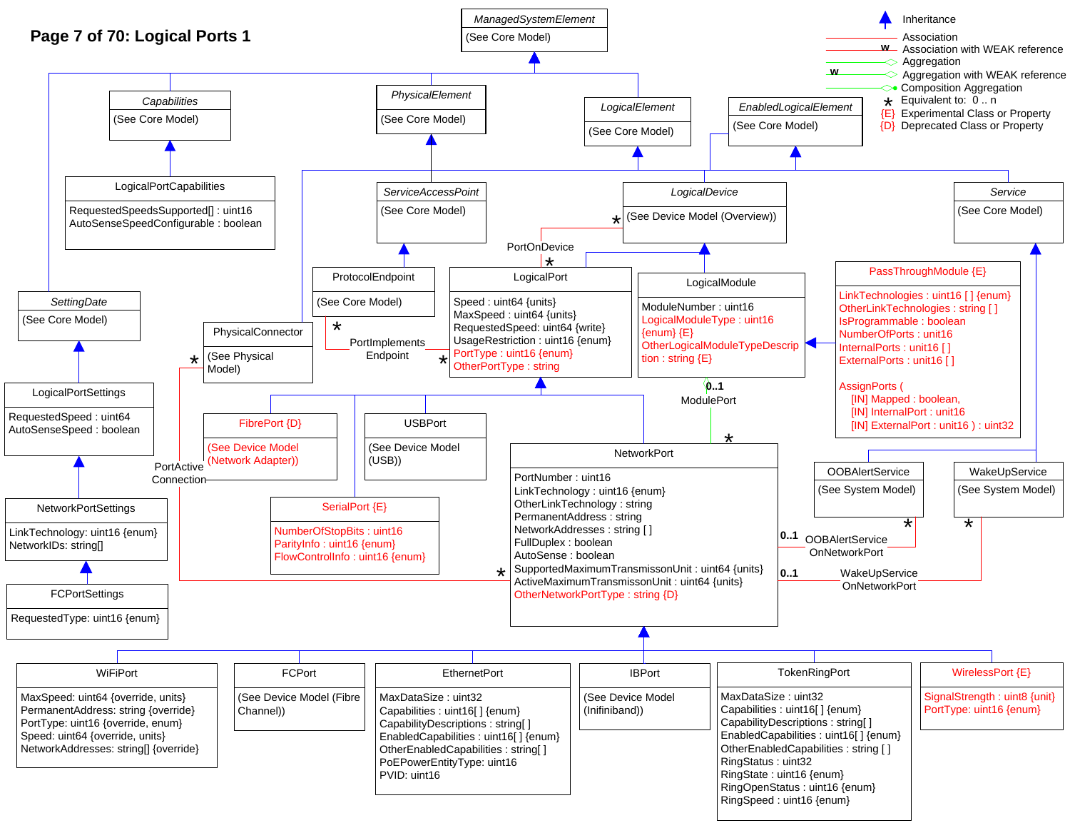# Page 7 of 70: Logical Ports 1

**Legend:**

- Inheritance
- Association
- Association with WEAK reference
- Aggregation
- Aggregation with WEAK reference
- Composition Aggregation
- * Equivalent to: 0 .. n
- {E} Experimental Class or Property
- {D} Deprecated Class or Property

**ManagedSystemElement**
(See Core Model)

**Capabilities**
(See Core Model)

**PhysicalElement**
(See Core Model)

**LogicalElement**
(See Core Model)

**EnabledLogicalElement**
(See Core Model)

**LogicalPortCapabilities**
- RequestedSpeedsSupported[] : uint16
- AutoSenseSpeedConfigurable : boolean

**ServiceAccessPoint**
(See Core Model)

**LogicalDevice**
(See Device Model (Overview))

**Service**
(See Core Model)

**SettingDate**
(See Core Model)

**ProtocolEndpoint**
(See Core Model)

**LogicalPort**
- Speed : uint64 {units}
- MaxSpeed : uint64 {units}
- RequestedSpeed: uint64 {write}
- UsageRestriction : uint16 {enum}
- PortType : uint16 {enum}
- OtherPortType : string

**LogicalModule**
- ModuleNumber : uint16
- LogicalModuleType : uint16 {enum} {E}
- OtherLogicalModuleTypeDescription : string {E}

**PassThroughModule {E}**
- LinkTechnologies : uint16 [ ] {enum}
- OtherLinkTechnologies : string [ ]
- IsProgrammable : boolean
- NumberOfPorts : uint16
- InternalPorts : uint16 [ ]
- ExternalPorts : uint16 [ ]

AssignPorts (
[IN] Mapped : boolean,
[IN] InternalPort : uint16
[IN] ExternalPort : uint16 ) : uint32

**PhysicalConnector**
(See Physical Model)

**LogicalPortSettings**
- RequestedSpeed : uint64
- AutoSenseSpeed : boolean

**FibrePort {D}**
(See Device Model (Network Adapter))

**USBPort**
(See Device Model (USB))

**SerialPort {E}**
- NumberOfStopBits : uint16
- ParityInfo : uint16 {enum}
- FlowControlInfo : uint16 {enum}

**NetworkPort**
- PortNumber : uint16
- LinkTechnology : uint16 {enum}
- OtherLinkTechnology : string
- PermanentAddress : string
- NetworkAddresses : string [ ]
- FullDuplex : boolean
- AutoSense : boolean
- SupportedMaximumTransmissonUnit : uint64 {units}
- ActiveMaximumTransmissonUnit : uint64 {units}
- OtherNetworkPortType : string {D}

**OOBAlertService**
(See System Model)

**WakeUpService**
(See System Model)

**NetworkPortSettings**
- LinkTechnology: uint16 {enum}
- NetworkIDs: string[]

**FCPortSettings**
- RequestedType: uint16 {enum}

**WiFiPort**
- MaxSpeed: uint64 {override, units}
- PermanentAddress: string {override}
- PortType: uint16 {override, enum}
- Speed: uint64 {override, units}
- NetworkAddresses: string[] {override}

**FCPort**
(See Device Model (Fibre Channel))

**EthernetPort**
- MaxDataSize : uint32
- Capabilities : uint16[ ] {enum}
- CapabilityDescriptions : string[ ]
- EnabledCapabilities : uint16[ ] {enum}
- OtherEnabledCapabilities : string[ ]
- PoEPowerEntityType: uint16
- PVID: uint16

**IBPort**
(See Device Model (Inifiniband))

**TokenRingPort**
- MaxDataSize : uint32
- Capabilities : uint16[ ] {enum}
- CapabilityDescriptions : string[ ]
- EnabledCapabilities : uint16[ ] {enum}
- OtherEnabledCapabilities : string [ ]
- RingStatus : uint32
- RingState : uint16 {enum}
- RingOpenStatus : uint16 {enum}
- RingSpeed : uint16 {enum}

**WirelessPort {E}**
- SignalStrength : uint8 {unit}
- PortType: uint16 {enum}

**Associations:**
- PortOnDevice (LogicalDevice * — LogicalPort *)
- PortImplementsEndpoint (ProtocolEndpoint * — LogicalPort *)
- PortActiveConnection (PhysicalConnector * — NetworkPort *)
- ModulePort (LogicalModule 0..1 — NetworkPort *)
- OOBAlertServiceOnNetworkPort (NetworkPort 0..1 — OOBAlertService *)
- WakeUpServiceOnNetworkPort (NetworkPort 0..1 — WakeUpService *)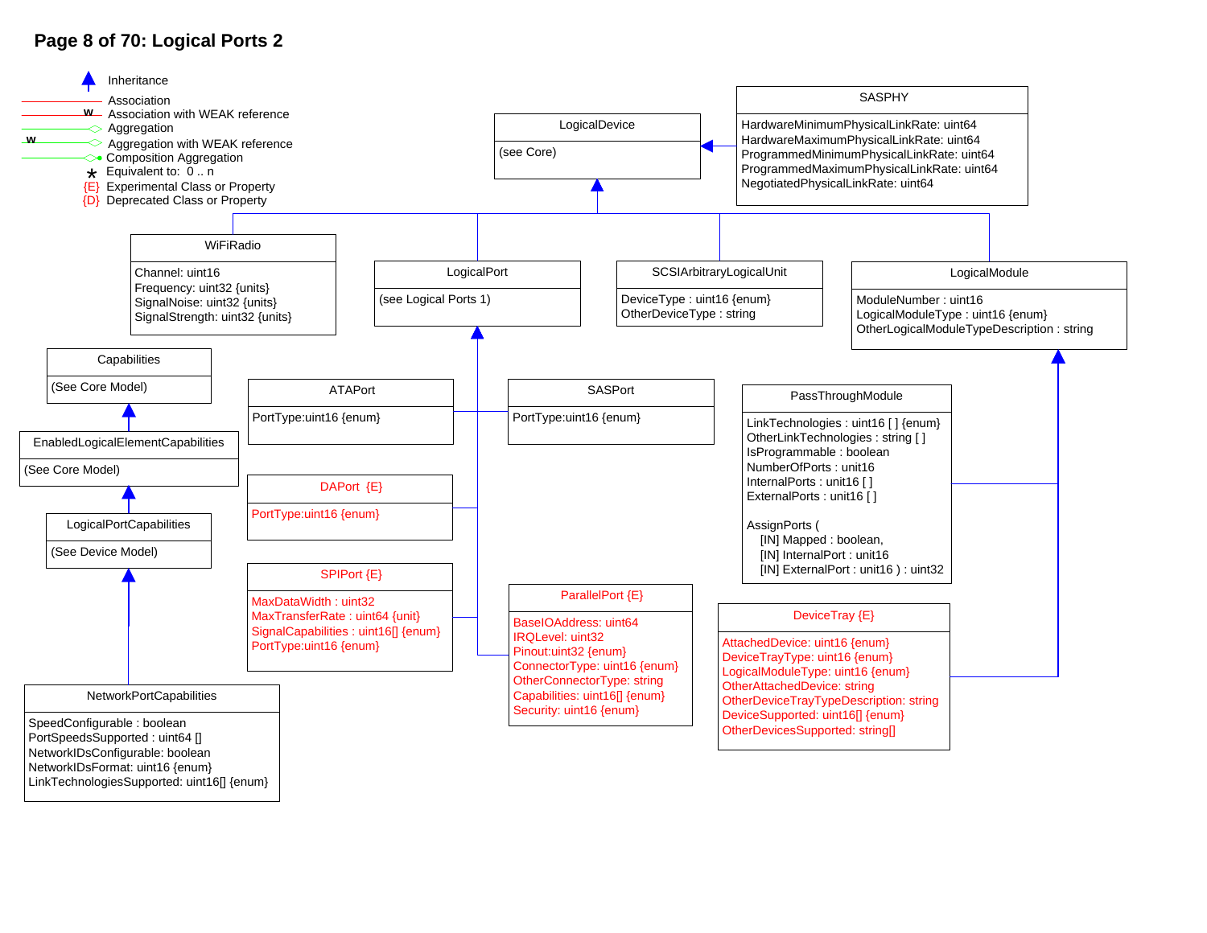# Page 8 of 70: Logical Ports 2

**Legend:**
- Inheritance
- Association
- w Association with WEAK reference
- Aggregation
- w Aggregation with WEAK reference
- Composition Aggregation
- * Equivalent to: 0 .. n
- {E} Experimental Class or Property
- {D} Deprecated Class or Property

**LogicalDevice**
(see Core)

**SASPHY**
- HardwareMinimumPhysicalLinkRate: uint64
- HardwareMaximumPhysicalLinkRate: uint64
- ProgrammedMinimumPhysicalLinkRate: uint64
- ProgrammedMaximumPhysicalLinkRate: uint64
- NegotiatedPhysicalLinkRate: uint64

**WiFiRadio**
- Channel: uint16
- Frequency: uint32 {units}
- SignalNoise: uint32 {units}
- SignalStrength: uint32 {units}

**LogicalPort**
(see Logical Ports 1)

**SCSIArbitraryLogicalUnit**
- DeviceType : uint16 {enum}
- OtherDeviceType : string

**LogicalModule**
- ModuleNumber : uint16
- LogicalModuleType : uint16 {enum}
- OtherLogicalModuleTypeDescription : string

**Capabilities**
(See Core Model)

**EnabledLogicalElementCapabilities**
(See Core Model)

**LogicalPortCapabilities**
(See Device Model)

**NetworkPortCapabilities**
- SpeedConfigurable : boolean
- PortSpeedsSupported : uint64 []
- NetworkIDsConfigurable: boolean
- NetworkIDsFormat: uint16 {enum}
- LinkTechnologiesSupported: uint16[] {enum}

**ATAPort**
- PortType:uint16 {enum}

**SASPort**
- PortType:uint16 {enum}

**DAPort {E}**
- PortType:uint16 {enum}

**SPIPort {E}**
- MaxDataWidth : uint32
- MaxTransferRate : uint64 {unit}
- SignalCapabilities : uint16[] {enum}
- PortType:uint16 {enum}

**ParallelPort {E}**
- BaseIOAddress: uint64
- IRQLevel: uint32
- Pinout:uint32 {enum}
- ConnectorType: uint16 {enum}
- OtherConnectorType: string
- Capabilities: uint16[] {enum}
- Security: uint16 {enum}

**PassThroughModule**
- LinkTechnologies : uint16 [ ] {enum}
- OtherLinkTechnologies : string [ ]
- IsProgrammable : boolean
- NumberOfPorts : unit16
- InternalPorts : unit16 [ ]
- ExternalPorts : unit16 [ ]

```
AssignPorts (
    [IN] Mapped : boolean,
    [IN] InternalPort : unit16
    [IN] ExternalPort : unit16 ) : uint32
```

**DeviceTray {E}**
- AttachedDevice: uint16 {enum}
- DeviceTrayType: uint16 {enum}
- LogicalModuleType: uint16 {enum}
- OtherAttachedDevice: string
- OtherDeviceTrayTypeDescription: string
- DeviceSupported: uint16[] {enum}
- OtherDevicesSupported: string[]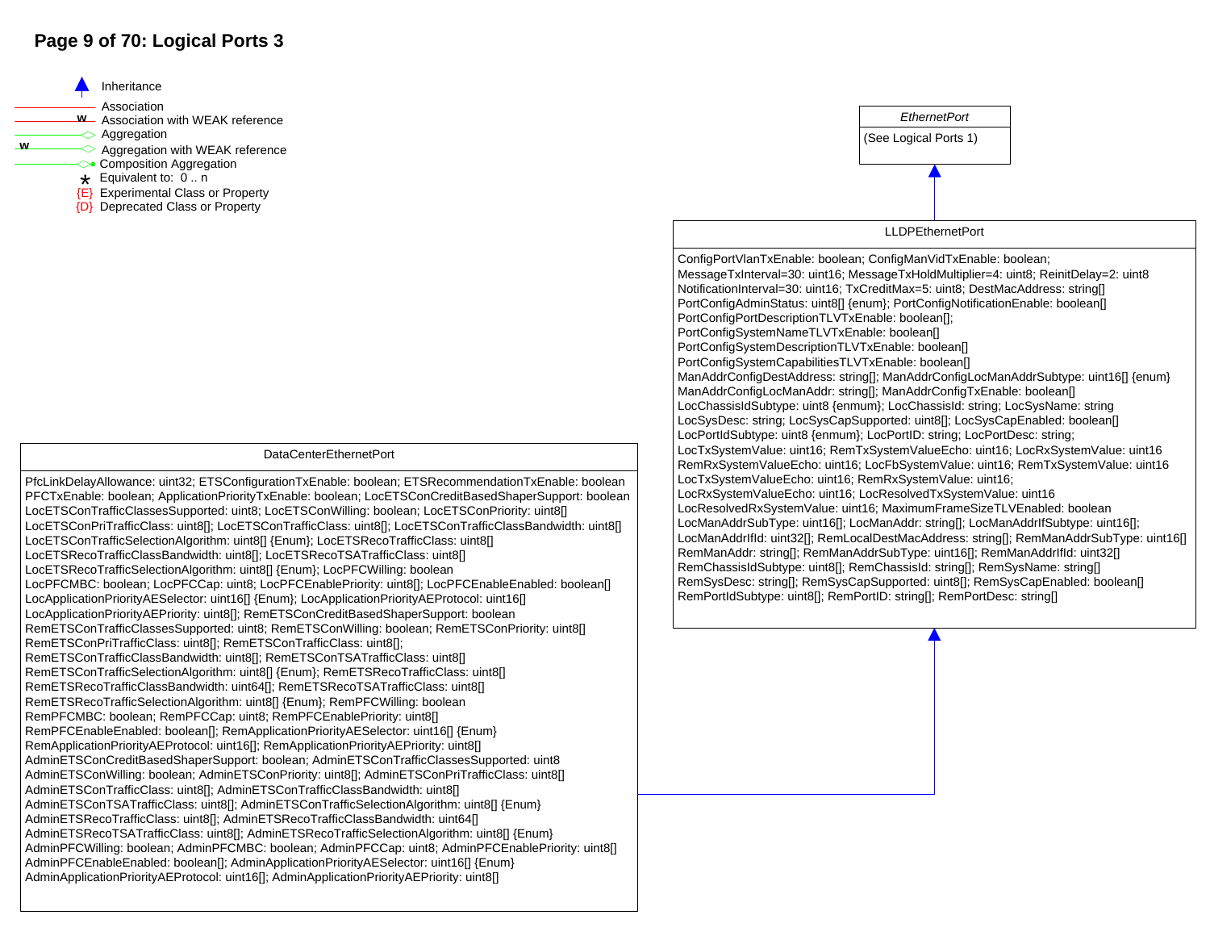# Page 9 of 70: Logical Ports 3

- Inheritance
- Association
- w Association with WEAK reference
- Aggregation
- w Aggregation with WEAK reference
- Composition Aggregation
- * Equivalent to: 0 .. n
- {E} Experimental Class or Property
- {D} Deprecated Class or Property

## *EthernetPort*

(See Logical Ports 1)

## LLDPEthernetPort

(Inherits from EthernetPort)

ConfigPortVlanTxEnable: boolean; ConfigManVidTxEnable: boolean;
MessageTxInterval=30: uint16; MessageTxHoldMultiplier=4: uint8; ReinitDelay=2: uint8
NotificationInterval=30: uint16; TxCreditMax=5: uint8; DestMacAddress: string[]
PortConfigAdminStatus: uint8[] {enum}; PortConfigNotificationEnable: boolean[]
PortConfigPortDescriptionTLVTxEnable: boolean[];
PortConfigSystemNameTLVTxEnable: boolean[]
PortConfigSystemDescriptionTLVTxEnable: boolean[]
PortConfigSystemCapabilitiesTLVTxEnable: boolean[]
ManAddrConfigDestAddress: string[]; ManAddrConfigLocManAddrSubtype: uint16[] {enum}
ManAddrConfigLocManAddr: string[]; ManAddrConfigTxEnable: boolean[]
LocChassisIdSubtype: uint8 {enmum}; LocChassisId: string; LocSysName: string
LocSysDesc: string; LocSysCapSupported: uint8[]; LocSysCapEnabled: boolean[]
LocPortIdSubtype: uint8 {enmum}; LocPortID: string; LocPortDesc: string;
LocTxSystemValue: uint16; RemTxSystemValueEcho: uint16; LocRxSystemValue: uint16
RemRxSystemValueEcho: uint16; LocFbSystemValue: uint16; RemTxSystemValue: uint16
LocTxSystemValueEcho: uint16; RemRxSystemValue: uint16;
LocRxSystemValueEcho: uint16; LocResolvedTxSystemValue: uint16
LocResolvedRxSystemValue: uint16; MaximumFrameSizeTLVEnabled: boolean
LocManAddrSubType: uint16[]; LocManAddr: string[]; LocManAddrIfSubtype: uint16[];
LocManAddrIfId: uint32[]; RemLocalDestMacAddress: string[]; RemManAddrSubType: uint16[]
RemManAddr: string[]; RemManAddrSubType: uint16[]; RemManAddrIfId: uint32[]
RemChassisIdSubtype: uint8[]; RemChassisId: string[]; RemSysName: string[]
RemSysDesc: string[]; RemSysCapSupported: uint8[]; RemSysCapEnabled: boolean[]
RemPortIdSubtype: uint8[]; RemPortID: string[]; RemPortDesc: string[]

## DataCenterEthernetPort

(Inherits from LLDPEthernetPort)

PfcLinkDelayAllowance: uint32; ETSConfigurationTxEnable: boolean; ETSRecommendationTxEnable: boolean
PFCTxEnable: boolean; ApplicationPriorityTxEnable: boolean; LocETSConCreditBasedShaperSupport: boolean
LocETSConTrafficClassesSupported: uint8; LocETSConWilling: boolean; LocETSConPriority: uint8[]
LocETSConPriTrafficClass: uint8[]; LocETSConTrafficClass: uint8[]; LocETSConTrafficClassBandwidth: uint8[]
LocETSConTrafficSelectionAlgorithm: uint8[] {Enum}; LocETSRecoTrafficClass: uint8[]
LocETSRecoTrafficClassBandwidth: uint8[]; LocETSRecoTSATrafficClass: uint8[]
LocETSRecoTrafficSelectionAlgorithm: uint8[] {Enum}; LocPFCWilling: boolean
LocPFCMBC: boolean; LocPFCCap: uint8; LocPFCEnablePriority: uint8[]; LocPFCEnableEnabled: boolean[]
LocApplicationPriorityAESelector: uint16[] {Enum}; LocApplicationPriorityAEProtocol: uint16[]
LocApplicationPriorityAEPriority: uint8[]; RemETSConCreditBasedShaperSupport: boolean
RemETSConTrafficClassesSupported: uint8; RemETSConWilling: boolean; RemETSConPriority: uint8[]
RemETSConPriTrafficClass: uint8[]; RemETSConTrafficClass: uint8[];
RemETSConTrafficClassBandwidth: uint8[]; RemETSConTSATrafficClass: uint8[]
RemETSConTrafficSelectionAlgorithm: uint8[] {Enum}; RemETSRecoTrafficClass: uint8[]
RemETSRecoTrafficClassBandwidth: uint64[]; RemETSRecoTSATrafficClass: uint8[]
RemETSRecoTrafficSelectionAlgorithm: uint8[] {Enum}; RemPFCWilling: boolean
RemPFCMBC: boolean; RemPFCCap: uint8; RemPFCEnablePriority: uint8[]
RemPFCEnableEnabled: boolean[]; RemApplicationPriorityAESelector: uint16[] {Enum}
RemApplicationPriorityAEProtocol: uint16[]; RemApplicationPriorityAEPriority: uint8[]
AdminETSConCreditBasedShaperSupport: boolean; AdminETSConTrafficClassesSupported: uint8
AdminETSConWilling: boolean; AdminETSConPriority: uint8[]; AdminETSConPriTrafficClass: uint8[]
AdminETSConTrafficClass: uint8[]; AdminETSConTrafficClassBandwidth: uint8[]
AdminETSConTSATrafficClass: uint8[]; AdminETSConTrafficSelectionAlgorithm: uint8[] {Enum}
AdminETSRecoTrafficClass: uint8[]; AdminETSRecoTrafficClassBandwidth: uint64[]
AdminETSRecoTSATrafficClass: uint8[]; AdminETSRecoTrafficSelectionAlgorithm: uint8[] {Enum}
AdminPFCWilling: boolean; AdminPFCMBC: boolean; AdminPFCCap: uint8; AdminPFCEnablePriority: uint8[]
AdminPFCEnableEnabled: boolean[]; AdminApplicationPriorityAESelector: uint16[] {Enum}
AdminApplicationPriorityAEProtocol: uint16[]; AdminApplicationPriorityAEPriority: uint8[]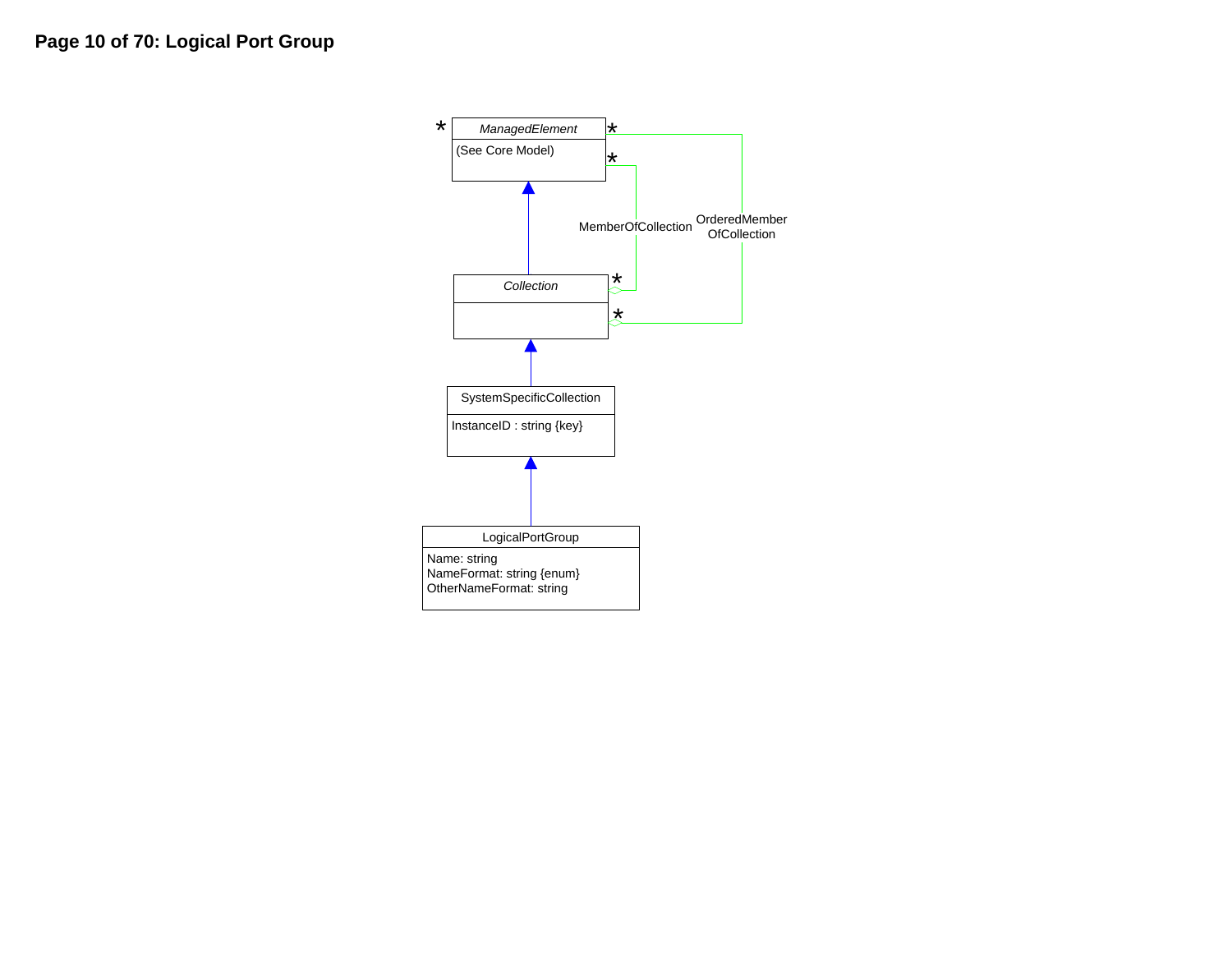# Page 10 of 70: Logical Port Group

*ManagedElement*

(See Core Model)

MemberOfCollection

OrderedMember OfCollection

*Collection*

SystemSpecificCollection

InstanceID : string {key}

LogicalPortGroup

Name: string
NameFormat: string {enum}
OtherNameFormat: string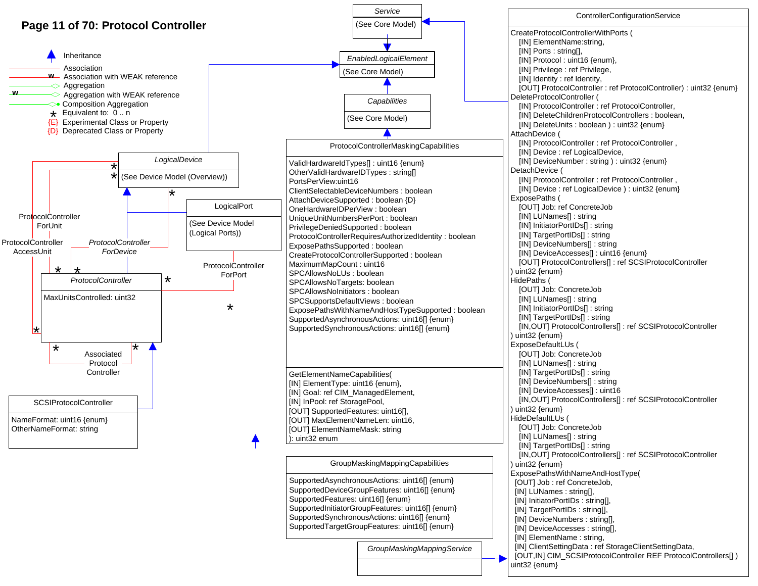# Page 11 of 70: Protocol Controller

**Legend**

- Inheritance
- Association
- Association with WEAK reference
- Aggregation
- Aggregation with WEAK reference
- Composition Aggregation
- * Equivalent to: 0 .. n
- {E} Experimental Class or Property
- {D} Deprecated Class or Property

**Service**
(See Core Model)

**EnabledLogicalElement**
(See Core Model)

**Capabilities**
(See Core Model)

**LogicalDevice**
(See Device Model (Overview))

**LogicalPort**
(See Device Model (Logical Ports))

**ProtocolController**
MaxUnitsControlled: uint32

**SCSIProtocolController**
NameFormat: uint16 {enum}
OtherNameFormat: string

Associations: ProtocolControllerForUnit, ProtocolControllerAccessUnit, ProtocolControllerForDevice, ProtocolControllerForPort, AssociatedProtocolController

**ProtocolControllerMaskingCapabilities**

ValidHardwareIdTypes[] : uint16 {enum}
OtherValidHardwareIDTypes : string[]
PortsPerView:uint16
ClientSelectableDeviceNumbers : boolean
AttachDeviceSupported : boolean {D}
OneHardwareIDPerView : boolean
UniqueUnitNumbersPerPort : boolean
PrivilegeDeniedSupported : boolean
ProtocolControllerRequiresAuthorizedIdentity : boolean
ExposePathsSupported : boolean
CreateProtocolControllerSupported : boolean
MaximumMapCount : uint16
SPCAllowsNoLUs : boolean
SPCAllowsNoTargets: boolean
SPCAllowsNoInitiators : boolean
SPCSupportsDefaultViews : boolean
ExposePathsWithNameAndHostTypeSupported : boolean
SupportedAsynchronousActions: uint16[] {enum}
SupportedSynchronousActions: uint16[] {enum}

GetElementNameCapabilities(
[IN] ElementType: uint16 {enum},
[IN] Goal: ref CIM_ManagedElement,
[IN] InPool: ref StoragePool,
[OUT] SupportedFeatures: uint16[],
[OUT] MaxElementNameLen: uint16,
[OUT] ElementNameMask: string
): uint32 enum

**GroupMaskingMappingCapabilities**

SupportedAsynchronousActions: uint16[] {enum}
SupportedDeviceGroupFeatures: uint16[] {enum}
SupportedFeatures: uint16[] {enum}
SupportedInitiatorGroupFeatures: uint16[] {enum}
SupportedSynchronousActions: uint16[] {enum}
SupportedTargetGroupFeatures: uint16[] {enum}

**GroupMaskingMappingService**

**ControllerConfigurationService**

CreateProtocolControllerWithPorts (
  [IN] ElementName:string,
  [IN] Ports : string[],
  [IN] Protocol : uint16 {enum},
  [IN] Privilege : ref Privilege,
  [IN] Identity : ref Identity,
  [OUT] ProtocolController : ref ProtocolController) : uint32 {enum}
DeleteProtocolController (
  [IN] ProtocolController : ref ProtocolController,
  [IN] DeleteChildrenProtocolControllers : boolean,
  [IN] DeleteUnits : boolean ) : uint32 {enum}
AttachDevice (
  [IN] ProtocolController : ref ProtocolController ,
  [IN] Device : ref LogicalDevice,
  [IN] DeviceNumber : string ) : uint32 {enum}
DetachDevice (
  [IN] ProtocolController : ref ProtocolController ,
  [IN] Device : ref LogicalDevice ) : uint32 {enum}
ExposePaths (
  [OUT] Job: ref ConcreteJob
  [IN] LUNames[] : string
  [IN] InitiatorPortIDs[] : string
  [IN] TargetPortIDs[] : string
  [IN] DeviceNumbers[] : string
  [IN] DeviceAccesses[] : uint16 {enum}
  [OUT] ProtocolControllers[] : ref SCSIProtocolController
) uint32 {enum}
HidePaths (
  [OUT] Job: ConcreteJob
  [IN] LUNames[] : string
  [IN] InitiatorPortIDs[] : string
  [IN] TargetPortIDs[] : string
  [IN,OUT] ProtocolControllers[] : ref SCSIProtocolController
) uint32 {enum}
ExposeDefaultLUs (
  [OUT] Job: ConcreteJob
  [IN] LUNames[] : string
  [IN] TargetPortIDs[] : string
  [IN] DeviceNumbers[] : string
  [IN] DeviceAccesses[] : uint16
  [IN,OUT] ProtocolControllers[] : ref SCSIProtocolController
) uint32 {enum}
HideDefaultLUs (
  [OUT] Job: ConcreteJob
  [IN] LUNames[] : string
  [IN] TargetPortIDs[] : string
  [IN,OUT] ProtocolControllers[] : ref SCSIProtocolController
) uint32 {enum}
ExposePathsWithNameAndHostType(
  [OUT] Job : ref ConcreteJob,
  [IN] LUNames : string[],
  [IN] InitiatorPortIDs : string[],
  [IN] TargetPortIDs : string[],
  [IN] DeviceNumbers : string[],
  [IN] DeviceAccesses : string[],
  [IN] ElementName : string,
  [IN] ClientSettingData : ref StorageClientSettingData,
  [OUT,IN] CIM_SCSIProtocolController REF ProtocolControllers[] )
uint32 {enum}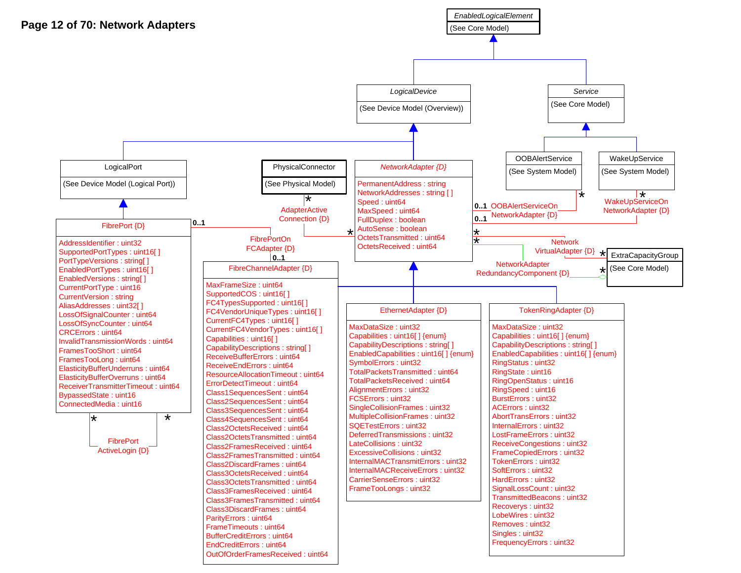# Network Adapters

**EnabledLogicalElement**
(See Core Model)

**LogicalDevice**
(See Device Model (Overview))

**Service**
(See Core Model)

**LogicalPort**
(See Device Model (Logical Port))

**PhysicalConnector**
(See Physical Model)

**OOBAlertService**
(See System Model)

**WakeUpService**
(See System Model)

**ExtraCapacityGroup**
(See Core Model)

**NetworkAdapter {D}**

- PermanentAddress : string
- NetworkAddresses : string [ ]
- Speed : uint64
- MaxSpeed : uint64
- FullDuplex : boolean
- AutoSense : boolean
- OctetsTransmitted : uint64
- OctetsReceived : uint64

**FibrePort {D}**

- AddressIdentifier : uint32
- SupportedPortTypes : uint16[ ]
- PortTypeVersions : string[ ]
- EnabledPortTypes : uint16[ ]
- EnabledVersions : string[ ]
- CurrentPortType : uint16
- CurrentVersion : string
- AliasAddresses : uint32[ ]
- LossOfSignalCounter : uint64
- LossOfSyncCounter : uint64
- CRCErrors : uint64
- InvalidTransmissionWords : uint64
- FramesTooShort : uint64
- FramesTooLong : uint64
- ElasticityBufferUnderruns : uint64
- ElasticityBufferOverruns : uint64
- ReceiverTransmitterTimeout : uint64
- BypassedState : uint16
- ConnectedMedia : uint16

**FibreChannelAdapter {D}**

- MaxFrameSize : uint64
- SupportedCOS : uint16[ ]
- FC4TypesSupported : uint16[ ]
- FC4VendorUniqueTypes : uint16[ ]
- CurrentFC4Types : uint16[ ]
- CurrentFC4VendorTypes : uint16[ ]
- Capabilities : uint16[ ]
- CapabilityDescriptions : string[ ]
- ReceiveBufferErrors : uint64
- ReceiveEndErrors : uint64
- ResourceAllocationTimeout : uint64
- ErrorDetectTimeout : uint64
- Class1SequencesSent : uint64
- Class2SequencesSent : uint64
- Class3SequencesSent : uint64
- Class4SequencesSent : uint64
- Class2OctetsReceived : uint64
- Class2OctetsTransmitted : uint64
- Class2FramesReceived : uint64
- Class2FramesTransmitted : uint64
- Class2DiscardFrames : uint64
- Class3OctetsReceived : uint64
- Class3OctetsTransmitted : uint64
- Class3FramesReceived : uint64
- Class3FramesTransmitted : uint64
- Class3DiscardFrames : uint64
- ParityErrors : uint64
- FrameTimeouts : uint64
- BufferCreditErrors : uint64
- EndCreditErrors : uint64
- OutOfOrderFramesReceived : uint64

**EthernetAdapter {D}**

- MaxDataSize : uint32
- Capabilities : uint16[ ] {enum}
- CapabilityDescriptions : string[ ]
- EnabledCapabilities : uint16[ ] {enum}
- SymbolErrors : uint32
- TotalPacketsTransmitted : uint64
- TotalPacketsReceived : uint64
- AlignmentErrors : uint32
- FCSErrors : uint32
- SingleCollisionFrames : uint32
- MultipleCollisionFrames : uint32
- SQETestErrors : uint32
- DeferredTransmissions : uint32
- LateCollisions : uint32
- ExcessiveCollisions : uint32
- InternalMACTransmitErrors : uint32
- InternalMACReceiveErrors : uint32
- CarrierSenseErrors : uint32
- FrameTooLongs : uint32

**TokenRingAdapter {D}**

- MaxDataSize : uint32
- Capabilities : uint16[ ] {enum}
- CapabilityDescriptions : string[ ]
- EnabledCapabilities : uint16[ ] {enum}
- RingStatus : uint32
- RingState : uint16
- RingOpenStatus : uint16
- RingSpeed : uint16
- BurstErrors : uint32
- ACErrors : uint32
- AbortTransErrors : uint32
- InternalErrors : uint32
- LostFrameErrors : uint32
- ReceiveCongestions : uint32
- FrameCopiedErrors : uint32
- TokenErrors : uint32
- SoftErrors : uint32
- HardErrors : uint32
- SignalLossCount : uint32
- TransmittedBeacons : uint32
- Recoverys : uint32
- LobeWires : uint32
- Removes : uint32
- Singles : uint32
- FrequencyErrors : uint32

**Associations:**

- AdapterActiveConnection {D} (PhysicalConnector * — * NetworkAdapter)
- FibrePortOnFCAdapter {D} (FibrePort 0..1 — 0..1 FibreChannelAdapter)
- FibrePortActiveLogin {D} (FibrePort * — * FibrePort)
- OOBAlertServiceOnNetworkAdapter {D} (NetworkAdapter 0..1 — * OOBAlertService)
- WakeUpServiceOnNetworkAdapter {D} (NetworkAdapter 0..1 — * WakeUpService)
- NetworkVirtualAdapter {D} (NetworkAdapter * — * ExtraCapacityGroup)
- NetworkAdapterRedundancyComponent {D} (NetworkAdapter * — * ExtraCapacityGroup)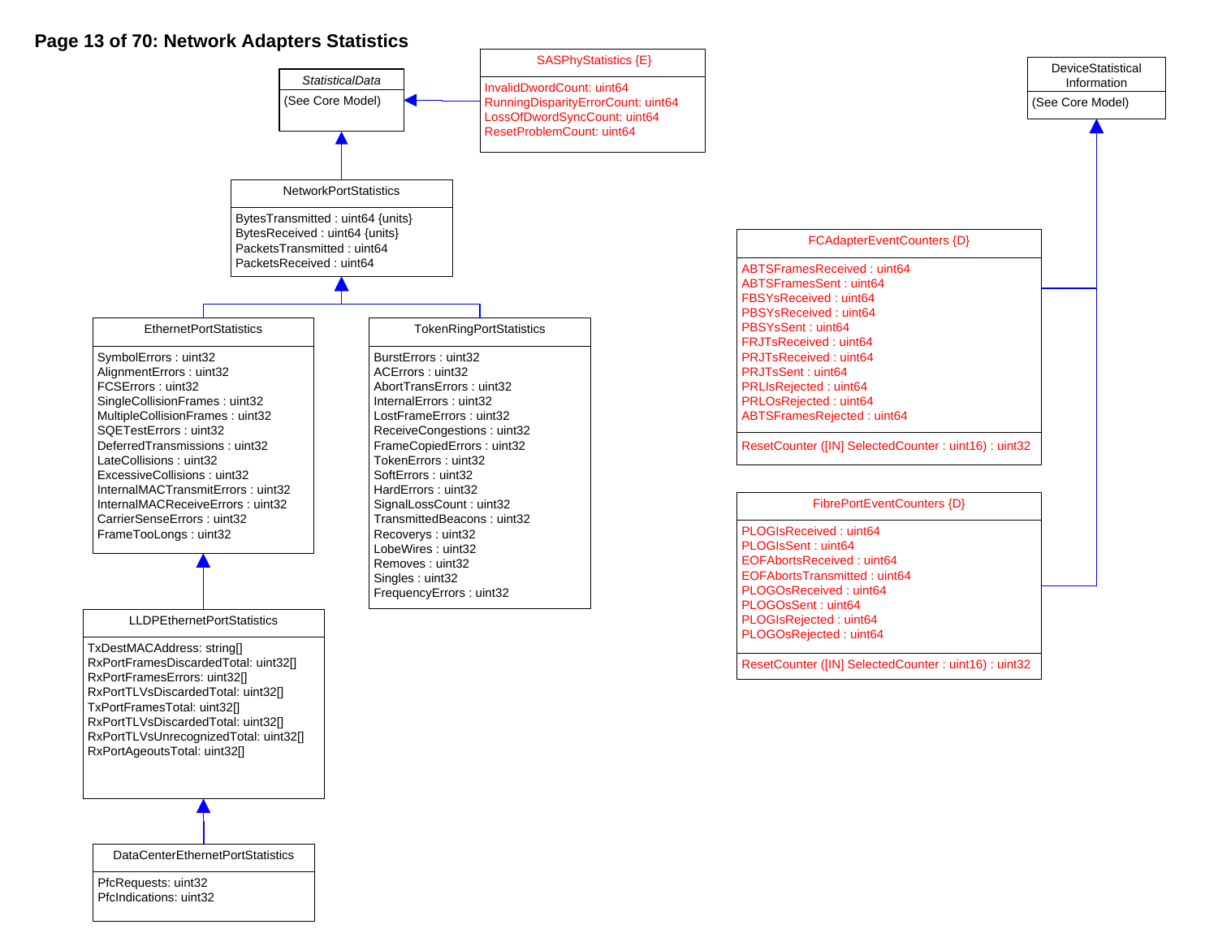# Network Adapters Statistics

**StatisticalData** (*abstract*)
- (See Core Model)

**SASPhyStatistics {E}** (inherits from StatisticalData)
- InvalidDwordCount: uint64
- RunningDisparityErrorCount: uint64
- LossOfDwordSyncCount: uint64
- ResetProblemCount: uint64

**NetworkPortStatistics** (inherits from StatisticalData)
- BytesTransmitted : uint64 {units}
- BytesReceived : uint64 {units}
- PacketsTransmitted : uint64
- PacketsReceived : uint64

**EthernetPortStatistics** (inherits from NetworkPortStatistics)
- SymbolErrors : uint32
- AlignmentErrors : uint32
- FCSErrors : uint32
- SingleCollisionFrames : uint32
- MultipleCollisionFrames : uint32
- SQETestErrors : uint32
- DeferredTransmissions : uint32
- LateCollisions : uint32
- ExcessiveCollisions : uint32
- InternalMACTransmitErrors : uint32
- InternalMACReceiveErrors : uint32
- CarrierSenseErrors : uint32
- FrameTooLongs : uint32

**TokenRingPortStatistics** (inherits from NetworkPortStatistics)
- BurstErrors : uint32
- ACErrors : uint32
- AbortTransErrors : uint32
- InternalErrors : uint32
- LostFrameErrors : uint32
- ReceiveCongestions : uint32
- FrameCopiedErrors : uint32
- TokenErrors : uint32
- SoftErrors : uint32
- HardErrors : uint32
- SignalLossCount : uint32
- TransmittedBeacons : uint32
- Recoverys : uint32
- LobeWires : uint32
- Removes : uint32
- Singles : uint32
- FrequencyErrors : uint32

**LLDPEthernetPortStatistics** (inherits from EthernetPortStatistics)
- TxDestMACAddress: string[]
- RxPortFramesDiscardedTotal: uint32[]
- RxPortFramesErrors: uint32[]
- RxPortTLVsDiscardedTotal: uint32[]
- TxPortFramesTotal: uint32[]
- RxPortTLVsDiscardedTotal: uint32[]
- RxPortTLVsUnrecognizedTotal: uint32[]
- RxPortAgeoutsTotal: uint32[]

**DataCenterEthernetPortStatistics** (inherits from LLDPEthernetPortStatistics)
- PfcRequests: uint32
- PfcIndications: uint32

**DeviceStatisticalInformation**
- (See Core Model)

**FCAdapterEventCounters {D}** (inherits from DeviceStatisticalInformation)
- ABTSFramesReceived : uint64
- ABTSFramesSent : uint64
- FBSYsReceived : uint64
- PBSYsReceived : uint64
- PBSYsSent : uint64
- FRJTsReceived : uint64
- PRJTsReceived : uint64
- PRJTsSent : uint64
- PRLIsRejected : uint64
- PRLOsRejected : uint64
- ABTSFramesRejected : uint64
- ResetCounter ([IN] SelectedCounter : uint16) : uint32

**FibrePortEventCounters {D}** (inherits from DeviceStatisticalInformation)
- PLOGIsReceived : uint64
- PLOGIsSent : uint64
- EOFAbortsReceived : uint64
- EOFAbortsTransmitted : uint64
- PLOGOsReceived : uint64
- PLOGOsSent : uint64
- PLOGIsRejected : uint64
- PLOGOsRejected : uint64
- ResetCounter ([IN] SelectedCounter : uint16) : uint32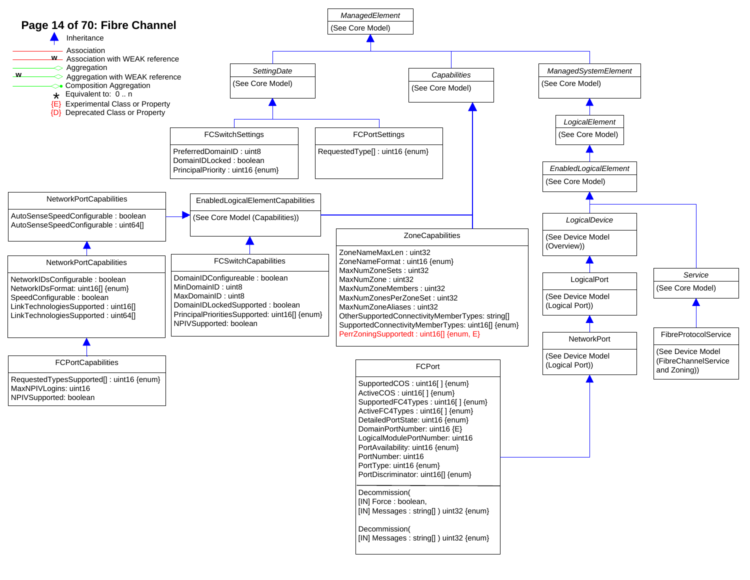# Fibre Channel

**Legend:**

- Inheritance
- Association
- Association with WEAK reference
- Aggregation
- Aggregation with WEAK reference
- Composition Aggregation
- * Equivalent to: 0 .. n
- {E} Experimental Class or Property
- {D} Deprecated Class or Property

---

**_ManagedElement_**
(See Core Model)

**_SettingData_**
(See Core Model)

**_Capabilities_**
(See Core Model)

**_ManagedSystemElement_**
(See Core Model)

**_LogicalElement_**
(See Core Model)

**_EnabledLogicalElement_**
(See Core Model)

**_LogicalDevice_**
(See Device Model (Overview))

**LogicalPort**
(See Device Model (Logical Port))

**NetworkPort**
(See Device Model (Logical Port))

**_Service_**
(See Core Model)

**FibreProtocolService**
(See Device Model (FibreChannelService and Zoning))

**FCSwitchSettings**
- PreferredDomainID : uint8
- DomainIDLocked : boolean
- PrincipalPriority : uint16 {enum}

**FCPortSettings**
- RequestedType[] : uint16 {enum}

**EnabledLogicalElementCapabilities**
(See Core Model (Capabilities))

**NetworkPortCapabilities**
- AutoSenseSpeedConfigurable : boolean
- AutoSenseSpeedConfigurable : uint64[]

**NetworkPortCapabilities**
- NetworkIDsConfigurable : boolean
- NetworkIDsFormat: uint16[] {enum}
- SpeedConfigurable : boolean
- LinkTechnologiesSupported : uint16[]
- LinkTechnologiesSupported : uint64[]

**FCPortCapabilities**
- RequestedTypesSupported[] : uint16 {enum}
- MaxNPIVLogins: uint16
- NPIVSupported: boolean

**FCSwitchCapabilities**
- DomainIDConfigureable : boolean
- MinDomainID : uint8
- MaxDomainID : uint8
- DomainIDLockedSupported : boolean
- PrincipalPrioritiesSupported: uint16[] {enum}
- NPIVSupported: boolean

**ZoneCapabilities**
- ZoneNameMaxLen : uint32
- ZoneNameFormat : uint16 {enum}
- MaxNumZoneSets : uint32
- MaxNumZone : uint32
- MaxNumZoneMembers : uint32
- MaxNumZonesPerZoneSet : uint32
- MaxNumZoneAliases : uint32
- OtherSupportedConnectivityMemberTypes: string[]
- SupportedConnectivityMemberTypes: uint16[] {enum}
- PerrZoningSupportedt : uint16[] {enum, E}

**FCPort**
- SupportedCOS : uint16[ ] {enum}
- ActiveCOS : uint16[ ] {enum}
- SupportedFC4Types : uint16[ ] {enum}
- ActiveFC4Types : uint16[ ] {enum}
- DetailedPortState: uint16 {enum}
- DomainPortNumber: uint16 {E}
- LogicalModulePortNumber: uint16
- PortAvailability: uint16 {enum}
- PortNumber: uint16
- PortType: uint16 {enum}
- PortDiscriminator: uint16[] {enum}

Methods:
- Decommission( [IN] Force : boolean, [IN] Messages : string[] ) uint32 {enum}
- Decommission( [IN] Messages : string[] ) uint32 {enum}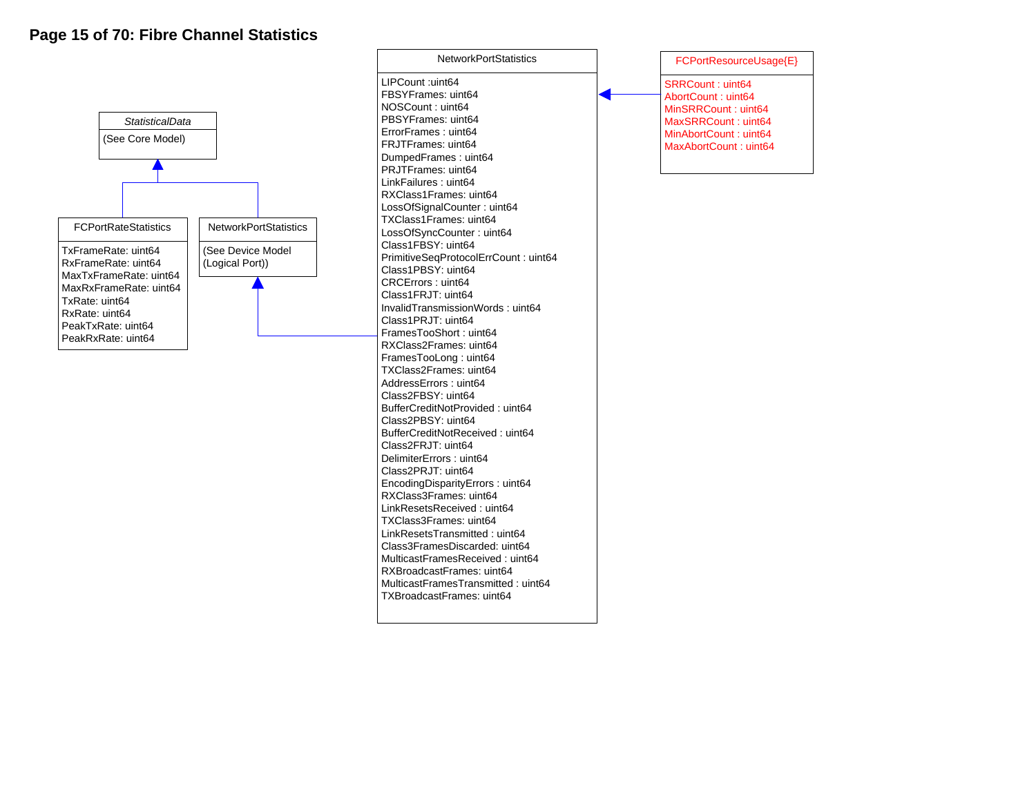# Fibre Channel Statistics

**StatisticalData** (*italic*)

(See Core Model)

---

**FCPortRateStatistics** (inherits from StatisticalData)

- TxFrameRate: uint64
- RxFrameRate: uint64
- MaxTxFrameRate: uint64
- MaxRxFrameRate: uint64
- TxRate: uint64
- RxRate: uint64
- PeakTxRate: uint64
- PeakRxRate: uint64

---

**NetworkPortStatistics** (inherits from StatisticalData)

(See Device Model (Logical Port))

---

**NetworkPortStatistics** (inherits from NetworkPortStatistics (See Device Model (Logical Port)))

- LIPCount :uint64
- FBSYFrames: uint64
- NOSCount : uint64
- PBSYFrames: uint64
- ErrorFrames : uint64
- FRJTFrames: uint64
- DumpedFrames : uint64
- PRJTFrames: uint64
- LinkFailures : uint64
- RXClass1Frames: uint64
- LossOfSignalCounter : uint64
- TXClass1Frames: uint64
- LossOfSyncCounter : uint64
- Class1FBSY: uint64
- PrimitiveSeqProtocolErrCount : uint64
- Class1PBSY: uint64
- CRCErrors : uint64
- Class1FRJT: uint64
- InvalidTransmissionWords : uint64
- Class1PRJT: uint64
- FramesTooShort : uint64
- RXClass2Frames: uint64
- FramesTooLong : uint64
- TXClass2Frames: uint64
- AddressErrors : uint64
- Class2FBSY: uint64
- BufferCreditNotProvided : uint64
- Class2PBSY: uint64
- BufferCreditNotReceived : uint64
- Class2FRJT: uint64
- DelimiterErrors : uint64
- Class2PRJT: uint64
- EncodingDisparityErrors : uint64
- RXClass3Frames: uint64
- LinkResetsReceived : uint64
- TXClass3Frames: uint64
- LinkResetsTransmitted : uint64
- Class3FramesDiscarded: uint64
- MulticastFramesReceived : uint64
- RXBroadcastFrames: uint64
- MulticastFramesTransmitted : uint64
- TXBroadcastFrames: uint64

---

**FCPortResourceUsage{E}** (inherits from NetworkPortStatistics)

- SRRCount : uint64
- AbortCount : uint64
- MinSRRCount : uint64
- MaxSRRCount : uint64
- MinAbortCount : uint64
- MaxAbortCount : uint64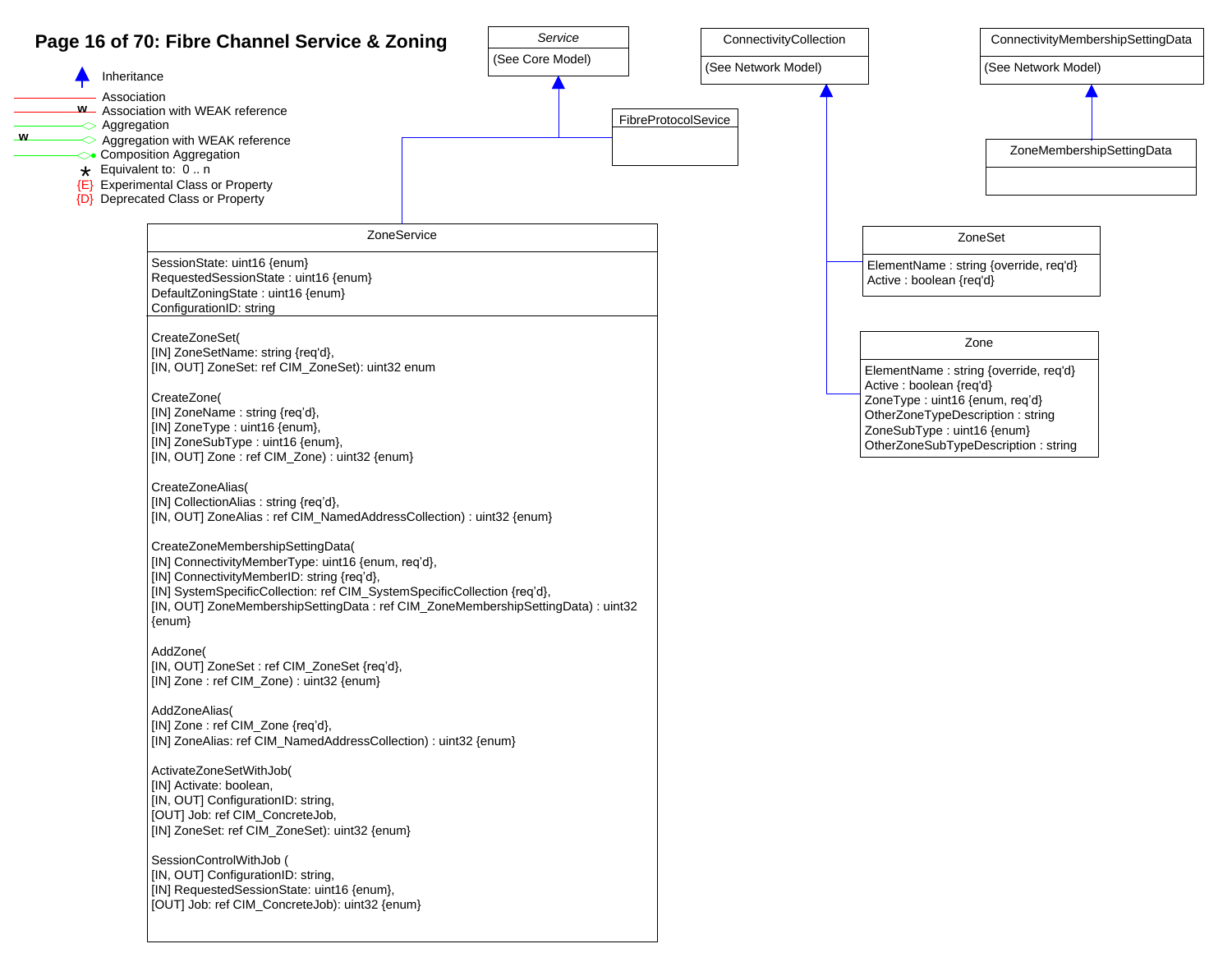# Page 16 of 70: Fibre Channel Service & Zoning

- Inheritance
- Association
- w Association with WEAK reference
- Aggregation
- w Aggregation with WEAK reference
- Composition Aggregation
- * Equivalent to: 0 .. n
- {E} Experimental Class or Property
- {D} Deprecated Class or Property

**Service**
(See Core Model)

**ConnectivityCollection**
(See Network Model)

**ConnectivityMembershipSettingData**
(See Network Model)

**FibreProtocolSevice**

**ZoneMembershipSettingData**

**ZoneService**

SessionState: uint16 {enum}
RequestedSessionState : uint16 {enum}
DefaultZoningState : uint16 {enum}
ConfigurationID: string

CreateZoneSet(
[IN] ZoneSetName: string {req'd},
[IN, OUT] ZoneSet: ref CIM_ZoneSet): uint32 enum

CreateZone(
[IN] ZoneName : string {req'd},
[IN] ZoneType : uint16 {enum},
[IN] ZoneSubType : uint16 {enum},
[IN, OUT] Zone : ref CIM_Zone) : uint32 {enum}

CreateZoneAlias(
[IN] CollectionAlias : string {req'd},
[IN, OUT] ZoneAlias : ref CIM_NamedAddressCollection) : uint32 {enum}

CreateZoneMembershipSettingData(
[IN] ConnectivityMemberType: uint16 {enum, req'd},
[IN] ConnectivityMemberID: string {req'd},
[IN] SystemSpecificCollection: ref CIM_SystemSpecificCollection {req'd},
[IN, OUT] ZoneMembershipSettingData : ref CIM_ZoneMembershipSettingData) : uint32 {enum}

AddZone(
[IN, OUT] ZoneSet : ref CIM_ZoneSet {req'd},
[IN] Zone : ref CIM_Zone) : uint32 {enum}

AddZoneAlias(
[IN] Zone : ref CIM_Zone {req'd},
[IN] ZoneAlias: ref CIM_NamedAddressCollection) : uint32 {enum}

ActivateZoneSetWithJob(
[IN] Activate: boolean,
[IN, OUT] ConfigurationID: string,
[OUT] Job: ref CIM_ConcreteJob,
[IN] ZoneSet: ref CIM_ZoneSet): uint32 {enum}

SessionControlWithJob (
[IN, OUT] ConfigurationID: string,
[IN] RequestedSessionState: uint16 {enum},
[OUT] Job: ref CIM_ConcreteJob): uint32 {enum}

**ZoneSet**

ElementName : string {override, req'd}
Active : boolean {req'd}

**Zone**

ElementName : string {override, req'd}
Active : boolean {req'd}
ZoneType : uint16 {enum, req'd}
OtherZoneTypeDescription : string
ZoneSubType : uint16 {enum}
OtherZoneSubTypeDescription : string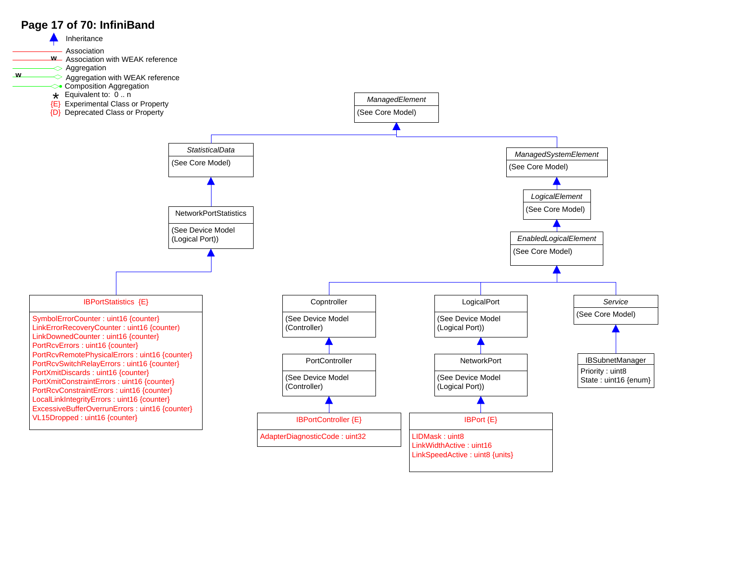# Page 17 of 70: InfiniBand

- Inheritance
- Association
- Association with WEAK reference
- Aggregation
- Aggregation with WEAK reference
- Composition Aggregation
- * Equivalent to: 0 .. n
- {E} Experimental Class or Property
- {D} Deprecated Class or Property

*ManagedElement*
(See Core Model)

*StatisticalData*
(See Core Model)

*ManagedSystemElement*
(See Core Model)

*LogicalElement*
(See Core Model)

*EnabledLogicalElement*
(See Core Model)

NetworkPortStatistics
(See Device Model (Logical Port))

IBPortStatistics {E}
- SymbolErrorCounter : uint16 {counter}
- LinkErrorRecoveryCounter : uint16 {counter}
- LinkDownedCounter : uint16 {counter}
- PortRcvErrors : uint16 {counter}
- PortRcvRemotePhysicalErrors : uint16 {counter}
- PortRcvSwitchRelayErrors : uint16 {counter}
- PortXmitDiscards : uint16 {counter}
- PortXmitConstraintErrors : uint16 {counter}
- PortRcvConstraintErrors : uint16 {counter}
- LocalLinkIntegrityErrors : uint16 {counter}
- ExcessiveBufferOverrunErrors : uint16 {counter}
- VL15Dropped : uint16 {counter}

Copntroller
(See Device Model (Controller)

PortController
(See Device Model (Controller)

IBPortController {E}
- AdapterDiagnosticCode : uint32

LogicalPort
(See Device Model (Logical Port))

NetworkPort
(See Device Model (Logical Port))

IBPort {E}
- LIDMask : uint8
- LinkWidthActive : uint16
- LinkSpeedActive : uint8 {units}

*Service*
(See Core Model)

IBSubnetManager
- Priority : uint8
- State : uint16 {enum}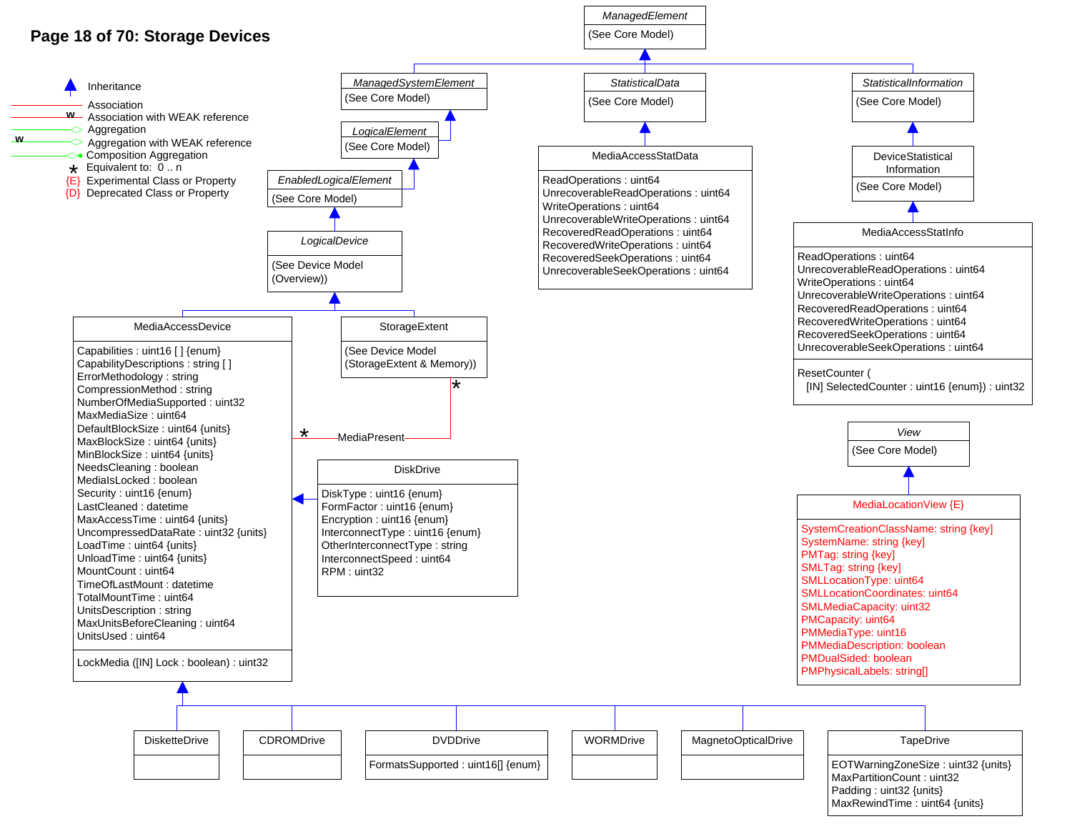# Page 18 of 70: Storage Devices

**Legend:**

- Inheritance
- Association
- w Association with WEAK reference
- Aggregation
- w Aggregation with WEAK reference
- Composition Aggregation
- * Equivalent to: 0 .. n
- {E} Experimental Class or Property
- {D} Deprecated Class or Property

---

*ManagedElement*
(See Core Model)

*ManagedSystemElement*
(See Core Model)

*LogicalElement*
(See Core Model)

*EnabledLogicalElement*
(See Core Model)

*LogicalDevice*
(See Device Model (Overview))

*StatisticalData*
(See Core Model)

**MediaAccessStatData**
- ReadOperations : uint64
- UnrecoverableReadOperations : uint64
- WriteOperations : uint64
- UnrecoverableWriteOperations : uint64
- RecoveredReadOperations : uint64
- RecoveredWriteOperations : uint64
- RecoveredSeekOperations : uint64
- UnrecoverableSeekOperations : uint64

*StatisticalInformation*
(See Core Model)

**DeviceStatistical Information**
(See Core Model)

**MediaAccessStatInfo**
- ReadOperations : uint64
- UnrecoverableReadOperations : uint64
- WriteOperations : uint64
- UnrecoverableWriteOperations : uint64
- RecoveredReadOperations : uint64
- RecoveredWriteOperations : uint64
- RecoveredSeekOperations : uint64
- UnrecoverableSeekOperations : uint64

ResetCounter (
 [IN] SelectedCounter : uint16 {enum}) : uint32

**MediaAccessDevice**
- Capabilities : uint16 [ ] {enum}
- CapabilityDescriptions : string [ ]
- ErrorMethodology : string
- CompressionMethod : string
- NumberOfMediaSupported : uint32
- MaxMediaSize : uint64
- DefaultBlockSize : uint64 {units}
- MaxBlockSize : uint64 {units}
- MinBlockSize : uint64 {units}
- NeedsCleaning : boolean
- MediaIsLocked : boolean
- Security : uint16 {enum}
- LastCleaned : datetime
- MaxAccessTime : uint64 {units}
- UncompressedDataRate : uint32 {units}
- LoadTime : uint64 {units}
- UnloadTime : uint64 {units}
- MountCount : uint64
- TimeOfLastMount : datetime
- TotalMountTime : uint64
- UnitsDescription : string
- MaxUnitsBeforeCleaning : uint64
- UnitsUsed : uint64

LockMedia ([IN] Lock : boolean) : uint32

**StorageExtent**
(See Device Model (StorageExtent & Memory))

MediaPresent (MediaAccessDevice * — * StorageExtent)

**DiskDrive**
- DiskType : uint16 {enum}
- FormFactor : uint16 {enum}
- Encryption : uint16 {enum}
- InterconnectType : uint16 {enum}
- OtherInterconnectType : string
- InterconnectSpeed : uint64
- RPM : uint32

*View*
(See Core Model)

**MediaLocationView {E}**
- SystemCreationClassName: string {key}
- SystemName: string {key}
- PMTag: string {key}
- SMLTag: string {key}
- SMLLocationType: uint64
- SMLLocationCoordinates: uint64
- SMLMediaCapacity: uint32
- PMCapacity: uint64
- PMMediaType: uint16
- PMMediaDescription: boolean
- PMDualSided: boolean
- PMPhysicalLabels: string[]

**DisketteDrive**

**CDROMDrive**

**DVDDrive**
- FormatsSupported : uint16[] {enum}

**WORMDrive**

**MagnetoOpticalDrive**

**TapeDrive**
- EOTWarningZoneSize : uint32 {units}
- MaxPartitionCount : uint32
- Padding : uint32 {units}
- MaxRewindTime : uint64 {units}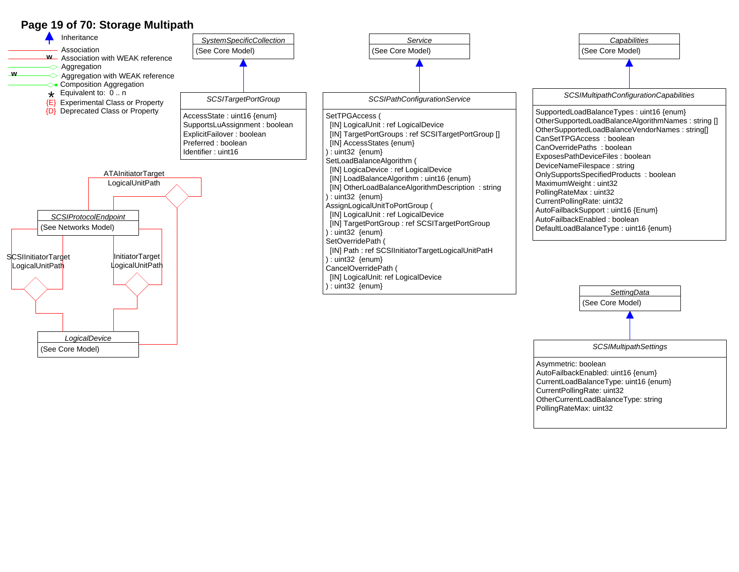# Page 19 of 70: Storage Multipath

- Inheritance
- Association
- Association with WEAK reference
- Aggregation
- Aggregation with WEAK reference
- Composition Aggregation
- * Equivalent to: 0 .. n
- {E} Experimental Class or Property
- {D} Deprecated Class or Property

*SystemSpecificCollection*
(See Core Model)

*SCSITargetPortGroup*
AccessState : uint16 {enum}
SupportsLuAssignment : boolean
ExplicitFailover : boolean
Preferred : boolean
Identifier : uint16

*Service*
(See Core Model)

*SCSIPathConfigurationService*

```
SetTPGAccess (
  [IN] LogicalUnit : ref LogicalDevice
  [IN] TargetPortGroups : ref SCSITargetPortGroup []
  [IN] AccessStates {enum}
) : uint32  {enum}
SetLoadBalanceAlgorithm (
  [IN] LogicaDevice : ref LogicalDevice
  [IN] LoadBalanceAlgorithm : uint16 {enum}
  [IN] OtherLoadBalanceAlgorithmDescription  : string
) : uint32  {enum}
AssignLogicalUnitToPortGroup (
  [IN] LogicalUnit : ref LogicalDevice
  [IN] TargetPortGroup : ref SCSITargetPortGroup
) : uint32  {enum}
SetOverridePath (
  [IN] Path : ref SCSIInitiatorTargetLogicalUnitPatH
) : uint32  {enum}
CancelOverridePath (
  [IN] LogicalUnit: ref LogicalDevice
) : uint32  {enum}
```

*Capabilities*
(See Core Model)

*SCSIMultipathConfigurationCapabilities*
SupportedLoadBalanceTypes : uint16 {enum}
OtherSupportedLoadBalanceAlgorithmNames : string []
OtherSupportedLoadBalanceVendorNames : string[]
CanSetTPGAccess : boolean
CanOverridePaths : boolean
ExposesPathDeviceFiles : boolean
DeviceNameFilespace : string
OnlySupportsSpecifiedProducts : boolean
MaximumWeight : uint32
PollingRateMax : uint32
CurrentPollingRate: uint32
AutoFailbackSupport : uint16 {Enum}
AutoFailbackEnabled : boolean
DefaultLoadBalanceType : uint16 {enum}

ATAInitiatorTarget LogicalUnitPath

*SCSIProtocolEndpoint*
(See Networks Model)

SCSIInitiatorTarget LogicalUnitPath

InitiatorTarget LogicalUnitPath

*LogicalDevice*
(See Core Model)

*SettingData*
(See Core Model)

*SCSIMultipathSettings*
Asymmetric: boolean
AutoFailbackEnabled: uint16 {enum}
CurrentLoadBalanceType: uint16 {enum}
CurrentPollingRate: uint32
OtherCurrentLoadBalanceType: string
PollingRateMax: uint32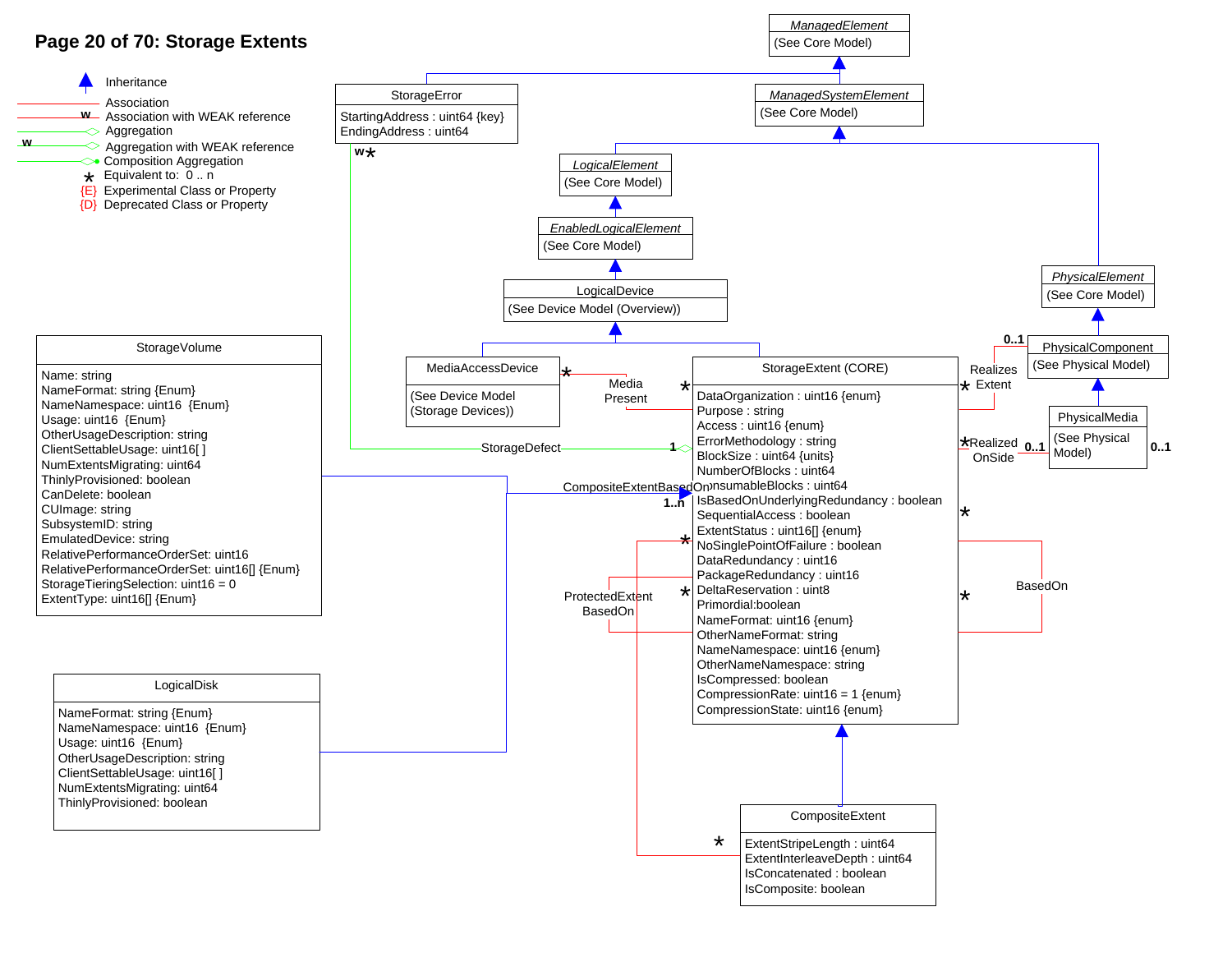# Page 20 of 70: Storage Extents

**Legend:**

- Inheritance
- Association
- w Association with WEAK reference
- Aggregation
- w Aggregation with WEAK reference
- Composition Aggregation
- * Equivalent to: 0 .. n
- {E} Experimental Class or Property
- {D} Deprecated Class or Property

**ManagedElement**
(See Core Model)

**ManagedSystemElement**
(See Core Model)

**StorageError**
- StartingAddress : uint64 {key}
- EndingAddress : uint64

**LogicalElement**
(See Core Model)

**EnabledLogicalElement**
(See Core Model)

**LogicalDevice**
(See Device Model (Overview))

**PhysicalElement**
(See Core Model)

**PhysicalComponent**
(See Physical Model)

**PhysicalMedia**
(See Physical Model)

**MediaAccessDevice**
(See Device Model (Storage Devices))

**StorageExtent (CORE)**
- DataOrganization : uint16 {enum}
- Purpose : string
- Access : uint16 {enum}
- ErrorMethodology : string
- BlockSize : uint64 {units}
- NumberOfBlocks : uint64
- ConsumableBlocks : uint64
- IsBasedOnUnderlyingRedundancy : boolean
- SequentialAccess : boolean
- ExtentStatus : uint16[] {enum}
- NoSinglePointOfFailure : boolean
- DataRedundancy : uint16
- PackageRedundancy : uint16
- DeltaReservation : uint8
- Primordial:boolean
- NameFormat: uint16 {enum}
- OtherNameFormat: string
- NameNamespace: uint16 {enum}
- OtherNameNamespace: string
- IsCompressed: boolean
- CompressionRate: uint16 = 1 {enum}
- CompressionState: uint16 {enum}

**StorageVolume**
- Name: string
- NameFormat: string {Enum}
- NameNamespace: uint16 {Enum}
- Usage: uint16 {Enum}
- OtherUsageDescription: string
- ClientSettableUsage: uint16[ ]
- NumExtentsMigrating: uint64
- ThinlyProvisioned: boolean
- CanDelete: boolean
- CUImage: string
- SubsystemID: string
- EmulatedDevice: string
- RelativePerformanceOrderSet: uint16
- RelativePerformanceOrderSet: uint16[] {Enum}
- StorageTieringSelection: uint16 = 0
- ExtentType: uint16[] {Enum}

**LogicalDisk**
- NameFormat: string {Enum}
- NameNamespace: uint16 {Enum}
- Usage: uint16 {Enum}
- OtherUsageDescription: string
- ClientSettableUsage: uint16[ ]
- NumExtentsMigrating: uint64
- ThinlyProvisioned: boolean

**CompositeExtent**
- ExtentStripeLength : uint64
- ExtentInterleaveDepth : uint64
- IsConcatenated : boolean
- IsComposite: boolean

**Associations:**
- StorageDefect (StorageError w * — StorageExtent 1)
- MediaPresent (MediaAccessDevice * — StorageExtent *)
- RealizesExtent (PhysicalComponent 0..1 — StorageExtent *)
- RealizedOnSide (PhysicalMedia 0..1 — StorageExtent *) 0..1
- CompositeExtentBasedOn (CompositeExtent * — StorageExtent 1..n)
- ProtectedExtentBasedOn (StorageExtent * — StorageExtent *)
- BasedOn (StorageExtent * — StorageExtent *)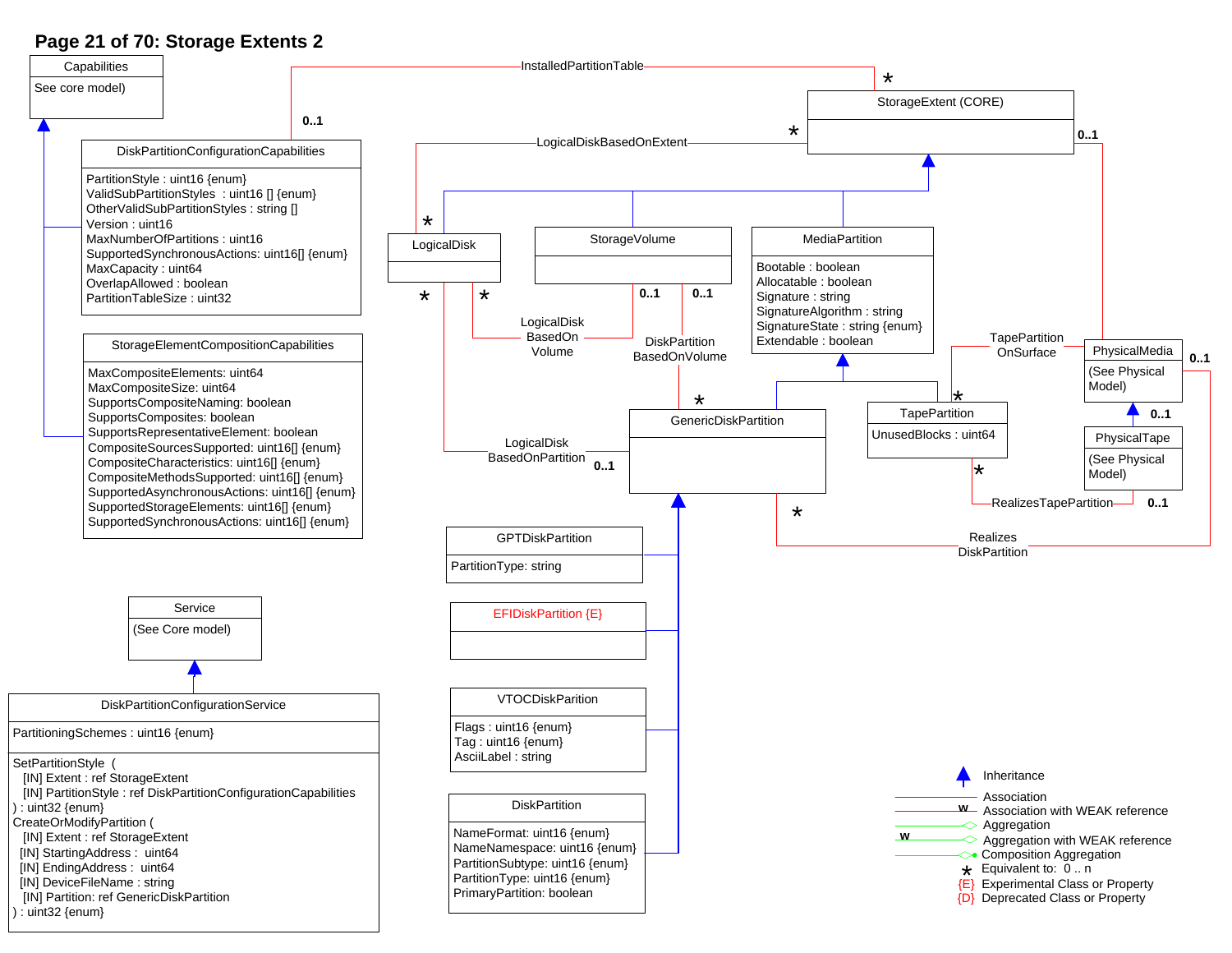# Page 21 of 70: Storage Extents 2

**Capabilities**
See core model)

**DiskPartitionConfigurationCapabilities**
- PartitionStyle : uint16 {enum}
- ValidSubPartitionStyles : uint16 [] {enum}
- OtherValidSubPartitionStyles : string []
- Version : uint16
- MaxNumberOfPartitions : uint16
- SupportedSynchronousActions: uint16[] {enum}
- MaxCapacity : uint64
- OverlapAllowed : boolean
- PartitionTableSize : uint32

**StorageElementCompositionCapabilities**
- MaxCompositeElements: uint64
- MaxCompositeSize: uint64
- SupportsCompositeNaming: boolean
- SupportsComposites: boolean
- SupportsRepresentativeElement: boolean
- CompositeSourcesSupported: uint16[] {enum}
- CompositeCharacteristics: uint16[] {enum}
- CompositeMethodsSupported: uint16[] {enum}
- SupportedAsynchronousActions: uint16[] {enum}
- SupportedStorageElements: uint16[] {enum}
- SupportedSynchronousActions: uint16[] {enum}

**Service**
(See Core model)

**DiskPartitionConfigurationService**
- PartitioningSchemes : uint16 {enum}

```
SetPartitionStyle  (
   [IN] Extent : ref StorageExtent
   [IN] PartitionStyle : ref DiskPartitionConfigurationCapabilities
) : uint32 {enum}
CreateOrModifyPartition (
   [IN] Extent : ref StorageExtent
  [IN] StartingAddress :  uint64
  [IN] EndingAddress :  uint64
  [IN] DeviceFileName : string
   [IN] Partition: ref GenericDiskPartition
) : uint32 {enum}
```

**StorageExtent (CORE)**

**LogicalDisk**

**StorageVolume**

**MediaPartition**
- Bootable : boolean
- Allocatable : boolean
- Signature : string
- SignatureAlgorithm : string
- SignatureState : string {enum}
- Extendable : boolean

**GenericDiskPartition**

**TapePartition**
- UnusedBlocks : uint64

**PhysicalMedia**
(See Physical Model)

**PhysicalTape**
(See Physical Model)

**GPTDiskPartition**
- PartitionType: string

**EFIDiskPartition {E}**

**VTOCDiskParition**
- Flags : uint16 {enum}
- Tag : uint16 {enum}
- AsciiLabel : string

**DiskPartition**
- NameFormat: uint16 {enum}
- NameNamespace: uint16 {enum}
- PartitionSubtype: uint16 {enum}
- PartitionType: uint16 {enum}
- PrimaryPartition: boolean

Associations: InstalledPartitionTable (0..1 – *), LogicalDiskBasedOnExtent (* – *), LogicalDisk BasedOn Volume (* – 0..1), DiskPartition BasedOnVolume (0..1 – *), LogicalDisk BasedOnPartition (* – 0..1), TapePartition OnSurface (* – 0..1), RealizesTapePartition (* – 0..1), Realizes DiskPartition (* – 0..1)

Legend:
- Inheritance
- Association
- Association with WEAK reference
- Aggregation
- Aggregation with WEAK reference
- Composition Aggregation
- * Equivalent to: 0 .. n
- {E} Experimental Class or Property
- {D} Deprecated Class or Property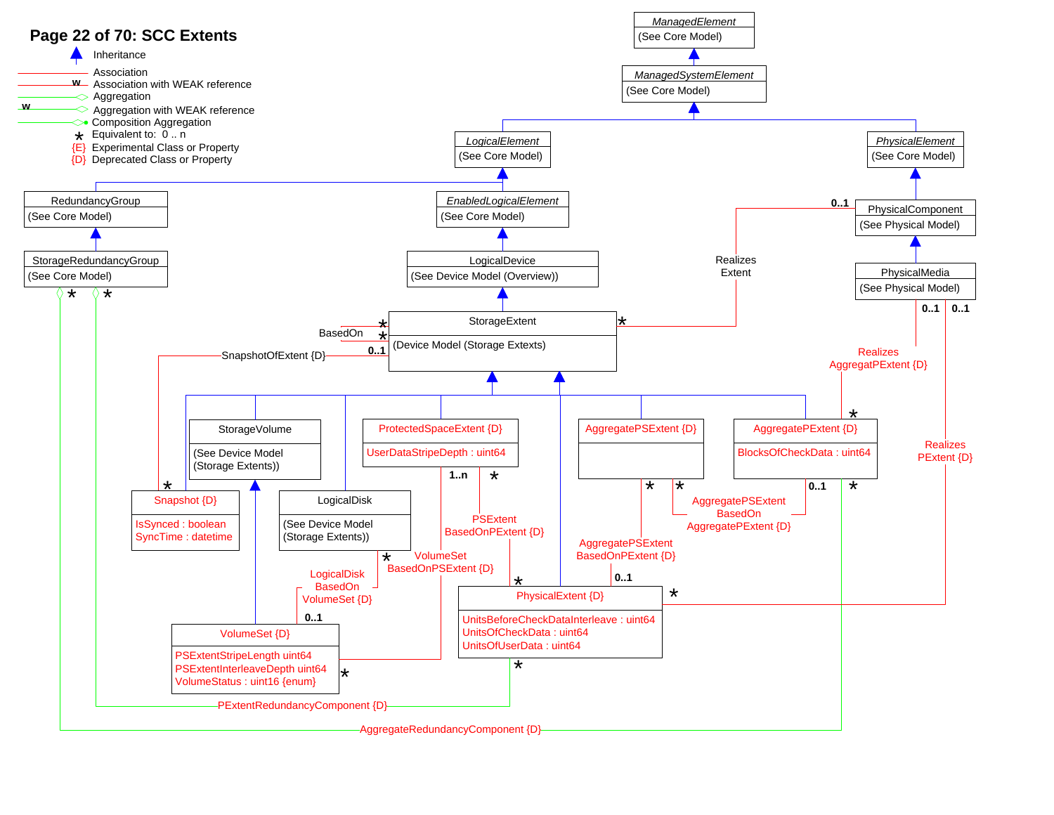# Page 22 of 70: SCC Extents

**Legend:**

- Inheritance
- Association
- Association with WEAK reference (w)
- Aggregation
- Aggregation with WEAK reference (w)
- Composition Aggregation
- * Equivalent to: 0 .. n
- {E} Experimental Class or Property
- {D} Deprecated Class or Property

**Classes:**

- *ManagedElement* (See Core Model)
- *ManagedSystemElement* (See Core Model)
- *LogicalElement* (See Core Model)
- *PhysicalElement* (See Core Model)
- RedundancyGroup (See Core Model)
- StorageRedundancyGroup (See Core Model)
- *EnabledLogicalElement* (See Core Model)
- LogicalDevice (See Device Model (Overview))
- PhysicalComponent (See Physical Model)
- PhysicalMedia (See Physical Model)
- StorageExtent (Device Model (Storage Extexts))
- StorageVolume (See Device Model (Storage Extents))
- ProtectedSpaceExtent {D}
  - UserDataStripeDepth : uint64
- AggregatePSExtent {D}
- AggregatePExtent {D}
  - BlocksOfCheckData : uint64
- Snapshot {D}
  - IsSynced : boolean
  - SyncTime : datetime
- LogicalDisk (See Device Model (Storage Extents))
- PhysicalExtent {D}
  - UnitsBeforeCheckDataInterleave : uint64
  - UnitsOfCheckData : uint64
  - UnitsOfUserData : uint64
- VolumeSet {D}
  - PSExtentStripeLength uint64
  - PSExtentInterleaveDepth uint64
  - VolumeStatus : uint16 {enum}

**Associations:**

- BasedOn (StorageExtent * — StorageExtent *)
- SnapshotOfExtent {D} (StorageExtent 0..1 — Snapshot *)
- Realizes Extent (PhysicalComponent 0..1 — StorageExtent *)
- Realizes AggregatPExtent {D} (PhysicalMedia 0..1 — AggregatePExtent *)
- Realizes PExtent {D} (PhysicalMedia 0..1 — PhysicalExtent *)
- PSExtent BasedOnPExtent {D} (ProtectedSpaceExtent * — PhysicalExtent *)
- VolumeSet BasedOnPSExtent {D} (ProtectedSpaceExtent 1..n — VolumeSet *)
- LogicalDisk BasedOn VolumeSet {D} (VolumeSet 0..1 — LogicalDisk *)
- AggregatePSExtent BasedOnPExtent {D} (PhysicalExtent 0..1 — AggregatePSExtent *)
- AggregatePSExtent BasedOn AggregatePExtent {D} (AggregatePExtent 0..1 — AggregatePSExtent *)
- PExtentRedundancyComponent {D} (StorageRedundancyGroup * — PhysicalExtent *)
- AggregateRedundancyComponent {D} (StorageRedundancyGroup * — AggregatePExtent *)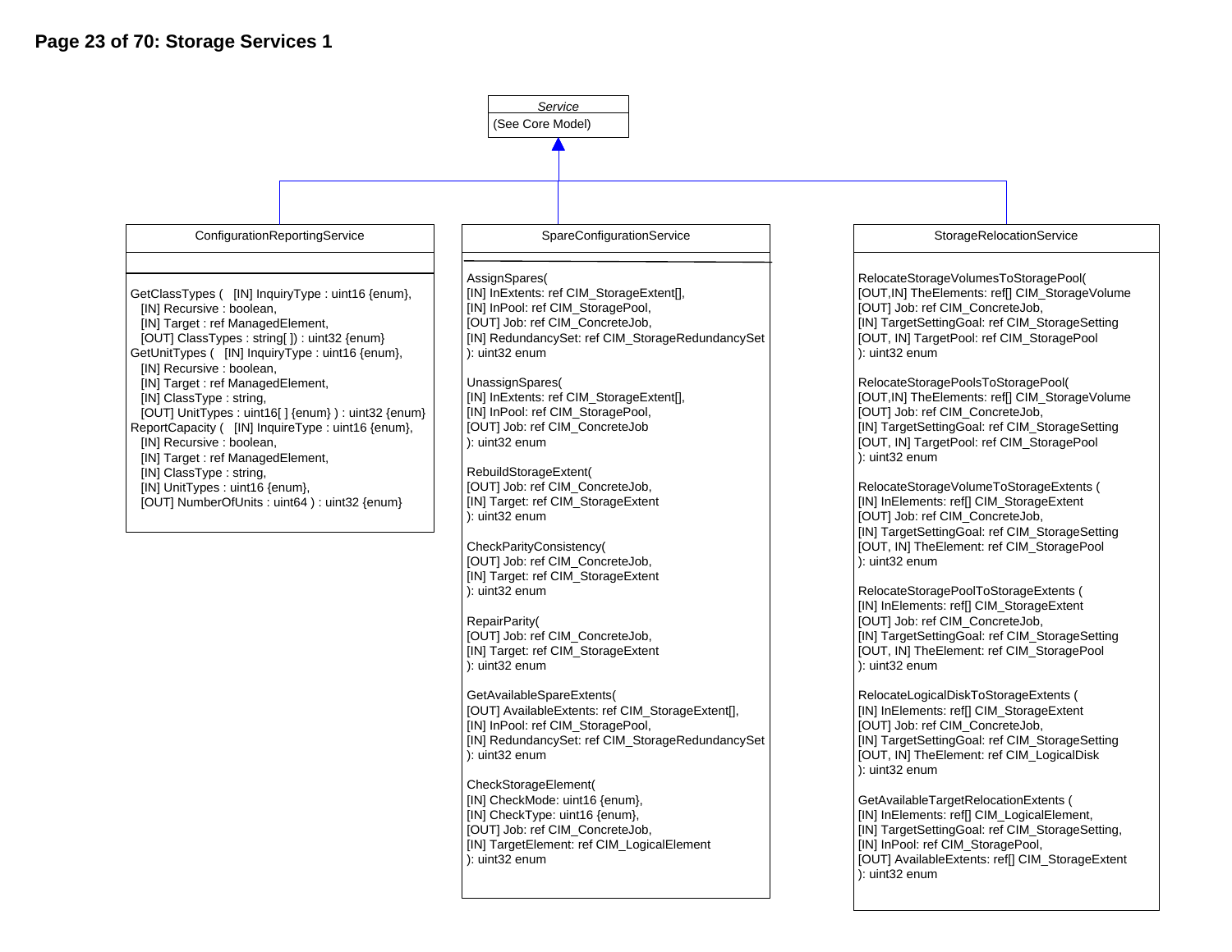# Page 23 of 70: Storage Services 1

## *Service*

(See Core Model)

---

Subclasses of Service: ConfigurationReportingService, SpareConfigurationService, StorageRelocationService

## ConfigurationReportingService

```
GetClassTypes (   [IN] InquiryType : uint16 {enum},
   [IN] Recursive : boolean,
   [IN] Target : ref ManagedElement,
   [OUT] ClassTypes : string[ ]) : uint32 {enum}
GetUnitTypes (   [IN] InquiryType : uint16 {enum},
   [IN] Recursive : boolean,
   [IN] Target : ref ManagedElement,
   [IN] ClassType : string,
   [OUT] UnitTypes : uint16[ ] {enum} ) : uint32 {enum}
ReportCapacity (   [IN] InquireType : uint16 {enum},
   [IN] Recursive : boolean,
   [IN] Target : ref ManagedElement,
   [IN] ClassType : string,
   [IN] UnitTypes : uint16 {enum},
   [OUT] NumberOfUnits : uint64 ) : uint32 {enum}
```

## SpareConfigurationService

```
AssignSpares(
[IN] InExtents: ref CIM_StorageExtent[],
[IN] InPool: ref CIM_StoragePool,
[OUT] Job: ref CIM_ConcreteJob,
[IN] RedundancySet: ref CIM_StorageRedundancySet
): uint32 enum

UnassignSpares(
[IN] InExtents: ref CIM_StorageExtent[],
[IN] InPool: ref CIM_StoragePool,
[OUT] Job: ref CIM_ConcreteJob
): uint32 enum

RebuildStorageExtent(
[OUT] Job: ref CIM_ConcreteJob,
[IN] Target: ref CIM_StorageExtent
): uint32 enum

CheckParityConsistency(
[OUT] Job: ref CIM_ConcreteJob,
[IN] Target: ref CIM_StorageExtent
): uint32 enum

RepairParity(
[OUT] Job: ref CIM_ConcreteJob,
[IN] Target: ref CIM_StorageExtent
): uint32 enum

GetAvailableSpareExtents(
[OUT] AvailableExtents: ref CIM_StorageExtent[],
[IN] InPool: ref CIM_StoragePool,
[IN] RedundancySet: ref CIM_StorageRedundancySet
): uint32 enum

CheckStorageElement(
[IN] CheckMode: uint16 {enum},
[IN] CheckType: uint16 {enum},
[OUT] Job: ref CIM_ConcreteJob,
[IN] TargetElement: ref CIM_LogicalElement
): uint32 enum
```

## StorageRelocationService

```
RelocateStorageVolumesToStoragePool(
[OUT,IN] TheElements: ref[] CIM_StorageVolume
[OUT] Job: ref CIM_ConcreteJob,
[IN] TargetSettingGoal: ref CIM_StorageSetting
[OUT, IN] TargetPool: ref CIM_StoragePool
): uint32 enum

RelocateStoragePoolsToStoragePool(
[OUT,IN] TheElements: ref[] CIM_StorageVolume
[OUT] Job: ref CIM_ConcreteJob,
[IN] TargetSettingGoal: ref CIM_StorageSetting
[OUT, IN] TargetPool: ref CIM_StoragePool
): uint32 enum

RelocateStorageVolumeToStorageExtents (
[IN] InElements: ref[] CIM_StorageExtent
[OUT] Job: ref CIM_ConcreteJob,
[IN] TargetSettingGoal: ref CIM_StorageSetting
[OUT, IN] TheElement: ref CIM_StoragePool
): uint32 enum

RelocateStoragePoolToStorageExtents (
[IN] InElements: ref[] CIM_StorageExtent
[OUT] Job: ref CIM_ConcreteJob,
[IN] TargetSettingGoal: ref CIM_StorageSetting
[OUT, IN] TheElement: ref CIM_StoragePool
): uint32 enum

RelocateLogicalDiskToStorageExtents (
[IN] InElements: ref[] CIM_StorageExtent
[OUT] Job: ref CIM_ConcreteJob,
[IN] TargetSettingGoal: ref CIM_StorageSetting
[OUT, IN] TheElement: ref CIM_LogicalDisk
): uint32 enum

GetAvailableTargetRelocationExtents (
[IN] InElements: ref[] CIM_LogicalElement,
[IN] TargetSettingGoal: ref CIM_StorageSetting,
[IN] InPool: ref CIM_StoragePool,
[OUT] AvailableExtents: ref[] CIM_StorageExtent
): uint32 enum
```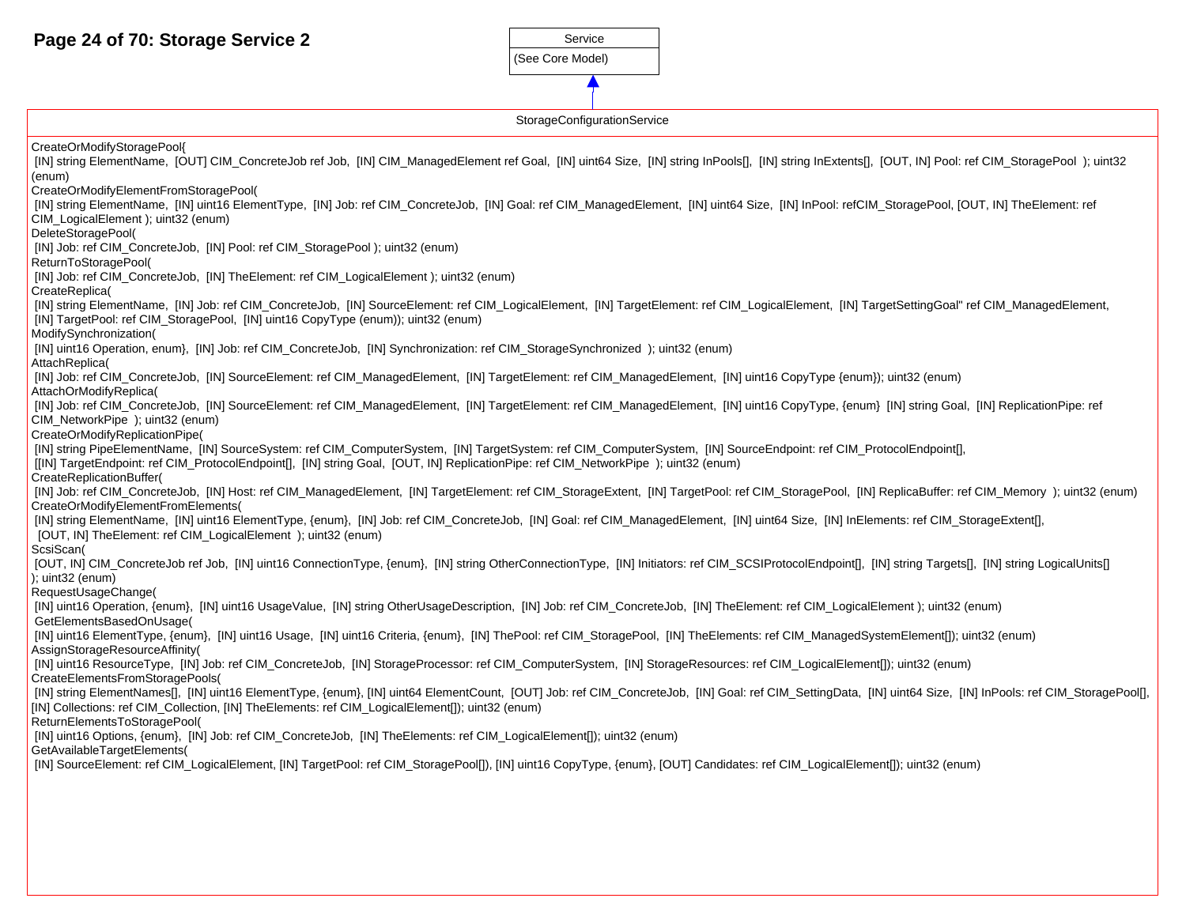# Storage Service 2

**Service**

(See Core Model)

**StorageConfigurationService**

CreateOrModifyStoragePool{
 [IN] string ElementName,  [OUT] CIM_ConcreteJob ref Job,  [IN] CIM_ManagedElement ref Goal,  [IN] uint64 Size,  [IN] string InPools[],  [IN] string InExtents[],  [OUT, IN] Pool: ref CIM_StoragePool  ); uint32 (enum)

CreateOrModifyElementFromStoragePool(
 [IN] string ElementName,  [IN] uint16 ElementType,  [IN] Job: ref CIM_ConcreteJob,  [IN] Goal: ref CIM_ManagedElement,  [IN] uint64 Size,  [IN] InPool: refCIM_StoragePool, [OUT, IN] TheElement: ref CIM_LogicalElement ); uint32 (enum)

DeleteStoragePool(
 [IN] Job: ref CIM_ConcreteJob,  [IN] Pool: ref CIM_StoragePool ); uint32 (enum)

ReturnToStoragePool(
 [IN] Job: ref CIM_ConcreteJob,  [IN] TheElement: ref CIM_LogicalElement ); uint32 (enum)

CreateReplica(
 [IN] string ElementName,  [IN] Job: ref CIM_ConcreteJob,  [IN] SourceElement: ref CIM_LogicalElement,  [IN] TargetElement: ref CIM_LogicalElement,  [IN] TargetSettingGoal" ref CIM_ManagedElement,
 [IN] TargetPool: ref CIM_StoragePool,  [IN] uint16 CopyType (enum)); uint32 (enum)

ModifySynchronization(
 [IN] uint16 Operation, enum},  [IN] Job: ref CIM_ConcreteJob,  [IN] Synchronization: ref CIM_StorageSynchronized  ); uint32 (enum)

AttachReplica(
 [IN] Job: ref CIM_ConcreteJob,  [IN] SourceElement: ref CIM_ManagedElement,  [IN] TargetElement: ref CIM_ManagedElement,  [IN] uint16 CopyType {enum}); uint32 (enum)

AttachOrModifyReplica(
 [IN] Job: ref CIM_ConcreteJob,  [IN] SourceElement: ref CIM_ManagedElement,  [IN] TargetElement: ref CIM_ManagedElement,  [IN] uint16 CopyType, {enum}  [IN] string Goal,  [IN] ReplicationPipe: ref CIM_NetworkPipe  ); uint32 (enum)

CreateOrModifyReplicationPipe(
 [IN] string PipeElementName,  [IN] SourceSystem: ref CIM_ComputerSystem,  [IN] TargetSystem: ref CIM_ComputerSystem,  [IN] SourceEndpoint: ref CIM_ProtocolEndpoint[],
 [[IN] TargetEndpoint: ref CIM_ProtocolEndpoint[],  [IN] string Goal,  [OUT, IN] ReplicationPipe: ref CIM_NetworkPipe  ); uint32 (enum)

CreateReplicationBuffer(
 [IN] Job: ref CIM_ConcreteJob,  [IN] Host: ref CIM_ManagedElement,  [IN] TargetElement: ref CIM_StorageExtent,  [IN] TargetPool: ref CIM_StoragePool,  [IN] ReplicaBuffer: ref CIM_Memory  ); uint32 (enum)

CreateOrModifyElementFromElements(
 [IN] string ElementName,  [IN] uint16 ElementType, {enum},  [IN] Job: ref CIM_ConcreteJob,  [IN] Goal: ref CIM_ManagedElement,  [IN] uint64 Size,  [IN] InElements: ref CIM_StorageExtent[],
  [OUT, IN] TheElement: ref CIM_LogicalElement  ); uint32 (enum)

ScsiScan(
 [OUT, IN] CIM_ConcreteJob ref Job,  [IN] uint16 ConnectionType, {enum},  [IN] string OtherConnectionType,  [IN] Initiators: ref CIM_SCSIProtocolEndpoint[],  [IN] string Targets[],  [IN] string LogicalUnits[]
); uint32 (enum)

RequestUsageChange(
 [IN] uint16 Operation, {enum},  [IN] uint16 UsageValue,  [IN] string OtherUsageDescription,  [IN] Job: ref CIM_ConcreteJob,  [IN] TheElement: ref CIM_LogicalElement ); uint32 (enum)

 GetElementsBasedOnUsage(
 [IN] uint16 ElementType, {enum},  [IN] uint16 Usage,  [IN] uint16 Criteria, {enum},  [IN] ThePool: ref CIM_StoragePool,  [IN] TheElements: ref CIM_ManagedSystemElement[]); uint32 (enum)

AssignStorageResourceAffinity(
 [IN] uint16 ResourceType,  [IN] Job: ref CIM_ConcreteJob,  [IN] StorageProcessor: ref CIM_ComputerSystem,  [IN] StorageResources: ref CIM_LogicalElement[]); uint32 (enum)

CreateElementsFromStoragePools(
 [IN] string ElementNames[],  [IN] uint16 ElementType, {enum}, [IN] uint64 ElementCount,  [OUT] Job: ref CIM_ConcreteJob,  [IN] Goal: ref CIM_SettingData,  [IN] uint64 Size,  [IN] InPools: ref CIM_StoragePool[],
[IN] Collections: ref CIM_Collection, [IN] TheElements: ref CIM_LogicalElement[]); uint32 (enum)

ReturnElementsToStoragePool(
 [IN] uint16 Options, {enum},  [IN] Job: ref CIM_ConcreteJob,  [IN] TheElements: ref CIM_LogicalElement[]); uint32 (enum)

GetAvailableTargetElements(
 [IN] SourceElement: ref CIM_LogicalElement, [IN] TargetPool: ref CIM_StoragePool[]), [IN] uint16 CopyType, {enum}, [OUT] Candidates: ref CIM_LogicalElement[]); uint32 (enum)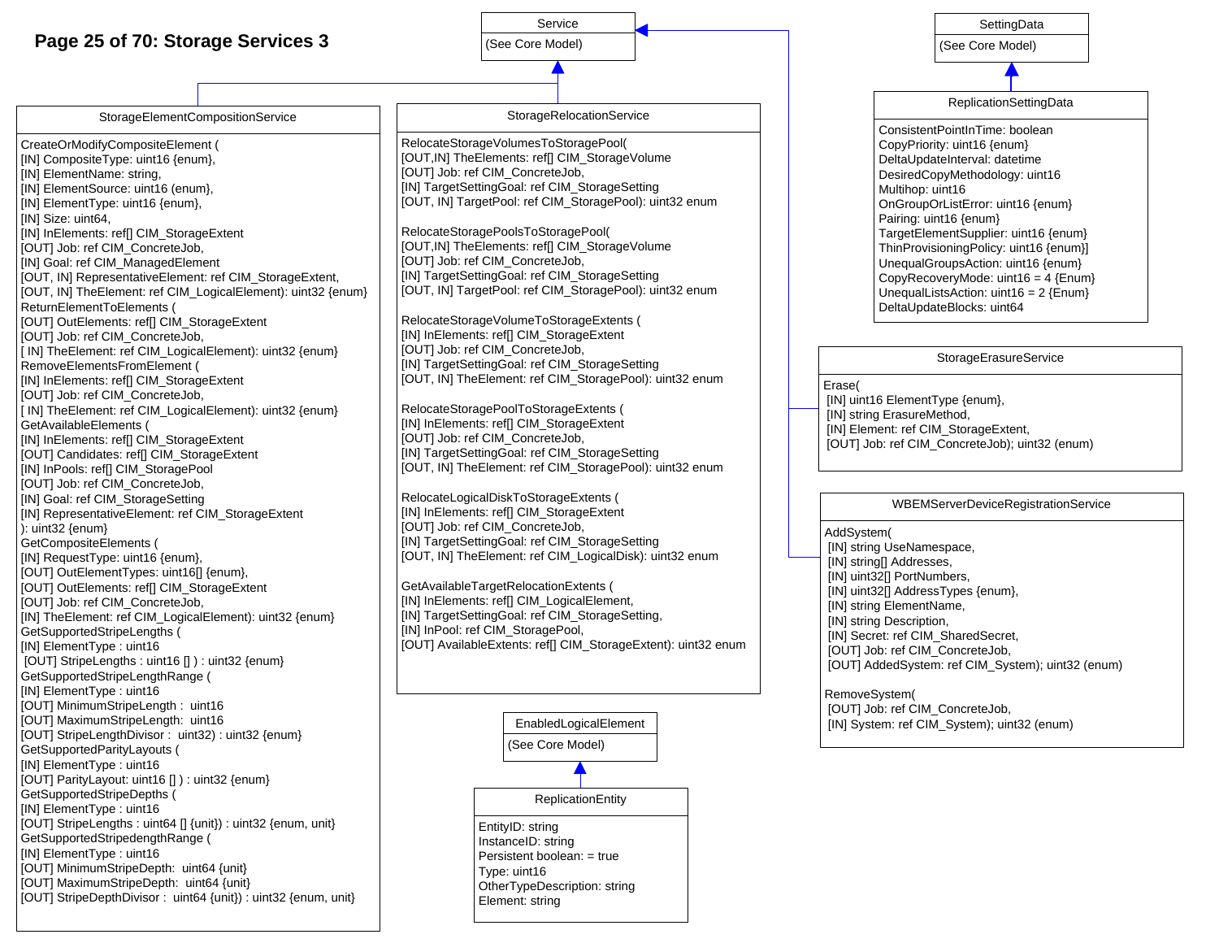# Page 25 of 70: Storage Services 3

## Service

(See Core Model)

## SettingData

(See Core Model)

## StorageElementCompositionService

CreateOrModifyCompositeElement (
[IN] CompositeType: uint16 {enum},
[IN] ElementName: string,
[IN] ElementSource: uint16 {enum},
[IN] ElementType: uint16 {enum},
[IN] Size: uint64,
[IN] InElements: ref[] CIM_StorageExtent
[OUT] Job: ref CIM_ConcreteJob,
[IN] Goal: ref CIM_ManagedElement
[OUT, IN] RepresentativeElement: ref CIM_StorageExtent,
[OUT, IN] TheElement: ref CIM_LogicalElement): uint32 {enum}
ReturnElementToElements (
[OUT] OutElements: ref[] CIM_StorageExtent
[OUT] Job: ref CIM_ConcreteJob,
[ IN] TheElement: ref CIM_LogicalElement): uint32 {enum}
RemoveElementsFromElement (
[IN] InElements: ref[] CIM_StorageExtent
[OUT] Job: ref CIM_ConcreteJob,
[ IN] TheElement: ref CIM_LogicalElement): uint32 {enum}
GetAvailableElements (
[IN] InElements: ref[] CIM_StorageExtent
[OUT] Candidates: ref[] CIM_StorageExtent
[IN] InPools: ref[] CIM_StoragePool
[OUT] Job: ref CIM_ConcreteJob,
[IN] Goal: ref CIM_StorageSetting
[IN] RepresentativeElement: ref CIM_StorageExtent
): uint32 {enum}
GetCompositeElements (
[IN] RequestType: uint16 {enum},
[OUT] OutElementTypes: uint16[] {enum},
[OUT] OutElements: ref[] CIM_StorageExtent
[OUT] Job: ref CIM_ConcreteJob,
[IN] TheElement: ref CIM_LogicalElement): uint32 {enum}
GetSupportedStripeLengths (
[IN] ElementType : uint16
[OUT] StripeLengths : uint16 [] ) : uint32 {enum}
GetSupportedStripeLengthRange (
[IN] ElementType : uint16
[OUT] MinimumStripeLength : uint16
[OUT] MaximumStripeLength: uint16
[OUT] StripeLengthDivisor : uint32) : uint32 {enum}
GetSupportedParityLayouts (
[IN] ElementType : uint16
[OUT] ParityLayout: uint16 [] ) : uint32 {enum}
GetSupportedStripeDepths (
[IN] ElementType : uint16
[OUT] StripeLengths : uint64 [] {unit}) : uint32 {enum, unit}
GetSupportedStripedengthRange (
[IN] ElementType : uint16
[OUT] MinimumStripeDepth: uint64 {unit}
[OUT] MaximumStripeDepth: uint64 {unit}
[OUT] StripeDepthDivisor : uint64 {unit}) : uint32 {enum, unit}

## StorageRelocationService

RelocateStorageVolumesToStoragePool(
[OUT,IN] TheElements: ref[] CIM_StorageVolume
[OUT] Job: ref CIM_ConcreteJob,
[IN] TargetSettingGoal: ref CIM_StorageSetting
[OUT, IN] TargetPool: ref CIM_StoragePool): uint32 enum

RelocateStoragePoolsToStoragePool(
[OUT,IN] TheElements: ref[] CIM_StorageVolume
[OUT] Job: ref CIM_ConcreteJob,
[IN] TargetSettingGoal: ref CIM_StorageSetting
[OUT, IN] TargetPool: ref CIM_StoragePool): uint32 enum

RelocateStorageVolumeToStorageExtents (
[IN] InElements: ref[] CIM_StorageExtent
[OUT] Job: ref CIM_ConcreteJob,
[IN] TargetSettingGoal: ref CIM_StorageSetting
[OUT, IN] TheElement: ref CIM_StoragePool): uint32 enum

RelocateStoragePoolToStorageExtents (
[IN] InElements: ref[] CIM_StorageExtent
[OUT] Job: ref CIM_ConcreteJob,
[IN] TargetSettingGoal: ref CIM_StorageSetting
[OUT, IN] TheElement: ref CIM_StoragePool): uint32 enum

RelocateLogicalDiskToStorageExtents (
[IN] InElements: ref[] CIM_StorageExtent
[OUT] Job: ref CIM_ConcreteJob,
[IN] TargetSettingGoal: ref CIM_StorageSetting
[OUT, IN] TheElement: ref CIM_LogicalDisk): uint32 enum

GetAvailableTargetRelocationExtents (
[IN] InElements: ref[] CIM_LogicalElement,
[IN] TargetSettingGoal: ref CIM_StorageSetting,
[IN] InPool: ref CIM_StoragePool,
[OUT] AvailableExtents: ref[] CIM_StorageExtent): uint32 enum

## ReplicationSettingData

ConsistentPointInTime: boolean
CopyPriority: uint16 {enum}
DeltaUpdateInterval: datetime
DesiredCopyMethodology: uint16
Multihop: uint16
OnGroupOrListError: uint16 {enum}
Pairing: uint16 {enum}
TargetElementSupplier: uint16 {enum}
ThinProvisioningPolicy: uint16 {enum}]
UnequalGroupsAction: uint16 {enum}
CopyRecoveryMode: uint16 = 4 {Enum}
UnequalListsAction: uint16 = 2 {Enum}
DeltaUpdateBlocks: uint64

## StorageErasureService

Erase(
[IN] uint16 ElementType {enum},
[IN] string ErasureMethod,
[IN] Element: ref CIM_StorageExtent,
[OUT] Job: ref CIM_ConcreteJob); uint32 (enum)

## WBEMServerDeviceRegistrationService

AddSystem(
[IN] string UseNamespace,
[IN] string[] Addresses,
[IN] uint32[] PortNumbers,
[IN] uint32[] AddressTypes {enum},
[IN] string ElementName,
[IN] string Description,
[IN] Secret: ref CIM_SharedSecret,
[OUT] Job: ref CIM_ConcreteJob,
[OUT] AddedSystem: ref CIM_System); uint32 (enum)

RemoveSystem(
[OUT] Job: ref CIM_ConcreteJob,
[IN] System: ref CIM_System); uint32 (enum)

## EnabledLogicalElement

(See Core Model)

## ReplicationEntity

EntityID: string
InstanceID: string
Persistent boolean: = true
Type: uint16
OtherTypeDescription: string
Element: string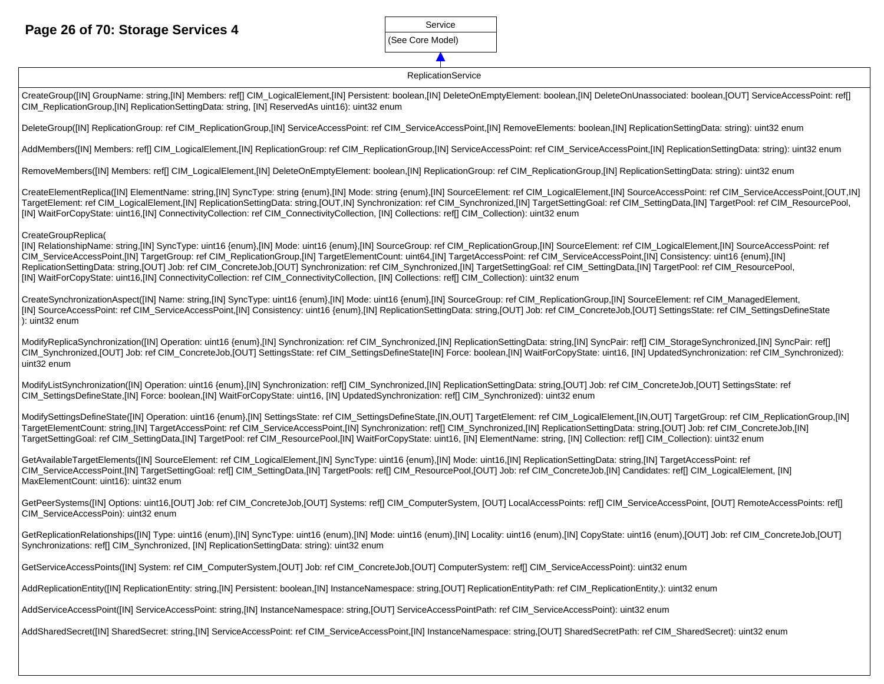# Page 26 of 70: Storage Services 4

**Service**

(See Core Model)

**ReplicationService** (inherits from Service)

CreateGroup([IN] GroupName: string,[IN] Members: ref[] CIM_LogicalElement,[IN] Persistent: boolean,[IN] DeleteOnEmptyElement: boolean,[IN] DeleteOnUnassociated: boolean,[OUT] ServiceAccessPoint: ref[] CIM_ReplicationGroup,[IN] ReplicationSettingData: string, [IN] ReservedAs uint16): uint32 enum

DeleteGroup([IN] ReplicationGroup: ref CIM_ReplicationGroup,[IN] ServiceAccessPoint: ref CIM_ServiceAccessPoint,[IN] RemoveElements: boolean,[IN] ReplicationSettingData: string): uint32 enum

AddMembers([IN] Members: ref[] CIM_LogicalElement,[IN] ReplicationGroup: ref CIM_ReplicationGroup,[IN] ServiceAccessPoint: ref CIM_ServiceAccessPoint,[IN] ReplicationSettingData: string): uint32 enum

RemoveMembers([IN] Members: ref[] CIM_LogicalElement,[IN] DeleteOnEmptyElement: boolean,[IN] ReplicationGroup: ref CIM_ReplicationGroup,[IN] ReplicationSettingData: string): uint32 enum

CreateElementReplica([IN] ElementName: string,[IN] SyncType: string {enum},[IN] Mode: string {enum},[IN] SourceElement: ref CIM_LogicalElement,[IN] SourceAccessPoint: ref CIM_ServiceAccessPoint,[OUT,IN] TargetElement: ref CIM_LogicalElement,[IN] ReplicationSettingData: string,[OUT,IN] Synchronization: ref CIM_Synchronized,[IN] TargetSettingGoal: ref CIM_SettingData,[IN] TargetPool: ref CIM_ResourcePool,[IN] WaitForCopyState: uint16,[IN] ConnectivityCollection: ref CIM_ConnectivityCollection, [IN] Collections: ref[] CIM_Collection): uint32 enum

CreateGroupReplica(
[IN] RelationshipName: string,[IN] SyncType: uint16 {enum},[IN] Mode: uint16 {enum},[IN] SourceGroup: ref CIM_ReplicationGroup,[IN] SourceElement: ref CIM_LogicalElement,[IN] SourceAccessPoint: ref CIM_ServiceAccessPoint,[IN] TargetGroup: ref CIM_ReplicationGroup,[IN] TargetElementCount: uint64,[IN] TargetAccessPoint: ref CIM_ServiceAccessPoint,[IN] Consistency: uint16 {enum},[IN] ReplicationSettingData: string,[OUT] Job: ref CIM_ConcreteJob,[OUT] Synchronization: ref CIM_Synchronized,[IN] TargetSettingGoal: ref CIM_SettingData,[IN] TargetPool: ref CIM_ResourcePool,[IN] WaitForCopyState: uint16,[IN] ConnectivityCollection: ref CIM_ConnectivityCollection, [IN] Collections: ref[] CIM_Collection): uint32 enum

CreateSynchronizationAspect([IN] Name: string,[IN] SyncType: uint16 {enum},[IN] Mode: uint16 {enum},[IN] SourceGroup: ref CIM_ReplicationGroup,[IN] SourceElement: ref CIM_ManagedElement,[IN] SourceAccessPoint: ref CIM_ServiceAccessPoint,[IN] Consistency: uint16 {enum},[IN] ReplicationSettingData: string,[OUT] Job: ref CIM_ConcreteJob,[OUT] SettingsState: ref CIM_SettingsDefineState): uint32 enum

ModifyReplicaSynchronization([IN] Operation: uint16 {enum},[IN] Synchronization: ref CIM_Synchronized,[IN] ReplicationSettingData: string,[IN] SyncPair: ref[] CIM_StorageSynchronized,[IN] SyncPair: ref[] CIM_Synchronized,[OUT] Job: ref CIM_ConcreteJob,[OUT] SettingsState: ref CIM_SettingsDefineState[IN] Force: boolean,[IN] WaitForCopyState: uint16, [IN] UpdatedSynchronization: ref CIM_Synchronized): uint32 enum

ModifyListSynchronization([IN] Operation: uint16 {enum},[IN] Synchronization: ref[] CIM_Synchronized,[IN] ReplicationSettingData: string,[OUT] Job: ref CIM_ConcreteJob,[OUT] SettingsState: ref CIM_SettingsDefineState,[IN] Force: boolean,[IN] WaitForCopyState: uint16, [IN] UpdatedSynchronization: ref[] CIM_Synchronized): uint32 enum

ModifySettingsDefineState([IN] Operation: uint16 {enum},[IN] SettingsState: ref CIM_SettingsDefineState,[IN,OUT] TargetElement: ref CIM_LogicalElement,[IN,OUT] TargetGroup: ref CIM_ReplicationGroup,[IN] TargetElementCount: string,[IN] TargetAccessPoint: ref CIM_ServiceAccessPoint,[IN] Synchronization: ref[] CIM_Synchronized,[IN] ReplicationSettingData: string,[OUT] Job: ref CIM_ConcreteJob,[IN] TargetSettingGoal: ref CIM_SettingData,[IN] TargetPool: ref CIM_ResourcePool,[IN] WaitForCopyState: uint16, [IN] ElementName: string, [IN] Collection: ref[] CIM_Collection): uint32 enum

GetAvailableTargetElements([IN] SourceElement: ref CIM_LogicalElement,[IN] SyncType: uint16 {enum},[IN] Mode: uint16,[IN] ReplicationSettingData: string,[IN] TargetAccessPoint: ref CIM_ServiceAccessPoint,[IN] TargetSettingGoal: ref[] CIM_SettingData,[IN] TargetPools: ref[] CIM_ResourcePool,[OUT] Job: ref CIM_ConcreteJob,[IN] Candidates: ref[] CIM_LogicalElement, [IN] MaxElementCount: uint16): uint32 enum

GetPeerSystems([IN] Options: uint16,[OUT] Job: ref CIM_ConcreteJob,[OUT] Systems: ref[] CIM_ComputerSystem, [OUT] LocalAccessPoints: ref[] CIM_ServiceAccessPoint, [OUT] RemoteAccessPoints: ref[] CIM_ServiceAccessPoin): uint32 enum

GetReplicationRelationships([IN] Type: uint16 (enum),[IN] SyncType: uint16 (enum),[IN] Mode: uint16 (enum),[IN] Locality: uint16 (enum),[IN] CopyState: uint16 (enum),[OUT] Job: ref CIM_ConcreteJob,[OUT] Synchronizations: ref[] CIM_Synchronized, [IN] ReplicationSettingData: string): uint32 enum

GetServiceAccessPoints([IN] System: ref CIM_ComputerSystem,[OUT] Job: ref CIM_ConcreteJob,[OUT] ComputerSystem: ref[] CIM_ServiceAccessPoint): uint32 enum

AddReplicationEntity([IN] ReplicationEntity: string,[IN] Persistent: boolean,[IN] InstanceNamespace: string,[OUT] ReplicationEntityPath: ref CIM_ReplicationEntity,): uint32 enum

AddServiceAccessPoint([IN] ServiceAccessPoint: string,[IN] InstanceNamespace: string,[OUT] ServiceAccessPointPath: ref CIM_ServiceAccessPoint): uint32 enum

AddSharedSecret([IN] SharedSecret: string,[IN] ServiceAccessPoint: ref CIM_ServiceAccessPoint,[IN] InstanceNamespace: string,[OUT] SharedSecretPath: ref CIM_SharedSecret): uint32 enum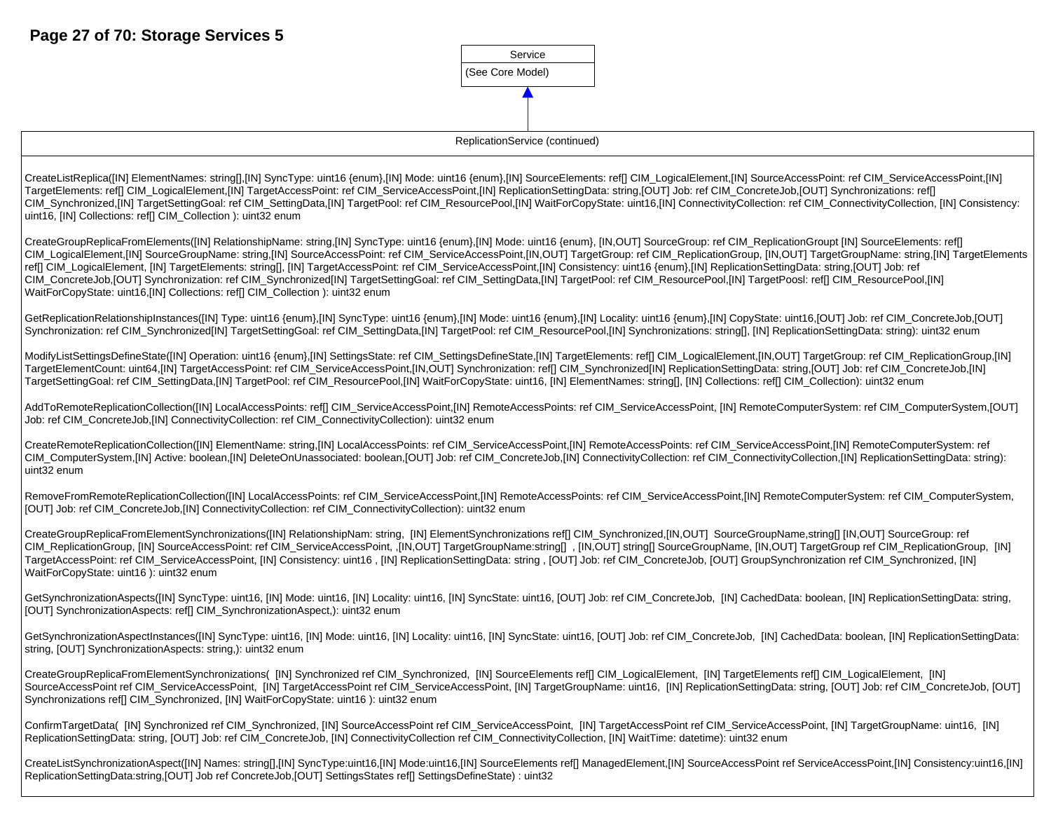## Storage Services 5

**Service**

(See Core Model)

**ReplicationService (continued)** — inherits from Service

CreateListReplica([IN] ElementNames: string[],[IN] SyncType: uint16 {enum},[IN] Mode: uint16 {enum},[IN] SourceElements: ref[] CIM_LogicalElement,[IN] SourceAccessPoint: ref CIM_ServiceAccessPoint,[IN] TargetElements: ref[] CIM_LogicalElement,[IN] TargetAccessPoint: ref CIM_ServiceAccessPoint,[IN] ReplicationSettingData: string,[OUT] Job: ref CIM_ConcreteJob,[OUT] Synchronizations: ref[] CIM_Synchronized,[IN] TargetSettingGoal: ref CIM_SettingData,[IN] TargetPool: ref CIM_ResourcePool,[IN] WaitForCopyState: uint16,[IN] ConnectivityCollection: ref CIM_ConnectivityCollection, [IN] Consistency: uint16, [IN] Collections: ref[] CIM_Collection ): uint32 enum

CreateGroupReplicaFromElements([IN] RelationshipName: string,[IN] SyncType: uint16 {enum},[IN] Mode: uint16 {enum}, [IN,OUT] SourceGroup: ref CIM_ReplicationGroupt [IN] SourceElements: ref[] CIM_LogicalElement,[IN] SourceGroupName: string,[IN] SourceAccessPoint: ref CIM_ServiceAccessPoint,[IN,OUT] TargetGroup: ref CIM_ReplicationGroup, [IN,OUT] TargetGroupName: string,[IN] TargetElements ref[] CIM_LogicalElement, [IN] TargetElements: string[], [IN] TargetAccessPoint: ref CIM_ServiceAccessPoint,[IN] Consistency: uint16 {enum},[IN] ReplicationSettingData: string,[OUT] Job: ref CIM_ConcreteJob,[OUT] Synchronization: ref CIM_Synchronized[IN] TargetSettingGoal: ref CIM_SettingData,[IN] TargetPool: ref CIM_ResourcePool,[IN] TargetPoosl: ref[] CIM_ResourcePool,[IN] WaitForCopyState: uint16,[IN] Collections: ref[] CIM_Collection ): uint32 enum

GetReplicationRelationshipInstances([IN] Type: uint16 {enum},[IN] SyncType: uint16 {enum},[IN] Mode: uint16 {enum},[IN] Locality: uint16 {enum},[IN] CopyState: uint16,[OUT] Job: ref CIM_ConcreteJob,[OUT] Synchronization: ref CIM_Synchronized[IN] TargetSettingGoal: ref CIM_SettingData,[IN] TargetPool: ref CIM_ResourcePool,[IN] Synchronizations: string[], [IN] ReplicationSettingData: string): uint32 enum

ModifyListSettingsDefineState([IN] Operation: uint16 {enum},[IN] SettingsState: ref CIM_SettingsDefineState,[IN] TargetElements: ref[] CIM_LogicalElement,[IN,OUT] TargetGroup: ref CIM_ReplicationGroup,[IN] TargetElementCount: uint64,[IN] TargetAccessPoint: ref CIM_ServiceAccessPoint,[IN,OUT] Synchronization: ref[] CIM_Synchronized[IN] ReplicationSettingData: string,[OUT] Job: ref CIM_ConcreteJob,[IN] TargetSettingGoal: ref CIM_SettingData,[IN] TargetPool: ref CIM_ResourcePool,[IN] WaitForCopyState: uint16, [IN] ElementNames: string[], [IN] Collections: ref[] CIM_Collection): uint32 enum

AddToRemoteReplicationCollection([IN] LocalAccessPoints: ref[] CIM_ServiceAccessPoint,[IN] RemoteAccessPoints: ref CIM_ServiceAccessPoint, [IN] RemoteComputerSystem: ref CIM_ComputerSystem,[OUT] Job: ref CIM_ConcreteJob,[IN] ConnectivityCollection: ref CIM_ConnectivityCollection): uint32 enum

CreateRemoteReplicationCollection([IN] ElementName: string,[IN] LocalAccessPoints: ref CIM_ServiceAccessPoint,[IN] RemoteAccessPoints: ref CIM_ServiceAccessPoint,[IN] RemoteComputerSystem: ref CIM_ComputerSystem,[IN] Active: boolean,[IN] DeleteOnUnassociated: boolean,[OUT] Job: ref CIM_ConcreteJob,[IN] ConnectivityCollection: ref CIM_ConnectivityCollection,[IN] ReplicationSettingData: string): uint32 enum

RemoveFromRemoteReplicationCollection([IN] LocalAccessPoints: ref CIM_ServiceAccessPoint,[IN] RemoteAccessPoints: ref CIM_ServiceAccessPoint,[IN] RemoteComputerSystem: ref CIM_ComputerSystem, [OUT] Job: ref CIM_ConcreteJob,[IN] ConnectivityCollection: ref CIM_ConnectivityCollection): uint32 enum

CreateGroupReplicaFromElementSynchronizations([IN] RelationshipNam: string, [IN] ElementSynchronizations ref[] CIM_Synchronized,[IN,OUT] SourceGroupName,string[] [IN,OUT] SourceGroup: ref CIM_ReplicationGroup, [IN] SourceAccessPoint: ref CIM_ServiceAccessPoint, ,[IN,OUT] TargetGroupName:string[] , [IN,OUT] string[] SourceGroupName, [IN,OUT] TargetGroup ref CIM_ReplicationGroup, [IN] TargetAccessPoint: ref CIM_ServiceAccessPoint, [IN] Consistency: uint16 , [IN] ReplicationSettingData: string , [OUT] Job: ref CIM_ConcreteJob, [OUT] GroupSynchronization ref CIM_Synchronized, [IN] WaitForCopyState: uint16 ): uint32 enum

GetSynchronizationAspects([IN] SyncType: uint16, [IN] Mode: uint16, [IN] Locality: uint16, [IN] SyncState: uint16, [OUT] Job: ref CIM_ConcreteJob, [IN] CachedData: boolean, [IN] ReplicationSettingData: string, [OUT] SynchronizationAspects: ref[] CIM_SynchronizationAspect,): uint32 enum

GetSynchronizationAspectInstances([IN] SyncType: uint16, [IN] Mode: uint16, [IN] Locality: uint16, [IN] SyncState: uint16, [OUT] Job: ref CIM_ConcreteJob, [IN] CachedData: boolean, [IN] ReplicationSettingData: string, [OUT] SynchronizationAspects: string,): uint32 enum

CreateGroupReplicaFromElementSynchronizations( [IN] Synchronized ref CIM_Synchronized, [IN] SourceElements ref[] CIM_LogicalElement, [IN] TargetElements ref[] CIM_LogicalElement, [IN] SourceAccessPoint ref CIM_ServiceAccessPoint, [IN] TargetAccessPoint ref CIM_ServiceAccessPoint, [IN] TargetGroupName: uint16, [IN] ReplicationSettingData: string, [OUT] Job: ref CIM_ConcreteJob, [OUT] Synchronizations ref[] CIM_Synchronized, [IN] WaitForCopyState: uint16 ): uint32 enum

ConfirmTargetData( [IN] Synchronized ref CIM_Synchronized, [IN] SourceAccessPoint ref CIM_ServiceAccessPoint, [IN] TargetAccessPoint ref CIM_ServiceAccessPoint, [IN] TargetGroupName: uint16, [IN] ReplicationSettingData: string, [OUT] Job: ref CIM_ConcreteJob, [IN] ConnectivityCollection ref CIM_ConnectivityCollection, [IN] WaitTime: datetime): uint32 enum

CreateListSynchronizationAspect([IN] Names: string[],[IN] SyncType:uint16,[IN] Mode:uint16,[IN] SourceElements ref[] ManagedElement,[IN] SourceAccessPoint ref ServiceAccessPoint,[IN] Consistency:uint16,[IN] ReplicationSettingData:string,[OUT] Job ref ConcreteJob,[OUT] SettingsStates ref[] SettingsDefineState) : uint32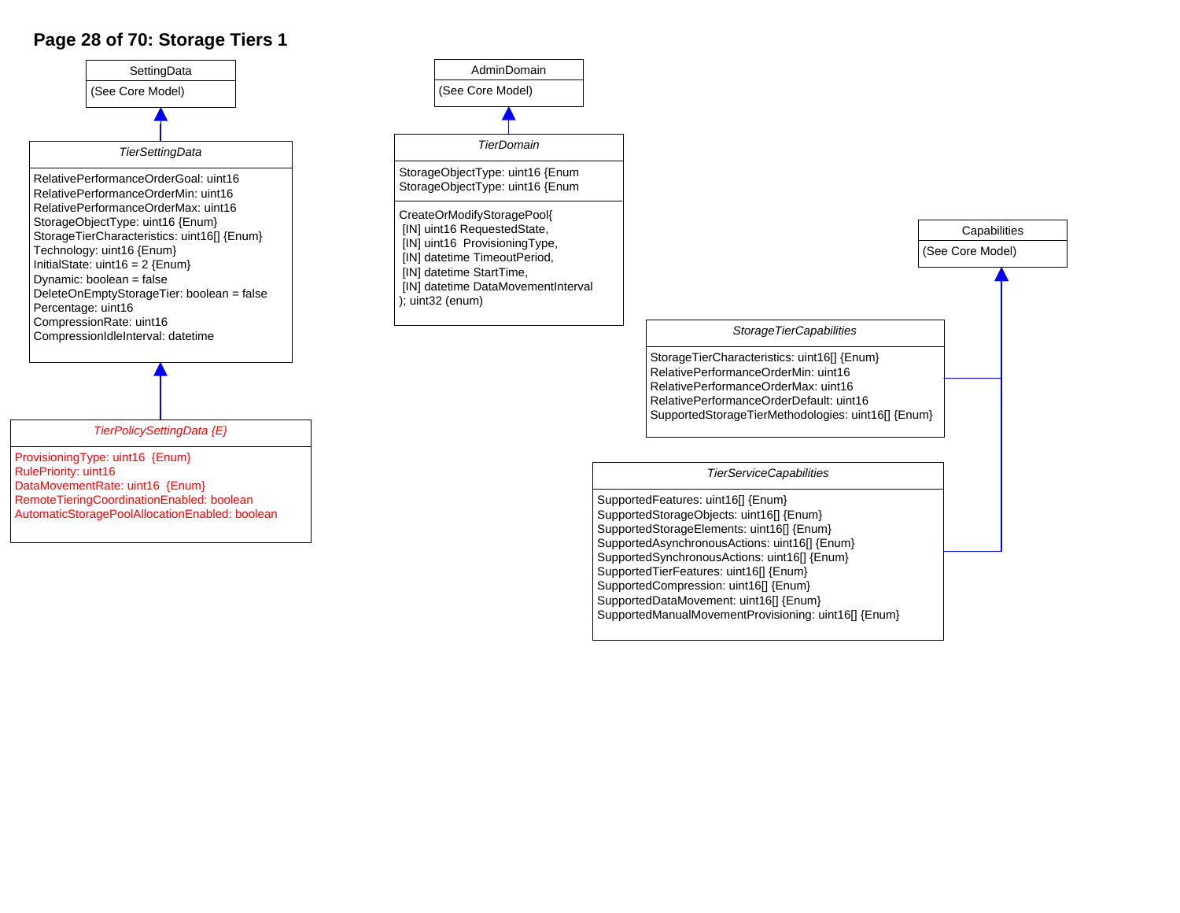# Page 28 of 70: Storage Tiers 1

**SettingData**

(See Core Model)

*TierSettingData* (inherits from SettingData)

```
RelativePerformanceOrderGoal: uint16
RelativePerformanceOrderMin: uint16
RelativePerformanceOrderMax: uint16
StorageObjectType: uint16 {Enum}
StorageTierCharacteristics: uint16[] {Enum}
Technology: uint16 {Enum}
InitialState: uint16 = 2 {Enum}
Dynamic: boolean = false
DeleteOnEmptyStorageTier: boolean = false
Percentage: uint16
CompressionRate: uint16
CompressionIdleInterval: datetime
```

*TierPolicySettingData {E}* (inherits from TierSettingData)

```
ProvisioningType: uint16  {Enum}
RulePriority: uint16
DataMovementRate: uint16  {Enum}
RemoteTieringCoordinationEnabled: boolean
AutomaticStoragePoolAllocationEnabled: boolean
```

**AdminDomain**

(See Core Model)

*TierDomain* (inherits from AdminDomain)

```
StorageObjectType: uint16 {Enum
StorageObjectType: uint16 {Enum

CreateOrModifyStoragePool(
 [IN] uint16 RequestedState,
 [IN] uint16  ProvisioningType,
 [IN] datetime TimeoutPeriod,
 [IN] datetime StartTime,
 [IN] datetime DataMovementInterval
); uint32 (enum)
```

**Capabilities**

(See Core Model)

*StorageTierCapabilities* (inherits from Capabilities)

```
StorageTierCharacteristics: uint16[] {Enum}
RelativePerformanceOrderMin: uint16
RelativePerformanceOrderMax: uint16
RelativePerformanceOrderDefault: uint16
SupportedStorageTierMethodologies: uint16[] {Enum}
```

*TierServiceCapabilities* (inherits from Capabilities)

```
SupportedFeatures: uint16[] {Enum}
SupportedStorageObjects: uint16[] {Enum}
SupportedStorageElements: uint16[] {Enum}
SupportedAsynchronousActions: uint16[] {Enum}
SupportedSynchronousActions: uint16[] {Enum}
SupportedTierFeatures: uint16[] {Enum}
SupportedCompression: uint16[] {Enum}
SupportedDataMovement: uint16[] {Enum}
SupportedManualMovementProvisioning: uint16[] {Enum}
```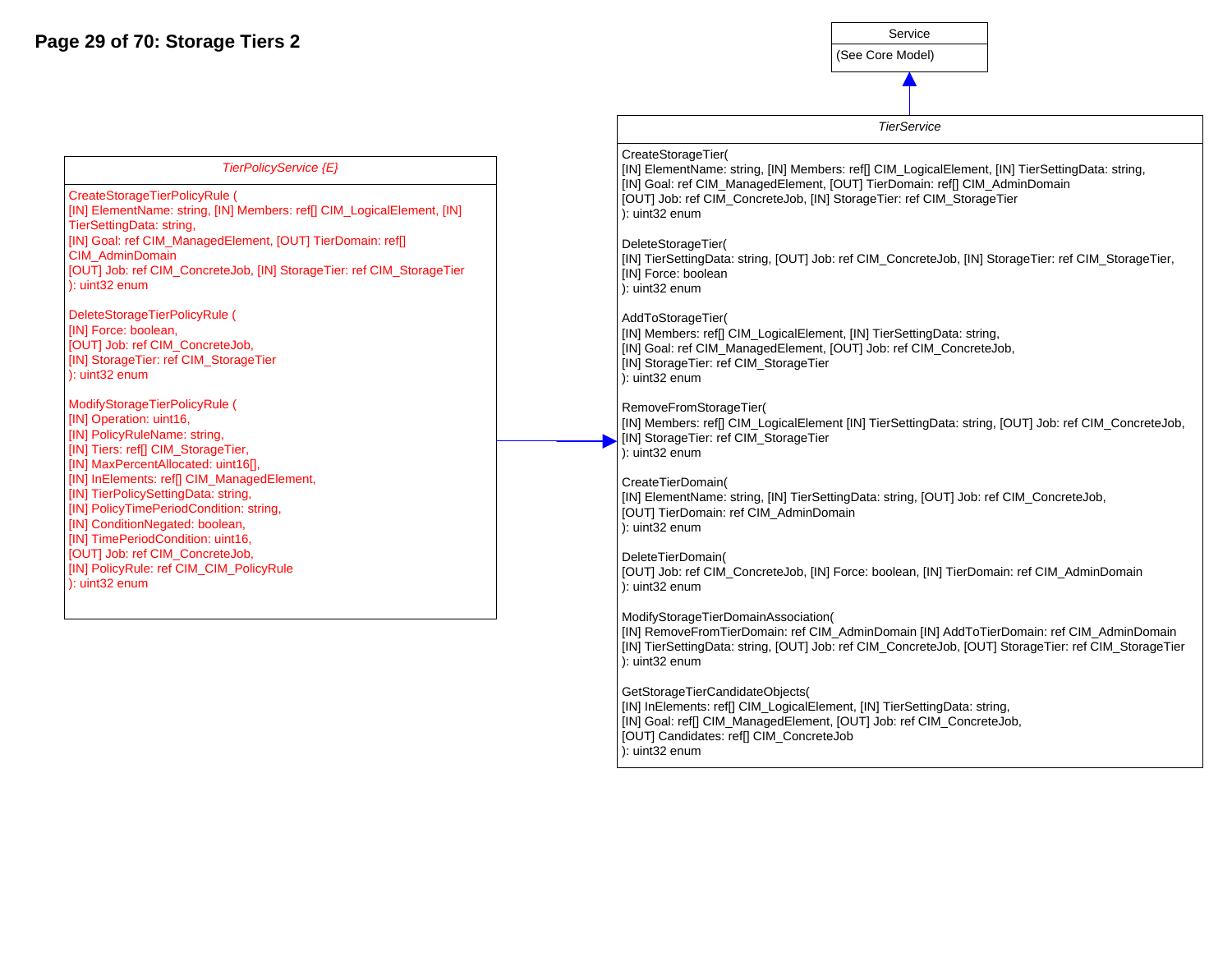## Storage Tiers 2

**Service**

(See Core Model)

---

***TierService***

CreateStorageTier(
[IN] ElementName: string, [IN] Members: ref[] CIM_LogicalElement, [IN] TierSettingData: string,
[IN] Goal: ref CIM_ManagedElement, [OUT] TierDomain: ref[] CIM_AdminDomain
[OUT] Job: ref CIM_ConcreteJob, [IN] StorageTier: ref CIM_StorageTier
): uint32 enum

DeleteStorageTier(
[IN] TierSettingData: string, [OUT] Job: ref CIM_ConcreteJob, [IN] StorageTier: ref CIM_StorageTier,
[IN] Force: boolean
): uint32 enum

AddToStorageTier(
[IN] Members: ref[] CIM_LogicalElement, [IN] TierSettingData: string,
[IN] Goal: ref CIM_ManagedElement, [OUT] Job: ref CIM_ConcreteJob,
[IN] StorageTier: ref CIM_StorageTier
): uint32 enum

RemoveFromStorageTier(
[IN] Members: ref[] CIM_LogicalElement [IN] TierSettingData: string, [OUT] Job: ref CIM_ConcreteJob,
[IN] StorageTier: ref CIM_StorageTier
): uint32 enum

CreateTierDomain(
[IN] ElementName: string, [IN] TierSettingData: string, [OUT] Job: ref CIM_ConcreteJob,
[OUT] TierDomain: ref CIM_AdminDomain
): uint32 enum

DeleteTierDomain(
[OUT] Job: ref CIM_ConcreteJob, [IN] Force: boolean, [IN] TierDomain: ref CIM_AdminDomain
): uint32 enum

ModifyStorageTierDomainAssociation(
[IN] RemoveFromTierDomain: ref CIM_AdminDomain [IN] AddToTierDomain: ref CIM_AdminDomain
[IN] TierSettingData: string, [OUT] Job: ref CIM_ConcreteJob, [OUT] StorageTier: ref CIM_StorageTier
): uint32 enum

GetStorageTierCandidateObjects(
[IN] InElements: ref[] CIM_LogicalElement, [IN] TierSettingData: string,
[IN] Goal: ref[] CIM_ManagedElement, [OUT] Job: ref CIM_ConcreteJob,
[OUT] Candidates: ref[] CIM_ConcreteJob
): uint32 enum

---

***TierPolicyService {E}***

CreateStorageTierPolicyRule (
[IN] ElementName: string, [IN] Members: ref[] CIM_LogicalElement, [IN] TierSettingData: string,
[IN] Goal: ref CIM_ManagedElement, [OUT] TierDomain: ref[] CIM_AdminDomain
[OUT] Job: ref CIM_ConcreteJob, [IN] StorageTier: ref CIM_StorageTier
): uint32 enum

DeleteStorageTierPolicyRule (
[IN] Force: boolean,
[OUT] Job: ref CIM_ConcreteJob,
[IN] StorageTier: ref CIM_StorageTier
): uint32 enum

ModifyStorageTierPolicyRule (
[IN] Operation: uint16,
[IN] PolicyRuleName: string,
[IN] Tiers: ref[] CIM_StorageTier,
[IN] MaxPercentAllocated: uint16[],
[IN] InElements: ref[] CIM_ManagedElement,
[IN] TierPolicySettingData: string,
[IN] PolicyTimePeriodCondition: string,
[IN] ConditionNegated: boolean,
[IN] TimePeriodCondition: uint16,
[OUT] Job: ref CIM_ConcreteJob,
[IN] PolicyRule: ref CIM_CIM_PolicyRule
): uint32 enum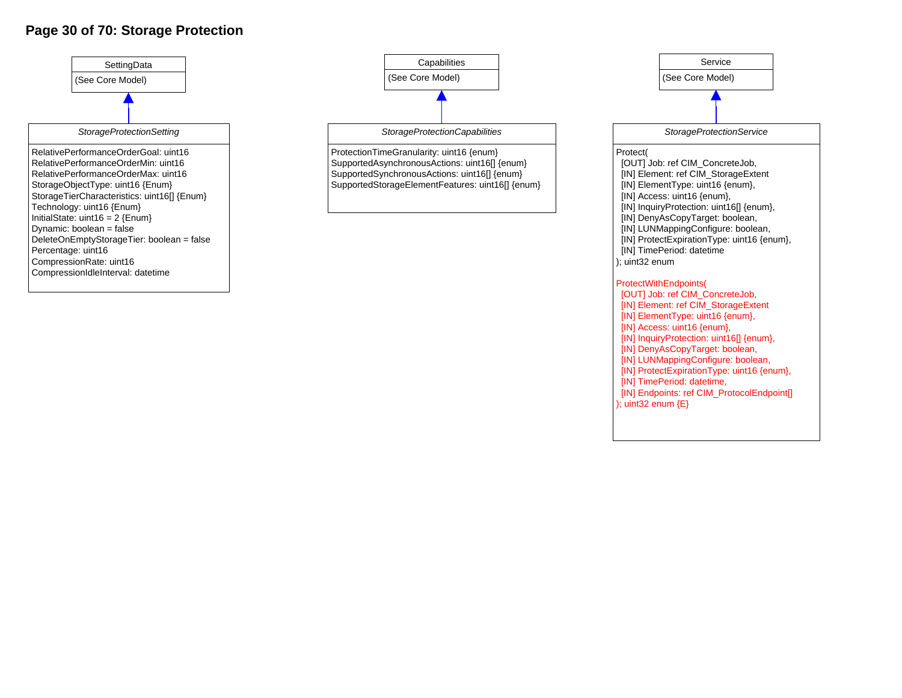# Page 30 of 70: Storage Protection

**SettingData**

(See Core Model)

*StorageProtectionSetting* (inherits from SettingData)

```
RelativePerformanceOrderGoal: uint16
RelativePerformanceOrderMin: uint16
RelativePerformanceOrderMax: uint16
StorageObjectType: uint16 {Enum}
StorageTierCharacteristics: uint16[] {Enum}
Technology: uint16 {Enum}
InitialState: uint16 = 2 {Enum}
Dynamic: boolean = false
DeleteOnEmptyStorageTier: boolean = false
Percentage: uint16
CompressionRate: uint16
CompressionIdleInterval: datetime
```

**Capabilities**

(See Core Model)

*StorageProtectionCapabilities* (inherits from Capabilities)

```
ProtectionTimeGranularity: uint16 {enum}
SupportedAsynchronousActions: uint16[] {enum}
SupportedSynchronousActions: uint16[] {enum}
SupportedStorageElementFeatures: uint16[] {enum}
```

**Service**

(See Core Model)

*StorageProtectionService* (inherits from Service)

```
Protect(
  [OUT] Job: ref CIM_ConcreteJob,
  [IN] Element: ref CIM_StorageExtent
  [IN] ElementType: uint16 {enum},
  [IN] Access: uint16 {enum},
  [IN] InquiryProtection: uint16[] {enum},
  [IN] DenyAsCopyTarget: boolean,
  [IN] LUNMappingConfigure: boolean,
  [IN] ProtectExpirationType: uint16 {enum},
  [IN] TimePeriod: datetime
); uint32 enum

ProtectWithEndpoints(
  [OUT] Job: ref CIM_ConcreteJob,
  [IN] Element: ref CIM_StorageExtent
  [IN] ElementType: uint16 {enum},
  [IN] Access: uint16 {enum},
  [IN] InquiryProtection: uint16[] {enum},
  [IN] DenyAsCopyTarget: boolean,
  [IN] LUNMappingConfigure: boolean,
  [IN] ProtectExpirationType: uint16 {enum},
  [IN] TimePeriod: datetime,
  [IN] Endpoints: ref CIM_ProtocolEndpoint[]
); uint32 enum {E}
```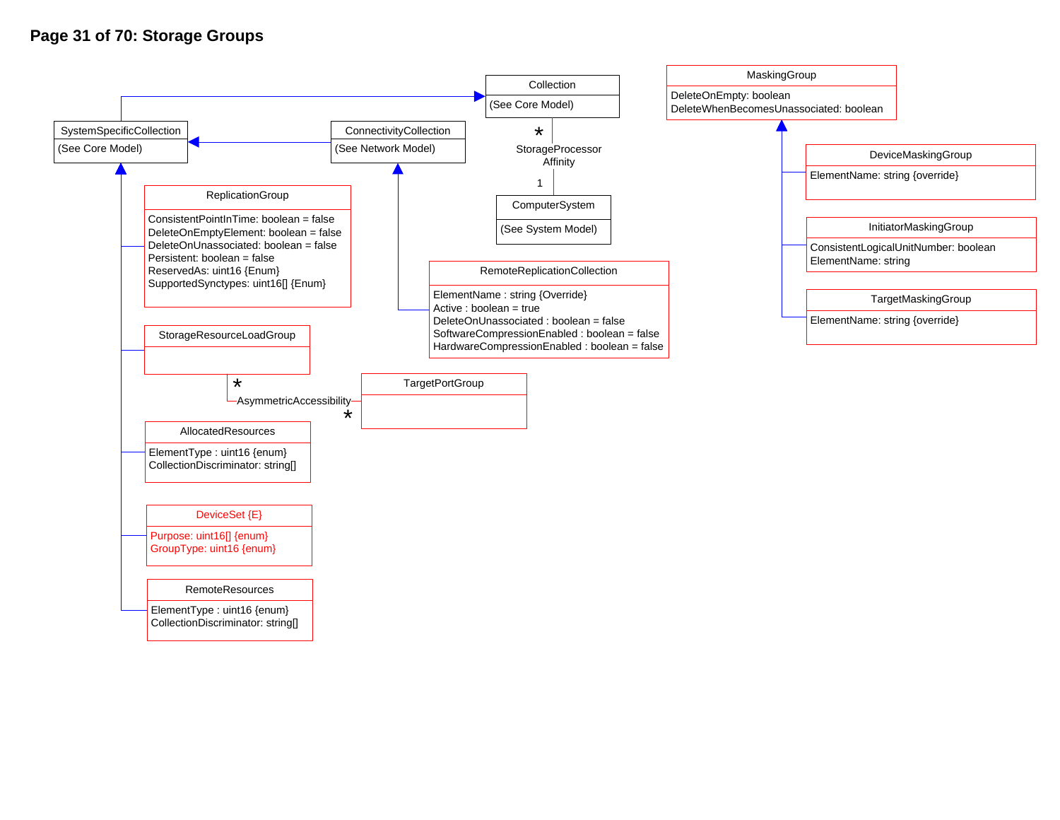# Storage Groups

**Collection**
(See Core Model)

**SystemSpecificCollection**
(See Core Model)

**ConnectivityCollection**
(See Network Model)

**ComputerSystem**
(See System Model)

StorageProcessor Affinity (Collection * — 1 ComputerSystem)

**MaskingGroup**
DeleteOnEmpty: boolean
DeleteWhenBecomesUnassociated: boolean

**DeviceMaskingGroup**
ElementName: string {override}

**InitiatorMaskingGroup**
ConsistentLogicalUnitNumber: boolean
ElementName: string

**TargetMaskingGroup**
ElementName: string {override}

**ReplicationGroup**
ConsistentPointInTime: boolean = false
DeleteOnEmptyElement: boolean = false
DeleteOnUnassociated: boolean = false
Persistent: boolean = false
ReservedAs: uint16 {Enum}
SupportedSynctypes: uint16[] {Enum}

**RemoteReplicationCollection**
ElementName : string {Override}
Active : boolean = true
DeleteOnUnassociated : boolean = false
SoftwareCompressionEnabled : boolean = false
HardwareCompressionEnabled : boolean = false

**StorageResourceLoadGroup**

AsymmetricAccessibility (StorageResourceLoadGroup * — * TargetPortGroup)

**TargetPortGroup**

**AllocatedResources**
ElementType : uint16 {enum}
CollectionDiscriminator: string[]

**DeviceSet {E}**
Purpose: uint16[] {enum}
GroupType: uint16 {enum}

**RemoteResources**
ElementType : uint16 {enum}
CollectionDiscriminator: string[]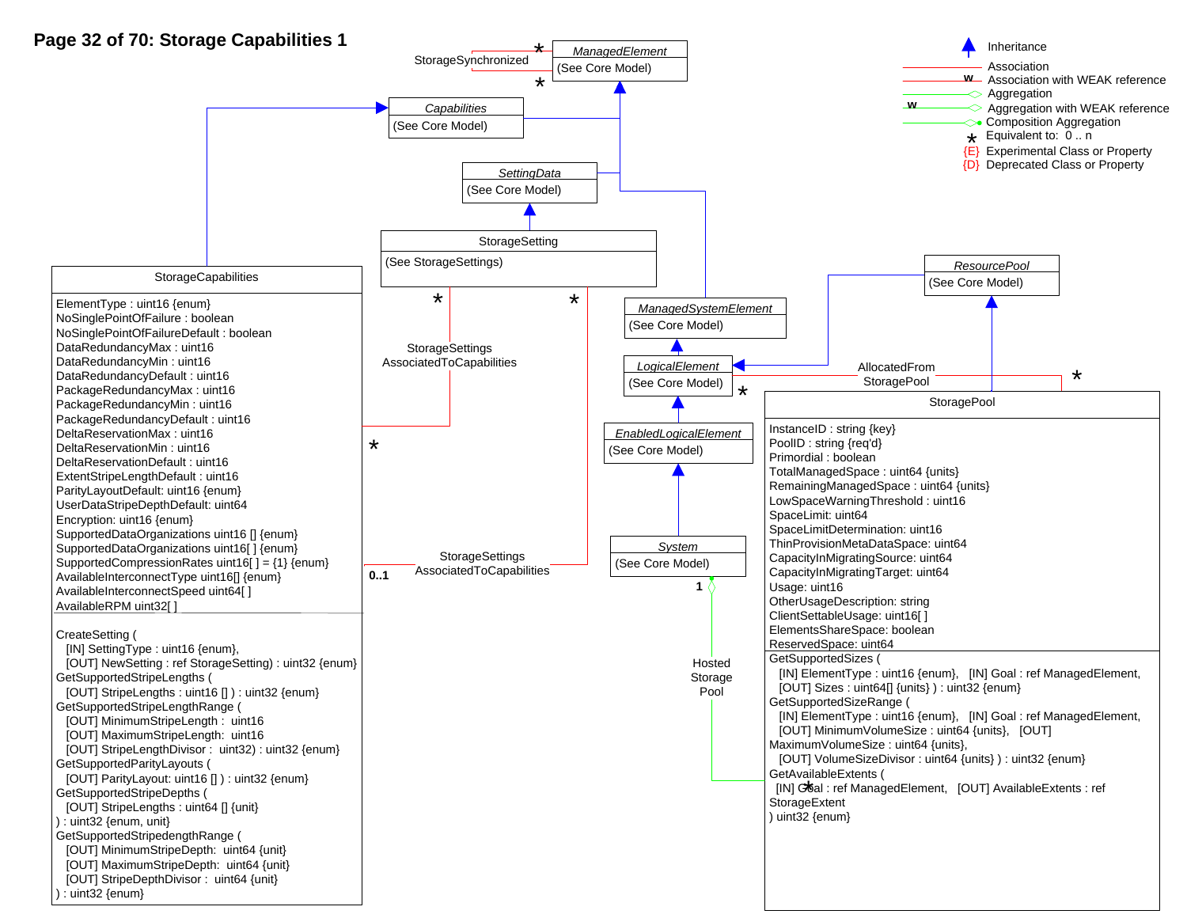# Page 32 of 70: Storage Capabilities 1

**Legend:**
- Inheritance
- Association
- w Association with WEAK reference
- Aggregation
- w Aggregation with WEAK reference
- Composition Aggregation
- * Equivalent to: 0 .. n
- {E} Experimental Class or Property
- {D} Deprecated Class or Property

---

*ManagedElement*
(See Core Model)

StorageSynchronized (* ManagedElement — * ManagedElement)

*Capabilities*
(See Core Model)

*SettingData*
(See Core Model)

StorageSetting
(See StorageSettings)

*ManagedSystemElement*
(See Core Model)

*ResourcePool*
(See Core Model)

*LogicalElement*
(See Core Model)

*EnabledLogicalElement*
(See Core Model)

*System*
(See Core Model)

**StorageCapabilities**

ElementType : uint16 {enum}
NoSinglePointOfFailure : boolean
NoSinglePointOfFailureDefault : boolean
DataRedundancyMax : uint16
DataRedundancyMin : uint16
DataRedundancyDefault : uint16
PackageRedundancyMax : uint16
PackageRedundancyMin : uint16
PackageRedundancyDefault : uint16
DeltaReservationMax : uint16
DeltaReservationMin : uint16
DeltaReservationDefault : uint16
ExtentStripeLengthDefault : uint16
ParityLayoutDefault: uint16 {enum}
UserDataStripeDepthDefault: uint64
Encryption: uint16 {enum}
SupportedDataOrganizations uint16 [] {enum}
SupportedDataOrganizations uint16[ ] {enum}
SupportedCompressionRates uint16[ ] = {1} {enum}
AvailableInterconnectType uint16[] {enum}
AvailableInterconnectSpeed uint64[ ]
AvailableRPM uint32[ ]

```
CreateSetting (
   [IN] SettingType : uint16 {enum},
   [OUT] NewSetting : ref StorageSetting) : uint32 {enum}
GetSupportedStripeLengths (
   [OUT] StripeLengths : uint16 [] ) : uint32 {enum}
GetSupportedStripeLengthRange (
   [OUT] MinimumStripeLength :  uint16
   [OUT] MaximumStripeLength:  uint16
   [OUT] StripeLengthDivisor :  uint32) : uint32 {enum}
GetSupportedParityLayouts (
   [OUT] ParityLayout: uint16 [] ) : uint32 {enum}
GetSupportedStripeDepths (
   [OUT] StripeLengths : uint64 [] {unit}
) : uint32 {enum, unit}
GetSupportedStripedengthRange (
   [OUT] MinimumStripeDepth:  uint64 {unit}
   [OUT] MaximumStripeDepth:  uint64 {unit}
   [OUT] StripeDepthDivisor :  uint64 {unit}
) : uint32 {enum}
```

StorageSettingsAssociatedToCapabilities (* StorageCapabilities — * StorageSetting)

StorageSettingsAssociatedToCapabilities (0..1 StorageCapabilities — * StorageSetting)

AllocatedFrom StoragePool (* LogicalElement — * StoragePool)

Hosted Storage Pool (1 System — * StoragePool)

**StoragePool**

InstanceID : string {key}
PoolID : string {req'd}
Primordial : boolean
TotalManagedSpace : uint64 {units}
RemainingManagedSpace : uint64 {units}
LowSpaceWarningThreshold : uint16
SpaceLimit: uint64
SpaceLimitDetermination: uint16
ThinProvisionMetaDataSpace: uint64
CapacityInMigratingSource: uint64
CapacityInMigratingTarget: uint64
Usage: uint16
OtherUsageDescription: string
ClientSettableUsage: uint16[ ]
ElementsShareSpace: boolean
ReservedSpace: uint64

```
GetSupportedSizes (
   [IN] ElementType : uint16 {enum},   [IN] Goal : ref ManagedElement,
   [OUT] Sizes : uint64[] {units} ) : uint32 {enum}
GetSupportedSizeRange (
   [IN] ElementType : uint16 {enum},   [IN] Goal : ref ManagedElement,
   [OUT] MinimumVolumeSize : uint64 {units},   [OUT]
MaximumVolumeSize : uint64 {units},
   [OUT] VolumeSizeDivisor : uint64 {units} ) : uint32 {enum}
GetAvailableExtents (
   [IN] Goal : ref ManagedElement,   [OUT] AvailableExtents : ref
StorageExtent
) uint32 {enum}
```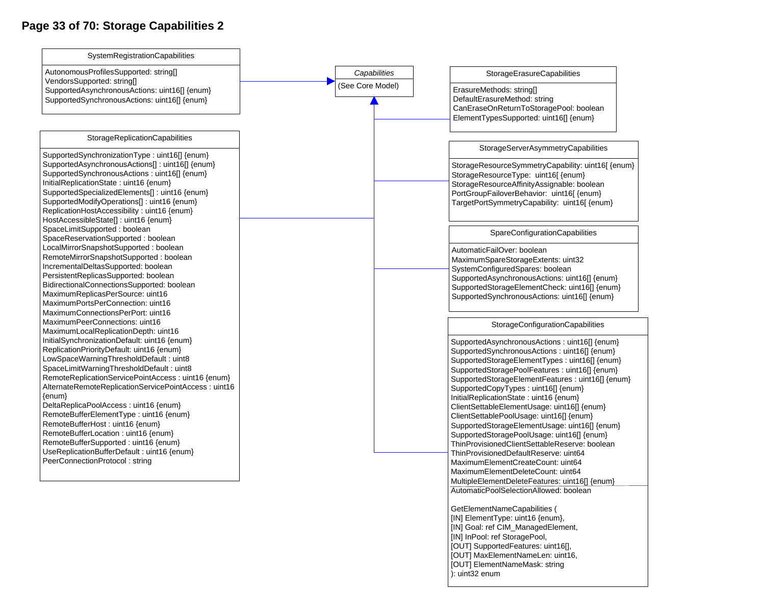# Page 33 of 70: Storage Capabilities 2

### SystemRegistrationCapabilities

AutonomousProfilesSupported: string[]
VendorsSupported: string[]
SupportedAsynchronousActions: uint16[] {enum}
SupportedSynchronousActions: uint16[] {enum}

### *Capabilities*

(See Core Model)

### StorageErasureCapabilities

ErasureMethods: string[]
DefaultErasureMethod: string
CanEraseOnReturnToStoragePool: boolean
ElementTypesSupported: uint16[] {enum}

### StorageReplicationCapabilities

SupportedSynchronizationType : uint16[] {enum}
SupportedAsynchronousActions[] : uint16[] {enum}
SupportedSynchronousActions : uint16[] {enum}
InitialReplicationState : uint16 {enum}
SupportedSpecializedElements[] : uint16 {enum}
SupportedModifyOperations[] : uint16 {enum}
ReplicationHostAccessibility : uint16 {enum}
HostAccessibleState[] : uint16 {enum}
SpaceLimitSupported : boolean
SpaceReservationSupported : boolean
LocalMirrorSnapshotSupported : boolean
RemoteMirrorSnapshotSupported : boolean
IncrementalDeltasSupported: boolean
PersistentReplicasSupported: boolean
BidirectionalConnectionsSupported: boolean
MaximumReplicasPerSource: uint16
MaximumPortsPerConnection: uint16
MaximumConnectionsPerPort: uint16
MaximumPeerConnections: uint16
MaximumLocalReplicationDepth: uint16
InitialSynchronizationDefault: uint16 {enum}
ReplicationPriorityDefault: uint16 {enum}
LowSpaceWarningThresholdDefault : uint8
SpaceLimitWarningThresholdDefault : uint8
RemoteReplicationServicePointAccess : uint16 {enum}
AlternateRemoteReplicationServicePointAccess : uint16 {enum}
DeltaReplicaPoolAccess : uint16 {enum}
RemoteBufferElementType : uint16 {enum}
RemoteBufferHost : uint16 {enum}
RemoteBufferLocation : uint16 {enum}
RemoteBufferSupported : uint16 {enum}
UseReplicationBufferDefault : uint16 {enum}
PeerConnectionProtocol : string

### StorageServerAsymmetryCapabilities

StorageResourceSymmetryCapability: uint16[ {enum}
StorageResourceType: uint16[ {enum}
StorageResourceAffinityAssignable: boolean
PortGroupFailoverBehavior: uint16[ {enum}
TargetPortSymmetryCapability: uint16[ {enum}

### SpareConfigurationCapabilities

AutomaticFailOver: boolean
MaximumSpareStorageExtents: uint32
SystemConfiguredSpares: boolean
SupportedAsynchronousActions: uint16[] {enum}
SupportedStorageElementCheck: uint16[] {enum}
SupportedSynchronousActions: uint16[] {enum}

### StorageConfigurationCapabilities

SupportedAsynchronousActions : uint16[] {enum}
SupportedSynchronousActions : uint16[] {enum}
SupportedStorageElementTypes : uint16[] {enum}
SupportedStoragePoolFeatures : uint16[] {enum}
SupportedStorageElementFeatures : uint16[] {enum}
SupportedCopyTypes : uint16[] {enum}
InitialReplicationState : uint16 {enum}
ClientSettableElementUsage: uint16[] {enum}
ClientSettablePoolUsage: uint16[] {enum}
SupportedStorageElementUsage: uint16[] {enum}
SupportedStoragePoolUsage: uint16[] {enum}
ThinProvisionedClientSettableReserve: boolean
ThinProvisionedDefaultReserve: uint64
MaximumElementCreateCount: uint64
MaximumElementDeleteCount: uint64
MultipleElementDeleteFeatures: uint16[] {enum}
AutomaticPoolSelectionAllowed: boolean

GetElementNameCapabilities (
[IN] ElementType: uint16 {enum},
[IN] Goal: ref CIM_ManagedElement,
[IN] InPool: ref StoragePool,
[OUT] SupportedFeatures: uint16[],
[OUT] MaxElementNameLen: uint16,
[OUT] ElementNameMask: string
): uint32 enum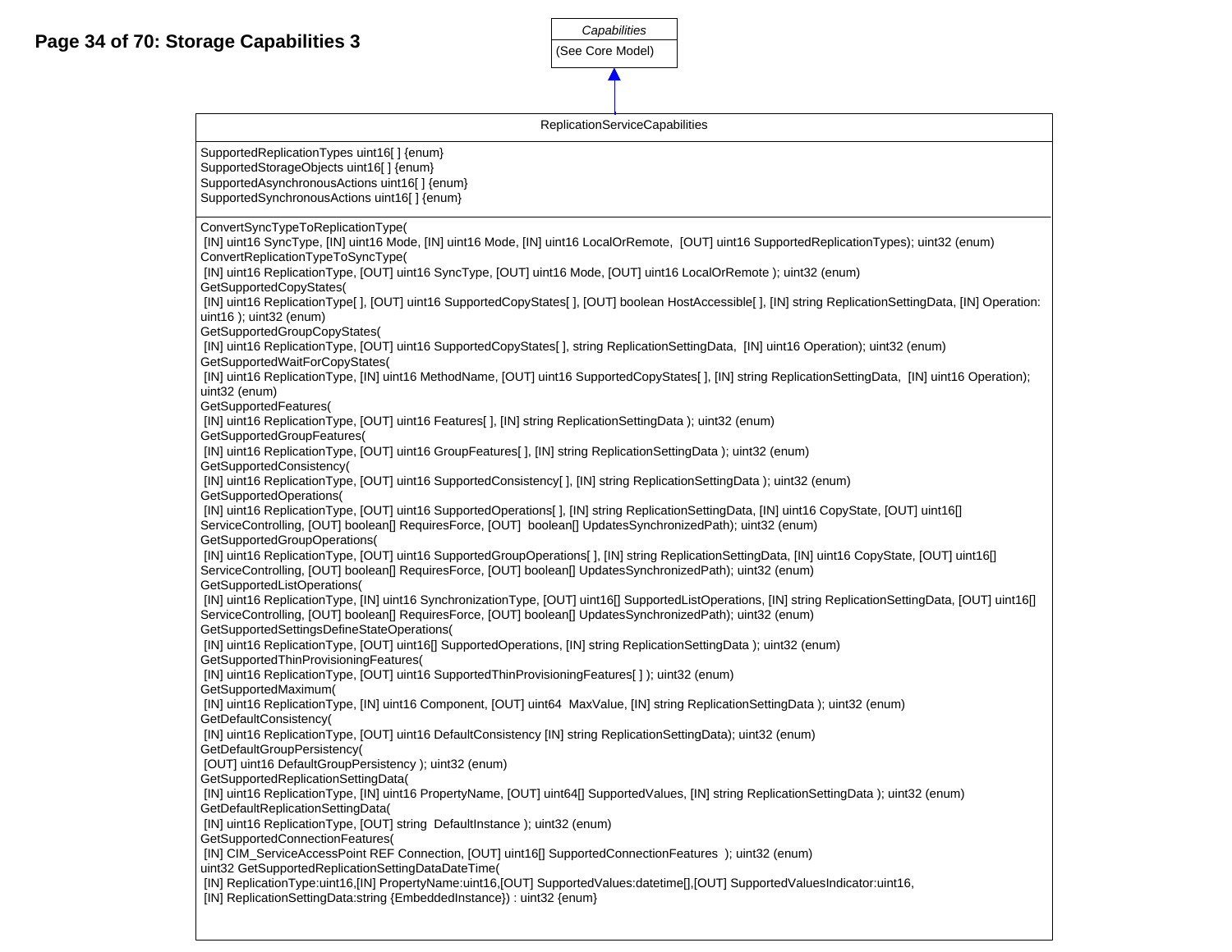# Page 34 of 70: Storage Capabilities 3

*Capabilities*

(See Core Model)

## ReplicationServiceCapabilities

SupportedReplicationTypes uint16[ ] {enum}
SupportedStorageObjects uint16[ ] {enum}
SupportedAsynchronousActions uint16[ ] {enum}
SupportedSynchronousActions uint16[ ] {enum}

```
ConvertSyncTypeToReplicationType(
 [IN] uint16 SyncType, [IN] uint16 Mode, [IN] uint16 Mode, [IN] uint16 LocalOrRemote,  [OUT] uint16 SupportedReplicationTypes); uint32 (enum)
ConvertReplicationTypeToSyncType(
 [IN] uint16 ReplicationType, [OUT] uint16 SyncType, [OUT] uint16 Mode, [OUT] uint16 LocalOrRemote ); uint32 (enum)
GetSupportedCopyStates(
 [IN] uint16 ReplicationType[ ], [OUT] uint16 SupportedCopyStates[ ], [OUT] boolean HostAccessible[ ], [IN] string ReplicationSettingData, [IN] Operation: uint16 ); uint32 (enum)
GetSupportedGroupCopyStates(
 [IN] uint16 ReplicationType, [OUT] uint16 SupportedCopyStates[ ], string ReplicationSettingData,  [IN] uint16 Operation); uint32 (enum)
GetSupportedWaitForCopyStates(
 [IN] uint16 ReplicationType, [IN] uint16 MethodName, [OUT] uint16 SupportedCopyStates[ ], [IN] string ReplicationSettingData,  [IN] uint16 Operation); uint32 (enum)
GetSupportedFeatures(
 [IN] uint16 ReplicationType, [OUT] uint16 Features[ ], [IN] string ReplicationSettingData ); uint32 (enum)
GetSupportedGroupFeatures(
 [IN] uint16 ReplicationType, [OUT] uint16 GroupFeatures[ ], [IN] string ReplicationSettingData ); uint32 (enum)
GetSupportedConsistency(
 [IN] uint16 ReplicationType, [OUT] uint16 SupportedConsistency[ ], [IN] string ReplicationSettingData ); uint32 (enum)
GetSupportedOperations(
 [IN] uint16 ReplicationType, [OUT] uint16 SupportedOperations[ ], [IN] string ReplicationSettingData, [IN] uint16 CopyState, [OUT] uint16[] ServiceControlling, [OUT] boolean[] RequiresForce, [OUT]  boolean[] UpdatesSynchronizedPath); uint32 (enum)
GetSupportedGroupOperations(
 [IN] uint16 ReplicationType, [OUT] uint16 SupportedGroupOperations[ ], [IN] string ReplicationSettingData, [IN] uint16 CopyState, [OUT] uint16[] ServiceControlling, [OUT] boolean[] RequiresForce, [OUT] boolean[] UpdatesSynchronizedPath); uint32 (enum)
GetSupportedListOperations(
 [IN] uint16 ReplicationType, [IN] uint16 SynchronizationType, [OUT] uint16[] SupportedListOperations, [IN] string ReplicationSettingData, [OUT] uint16[] ServiceControlling, [OUT] boolean[] RequiresForce, [OUT] boolean[] UpdatesSynchronizedPath); uint32 (enum)
GetSupportedSettingsDefineStateOperations(
 [IN] uint16 ReplicationType, [OUT] uint16[] SupportedOperations, [IN] string ReplicationSettingData ); uint32 (enum)
GetSupportedThinProvisioningFeatures(
 [IN] uint16 ReplicationType, [OUT] uint16 SupportedThinProvisioningFeatures[ ] ); uint32 (enum)
GetSupportedMaximum(
 [IN] uint16 ReplicationType, [IN] uint16 Component, [OUT] uint64  MaxValue, [IN] string ReplicationSettingData ); uint32 (enum)
GetDefaultConsistency(
 [IN] uint16 ReplicationType, [OUT] uint16 DefaultConsistency [IN] string ReplicationSettingData); uint32 (enum)
GetDefaultGroupPersistency(
 [OUT] uint16 DefaultGroupPersistency ); uint32 (enum)
GetSupportedReplicationSettingData(
 [IN] uint16 ReplicationType, [IN] uint16 PropertyName, [OUT] uint64[] SupportedValues, [IN] string ReplicationSettingData ); uint32 (enum)
GetDefaultReplicationSettingData(
 [IN] uint16 ReplicationType, [OUT] string  DefaultInstance ); uint32 (enum)
GetSupportedConnectionFeatures(
 [IN] CIM_ServiceAccessPoint REF Connection, [OUT] uint16[] SupportedConnectionFeatures  ); uint32 (enum)
uint32 GetSupportedReplicationSettingDataDateTime(
 [IN] ReplicationType:uint16,[IN] PropertyName:uint16,[OUT] SupportedValues:datetime[],[OUT] SupportedValuesIndicator:uint16,
 [IN] ReplicationSettingData:string {EmbeddedInstance}) : uint32 {enum}
```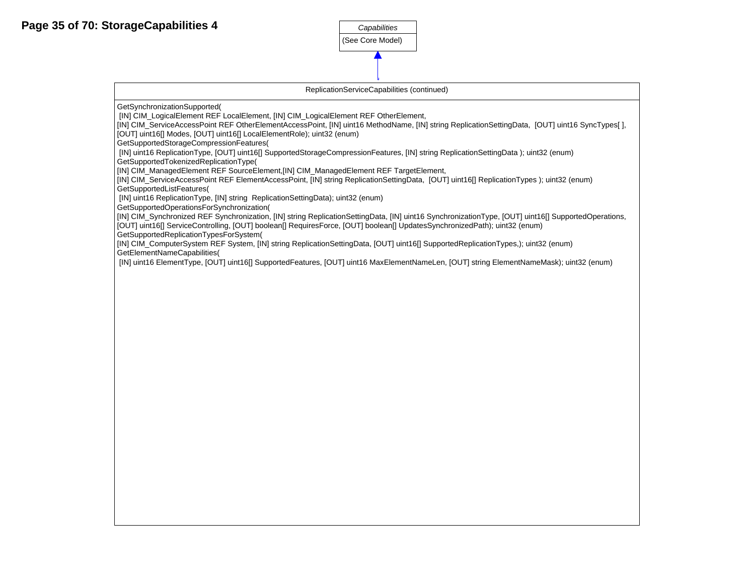# StorageCapabilities 4

**Capabilities**

(See Core Model)

**ReplicationServiceCapabilities (continued)**

```
GetSynchronizationSupported(
 [IN] CIM_LogicalElement REF LocalElement, [IN] CIM_LogicalElement REF OtherElement,
[IN] CIM_ServiceAccessPoint REF OtherElementAccessPoint, [IN] uint16 MethodName, [IN] string ReplicationSettingData,  [OUT] uint16 SyncTypes[ ],
[OUT] uint16[] Modes, [OUT] uint16[] LocalElementRole); uint32 (enum)
GetSupportedStorageCompressionFeatures(
 [IN] uint16 ReplicationType, [OUT] uint16[] SupportedStorageCompressionFeatures, [IN] string ReplicationSettingData ); uint32 (enum)
GetSupportedTokenizedReplicationType(
[IN] CIM_ManagedElement REF SourceElement,[IN] CIM_ManagedElement REF TargetElement,
[IN] CIM_ServiceAccessPoint REF ElementAccessPoint, [IN] string ReplicationSettingData,  [OUT] uint16[] ReplicationTypes ); uint32 (enum)
GetSupportedListFeatures(
 [IN] uint16 ReplicationType, [IN] string  ReplicationSettingData); uint32 (enum)
GetSupportedOperationsForSynchronization(
[IN] CIM_Synchronized REF Synchronization, [IN] string ReplicationSettingData, [IN] uint16 SynchronizationType, [OUT] uint16[] SupportedOperations,
[OUT] uint16[] ServiceControlling, [OUT] boolean[] RequiresForce, [OUT] boolean[] UpdatesSynchronizedPath); uint32 (enum)
GetSupportedReplicationTypesForSystem(
[IN] CIM_ComputerSystem REF System, [IN] string ReplicationSettingData, [OUT] uint16[] SupportedReplicationTypes,); uint32 (enum)
GetElementNameCapabilities(
 [IN] uint16 ElementType, [OUT] uint16[] SupportedFeatures, [OUT] uint16 MaxElementNameLen, [OUT] string ElementNameMask); uint32 (enum)
```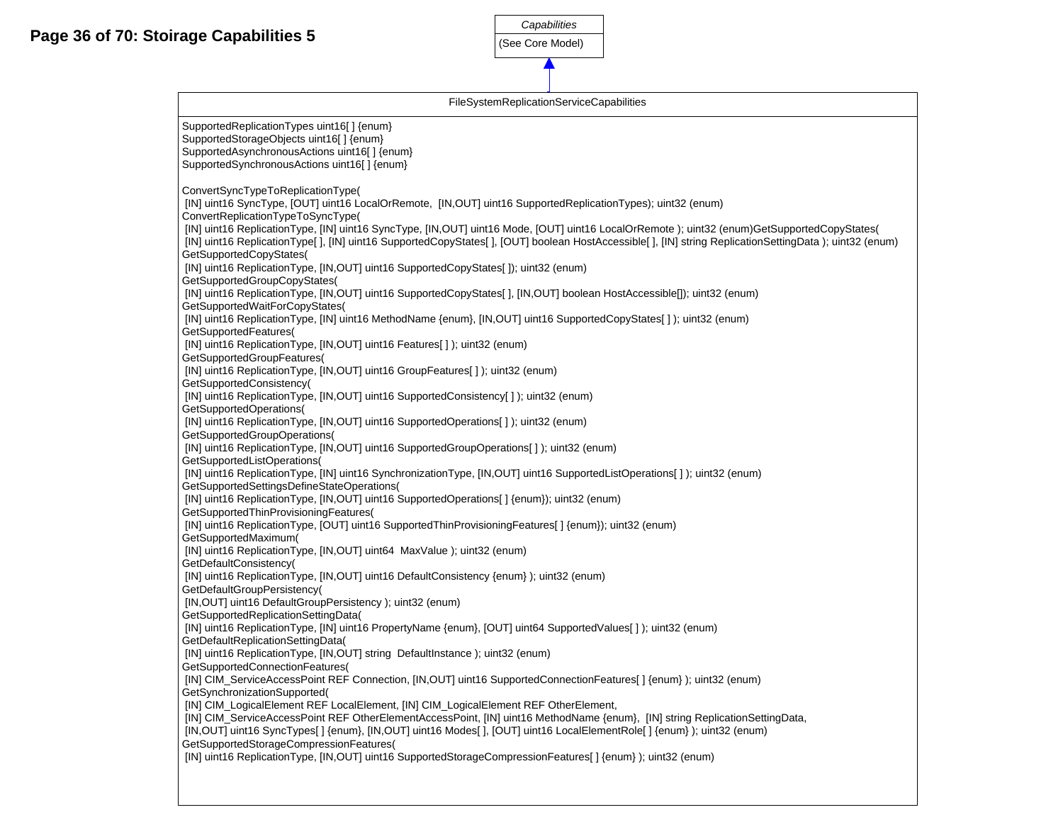# Page 36 of 70: Stoirage Capabilities 5

*Capabilities*

(See Core Model)

FileSystemReplicationServiceCapabilities

```
SupportedReplicationTypes uint16[ ] {enum}
SupportedStorageObjects uint16[ ] {enum}
SupportedAsynchronousActions uint16[ ] {enum}
SupportedSynchronousActions uint16[ ] {enum}

ConvertSyncTypeToReplicationType(
 [IN] uint16 SyncType, [OUT] uint16 LocalOrRemote,  [IN,OUT] uint16 SupportedReplicationTypes); uint32 (enum)
ConvertReplicationTypeToSyncType(
 [IN] uint16 ReplicationType, [IN] uint16 SyncType, [IN,OUT] uint16 Mode, [OUT] uint16 LocalOrRemote ); uint32 (enum)GetSupportedCopyStates(
 [IN] uint16 ReplicationType[ ], [IN] uint16 SupportedCopyStates[ ], [OUT] boolean HostAccessible[ ], [IN] string ReplicationSettingData ); uint32 (enum)
GetSupportedCopyStates(
 [IN] uint16 ReplicationType, [IN,OUT] uint16 SupportedCopyStates[ ]); uint32 (enum)
GetSupportedGroupCopyStates(
 [IN] uint16 ReplicationType, [IN,OUT] uint16 SupportedCopyStates[ ], [IN,OUT] boolean HostAccessible[]); uint32 (enum)
GetSupportedWaitForCopyStates(
 [IN] uint16 ReplicationType, [IN] uint16 MethodName {enum}, [IN,OUT] uint16 SupportedCopyStates[ ] ); uint32 (enum)
GetSupportedFeatures(
 [IN] uint16 ReplicationType, [IN,OUT] uint16 Features[ ] ); uint32 (enum)
GetSupportedGroupFeatures(
 [IN] uint16 ReplicationType, [IN,OUT] uint16 GroupFeatures[ ] ); uint32 (enum)
GetSupportedConsistency(
 [IN] uint16 ReplicationType, [IN,OUT] uint16 SupportedConsistency[ ] ); uint32 (enum)
GetSupportedOperations(
 [IN] uint16 ReplicationType, [IN,OUT] uint16 SupportedOperations[ ] ); uint32 (enum)
GetSupportedGroupOperations(
 [IN] uint16 ReplicationType, [IN,OUT] uint16 SupportedGroupOperations[ ] ); uint32 (enum)
GetSupportedListOperations(
 [IN] uint16 ReplicationType, [IN] uint16 SynchronizationType, [IN,OUT] uint16 SupportedListOperations[ ] ); uint32 (enum)
GetSupportedSettingsDefineStateOperations(
 [IN] uint16 ReplicationType, [IN,OUT] uint16 SupportedOperations[ ] {enum}); uint32 (enum)
GetSupportedThinProvisioningFeatures(
 [IN] uint16 ReplicationType, [OUT] uint16 SupportedThinProvisioningFeatures[ ] {enum}); uint32 (enum)
GetSupportedMaximum(
 [IN] uint16 ReplicationType, [IN,OUT] uint64  MaxValue ); uint32 (enum)
GetDefaultConsistency(
 [IN] uint16 ReplicationType, [IN,OUT] uint16 DefaultConsistency {enum} ); uint32 (enum)
GetDefaultGroupPersistency(
 [IN,OUT] uint16 DefaultGroupPersistency ); uint32 (enum)
GetSupportedReplicationSettingData(
 [IN] uint16 ReplicationType, [IN] uint16 PropertyName {enum}, [OUT] uint64 SupportedValues[ ] ); uint32 (enum)
GetDefaultReplicationSettingData(
 [IN] uint16 ReplicationType, [IN,OUT] string  DefaultInstance ); uint32 (enum)
GetSupportedConnectionFeatures(
 [IN] CIM_ServiceAccessPoint REF Connection, [IN,OUT] uint16 SupportedConnectionFeatures[ ] {enum} ); uint32 (enum)
GetSynchronizationSupported(
 [IN] CIM_LogicalElement REF LocalElement, [IN] CIM_LogicalElement REF OtherElement,
 [IN] CIM_ServiceAccessPoint REF OtherElementAccessPoint, [IN] uint16 MethodName {enum},  [IN] string ReplicationSettingData,
 [IN,OUT] uint16 SyncTypes[ ] {enum}, [IN,OUT] uint16 Modes[ ], [OUT] uint16 LocalElementRole[ ] {enum} ); uint32 (enum)
GetSupportedStorageCompressionFeatures(
 [IN] uint16 ReplicationType, [IN,OUT] uint16 SupportedStorageCompressionFeatures[ ] {enum} ); uint32 (enum)
```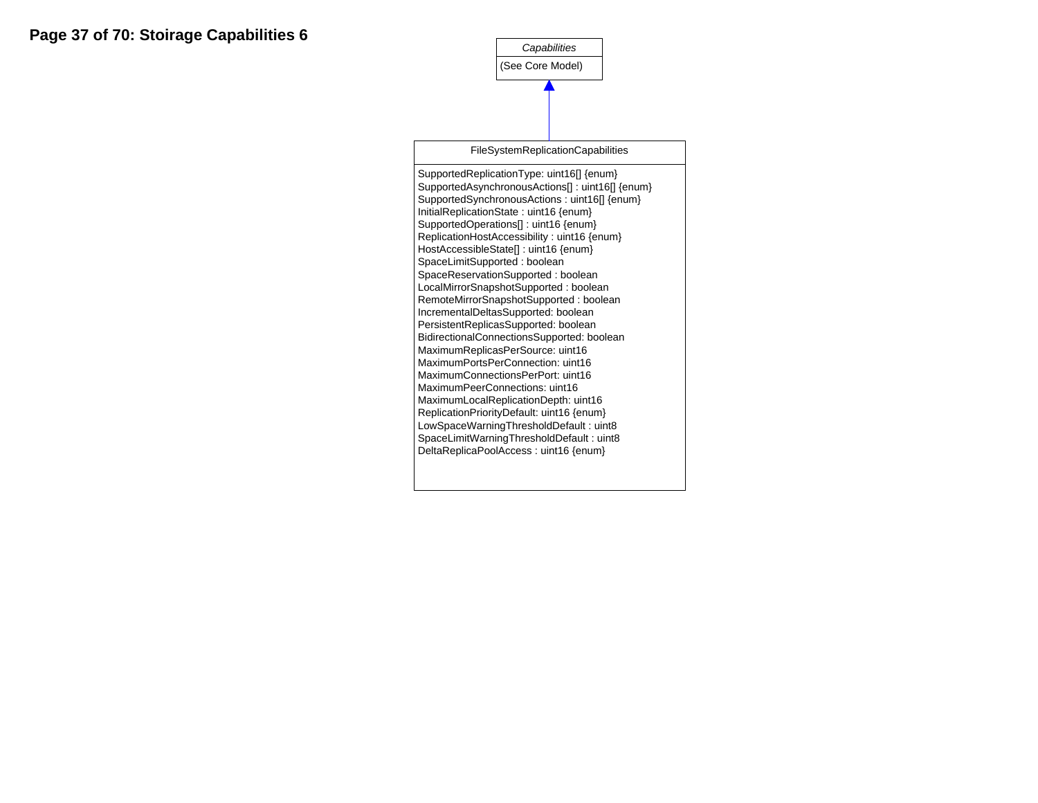# Page 37 of 70: Stoirage Capabilities 6

*Capabilities*

(See Core Model)

**FileSystemReplicationCapabilities** (inherits from *Capabilities*)

- SupportedReplicationType: uint16[] {enum}
- SupportedAsynchronousActions[] : uint16[] {enum}
- SupportedSynchronousActions : uint16[] {enum}
- InitialReplicationState : uint16 {enum}
- SupportedOperations[] : uint16 {enum}
- ReplicationHostAccessibility : uint16 {enum}
- HostAccessibleState[] : uint16 {enum}
- SpaceLimitSupported : boolean
- SpaceReservationSupported : boolean
- LocalMirrorSnapshotSupported : boolean
- RemoteMirrorSnapshotSupported : boolean
- IncrementalDeltasSupported: boolean
- PersistentReplicasSupported: boolean
- BidirectionalConnectionsSupported: boolean
- MaximumReplicasPerSource: uint16
- MaximumPortsPerConnection: uint16
- MaximumConnectionsPerPort: uint16
- MaximumPeerConnections: uint16
- MaximumLocalReplicationDepth: uint16
- ReplicationPriorityDefault: uint16 {enum}
- LowSpaceWarningThresholdDefault : uint8
- SpaceLimitWarningThresholdDefault : uint8
- DeltaReplicaPoolAccess : uint16 {enum}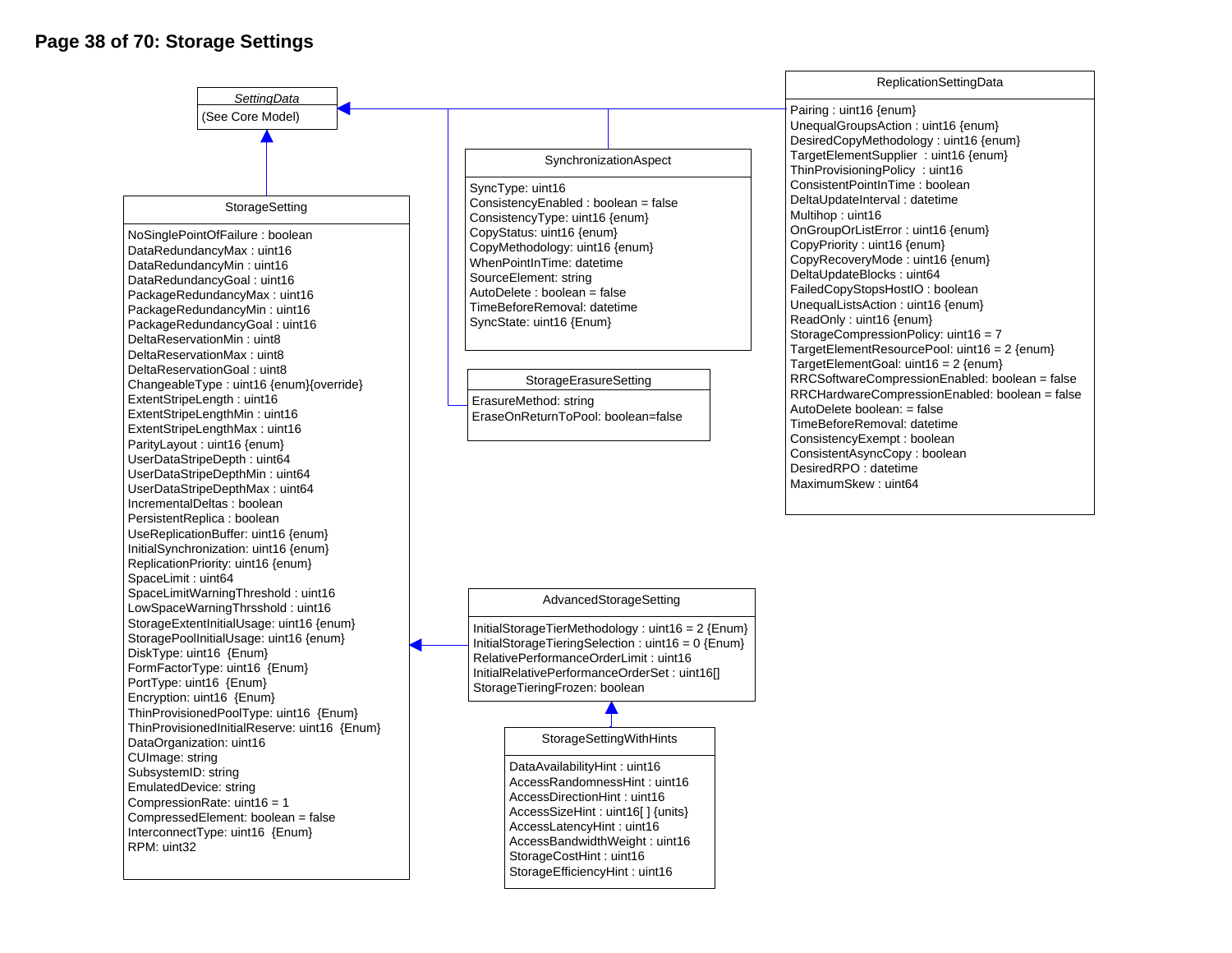# Page 38 of 70: Storage Settings

*SettingData*

(See Core Model)

**StorageSetting**

- NoSinglePointOfFailure : boolean
- DataRedundancyMax : uint16
- DataRedundancyMin : uint16
- DataRedundancyGoal : uint16
- PackageRedundancyMax : uint16
- PackageRedundancyMin : uint16
- PackageRedundancyGoal : uint16
- DeltaReservationMin : uint8
- DeltaReservationMax : uint8
- DeltaReservationGoal : uint8
- ChangeableType : uint16 {enum}{override}
- ExtentStripeLength : uint16
- ExtentStripeLengthMin : uint16
- ExtentStripeLengthMax : uint16
- ParityLayout : uint16 {enum}
- UserDataStripeDepth : uint64
- UserDataStripeDepthMin : uint64
- UserDataStripeDepthMax : uint64
- IncrementalDeltas : boolean
- PersistentReplica : boolean
- UseReplicationBuffer: uint16 {enum}
- InitialSynchronization: uint16 {enum}
- ReplicationPriority: uint16 {enum}
- SpaceLimit : uint64
- SpaceLimitWarningThreshold : uint16
- LowSpaceWarningThrsshold : uint16
- StorageExtentInitialUsage: uint16 {enum}
- StoragePoolInitialUsage: uint16 {enum}
- DiskType: uint16 {Enum}
- FormFactorType: uint16 {Enum}
- PortType: uint16 {Enum}
- Encryption: uint16 {Enum}
- ThinProvisionedPoolType: uint16 {Enum}
- ThinProvisionedInitialReserve: uint16 {Enum}
- DataOrganization: uint16
- CUImage: string
- SubsystemID: string
- EmulatedDevice: string
- CompressionRate: uint16 = 1
- CompressedElement: boolean = false
- InterconnectType: uint16 {Enum}
- RPM: uint32

**SynchronizationAspect**

- SyncType: uint16
- ConsistencyEnabled : boolean = false
- ConsistencyType: uint16 {enum}
- CopyStatus: uint16 {enum}
- CopyMethodology: uint16 {enum}
- WhenPointInTime: datetime
- SourceElement: string
- AutoDelete : boolean = false
- TimeBeforeRemoval: datetime
- SyncState: uint16 {Enum}

**StorageErasureSetting**

- ErasureMethod: string
- EraseOnReturnToPool: boolean=false

**ReplicationSettingData**

- Pairing : uint16 {enum}
- UnequalGroupsAction : uint16 {enum}
- DesiredCopyMethodology : uint16 {enum}
- TargetElementSupplier : uint16 {enum}
- ThinProvisioningPolicy : uint16
- ConsistentPointInTime : boolean
- DeltaUpdateInterval : datetime
- Multihop : uint16
- OnGroupOrListError : uint16 {enum}
- CopyPriority : uint16 {enum}
- CopyRecoveryMode : uint16 {enum}
- DeltaUpdateBlocks : uint64
- FailedCopyStopsHostIO : boolean
- UnequalListsAction : uint16 {enum}
- ReadOnly : uint16 {enum}
- StorageCompressionPolicy: uint16 = 7
- TargetElementResourcePool: uint16 = 2 {enum}
- TargetElementGoal: uint16 = 2 {enum}
- RRCSoftwareCompressionEnabled: boolean = false
- RRCHardwareCompressionEnabled: boolean = false
- AutoDelete boolean: = false
- TimeBeforeRemoval: datetime
- ConsistencyExempt : boolean
- ConsistentAsyncCopy : boolean
- DesiredRPO : datetime
- MaximumSkew : uint64

**AdvancedStorageSetting**

- InitialStorageTierMethodology : uint16 = 2 {Enum}
- InitialStorageTieringSelection : uint16 = 0 {Enum}
- RelativePerformanceOrderLimit : uint16
- InitialRelativePerformanceOrderSet : uint16[]
- StorageTieringFrozen: boolean

**StorageSettingWithHints**

- DataAvailabilityHint : uint16
- AccessRandomnessHint : uint16
- AccessDirectionHint : uint16
- AccessSizeHint : uint16[ ] {units}
- AccessLatencyHint : uint16
- AccessBandwidthWeight : uint16
- StorageCostHint : uint16
- StorageEfficiencyHint : uint16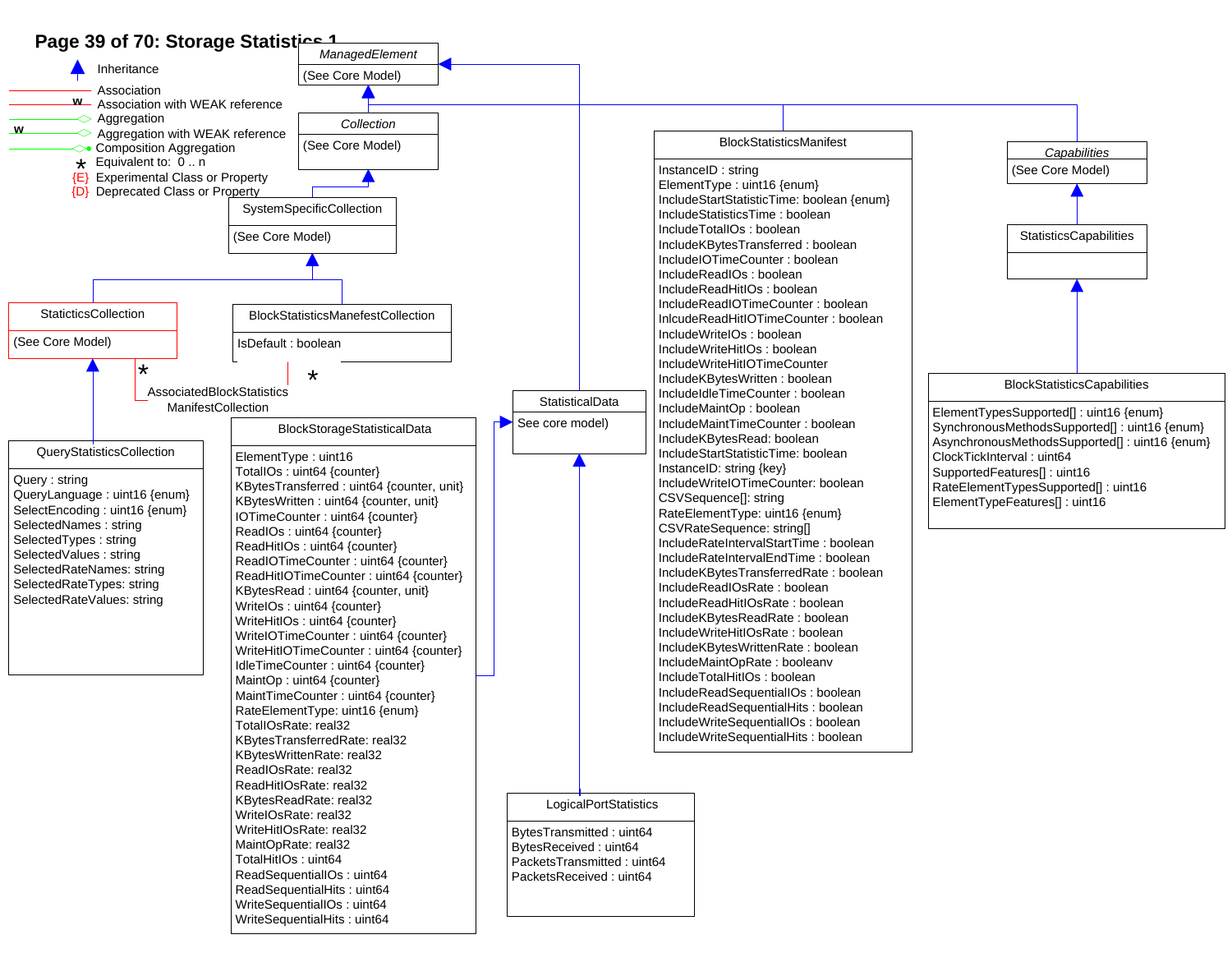# Page 39 of 70: Storage Statistics 1

**Legend:**

- Inheritance
- Association
- Association with WEAK reference
- Aggregation
- Aggregation with WEAK reference
- Composition Aggregation
- * Equivalent to: 0 .. n
- {E} Experimental Class or Property
- {D} Deprecated Class or Property

**ManagedElement** (italic)
(See Core Model)

**Collection** (italic)
(See Core Model)

**SystemSpecificCollection**
(See Core Model)

**StaticticsCollection**
(See Core Model)

**BlockStatisticsManefestCollection**
IsDefault : boolean

AssociatedBlockStatisticsManifestCollection (* to *)

**QueryStatisticsCollection**
Query : string
QueryLanguage : uint16 {enum}
SelectEncoding : uint16 {enum}
SelectedNames : string
SelectedTypes : string
SelectedValues : string
SelectedRateNames: string
SelectedRateTypes: string
SelectedRateValues: string

**BlockStorageStatisticalData**
ElementType : uint16
TotalIOs : uint64 {counter}
KBytesTransferred : uint64 {counter, unit}
KBytesWritten : uint64 {counter, unit}
IOTimeCounter : uint64 {counter}
ReadIOs : uint64 {counter}
ReadHitIOs : uint64 {counter}
ReadIOTimeCounter : uint64 {counter}
ReadHitIOTimeCounter : uint64 {counter}
KBytesRead : uint64 {counter, unit}
WriteIOs : uint64 {counter}
WriteHitIOs : uint64 {counter}
WriteIOTimeCounter : uint64 {counter}
WriteHitIOTimeCounter : uint64 {counter}
IdleTimeCounter : uint64 {counter}
MaintOp : uint64 {counter}
MaintTimeCounter : uint64 {counter}
RateElementType: uint16 {enum}
TotalIOsRate: real32
KBytesTransferredRate: real32
KBytesWrittenRate: real32
ReadIOsRate: real32
ReadHitIOsRate: real32
KBytesReadRate: real32
WriteIOsRate: real32
WriteHitIOsRate: real32
MaintOpRate: real32
TotalHitIOs : uint64
ReadSequentialIOs : uint64
ReadSequentialHits : uint64
WriteSequentialIOs : uint64
WriteSequentialHits : uint64

**StatisticalData**
See core model)

**LogicalPortStatistics**
BytesTransmitted : uint64
BytesReceived : uint64
PacketsTransmitted : uint64
PacketsReceived : uint64

**BlockStatisticsManifest**
InstanceID : string
ElementType : uint16 {enum}
IncludeStartStatisticTime: boolean {enum}
IncludeStatisticsTime : boolean
IncludeTotalIOs : boolean
IncludeKBytesTransferred : boolean
IncludeIOTimeCounter : boolean
IncludeReadIOs : boolean
IncludeReadHitIOs : boolean
IncludeReadIOTimeCounter : boolean
InlcudeReadHitIOTimeCounter : boolean
IncludeWriteIOs : boolean
IncludeWriteHitIOs : boolean
IncludeWriteHitIOTimeCounter
IncludeKBytesWritten : boolean
IncludeIdleTimeCounter : boolean
IncludeMaintOp : boolean
IncludeMaintTimeCounter : boolean
IncludeKBytesRead: boolean
IncludeStartStatisticTime: boolean
InstanceID: string {key}
IncludeWriteIOTimeCounter: boolean
CSVSequence[]: string
RateElementType: uint16 {enum}
CSVRateSequence: string[]
IncludeRateIntervalStartTime : boolean
IncludeRateIntervalEndTime : boolean
IncludeKBytesTransferredRate : boolean
IncludeReadIOsRate : boolean
IncludeReadHitIOsRate : boolean
IncludeKBytesReadRate : boolean
IncludeWriteHitIOsRate : boolean
IncludeKBytesWrittenRate : boolean
IncludeMaintOpRate : booleanv
IncludeTotalHitIOs : boolean
IncludeReadSequentialIOs : boolean
IncludeReadSequentialHits : boolean
IncludeWriteSequentialIOs : boolean
IncludeWriteSequentialHits : boolean

**Capabilities** (italic)
(See Core Model)

**StatisticsCapabilities**

**BlockStatisticsCapabilities**
ElementTypesSupported[] : uint16 {enum}
SynchronousMethodsSupported[] : uint16 {enum}
AsynchronousMethodsSupported[] : uint16 {enum}
ClockTickInterval : uint64
SupportedFeatures[] : uint16
RateElementTypesSupported[] : uint16
ElementTypeFeatures[] : uint16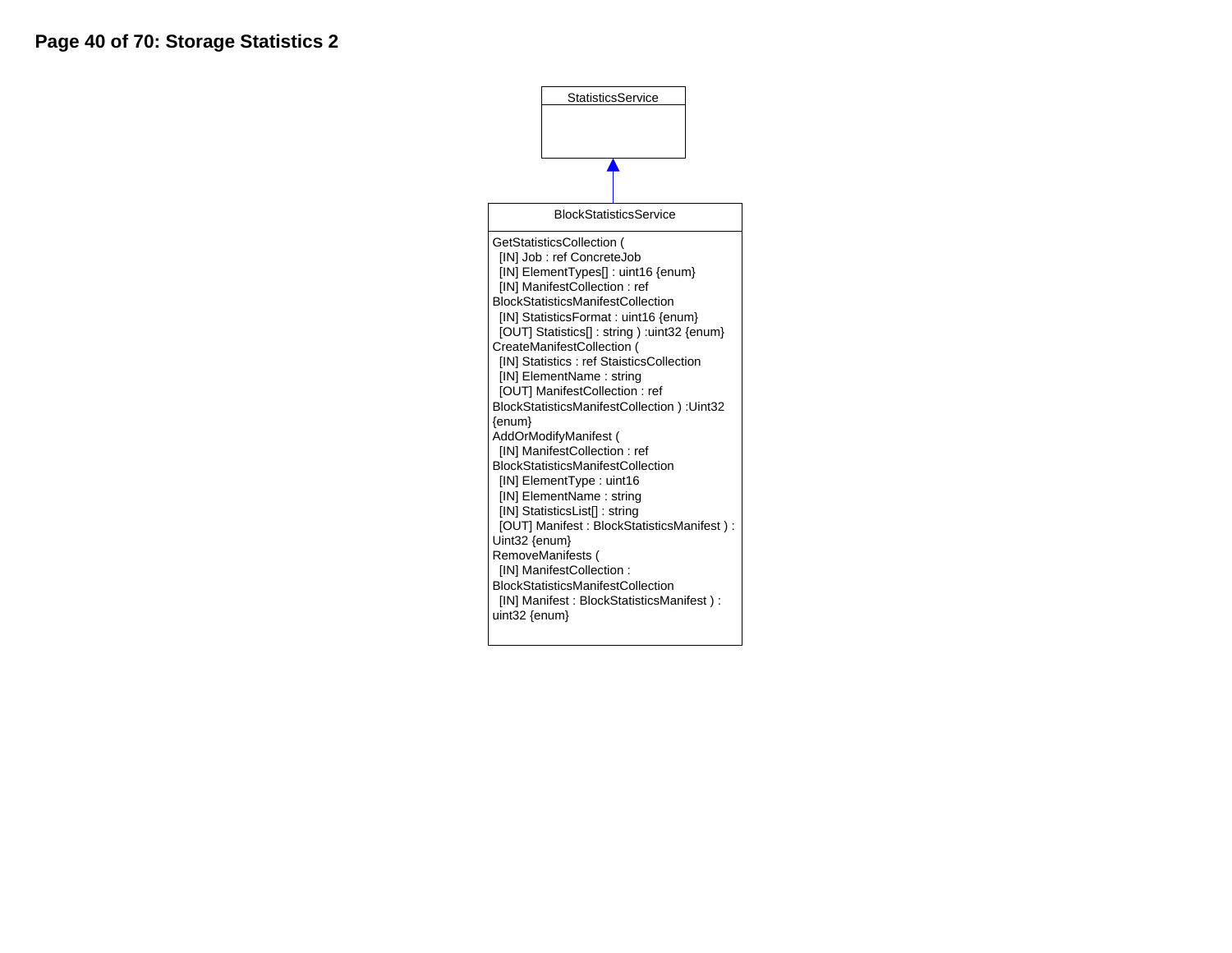## Storage Statistics 2

**StatisticsService**

↑ (inherits)

**BlockStatisticsService**

```
GetStatisticsCollection (
  [IN] Job : ref ConcreteJob
  [IN] ElementTypes[] : uint16 {enum}
  [IN] ManifestCollection : ref
BlockStatisticsManifestCollection
  [IN] StatisticsFormat : uint16 {enum}
  [OUT] Statistics[] : string ) :uint32 {enum}
CreateManifestCollection (
  [IN] Statistics : ref StaisticsCollection
  [IN] ElementName : string
  [OUT] ManifestCollection : ref
BlockStatisticsManifestCollection ) :Uint32
{enum}
AddOrModifyManifest (
  [IN] ManifestCollection : ref
BlockStatisticsManifestCollection
  [IN] ElementType : uint16
  [IN] ElementName : string
  [IN] StatisticsList[] : string
  [OUT] Manifest : BlockStatisticsManifest ) :
Uint32 {enum}
RemoveManifests (
  [IN] ManifestCollection :
BlockStatisticsManifestCollection
  [IN] Manifest : BlockStatisticsManifest ) :
uint32 {enum}
```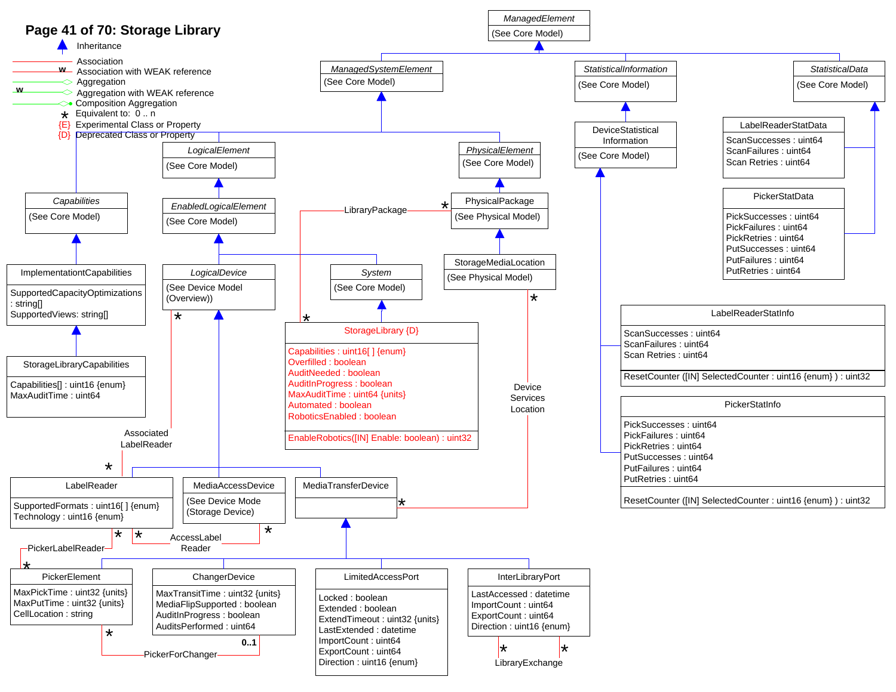# Page 41 of 70: Storage Library

**Legend:**

- Inheritance
- Association
- w Association with WEAK reference
- Aggregation
- w Aggregation with WEAK reference
- Composition Aggregation
- * Equivalent to: 0 .. n
- {E} Experimental Class or Property
- {D} Deprecated Class or Property

---

**ManagedElement**
(See Core Model)

**ManagedSystemElement**
(See Core Model)

**StatisticalInformation**
(See Core Model)

**StatisticalData**
(See Core Model)

**LogicalElement**
(See Core Model)

**PhysicalElement**
(See Core Model)

**DeviceStatisticalInformation**
(See Core Model)

**LabelReaderStatData**
ScanSuccesses : uint64
ScanFailures : uint64
Scan Retries : uint64

**PickerStatData**
PickSuccesses : uint64
PickFailures : uint64
PickRetries : uint64
PutSuccesses : uint64
PutFailures : uint64
PutRetries : uint64

**Capabilities**
(See Core Model)

**EnabledLogicalElement**
(See Core Model)

**PhysicalPackage**
(See Physical Model)

**ImplementationtCapabilities**
SupportedCapacityOptimizations : string[]
SupportedViews: string[]

**LogicalDevice**
(See Device Model (Overview))

**System**
(See Core Model)

**StorageMediaLocation**
(See Physical Model)

**StorageLibraryCapabilities**
Capabilities[] : uint16 {enum}
MaxAuditTime : uint64

**StorageLibrary {D}**
Capabilities : uint16[ ] {enum}
Overfilled : boolean
AuditNeeded : boolean
AuditInProgress : boolean
MaxAuditTime : uint64 {units}
Automated : boolean
RoboticsEnabled : boolean
EnableRobotics([IN] Enable: boolean) : uint32

**LabelReaderStatInfo**
ScanSuccesses : uint64
ScanFailures : uint64
Scan Retries : uint64
ResetCounter ([IN] SelectedCounter : uint16 {enum} ) : uint32

**PickerStatInfo**
PickSuccesses : uint64
PickFailures : uint64
PickRetries : uint64
PutSuccesses : uint64
PutFailures : uint64
PutRetries : uint64
ResetCounter ([IN] SelectedCounter : uint16 {enum} ) : uint32

**LabelReader**
SupportedFormats : uint16[ ] {enum}
Technology : uint16 {enum}

**MediaAccessDevice**
(See Device Mode (Storage Device))

**MediaTransferDevice**

**PickerElement**
MaxPickTime : uint32 {units}
MaxPutTime : uint32 {units}
CellLocation : string

**ChangerDevice**
MaxTransitTime : uint32 {units}
MediaFlipSupported : boolean
AuditInProgress : boolean
AuditsPerformed : uint64

**LimitedAccessPort**
Locked : boolean
Extended : boolean
ExtendTimeout : uint32 {units}
LastExtended : datetime
ImportCount : uint64
ExportCount : uint64
Direction : uint16 {enum}

**InterLibraryPort**
LastAccessed : datetime
ImportCount : uint64
ExportCount : uint64
Direction : uint16 {enum}

**Associations:** LibraryPackage (*, *), Associated LabelReader (*, *), Device Services Location (*, *), AccessLabel Reader (*, *), PickerLabelReader (*, *), PickerForChanger (*, 0..1), LibraryExchange (*, *)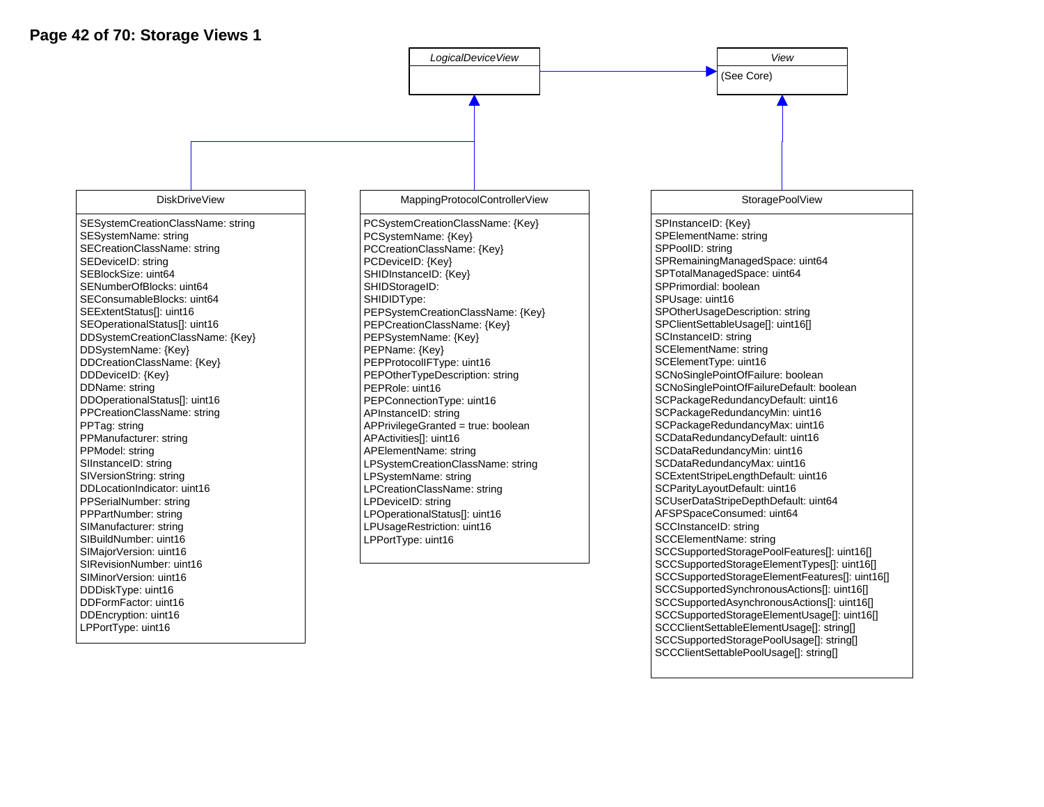# Storage Views 1

### *LogicalDeviceView*

Inherits from: *View*

### *View*

(See Core)

### DiskDriveView

Inherits from: *LogicalDeviceView*

- SESystemCreationClassName: string
- SESystemName: string
- SECreationClassName: string
- SEDeviceID: string
- SEBlockSize: uint64
- SENumberOfBlocks: uint64
- SEConsumableBlocks: uint64
- SEExtentStatus[]: uint16
- SEOperationalStatus[]: uint16
- DDSystemCreationClassName: {Key}
- DDSystemName: {Key}
- DDCreationClassName: {Key}
- DDDeviceID: {Key}
- DDName: string
- DDOperationalStatus[]: uint16
- PPCreationClassName: string
- PPTag: string
- PPManufacturer: string
- PPModel: string
- SIInstanceID: string
- SIVersionString: string
- DDLocationIndicator: uint16
- PPSerialNumber: string
- PPPartNumber: string
- SIManufacturer: string
- SIBuildNumber: uint16
- SIMajorVersion: uint16
- SIRevisionNumber: uint16
- SIMinorVersion: uint16
- DDDiskType: uint16
- DDFormFactor: uint16
- DDEncryption: uint16
- LPPortType: uint16

### MappingProtocolControllerView

Inherits from: *LogicalDeviceView*

- PCSystemCreationClassName: {Key}
- PCSystemName: {Key}
- PCCreationClassName: {Key}
- PCDeviceID: {Key}
- SHIDInstanceID: {Key}
- SHIDStorageID:
- SHIDIDType:
- PEPSystemCreationClassName: {Key}
- PEPCreationClassName: {Key}
- PEPSystemName: {Key}
- PEPName: {Key}
- PEPProtocolIFType: uint16
- PEPOtherTypeDescription: string
- PEPRole: uint16
- PEPConnectionType: uint16
- APInstanceID: string
- APPrivilegeGranted = true: boolean
- APActivities[]: uint16
- APElementName: string
- LPSystemCreationClassName: string
- LPSystemName: string
- LPCreationClassName: string
- LPDeviceID: string
- LPOperationalStatus[]: uint16
- LPUsageRestriction: uint16
- LPPortType: uint16

### StoragePoolView

Inherits from: *View*

- SPInstanceID: {Key}
- SPElementName: string
- SPPoolID: string
- SPRemainingManagedSpace: uint64
- SPTotalManagedSpace: uint64
- SPPrimordial: boolean
- SPUsage: uint16
- SPOtherUsageDescription: string
- SPClientSettableUsage[]: uint16[]
- SCInstanceID: string
- SCElementName: string
- SCElementType: uint16
- SCNoSinglePointOfFailure: boolean
- SCNoSinglePointOfFailureDefault: boolean
- SCPackageRedundancyDefault: uint16
- SCPackageRedundancyMin: uint16
- SCPackageRedundancyMax: uint16
- SCDataRedundancyDefault: uint16
- SCDataRedundancyMin: uint16
- SCDataRedundancyMax: uint16
- SCExtentStripeLengthDefault: uint16
- SCParityLayoutDefault: uint16
- SCUserDataStripeDepthDefault: uint64
- AFSPSpaceConsumed: uint64
- SCCInstanceID: string
- SCCElementName: string
- SCCSupportedStoragePoolFeatures[]: uint16[]
- SCCSupportedStorageElementTypes[]: uint16[]
- SCCSupportedStorageElementFeatures[]: uint16[]
- SCCSupportedSynchronousActions[]: uint16[]
- SCCSupportedAsynchronousActions[]: uint16[]
- SCCSupportedStorageElementUsage[]: uint16[]
- SCCClientSettableElementUsage[]: string[]
- SCCSupportedStoragePoolUsage[]: string[]
- SCCClientSettablePoolUsage[]: string[]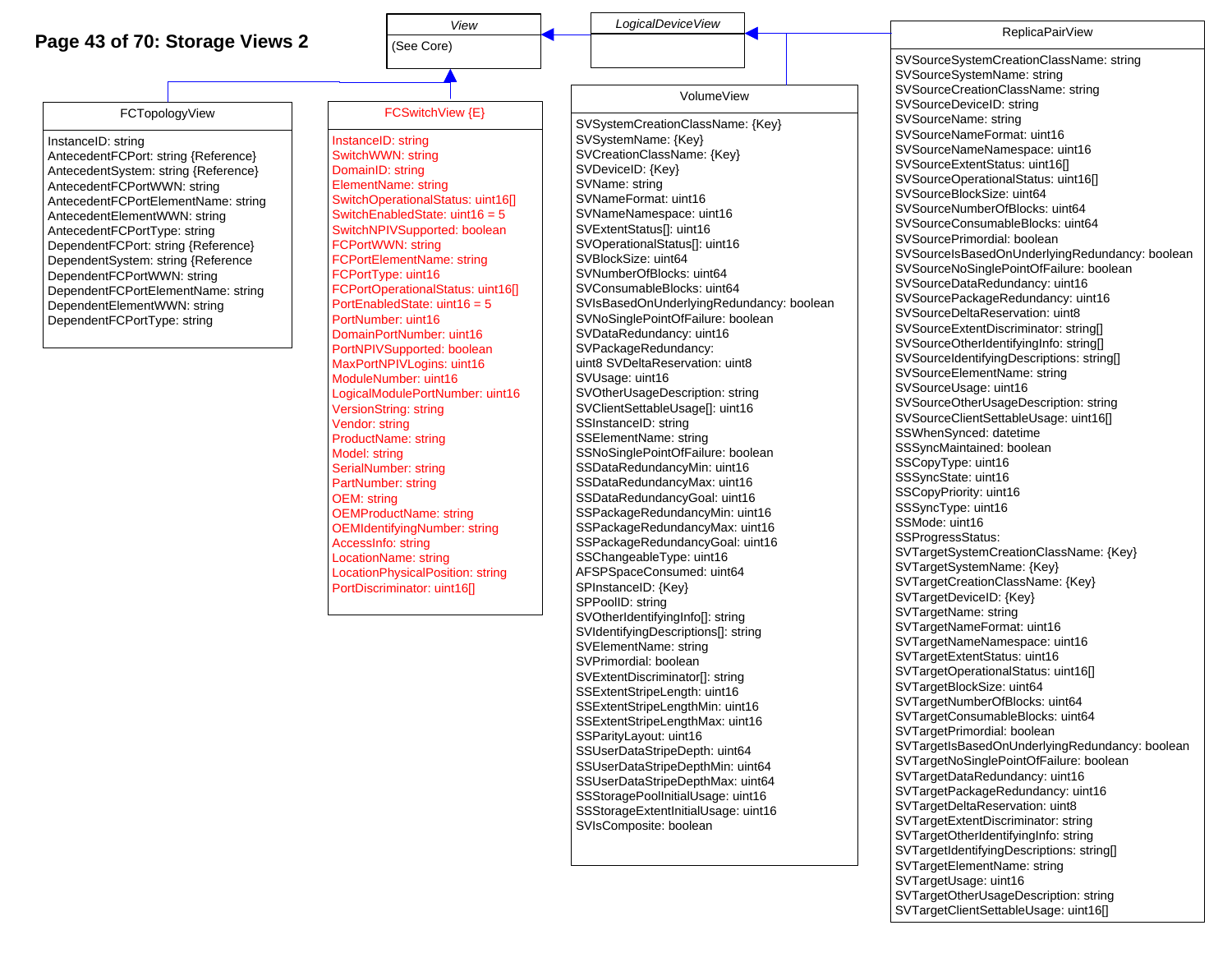# Page 43 of 70: Storage Views 2

### *View*

(See Core)

### *LogicalDeviceView*

### FCTopologyView

- InstanceID: string
- AntecedentFCPort: string {Reference}
- AntecedentSystem: string {Reference}
- AntecedentFCPortWWN: string
- AntecedentFCPortElementName: string
- AntecedentElementWWN: string
- AntecedentFCPortType: string
- DependentFCPort: string {Reference}
- DependentSystem: string {Reference
- DependentFCPortWWN: string
- DependentFCPortElementName: string
- DependentElementWWN: string
- DependentFCPortType: string

### FCSwitchView {E}

- InstanceID: string
- SwitchWWN: string
- DomainID: string
- ElementName: string
- SwitchOperationalStatus: uint16[]
- SwitchEnabledState: uint16 = 5
- SwitchNPIVSupported: boolean
- FCPortWWN: string
- FCPortElementName: string
- FCPortType: uint16
- FCPortOperationalStatus: uint16[]
- PortEnabledState: uint16 = 5
- PortNumber: uint16
- DomainPortNumber: uint16
- PortNPIVSupported: boolean
- MaxPortNPIVLogins: uint16
- ModuleNumber: uint16
- LogicalModulePortNumber: uint16
- VersionString: string
- Vendor: string
- ProductName: string
- Model: string
- SerialNumber: string
- PartNumber: string
- OEM: string
- OEMProductName: string
- OEMIdentifyingNumber: string
- AccessInfo: string
- LocationName: string
- LocationPhysicalPosition: string
- PortDiscriminator: uint16[]

### VolumeView

- SVSystemCreationClassName: {Key}
- SVSystemName: {Key}
- SVCreationClassName: {Key}
- SVDeviceID: {Key}
- SVName: string
- SVNameFormat: uint16
- SVNameNamespace: uint16
- SVExtentStatus[]: uint16
- SVOperationalStatus[]: uint16
- SVBlockSize: uint64
- SVNumberOfBlocks: uint64
- SVConsumableBlocks: uint64
- SVIsBasedOnUnderlyingRedundancy: boolean
- SVNoSinglePointOfFailure: boolean
- SVDataRedundancy: uint16
- SVPackageRedundancy:
- uint8 SVDeltaReservation: uint8
- SVUsage: uint16
- SVOtherUsageDescription: string
- SVClientSettableUsage[]: uint16
- SSInstanceID: string
- SSElementName: string
- SSNoSinglePointOfFailure: boolean
- SSDataRedundancyMin: uint16
- SSDataRedundancyMax: uint16
- SSDataRedundancyGoal: uint16
- SSPackageRedundancyMin: uint16
- SSPackageRedundancyMax: uint16
- SSPackageRedundancyGoal: uint16
- SSChangeableType: uint16
- AFSPSpaceConsumed: uint64
- SPInstanceID: {Key}
- SPPoolID: string
- SVOtherIdentifyingInfo[]: string
- SVIdentifyingDescriptions[]: string
- SVElementName: string
- SVPrimordial: boolean
- SVExtentDiscriminator[]: string
- SSExtentStripeLength: uint16
- SSExtentStripeLengthMin: uint16
- SSExtentStripeLengthMax: uint16
- SSParityLayout: uint16
- SSUserDataStripeDepth: uint64
- SSUserDataStripeDepthMin: uint64
- SSUserDataStripeDepthMax: uint64
- SSStoragePoolInitialUsage: uint16
- SSStorageExtentInitialUsage: uint16
- SVIsComposite: boolean

### ReplicaPairView

- SVSourceSystemCreationClassName: string
- SVSourceSystemName: string
- SVSourceCreationClassName: string
- SVSourceDeviceID: string
- SVSourceName: string
- SVSourceNameFormat: uint16
- SVSourceNameNamespace: uint16
- SVSourceExtentStatus: uint16[]
- SVSourceOperationalStatus: uint16[]
- SVSourceBlockSize: uint64
- SVSourceNumberOfBlocks: uint64
- SVSourceConsumableBlocks: uint64
- SVSourcePrimordial: boolean
- SVSourceIsBasedOnUnderlyingRedundancy: boolean
- SVSourceNoSinglePointOfFailure: boolean
- SVSourceDataRedundancy: uint16
- SVSourcePackageRedundancy: uint16
- SVSourceDeltaReservation: uint8
- SVSourceExtentDiscriminator: string[]
- SVSourceOtherIdentifyingInfo: string[]
- SVSourceIdentifyingDescriptions: string[]
- SVSourceElementName: string
- SVSourceUsage: uint16
- SVSourceOtherUsageDescription: string
- SVSourceClientSettableUsage: uint16[]
- SSWhenSynced: datetime
- SSSyncMaintained: boolean
- SSCopyType: uint16
- SSSyncState: uint16
- SSCopyPriority: uint16
- SSSyncType: uint16
- SSMode: uint16
- SSProgressStatus:
- SVTargetSystemCreationClassName: {Key}
- SVTargetSystemName: {Key}
- SVTargetCreationClassName: {Key}
- SVTargetDeviceID: {Key}
- SVTargetName: string
- SVTargetNameFormat: uint16
- SVTargetNameNamespace: uint16
- SVTargetExtentStatus: uint16
- SVTargetOperationalStatus: uint16[]
- SVTargetBlockSize: uint64
- SVTargetNumberOfBlocks: uint64
- SVTargetConsumableBlocks: uint64
- SVTargetPrimordial: boolean
- SVTargetIsBasedOnUnderlyingRedundancy: boolean
- SVTargetNoSinglePointOfFailure: boolean
- SVTargetDataRedundancy: uint16
- SVTargetPackageRedundancy: uint16
- SVTargetDeltaReservation: uint8
- SVTargetExtentDiscriminator: string
- SVTargetOtherIdentifyingInfo: string
- SVTargetIdentifyingDescriptions: string[]
- SVTargetElementName: string
- SVTargetUsage: uint16
- SVTargetOtherUsageDescription: string
- SVTargetClientSettableUsage: uint16[]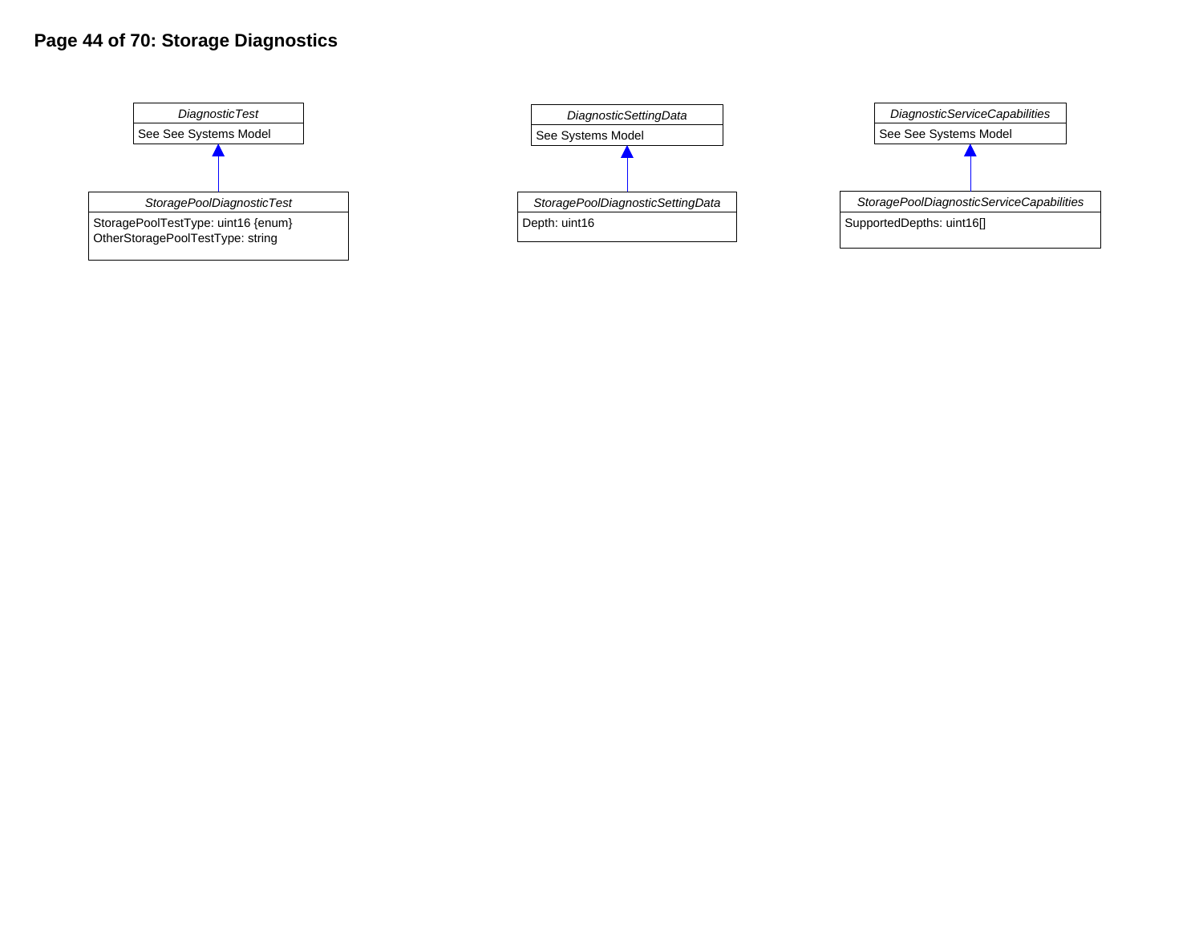# Page 44 of 70: Storage Diagnostics

*DiagnosticTest*
See See Systems Model

*StoragePoolDiagnosticTest*
StoragePoolTestType: uint16 {enum}
OtherStoragePoolTestType: string

*DiagnosticSettingData*
See Systems Model

*StoragePoolDiagnosticSettingData*
Depth: uint16

*DiagnosticServiceCapabilities*
See See Systems Model

*StoragePoolDiagnosticServiceCapabilities*
SupportedDepths: uint16[]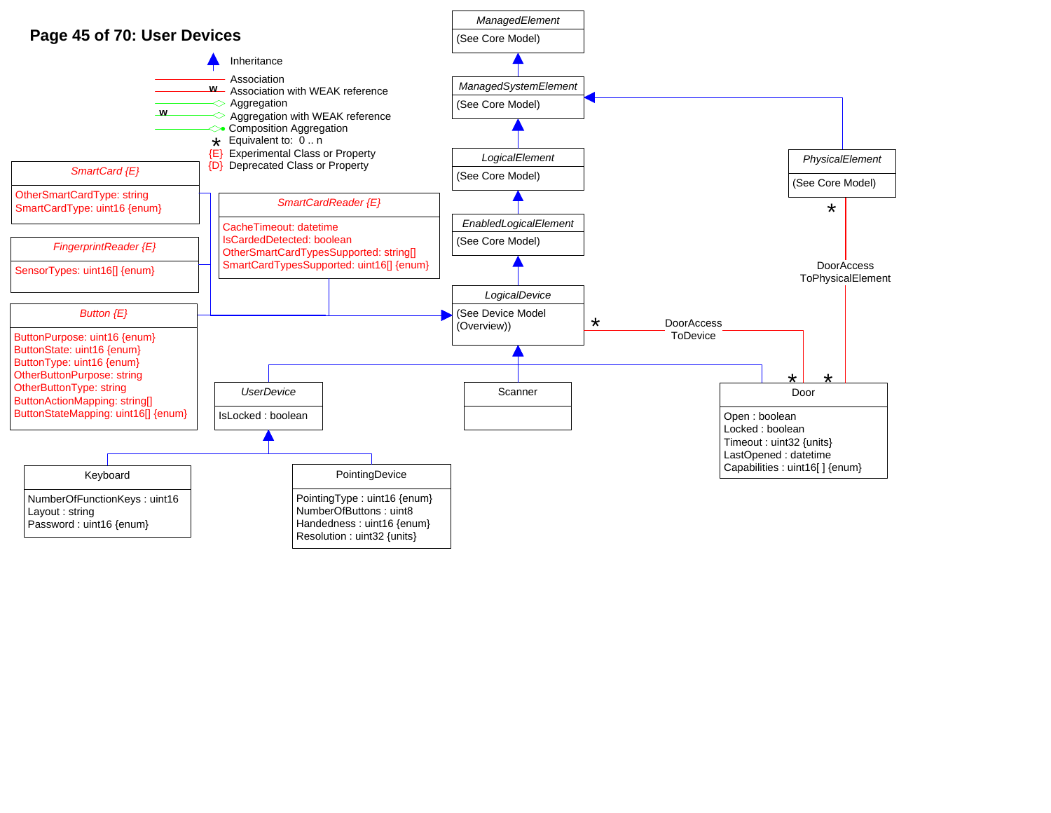# User Devices

**Legend:**

- Inheritance
- Association
- Association with WEAK reference
- Aggregation
- Aggregation with WEAK reference
- Composition Aggregation
- * Equivalent to: 0 .. n
- {E} Experimental Class or Property
- {D} Deprecated Class or Property

**ManagedElement**
(See Core Model)

**ManagedSystemElement**
(See Core Model)

**LogicalElement**
(See Core Model)

**EnabledLogicalElement**
(See Core Model)

**LogicalDevice**
(See Device Model (Overview))

**PhysicalElement**
(See Core Model)

**SmartCard {E}**
- OtherSmartCardType: string
- SmartCardType: uint16 {enum}

**FingerprintReader {E}**
- SensorTypes: uint16[] {enum}

**Button {E}**
- ButtonPurpose: uint16 {enum}
- ButtonState: uint16 {enum}
- ButtonType: uint16 {enum}
- OtherButtonPurpose: string
- OtherButtonType: string
- ButtonActionMapping: string[]
- ButtonStateMapping: uint16[] {enum}

**SmartCardReader {E}**
- CacheTimeout: datetime
- IsCardedDetected: boolean
- OtherSmartCardTypesSupported: string[]
- SmartCardTypesSupported: uint16[] {enum}

**UserDevice**
- IsLocked : boolean

**Scanner**

**Door**
- Open : boolean
- Locked : boolean
- Timeout : uint32 {units}
- LastOpened : datetime
- Capabilities : uint16[ ] {enum}

**Keyboard**
- NumberOfFunctionKeys : uint16
- Layout : string
- Password : uint16 {enum}

**PointingDevice**
- PointingType : uint16 {enum}
- NumberOfButtons : uint8
- Handedness : uint16 {enum}
- Resolution : uint32 {units}

**Associations:**
- DoorAccessToDevice (LogicalDevice * — * Door)
- DoorAccessToPhysicalElement (PhysicalElement * — * Door)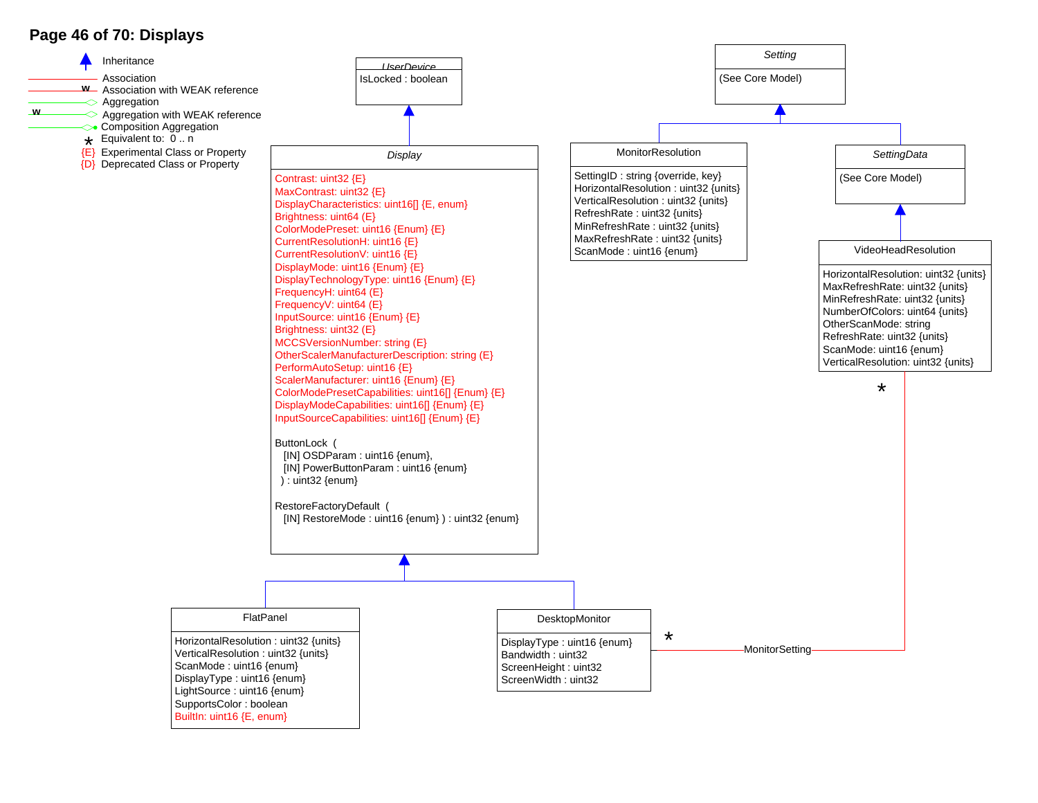## Page 46 of 70: Displays

**Legend**

- Inheritance
- Association
- Association with WEAK reference
- Aggregation
- Aggregation with WEAK reference
- Composition Aggregation
- * Equivalent to: 0 .. n
- {E} Experimental Class or Property
- {D} Deprecated Class or Property

---

### *UserDevice*

- IsLocked : boolean

### *Display* (inherits from UserDevice)

- Contrast: uint32 {E}
- MaxContrast: uint32 {E}
- DisplayCharacteristics: uint16[] {E, enum}
- Brightness: uint64 (E)
- ColorModePreset: uint16 {Enum} {E}
- CurrentResolutionH: uint16 {E}
- CurrentResolutionV: uint16 {E}
- DisplayMode: uint16 {Enum} {E}
- DisplayTechnologyType: uint16 {Enum} {E}
- FrequencyH: uint64 (E)
- FrequencyV: uint64 (E)
- InputSource: uint16 {Enum} {E}
- Brightness: uint32 (E)
- MCCSVersionNumber: string (E)
- OtherScalerManufacturerDescription: string (E)
- PerformAutoSetup: uint16 {E}
- ScalerManufacturer: uint16 {Enum} {E}
- ColorModePresetCapabilities: uint16[] {Enum} {E}
- DisplayModeCapabilities: uint16[] {Enum} {E}
- InputSourceCapabilities: uint16[] {Enum} {E}

```
ButtonLock (
   [IN] OSDParam : uint16 {enum},
   [IN] PowerButtonParam : uint16 {enum}
 ) : uint32 {enum}

RestoreFactoryDefault (
   [IN] RestoreMode : uint16 {enum} ) : uint32 {enum}
```

### FlatPanel (inherits from Display)

- HorizontalResolution : uint32 {units}
- VerticalResolution : uint32 {units}
- ScanMode : uint16 {enum}
- DisplayType : uint16 {enum}
- LightSource : uint16 {enum}
- SupportsColor : boolean
- BuiltIn: uint16 {E, enum}

### DesktopMonitor (inherits from Display)

- DisplayType : uint16 {enum}
- Bandwidth : uint32
- ScreenHeight : uint32
- ScreenWidth : uint32

### *Setting*

(See Core Model)

### MonitorResolution (inherits from Setting)

- SettingID : string {override, key}
- HorizontalResolution : uint32 {units}
- VerticalResolution : uint32 {units}
- RefreshRate : uint32 {units}
- MinRefreshRate : uint32 {units}
- MaxRefreshRate : uint32 {units}
- ScanMode : uint16 {enum}

### *SettingData* (inherits from Setting)

(See Core Model)

### VideoHeadResolution (inherits from SettingData)

- HorizontalResolution: uint32 {units}
- MaxRefreshRate: uint32 {units}
- MinRefreshRate: uint32 {units}
- NumberOfColors: uint64 {units}
- OtherScanMode: string
- RefreshRate: uint32 {units}
- ScanMode: uint16 {enum}
- VerticalResolution: uint32 {units}

### Associations

- MonitorSetting: DesktopMonitor (*) — VideoHeadResolution (*)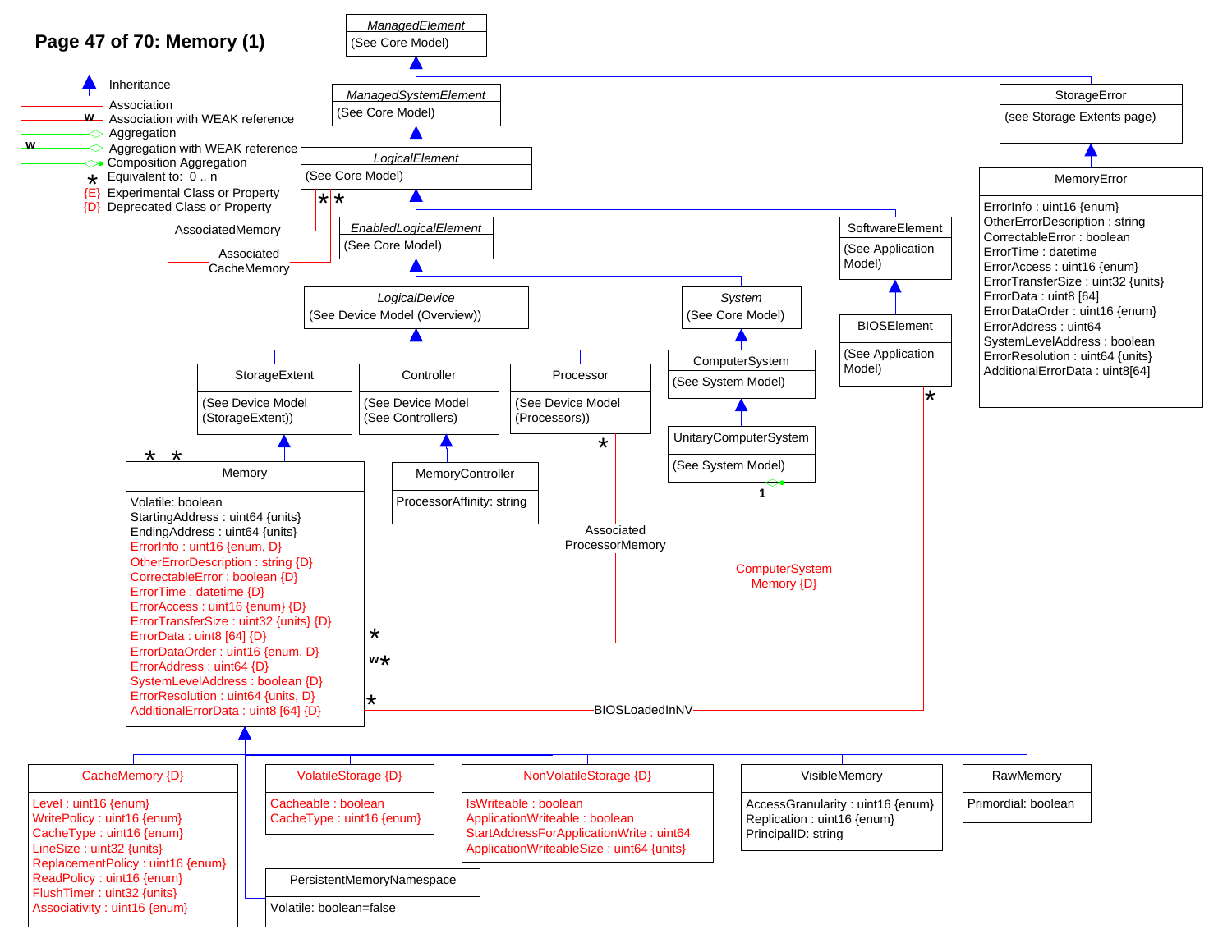# Page 47 of 70: Memory (1)

**Legend:**

- Inheritance
- Association
- w Association with WEAK reference
- Aggregation
- w Aggregation with WEAK reference
- Composition Aggregation
- * Equivalent to: 0 .. n
- {E} Experimental Class or Property
- {D} Deprecated Class or Property

---

**ManagedElement**
(See Core Model)

**ManagedSystemElement**
(See Core Model)

**LogicalElement**
(See Core Model)

**EnabledLogicalElement**
(See Core Model)

**LogicalDevice**
(See Device Model (Overview))

**System**
(See Core Model)

**ComputerSystem**
(See System Model)

**UnitaryComputerSystem**
(See System Model)

**SoftwareElement**
(See Application Model)

**BIOSElement**
(See Application Model)

**StorageError**
(see Storage Extents page)

**MemoryError**
- ErrorInfo : uint16 {enum}
- OtherErrorDescription : string
- CorrectableError : boolean
- ErrorTime : datetime
- ErrorAccess : uint16 {enum}
- ErrorTransferSize : uint32 {units}
- ErrorData : uint8 [64]
- ErrorDataOrder : uint16 {enum}
- ErrorAddress : uint64
- SystemLevelAddress : boolean
- ErrorResolution : uint64 {units}
- AdditionalErrorData : uint8[64]

**StorageExtent**
(See Device Model (StorageExtent))

**Controller**
(See Device Model (See Controllers))

**Processor**
(See Device Model (Processors))

**MemoryController**
- ProcessorAffinity: string

**Memory**
- Volatile: boolean
- StartingAddress : uint64 {units}
- EndingAddress : uint64 {units}
- ErrorInfo : uint16 {enum, D}
- OtherErrorDescription : string {D}
- CorrectableError : boolean {D}
- ErrorTime : datetime {D}
- ErrorAccess : uint16 {enum} {D}
- ErrorTransferSize : uint32 {units} {D}
- ErrorData : uint8 [64] {D}
- ErrorDataOrder : uint16 {enum, D}
- ErrorAddress : uint64 {D}
- SystemLevelAddress : boolean {D}
- ErrorResolution : uint64 {units, D}
- AdditionalErrorData : uint8 [64] {D}

**Associations:**
- AssociatedMemory (LogicalElement * — Memory *)
- AssociatedCacheMemory (LogicalElement * — Memory *)
- AssociatedProcessorMemory (Processor * — Memory *)
- ComputerSystemMemory {D} (UnitaryComputerSystem 1 — w * Memory)
- BIOSLoadedInNV (BIOSElement * — Memory *)

**CacheMemory {D}**
- Level : uint16 {enum}
- WritePolicy : uint16 {enum}
- CacheType : uint16 {enum}
- LineSize : uint32 {units}
- ReplacementPolicy : uint16 {enum}
- ReadPolicy : uint16 {enum}
- FlushTimer : uint32 {units}
- Associativity : uint16 {enum}

**VolatileStorage {D}**
- Cacheable : boolean
- CacheType : uint16 {enum}

**NonVolatileStorage {D}**
- IsWriteable : boolean
- ApplicationWriteable : boolean
- StartAddressForApplicationWrite : uint64
- ApplicationWriteableSize : uint64 {units}

**VisibleMemory**
- AccessGranularity : uint16 {enum}
- Replication : uint16 {enum}
- PrincipalID: string

**RawMemory**
- Primordial: boolean

**PersistentMemoryNamespace**
- Volatile: boolean=false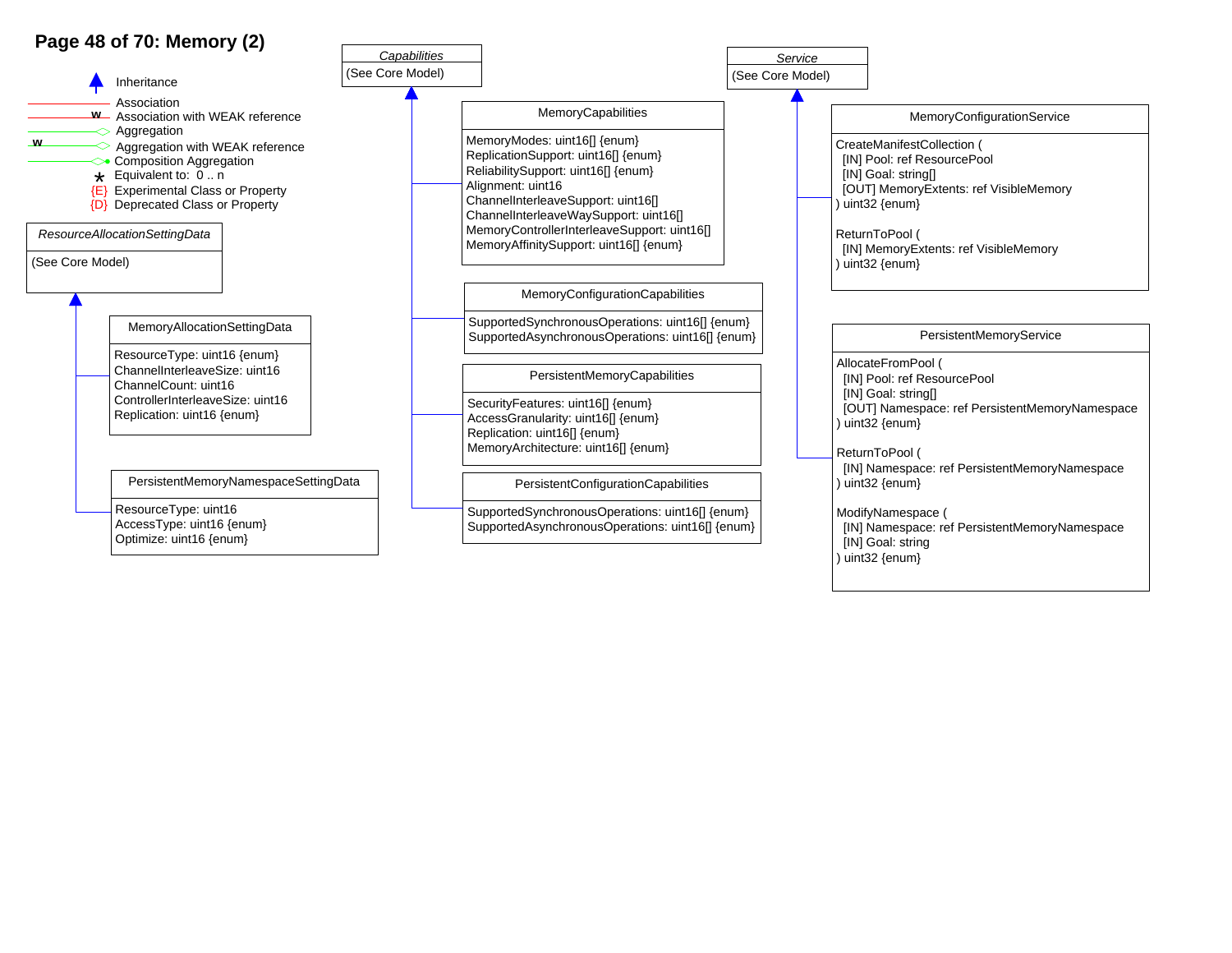# Page 48 of 70: Memory (2)

**Legend:**

- Inheritance
- Association
- w Association with WEAK reference
- Aggregation
- w Aggregation with WEAK reference
- Composition Aggregation
- * Equivalent to: 0 .. n
- {E} Experimental Class or Property
- {D} Deprecated Class or Property

### *ResourceAllocationSettingData*

(See Core Model)

#### MemoryAllocationSettingData

- ResourceType: uint16 {enum}
- ChannelInterleaveSize: uint16
- ChannelCount: uint16
- ControllerInterleaveSize: uint16
- Replication: uint16 {enum}

#### PersistentMemoryNamespaceSettingData

- ResourceType: uint16
- AccessType: uint16 {enum}
- Optimize: uint16 {enum}

### *Capabilities*

(See Core Model)

#### MemoryCapabilities

- MemoryModes: uint16[] {enum}
- ReplicationSupport: uint16[] {enum}
- ReliabilitySupport: uint16[] {enum}
- Alignment: uint16
- ChannelInterleaveSupport: uint16[]
- ChannelInterleaveWaySupport: uint16[]
- MemoryControllerInterleaveSupport: uint16[]
- MemoryAffinitySupport: uint16[] {enum}

#### MemoryConfigurationCapabilities

- SupportedSynchronousOperations: uint16[] {enum}
- SupportedAsynchronousOperations: uint16[] {enum}

#### PersistentMemoryCapabilities

- SecurityFeatures: uint16[] {enum}
- AccessGranularity: uint16[] {enum}
- Replication: uint16[] {enum}
- MemoryArchitecture: uint16[] {enum}

#### PersistentConfigurationCapabilities

- SupportedSynchronousOperations: uint16[] {enum}
- SupportedAsynchronousOperations: uint16[] {enum}

### *Service*

(See Core Model)

#### MemoryConfigurationService

```
CreateManifestCollection (
  [IN] Pool: ref ResourcePool
  [IN] Goal: string[]
  [OUT] MemoryExtents: ref VisibleMemory
) uint32 {enum}

ReturnToPool (
  [IN] MemoryExtents: ref VisibleMemory
) uint32 {enum}
```

#### PersistentMemoryService

```
AllocateFromPool (
  [IN] Pool: ref ResourcePool
  [IN] Goal: string[]
  [OUT] Namespace: ref PersistentMemoryNamespace
) uint32 {enum}

ReturnToPool (
  [IN] Namespace: ref PersistentMemoryNamespace
) uint32 {enum}

ModifyNamespace (
  [IN] Namespace: ref PersistentMemoryNamespace
  [IN] Goal: string
) uint32 {enum}
```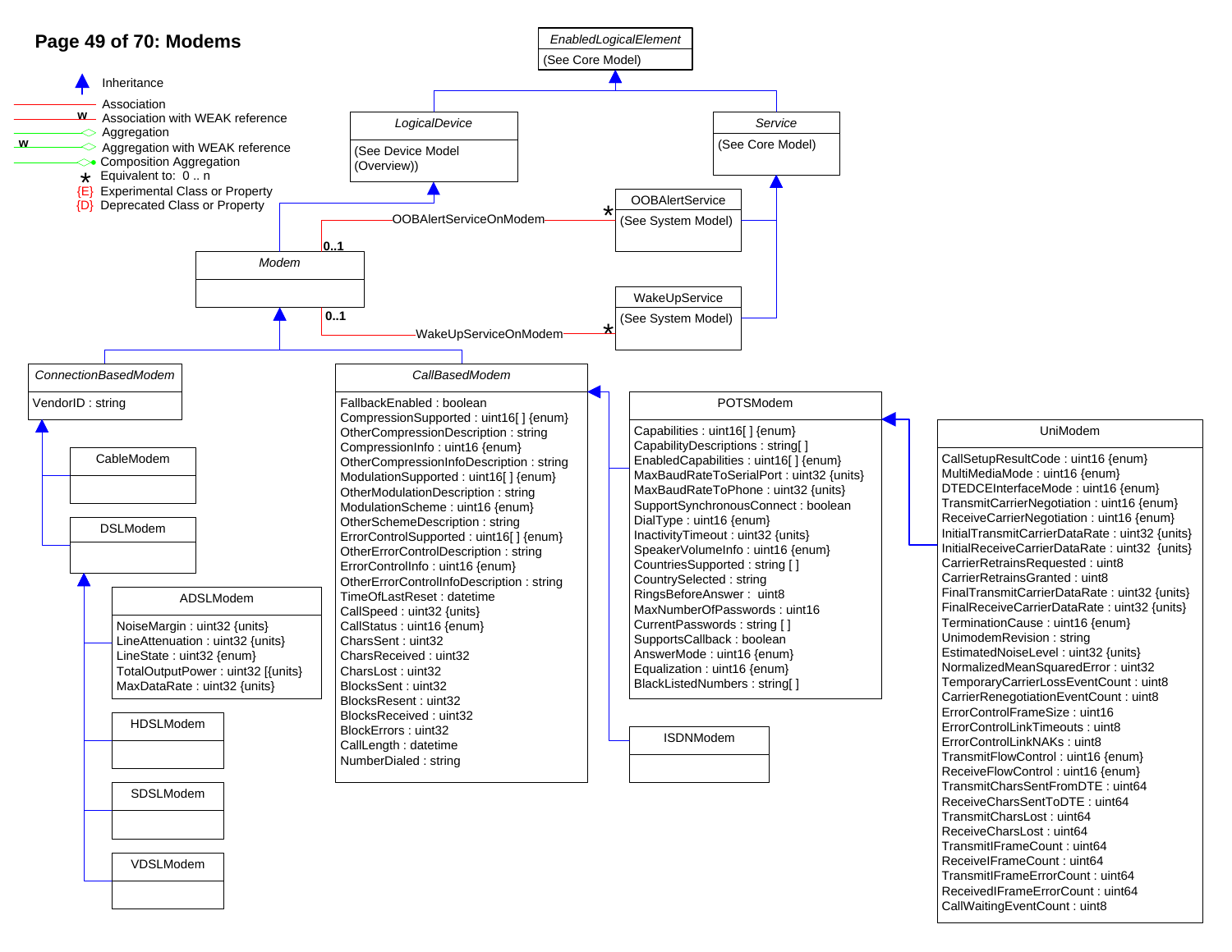# Page 49 of 70: Modems

**Legend**

- Inheritance
- Association
- Association with WEAK reference (w)
- Aggregation
- Aggregation with WEAK reference (w)
- Composition Aggregation
- * Equivalent to: 0 .. n
- {E} Experimental Class or Property
- {D} Deprecated Class or Property

**EnabledLogicalElement**
(See Core Model)

**LogicalDevice**
(See Device Model (Overview))

**Service**
(See Core Model)

**OOBAlertService**
(See System Model)

**WakeUpService**
(See System Model)

**Modem**

OOBAlertServiceOnModem (Modem 0..1 — OOBAlertService *)

WakeUpServiceOnModem (Modem 0..1 — WakeUpService *)

**ConnectionBasedModem**
VendorID : string

**CableModem**

**DSLModem**

**ADSLModem**
NoiseMargin : uint32 {units}
LineAttenuation : uint32 {units}
LineState : uint32 {enum}
TotalOutputPower : uint32 [{units}
MaxDataRate : uint32 {units}

**HDSLModem**

**SDSLModem**

**VDSLModem**

**CallBasedModem**
FallbackEnabled : boolean
CompressionSupported : uint16[ ] {enum}
OtherCompressionDescription : string
CompressionInfo : uint16 {enum}
OtherCompressionInfoDescription : string
ModulationSupported : uint16[ ] {enum}
OtherModulationDescription : string
ModulationScheme : uint16 {enum}
OtherSchemeDescription : string
ErrorControlSupported : uint16[ ] {enum}
OtherErrorControlDescription : string
ErrorControlInfo : uint16 {enum}
OtherErrorControlInfoDescription : string
TimeOfLastReset : datetime
CallSpeed : uint32 {units}
CallStatus : uint16 {enum}
CharsSent : uint32
CharsReceived : uint32
CharsLost : uint32
BlocksSent : uint32
BlocksResent : uint32
BlocksReceived : uint32
BlockErrors : uint32
CallLength : datetime
NumberDialed : string

**POTSModem**
Capabilities : uint16[ ] {enum}
CapabilityDescriptions : string[ ]
EnabledCapabilities : uint16[ ] {enum}
MaxBaudRateToSerialPort : uint32 {units}
MaxBaudRateToPhone : uint32 {units}
SupportSynchronousConnect : boolean
DialType : uint16 {enum}
InactivityTimeout : uint32 {units}
SpeakerVolumeInfo : uint16 {enum}
CountriesSupported : string [ ]
CountrySelected : string
RingsBeforeAnswer : uint8
MaxNumberOfPasswords : uint16
CurrentPasswords : string [ ]
SupportsCallback : boolean
AnswerMode : uint16 {enum}
Equalization : uint16 {enum}
BlackListedNumbers : string[ ]

**ISDNModem**

**UniModem**
CallSetupResultCode : uint16 {enum}
MultiMediaMode : uint16 {enum}
DTEDCEInterfaceMode : uint16 {enum}
TransmitCarrierNegotiation : uint16 {enum}
ReceiveCarrierNegotiation : uint16 {enum}
InitialTransmitCarrierDataRate : uint32 {units}
InitialReceiveCarrierDataRate : uint32 {units}
CarrierRetrainsRequested : uint8
CarrierRetrainsGranted : uint8
FinalTransmitCarrierDataRate : uint32 {units}
FinalReceiveCarrierDataRate : uint32 {units}
TerminationCause : uint16 {enum}
UnimodemRevision : string
EstimatedNoiseLevel : uint32 {units}
NormalizedMeanSquaredError : uint32
TemporaryCarrierLossEventCount : uint8
CarrierRenegotiationEventCount : uint8
ErrorControlFrameSize : uint16
ErrorControlLinkTimeouts : uint8
ErrorControlLinkNAKs : uint8
TransmitFlowControl : uint16 {enum}
ReceiveFlowControl : uint16 {enum}
TransmitCharsSentFromDTE : uint64
ReceiveCharsSentToDTE : uint64
TransmitCharsLost : uint64
ReceiveCharsLost : uint64
TransmitIFrameCount : uint64
ReceiveIFrameCount : uint64
TransmitIFrameErrorCount : uint64
ReceivedIFrameErrorCount : uint64
CallWaitingEventCount : uint8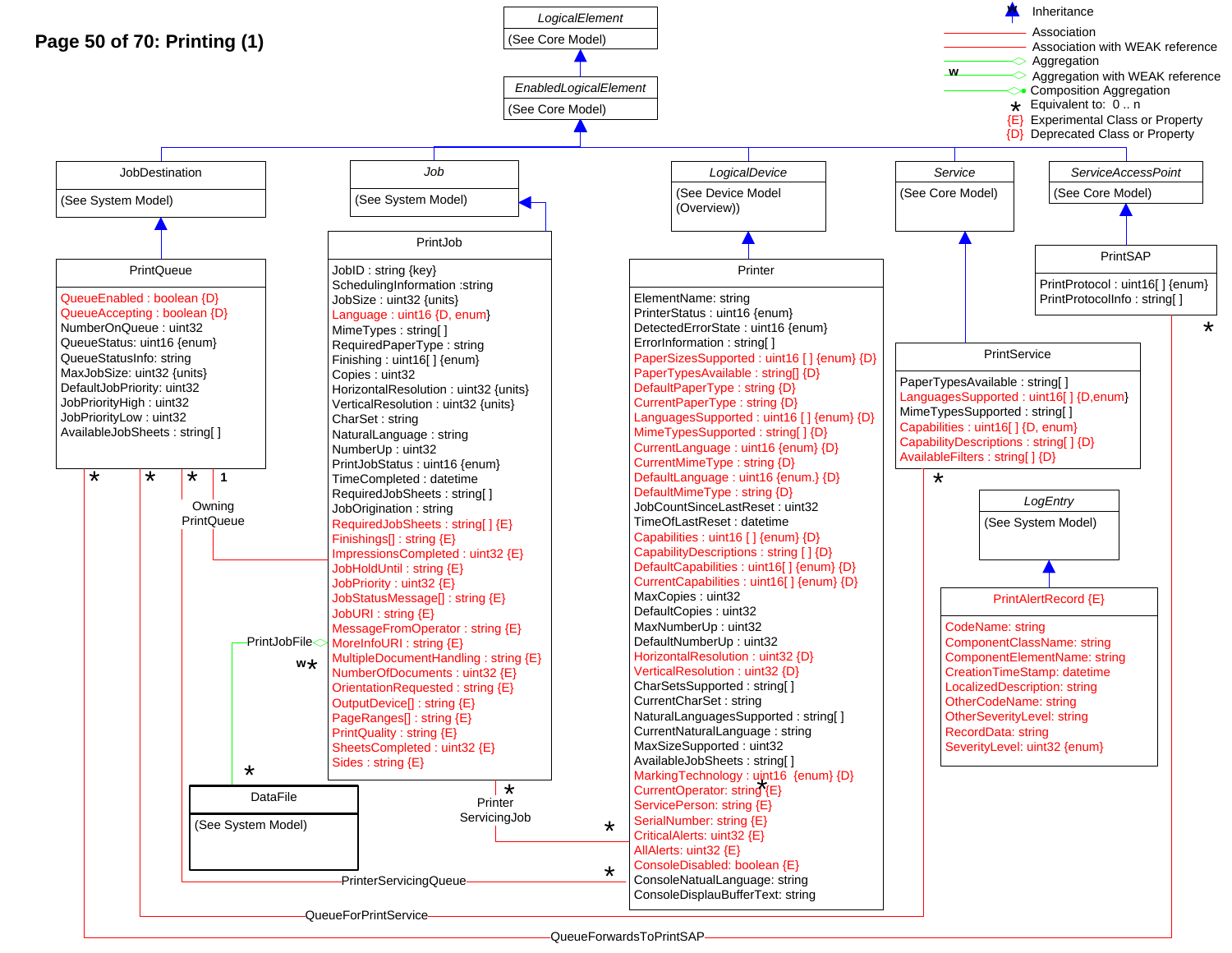# Page 50 of 70: Printing (1)

**Legend:**

- Inheritance
- Association
- Association with WEAK reference
- Aggregation
- Aggregation with WEAK reference
- Composition Aggregation
- * Equivalent to: 0 .. n
- {E} Experimental Class or Property
- {D} Deprecated Class or Property

**LogicalElement**
(See Core Model)

**EnabledLogicalElement**
(See Core Model)

**JobDestination**
(See System Model)

**Job**
(See System Model)

**LogicalDevice**
(See Device Model (Overview))

**Service**
(See Core Model)

**ServiceAccessPoint**
(See Core Model)

**PrintQueue**

- QueueEnabled : boolean {D}
- QueueAccepting : boolean {D}
- NumberOnQueue : uint32
- QueueStatus: uint16 {enum}
- QueueStatusInfo: string
- MaxJobSize: uint32 {units}
- DefaultJobPriority: uint32
- JobPriorityHigh : uint32
- JobPriorityLow : uint32
- AvailableJobSheets : string[ ]

**PrintJob**

- JobID : string {key}
- SchedulingInformation :string
- JobSize : uint32 {units}
- Language : uint16 {D, enum}
- MimeTypes : string[ ]
- RequiredPaperType : string
- Finishing : uint16[ ] {enum}
- Copies : uint32
- HorizontalResolution : uint32 {units}
- VerticalResolution : uint32 {units}
- CharSet : string
- NaturalLanguage : string
- NumberUp : uint32
- PrintJobStatus : uint16 {enum}
- TimeCompleted : datetime
- RequiredJobSheets : string[ ]
- JobOrigination : string
- RequiredJobSheets : string[ ] {E}
- Finishings[] : string {E}
- ImpressionsCompleted : uint32 {E}
- JobHoldUntil : string {E}
- JobPriority : uint32 {E}
- JobStatusMessage[] : string {E}
- JobURI : string {E}
- MessageFromOperator : string {E}
- MoreInfoURI : string {E}
- MultipleDocumentHandling : string {E}
- NumberOfDocuments : uint32 {E}
- OrientationRequested : string {E}
- OutputDevice[] : string {E}
- PageRanges[] : string {E}
- PrintQuality : string {E}
- SheetsCompleted : uint32 {E}
- Sides : string {E}

**Printer**

- ElementName: string
- PrinterStatus : uint16 {enum}
- DetectedErrorState : uint16 {enum}
- ErrorInformation : string[ ]
- PaperSizesSupported : uint16 [ ] {enum} {D}
- PaperTypesAvailable : string[] {D}
- DefaultPaperType : string {D}
- CurrentPaperType : string {D}
- LanguagesSupported : uint16 [ ] {enum} {D}
- MimeTypesSupported : string[ ] {D}
- CurrentLanguage : uint16 {enum} {D}
- CurrentMimeType : string {D}
- DefaultLanguage : uint16 {enum.} {D}
- DefaultMimeType : string {D}
- JobCountSinceLastReset : uint32
- TimeOfLastReset : datetime
- Capabilities : uint16 [ ] {enum} {D}
- CapabilityDescriptions : string [ ] {D}
- DefaultCapabilities : uint16[ ] {enum} {D}
- CurrentCapabilities : uint16[ ] {enum} {D}
- MaxCopies : uint32
- DefaultCopies : uint32
- MaxNumberUp : uint32
- DefaultNumberUp : uint32
- HorizontalResolution : uint32 {D}
- VerticalResolution : uint32 {D}
- CharSetsSupported : string[ ]
- CurrentCharSet : string
- NaturalLanguagesSupported : string[ ]
- CurrentNaturalLanguage : string
- MaxSizeSupported : uint32
- AvailableJobSheets : string[ ]
- MarkingTechnology : uint16 {enum} {D}
- CurrentOperator: string {E}
- ServicePerson: string {E}
- SerialNumber: string {E}
- CriticalAlerts: uint32 {E}
- AllAlerts: uint32 {E}
- ConsoleDisabled: boolean {E}
- ConsoleNatualLanguage: string
- ConsoleDisplauBufferText: string

**PrintService**

- PaperTypesAvailable : string[ ]
- LanguagesSupported : uint16[ ] {D,enum}
- MimeTypesSupported : string[ ]
- Capabilities : uint16[ ] {D, enum}
- CapabilityDescriptions : string[ ] {D}
- AvailableFilters : string[ ] {D}

**PrintSAP**

- PrintProtocol : uint16[ ] {enum}
- PrintProtocolInfo : string[ ]

**LogEntry**
(See System Model)

**PrintAlertRecord {E}**

- CodeName: string
- ComponentClassName: string
- ComponentElementName: string
- CreationTimeStamp: datetime
- LocalizedDescription: string
- OtherCodeName: string
- OtherSeverityLevel: string
- RecordData: string
- SeverityLevel: uint32 {enum}

**DataFile**
(See System Model)

**Associations:** OwningPrintQueue (1 / *), PrintJobFile (w*, *), PrinterServicingJob (*, *), PrinterServicingQueue (*, *), QueueForPrintService (*, *), QueueForwardsToPrintSAP (*, *)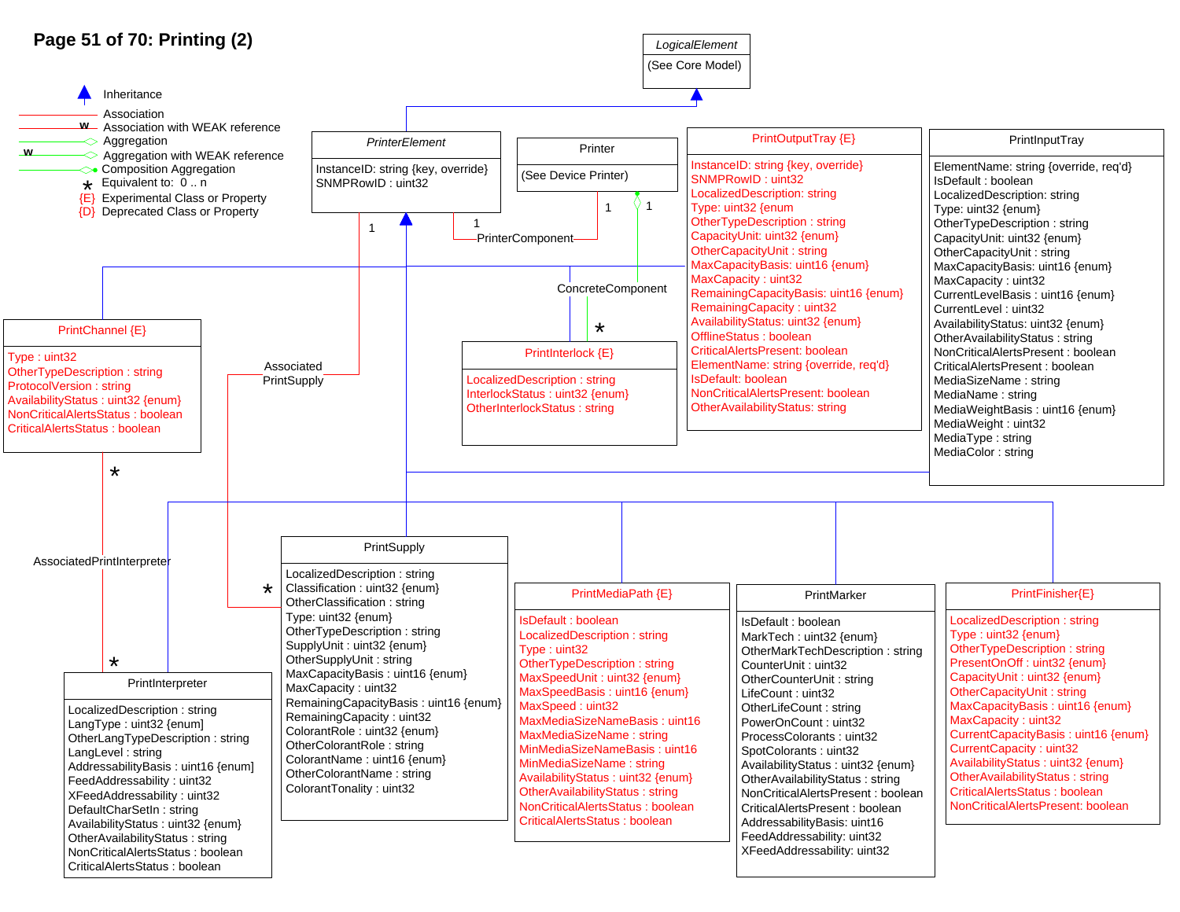# Page 51 of 70: Printing (2)

**Legend:**

- Inheritance
- Association
- Association with WEAK reference (w)
- Aggregation
- Aggregation with WEAK reference (w)
- Composition Aggregation
- * Equivalent to: 0 .. n
- {E} Experimental Class or Property
- {D} Deprecated Class or Property

### *LogicalElement*

(See Core Model)

### *PrinterElement*

InstanceID: string {key, override}
SNMPRowID : uint32

### Printer

(See Device Printer)

### PrintOutputTray {E}

InstanceID: string {key, override}
SNMPRowID : uint32
LocalizedDescription: string
Type: uint32 {enum
OtherTypeDescription : string
CapacityUnit: uint32 {enum}
OtherCapacityUnit : string
MaxCapacityBasis: uint16 {enum}
MaxCapacity : uint32
RemainingCapacityBasis: uint16 {enum}
RemainingCapacity : uint32
AvailabilityStatus: uint32 {enum}
OfflineStatus : boolean
CriticalAlertsPresent: boolean
ElementName: string {override, req'd}
IsDefault: boolean
NonCriticalAlertsPresent: boolean
OtherAvailabilityStatus: string

### PrintInputTray

ElementName: string {override, req'd}
IsDefault : boolean
LocalizedDescription: string
Type: uint32 {enum}
OtherTypeDescription : string
CapacityUnit: uint32 {enum}
OtherCapacityUnit : string
MaxCapacityBasis: uint16 {enum}
MaxCapacity : uint32
CurrentLevelBasis : uint16 {enum}
CurrentLevel : uint32
AvailabilityStatus: uint32 {enum}
OtherAvailabilityStatus : string
NonCriticalAlertsPresent : boolean
CriticalAlertsPresent : boolean
MediaSizeName : string
MediaName : string
MediaWeightBasis : uint16 {enum}
MediaWeight : uint32
MediaType : string
MediaColor : string

### PrintChannel {E}

Type : uint32
OtherTypeDescription : string
ProtocolVersion : string
AvailabilityStatus : uint32 {enum}
NonCriticalAlertsStatus : boolean
CriticalAlertsStatus : boolean

### PrintInterlock {E}

LocalizedDescription : string
InterlockStatus : uint32 {enum}
OtherInterlockStatus : string

### PrintSupply

LocalizedDescription : string
Classification : uint32 {enum}
OtherClassification : string
Type: uint32 {enum}
OtherTypeDescription : string
SupplyUnit : uint32 {enum}
OtherSupplyUnit : string
MaxCapacityBasis : uint16 {enum}
MaxCapacity : uint32
RemainingCapacityBasis : uint16 {enum}
RemainingCapacity : uint32
ColorantRole : uint32 {enum}
OtherColorantRole : string
ColorantName : uint16 {enum}
OtherColorantName : string
ColorantTonality : uint32

### PrintInterpreter

LocalizedDescription : string
LangType : uint32 {enum}
OtherLangTypeDescription : string
LangLevel : uint32
AddressabilityBasis : uint16 {enum}
FeedAddressability : uint32
XFeedAddressability : uint32
DefaultCharSetIn : string
AvailabilityStatus : uint32 {enum}
OtherAvailabilityStatus : string
NonCriticalAlertsStatus : boolean
CriticalAlertsStatus : boolean

### PrintMediaPath {E}

IsDefault : boolean
LocalizedDescription : string
Type : uint32
OtherTypeDescription : string
MaxSpeedUnit : uint32 {enum}
MaxSpeedBasis : uint16 {enum}
MaxSpeed : uint32
MaxMediaSizeNameBasis : uint16
MaxMediaSizeName : string
MinMediaSizeNameBasis : uint16
MinMediaSizeName : string
AvailabilityStatus : uint32 {enum}
OtherAvailabilityStatus : string
NonCriticalAlertsStatus : boolean
CriticalAlertsStatus : boolean

### PrintMarker

IsDefault : boolean
MarkTech : uint32 {enum}
OtherMarkTechDescription : string
CounterUnit : uint32
OtherCounterUnit : string
LifeCount : uint32
OtherLifeCount : string
PowerOnCount : uint32
ProcessColorants : uint32
SpotColorants : uint32
AvailabilityStatus : uint32 {enum}
OtherAvailabilityStatus : string
NonCriticalAlertsPresent : boolean
CriticalAlertsPresent : boolean
AddressabilityBasis: uint16
FeedAddressability: uint32
XFeedAddressability: uint32

### PrintFinisher{E}

LocalizedDescription : string
Type : uint32 {enum}
OtherTypeDescription : string
PresentOnOff : uint32 {enum}
CapacityUnit : uint32 {enum}
OtherCapacityUnit : string
MaxCapacityBasis : uint16 {enum}
MaxCapacity : uint32
CurrentCapacityBasis : uint16 {enum}
CurrentCapacity : uint32
AvailabilityStatus : uint32 {enum}
OtherAvailabilityStatus : string
CriticalAlertsStatus : boolean
NonCriticalAlertsPresent: boolean

**Relationships:**

- PrinterComponent (Printer 1 — PrinterElement 1)
- ConcreteComponent (Printer 1 — PrintInterlock *)
- Associated PrintSupply (PrinterElement 1 — PrintSupply *)
- AssociatedPrintInterpreter (PrintChannel * — PrintInterpreter *)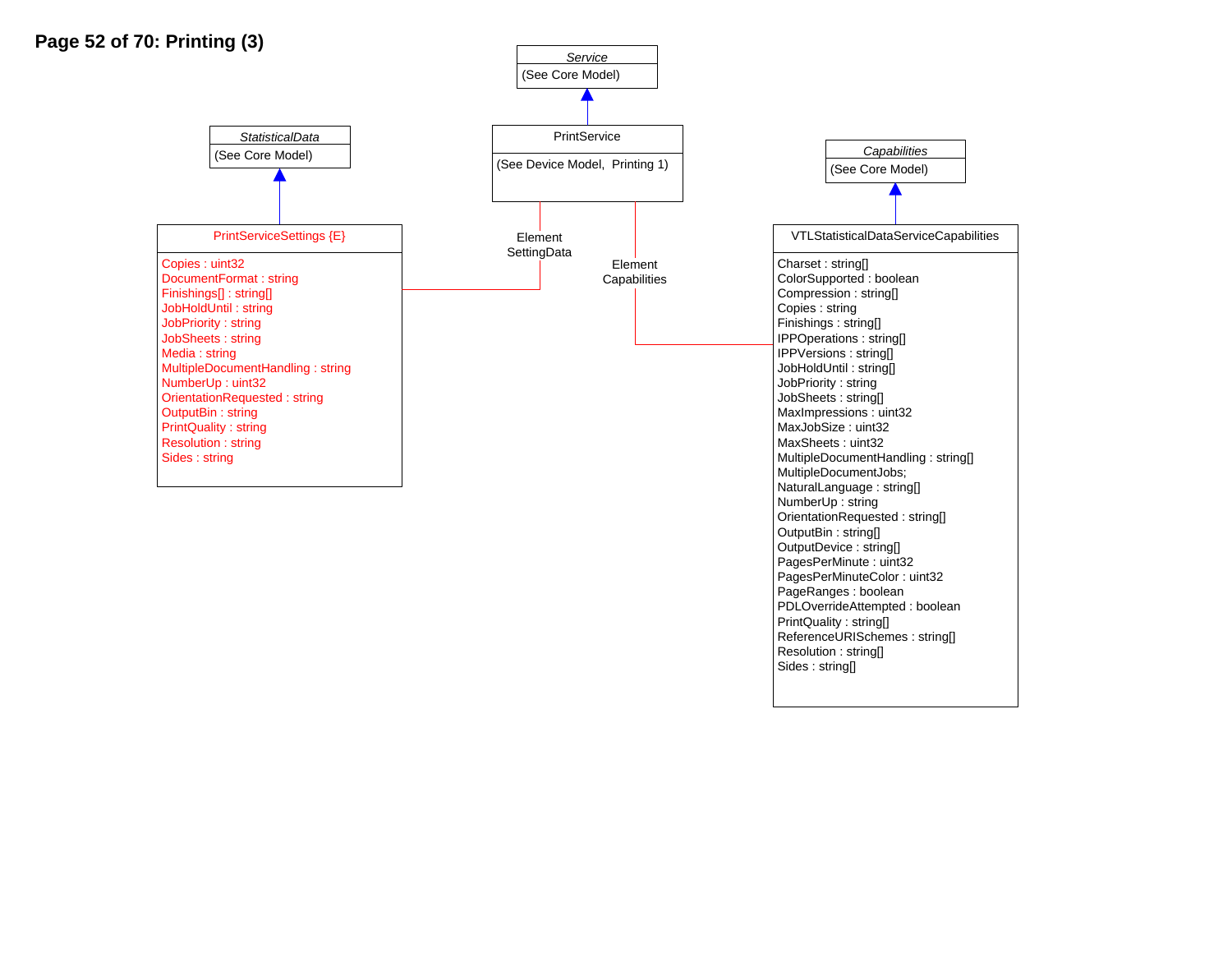# Page 52 of 70: Printing (3)

*Service*
(See Core Model)

PrintService
(See Device Model, Printing 1)

*StatisticalData*
(See Core Model)

*Capabilities*
(See Core Model)

PrintServiceSettings {E}

- Copies : uint32
- DocumentFormat : string
- Finishings[] : string[]
- JobHoldUntil : string
- JobPriority : string
- JobSheets : string
- Media : string
- MultipleDocumentHandling : string
- NumberUp : uint32
- OrientationRequested : string
- OutputBin : string
- PrintQuality : string
- Resolution : string
- Sides : string

Element SettingData

Element Capabilities

VTLStatisticalDataServiceCapabilities

- Charset : string[]
- ColorSupported : boolean
- Compression : string[]
- Copies : string
- Finishings : string[]
- IPPOperations : string[]
- IPPVersions : string[]
- JobHoldUntil : string[]
- JobPriority : string
- JobSheets : string[]
- MaxImpressions : uint32
- MaxJobSize : uint32
- MaxSheets : uint32
- MultipleDocumentHandling : string[]
- MultipleDocumentJobs;
- NaturalLanguage : string[]
- NumberUp : string
- OrientationRequested : string[]
- OutputBin : string[]
- OutputDevice : string[]
- PagesPerMinute : uint32
- PagesPerMinuteColor : uint32
- PageRanges : boolean
- PDLOverrideAttempted : boolean
- PrintQuality : string[]
- ReferenceURISchemes : string[]
- Resolution : string[]
- Sides : string[]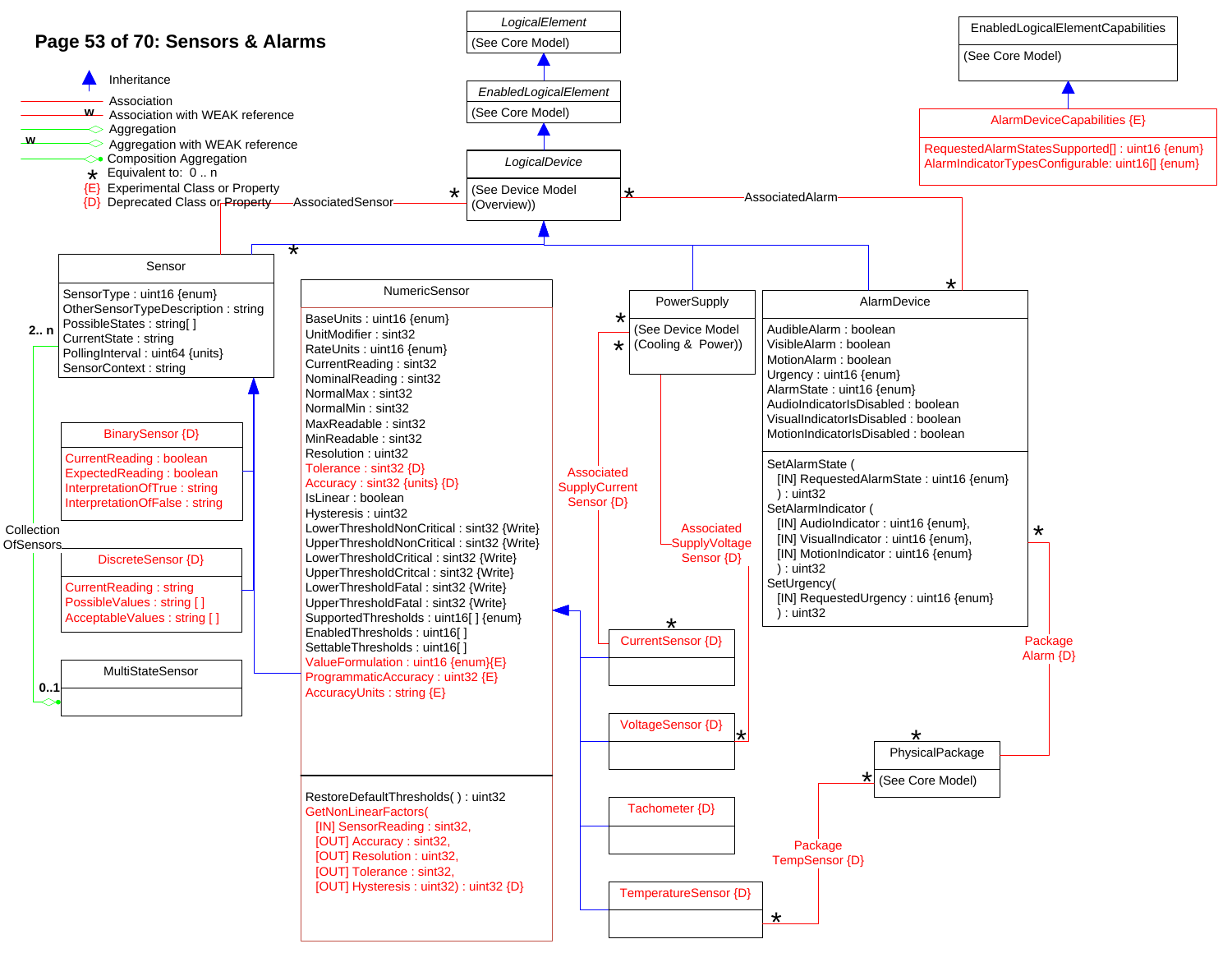# Page 53 of 70: Sensors & Alarms

**Legend**

- Inheritance
- Association
- Association with WEAK reference
- Aggregation
- Aggregation with WEAK reference
- Composition Aggregation
- * Equivalent to: 0 .. n
- {E} Experimental Class or Property
- {D} Deprecated Class or Property

**LogicalElement**
(See Core Model)

**EnabledLogicalElement**
(See Core Model)

**LogicalDevice**
(See Device Model (Overview))

**EnabledLogicalElementCapabilities**
(See Core Model)

**AlarmDeviceCapabilities {E}**
- RequestedAlarmStatesSupported[] : uint16 {enum}
- AlarmIndicatorTypesConfigurable: uint16[] {enum}

**Sensor**
- SensorType : uint16 {enum}
- OtherSensorTypeDescription : string
- PossibleStates : string[ ]
- CurrentState : string
- PollingInterval : uint64 {units}
- SensorContext : string

**BinarySensor {D}**
- CurrentReading : boolean
- ExpectedReading : boolean
- InterpretationOfTrue : string
- InterpretationOfFalse : string

**DiscreteSensor {D}**
- CurrentReading : string
- PossibleValues : string [ ]
- AcceptableValues : string [ ]

**MultiStateSensor**

**NumericSensor**
- BaseUnits : uint16 {enum}
- UnitModifier : sint32
- RateUnits : uint16 {enum}
- CurrentReading : sint32
- NominalReading : sint32
- NormalMax : sint32
- NormalMin : sint32
- MaxReadable : sint32
- MinReadable : sint32
- Resolution : uint32
- Tolerance : sint32 {D}
- Accuracy : sint32 {units} {D}
- IsLinear : boolean
- Hysteresis : uint32
- LowerThresholdNonCritical : sint32 {Write}
- UpperThresholdNonCritical : sint32 {Write}
- LowerThresholdCritical : sint32 {Write}
- UpperThresholdCritcal : sint32 {Write}
- LowerThresholdFatal : sint32 {Write}
- UpperThresholdFatal : sint32 {Write}
- SupportedThresholds : uint16[ ] {enum}
- EnabledThresholds : uint16[ ]
- SettableThresholds : uint16[ ]
- ValueFormulation : uint16 {enum}{E}
- ProgrammaticAccuracy : uint32 {E}
- AccuracyUnits : string {E}

Methods:
- RestoreDefaultThresholds( ) : uint32
- GetNonLinearFactors(
  - [IN] SensorReading : sint32,
  - [OUT] Accuracy : sint32,
  - [OUT] Resolution : uint32,
  - [OUT] Tolerance : sint32,
  - [OUT] Hysteresis : uint32) : uint32 {D}

**PowerSupply**
(See Device Model (Cooling & Power))

**AlarmDevice**
- AudibleAlarm : boolean
- VisibleAlarm : boolean
- MotionAlarm : boolean
- Urgency : uint16 {enum}
- AlarmState : uint16 {enum}
- AudioIndicatorIsDisabled : boolean
- VisualIndicatorIsDisabled : boolean
- MotionIndicatorIsDisabled : boolean

Methods:
- SetAlarmState (
  - [IN] RequestedAlarmState : uint16 {enum}
  - ) : uint32
- SetAlarmIndicator (
  - [IN] AudioIndicator : uint16 {enum},
  - [IN] VisualIndicator : uint16 {enum},
  - [IN] MotionIndicator : uint16 {enum}
  - ) : uint32
- SetUrgency(
  - [IN] RequestedUrgency : uint16 {enum}
  - ) : uint32

**CurrentSensor {D}**

**VoltageSensor {D}**

**Tachometer {D}**

**TemperatureSensor {D}**

**PhysicalPackage**
(See Core Model)

**Associations / Aggregations**
- AssociatedSensor (* – *)
- AssociatedAlarm (* – *)
- CollectionOfSensors (2.. n – 0..1)
- AssociatedSupplyCurrentSensor {D} (* – *)
- AssociatedSupplyVoltageSensor {D} (* – *)
- PackageAlarm {D} (* – *)
- PackageTempSensor {D} (* – *)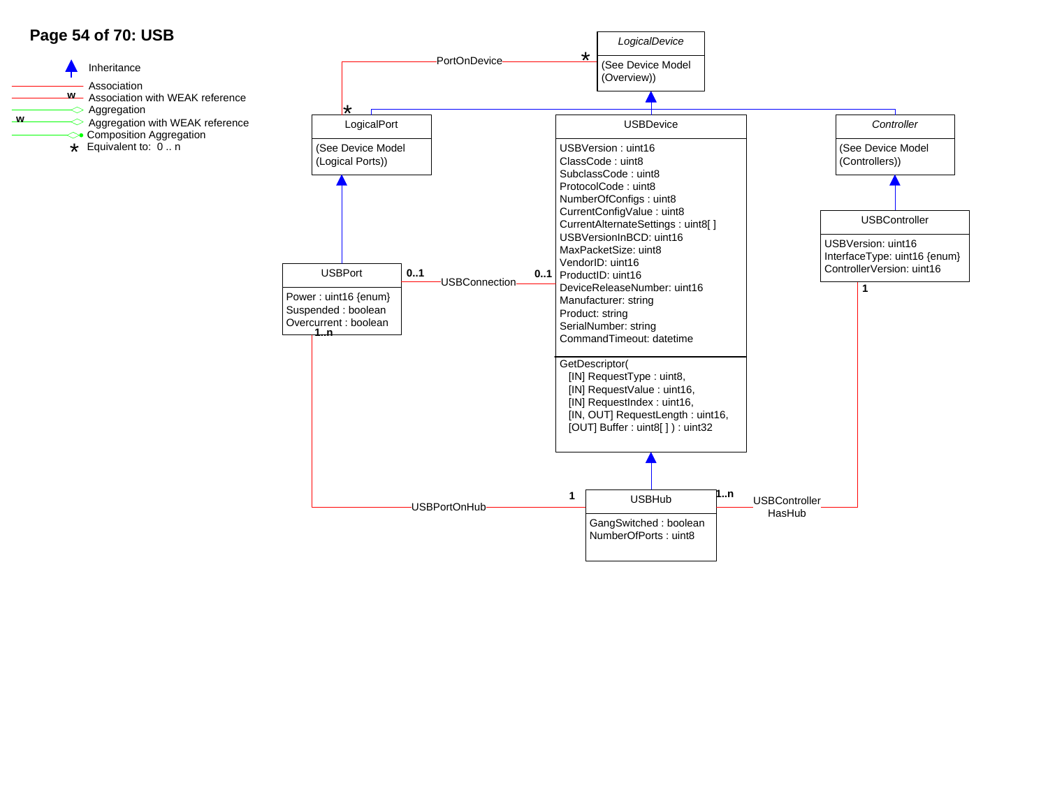# Page 54 of 70: USB

- Inheritance
- Association
- w Association with WEAK reference
- Aggregation
- w Aggregation with WEAK reference
- Composition Aggregation
- * Equivalent to: 0 .. n

**LogicalDevice**
(See Device Model (Overview))

**LogicalPort**
(See Device Model (Logical Ports))

**USBDevice**
USBVersion : uint16
ClassCode : uint8
SubclassCode : uint8
ProtocolCode : uint8
NumberOfConfigs : uint8
CurrentConfigValue : uint8
CurrentAlternateSettings : uint8[ ]
USBVersionInBCD: uint16
MaxPacketSize: uint8
VendorID: uint16
ProductID: uint16
DeviceReleaseNumber: uint16
Manufacturer: string
Product: string
SerialNumber: string
CommandTimeout: datetime

GetDescriptor(
  [IN] RequestType : uint8,
  [IN] RequestValue : uint16,
  [IN] RequestIndex : uint16,
  [IN, OUT] RequestLength : uint16,
  [OUT] Buffer : uint8[ ] ) : uint32

**Controller**
(See Device Model (Controllers))

**USBController**
USBVersion: uint16
InterfaceType: uint16 {enum}
ControllerVersion: uint16

**USBPort**
Power : uint16 {enum}
Suspended : boolean
Overcurrent : boolean

**USBHub**
GangSwitched : boolean
NumberOfPorts : uint8

Associations:
- PortOnDevice (LogicalPort * — LogicalDevice *)
- USBConnection (USBPort 0..1 — USBDevice 0..1)
- USBPortOnHub (USBPort 1..n — USBHub 1)
- USBControllerHasHub (USBController 1 — USBHub 1..n)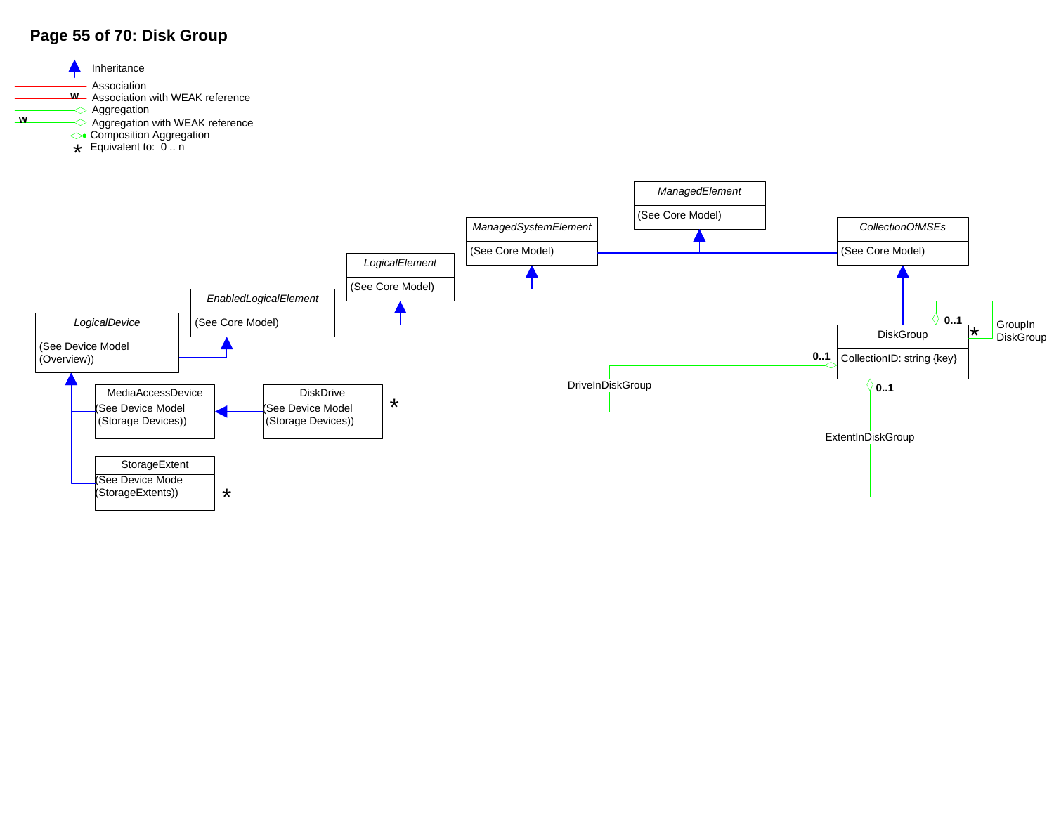# Page 55 of 70: Disk Group

Inheritance
Association
Association with WEAK reference
Aggregation
Aggregation with WEAK reference
Composition Aggregation
* Equivalent to: 0 .. n

*ManagedElement*
(See Core Model)

*ManagedSystemElement*
(See Core Model)

*CollectionOfMSEs*
(See Core Model)

*LogicalElement*
(See Core Model)

*EnabledLogicalElement*
(See Core Model)

*LogicalDevice*
(See Device Model (Overview))

DiskGroup
CollectionID: string {key}

0..1 * GroupIn DiskGroup

0..1 DriveInDiskGroup

MediaAccessDevice
(See Device Model (Storage Devices))

DiskDrive
(See Device Model (Storage Devices))

*

0..1 ExtentInDiskGroup

StorageExtent
(See Device Mode (StorageExtents))

*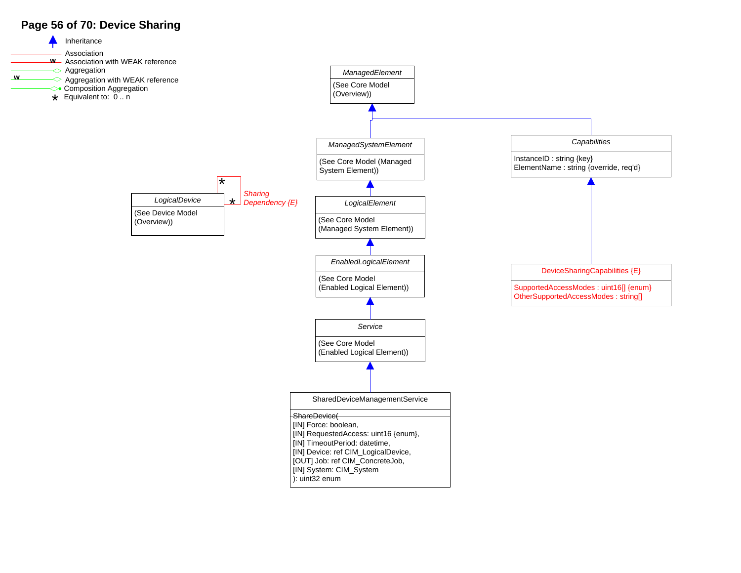# Device Sharing

**Legend:**

- Inheritance
- Association
- Association with WEAK reference
- Aggregation
- Aggregation with WEAK reference
- Composition Aggregation
- * Equivalent to: 0 .. n

---

**ManagedElement**
(See Core Model (Overview))

**ManagedSystemElement**
(See Core Model (Managed System Element))

**LogicalElement**
(See Core Model (Managed System Element))

**EnabledLogicalElement**
(See Core Model (Enabled Logical Element))

**Service**
(See Core Model (Enabled Logical Element))

**SharedDeviceManagementService**

ShareDevice(
[IN] Force: boolean,
[IN] RequestedAccess: uint16 {enum},
[IN] TimeoutPeriod: datetime,
[IN] Device: ref CIM_LogicalDevice,
[OUT] Job: ref CIM_ConcreteJob,
[IN] System: CIM_System
): uint32 enum

**Capabilities**
InstanceID : string {key}
ElementName : string {override, req'd}

**DeviceSharingCapabilities {E}**
SupportedAccessModes : uint16[] {enum}
OtherSupportedAccessModes : string[]

**LogicalDevice**
(See Device Model (Overview))

*Sharing Dependency {E}* (LogicalDevice * — * LogicalDevice)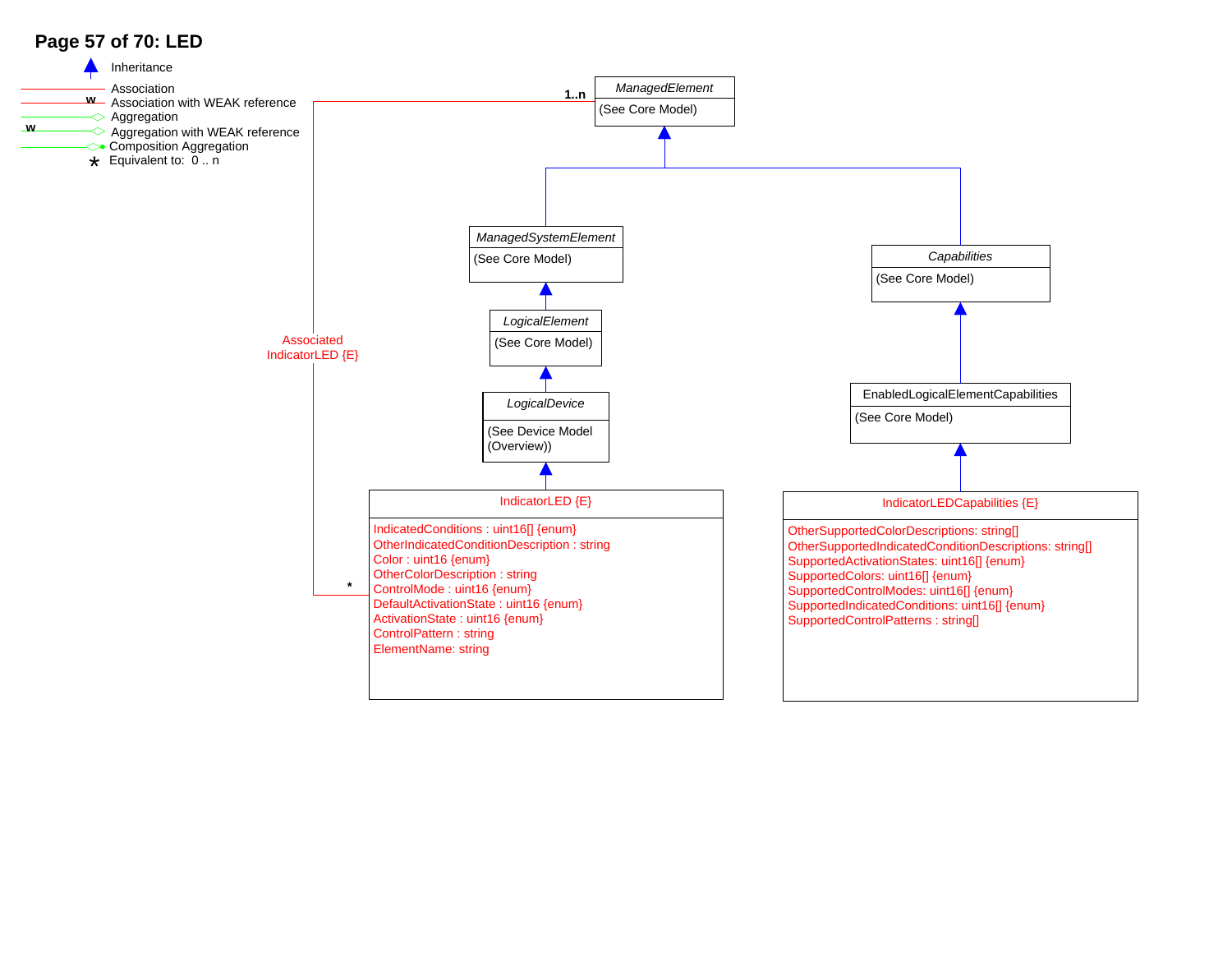## Page 57 of 70: LED

- Inheritance
- Association
- Association with WEAK reference
- Aggregation
- Aggregation with WEAK reference
- Composition Aggregation
- * Equivalent to: 0 .. n

**ManagedElement**
(See Core Model)

**ManagedSystemElement**
(See Core Model)

**LogicalElement**
(See Core Model)

**LogicalDevice**
(See Device Model (Overview))

**Capabilities**
(See Core Model)

**EnabledLogicalElementCapabilities**
(See Core Model)

Associated IndicatorLED {E} (ManagedElement 1..n — IndicatorLED *)

**IndicatorLED {E}**

- IndicatedConditions : uint16[] {enum}
- OtherIndicatedConditionDescription : string
- Color : uint16 {enum}
- OtherColorDescription : string
- ControlMode : uint16 {enum}
- DefaultActivationState : uint16 {enum}
- ActivationState : uint16 {enum}
- ControlPattern : string
- ElementName: string

**IndicatorLEDCapabilities {E}**

- OtherSupportedColorDescriptions: string[]
- OtherSupportedIndicatedConditionDescriptions: string[]
- SupportedActivationStates: uint16[] {enum}
- SupportedColors: uint16[] {enum}
- SupportedControlModes: uint16[] {enum}
- SupportedIndicatedConditions: uint16[] {enum}
- SupportedControlPatterns : string[]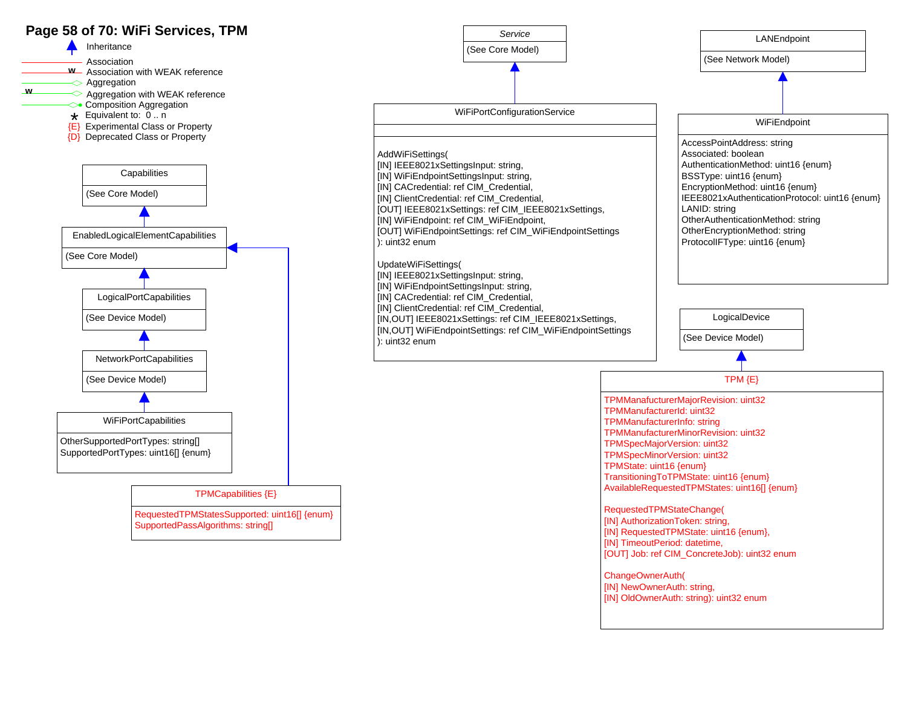# Page 58 of 70: WiFi Services, TPM

**Legend:**

- Inhertance
- Association
- Association with WEAK reference
- Aggregation
- Aggregation with WEAK reference
- Composition Aggregation
- * Equivalent to: 0 .. n
- {E} Experimental Class or Property
- {D} Deprecated Class or Property

---

### *Service*

(See Core Model)

### WiFiPortConfigurationService

*(inherits from Service)*

AddWiFiSettings(
[IN] IEEE8021xSettingsInput: string,
[IN] WiFiEndpointSettingsInput: string,
[IN] CACredential: ref CIM_Credential,
[IN] ClientCredential: ref CIM_Credential,
[OUT] IEEE8021xSettings: ref CIM_IEEE8021xSettings,
[IN] WiFiEndpoint: ref CIM_WiFiEndpoint,
[OUT] WiFiEndpointSettings: ref CIM_WiFiEndpointSettings
): uint32 enum

UpdateWiFiSettings(
[IN] IEEE8021xSettingsInput: string,
[IN] WiFiEndpointSettingsInput: string,
[IN] CACredential: ref CIM_Credential,
[IN] ClientCredential: ref CIM_Credential,
[IN,OUT] IEEE8021xSettings: ref CIM_IEEE8021xSettings,
[IN,OUT] WiFiEndpointSettings: ref CIM_WiFiEndpointSettings
): uint32 enum

### LANEndpoint

(See Network Model)

### WiFiEndpoint

*(inherits from LANEndpoint)*

AccessPointAddress: string
Associated: boolean
AuthenticationMethod: uint16 {enum}
BSSType: uint16 {enum}
EncryptionMethod: uint16 {enum}
IEEE8021xAuthenticationProtocol: uint16 {enum}
LANID: string
OtherAuthenticationMethod: string
OtherEncryptionMethod: string
ProtocolIFType: uint16 {enum}

### Capabilities

(See Core Model)

### EnabledLogicalElementCapabilities

*(inherits from Capabilities)*

(See Core Model)

### LogicalPortCapabilities

*(inherits from EnabledLogicalElementCapabilities)*

(See Device Model)

### NetworkPortCapabilities

*(inherits from LogicalPortCapabilities)*

(See Device Model)

### WiFiPortCapabilities

*(inherits from NetworkPortCapabilities)*

OtherSupportedPortTypes: string[]
SupportedPortTypes: uint16[] {enum}

### TPMCapabilities {E}

*(inherits from EnabledLogicalElementCapabilities)*

RequestedTPMStatesSupported: uint16[] {enum}
SupportedPassAlgorithms: string[]

### LogicalDevice

(See Device Model)

### TPM {E}

*(inherits from LogicalDevice)*

TPMManafacturerMajorRevision: uint32
TPMManufacturerId: uint32
TPMManufacturerInfo: string
TPMManufacturerMinorRevision: uint32
TPMSpecMajorVersion: uint32
TPMSpecMinorVersion: uint32
TPMState: uint16 {enum}
TransitioningToTPMState: uint16 {enum}
AvailableRequestedTPMStates: uint16[] {enum}

RequestedTPMStateChange(
[IN] AuthorizationToken: string,
[IN] RequestedTPMState: uint16 {enum},
[IN] TimeoutPeriod: datetime,
[OUT] Job: ref CIM_ConcreteJob): uint32 enum

ChangeOwnerAuth(
[IN] NewOwnerAuth: string,
[IN] OldOwnerAuth: string): uint32 enum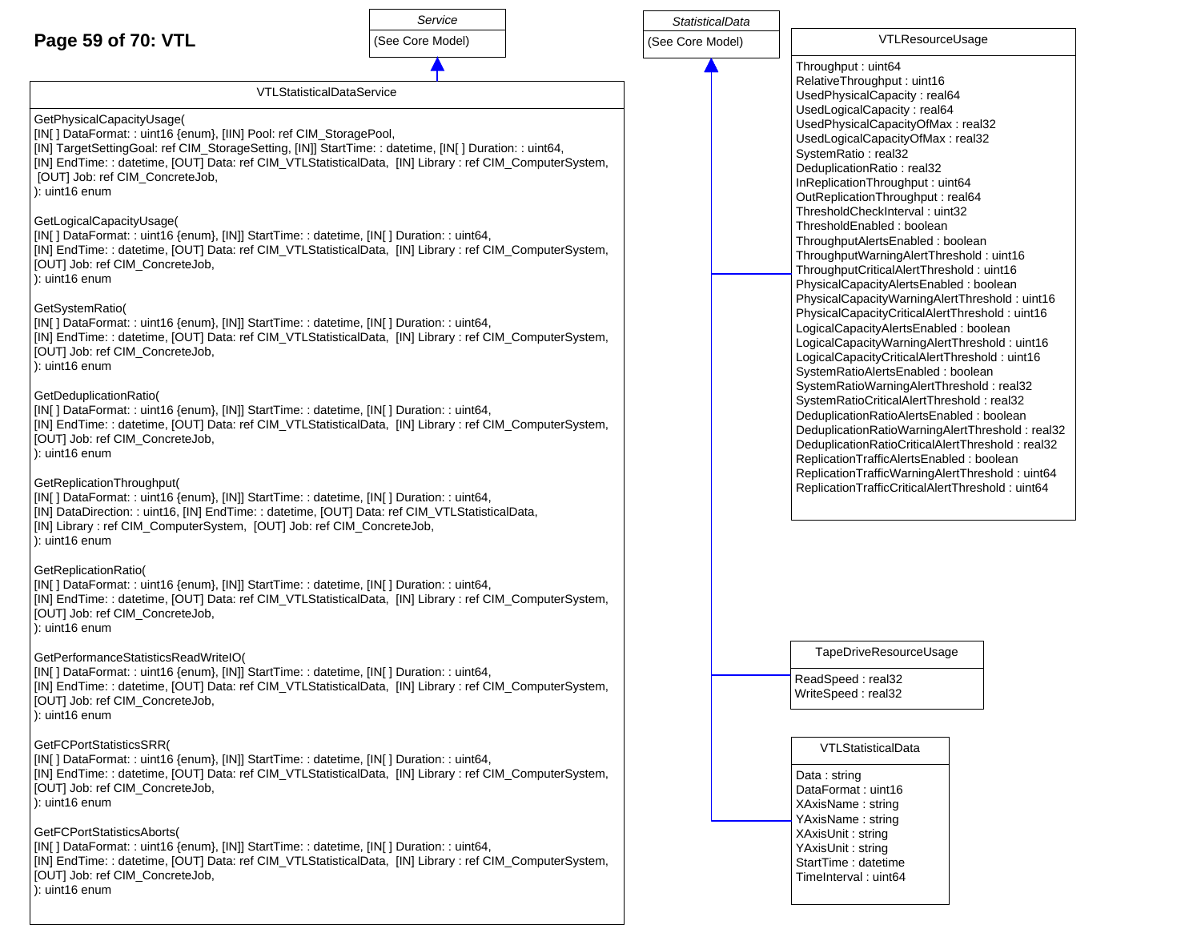# Page 59 of 70: VTL

### *Service*

(See Core Model)

### VTLStatisticalDataService

(inherits from Service)

GetPhysicalCapacityUsage(
[IN[ ] DataFormat: : uint16 {enum}, [IIN] Pool: ref CIM_StoragePool,
[IN] TargetSettingGoal: ref CIM_StorageSetting, [IN]] StartTime: : datetime, [IN[ ] Duration: : uint64,
[IN] EndTime: : datetime, [OUT] Data: ref CIM_VTLStatisticalData, [IN] Library : ref CIM_ComputerSystem,
[OUT] Job: ref CIM_ConcreteJob,
): uint16 enum

GetLogicalCapacityUsage(
[IN[ ] DataFormat: : uint16 {enum}, [IN]] StartTime: : datetime, [IN[ ] Duration: : uint64,
[IN] EndTime: : datetime, [OUT] Data: ref CIM_VTLStatisticalData, [IN] Library : ref CIM_ComputerSystem,
[OUT] Job: ref CIM_ConcreteJob,
): uint16 enum

GetSystemRatio(
[IN[ ] DataFormat: : uint16 {enum}, [IN]] StartTime: : datetime, [IN[ ] Duration: : uint64,
[IN] EndTime: : datetime, [OUT] Data: ref CIM_VTLStatisticalData, [IN] Library : ref CIM_ComputerSystem,
[OUT] Job: ref CIM_ConcreteJob,
): uint16 enum

GetDeduplicationRatio(
[IN[ ] DataFormat: : uint16 {enum}, [IN]] StartTime: : datetime, [IN[ ] Duration: : uint64,
[IN] EndTime: : datetime, [OUT] Data: ref CIM_VTLStatisticalData, [IN] Library : ref CIM_ComputerSystem,
[OUT] Job: ref CIM_ConcreteJob,
): uint16 enum

GetReplicationThroughput(
[IN[ ] DataFormat: : uint16 {enum}, [IN]] StartTime: : datetime, [IN[ ] Duration: : uint64,
[IN] DataDirection: : uint16, [IN] EndTime: : datetime, [OUT] Data: ref CIM_VTLStatisticalData,
[IN] Library : ref CIM_ComputerSystem, [OUT] Job: ref CIM_ConcreteJob,
): uint16 enum

GetReplicationRatio(
[IN[ ] DataFormat: : uint16 {enum}, [IN]] StartTime: : datetime, [IN[ ] Duration: : uint64,
[IN] EndTime: : datetime, [OUT] Data: ref CIM_VTLStatisticalData, [IN] Library : ref CIM_ComputerSystem,
[OUT] Job: ref CIM_ConcreteJob,
): uint16 enum

GetPerformanceStatisticsReadWriteIO(
[IN[ ] DataFormat: : uint16 {enum}, [IN]] StartTime: : datetime, [IN[ ] Duration: : uint64,
[IN] EndTime: : datetime, [OUT] Data: ref CIM_VTLStatisticalData, [IN] Library : ref CIM_ComputerSystem,
[OUT] Job: ref CIM_ConcreteJob,
): uint16 enum

GetFCPortStatisticsSRR(
[IN[ ] DataFormat: : uint16 {enum}, [IN]] StartTime: : datetime, [IN[ ] Duration: : uint64,
[IN] EndTime: : datetime, [OUT] Data: ref CIM_VTLStatisticalData, [IN] Library : ref CIM_ComputerSystem,
[OUT] Job: ref CIM_ConcreteJob,
): uint16 enum

GetFCPortStatisticsAborts(
[IN[ ] DataFormat: : uint16 {enum}, [IN]] StartTime: : datetime, [IN[ ] Duration: : uint64,
[IN] EndTime: : datetime, [OUT] Data: ref CIM_VTLStatisticalData, [IN] Library : ref CIM_ComputerSystem,
[OUT] Job: ref CIM_ConcreteJob,
): uint16 enum

### *StatisticalData*

(See Core Model)

### VTLResourceUsage

(inherits from StatisticalData)

Throughput : uint64
RelativeThroughput : uint16
UsedPhysicalCapacity : real64
UsedLogicalCapacity : real64
UsedPhysicalCapacityOfMax : real32
UsedLogicalCapacityOfMax : real32
SystemRatio : real32
DeduplicationRatio : real32
InReplicationThroughput : uint64
OutReplicationThroughput : real64
ThresholdCheckInterval : uint32
ThresholdEnabled : boolean
ThroughputAlertsEnabled : boolean
ThroughputWarningAlertThreshold : uint16
ThroughputCriticalAlertThreshold : uint16
PhysicalCapacityAlertsEnabled : boolean
PhysicalCapacityWarningAlertThreshold : uint16
PhysicalCapacityCriticalAlertThreshold : uint16
LogicalCapacityAlertsEnabled : boolean
LogicalCapacityWarningAlertThreshold : uint16
LogicalCapacityCriticalAlertThreshold : uint16
SystemRatioAlertsEnabled : boolean
SystemRatioWarningAlertThreshold : real32
SystemRatioCriticalAlertThreshold : real32
DeduplicationRatioAlertsEnabled : boolean
DeduplicationRatioWarningAlertThreshold : real32
DeduplicationRatioCriticalAlertThreshold : real32
ReplicationTrafficAlertsEnabled : boolean
ReplicationTrafficWarningAlertThreshold : uint64
ReplicationTrafficCriticalAlertThreshold : uint64

### TapeDriveResourceUsage

(inherits from StatisticalData)

ReadSpeed : real32
WriteSpeed : real32

### VTLStatisticalData

(inherits from StatisticalData)

Data : string
DataFormat : uint16
XAxisName : string
YAxisName : string
XAxisUnit : string
YAxisUnit : string
StartTime : datetime
TimeInterval : uint64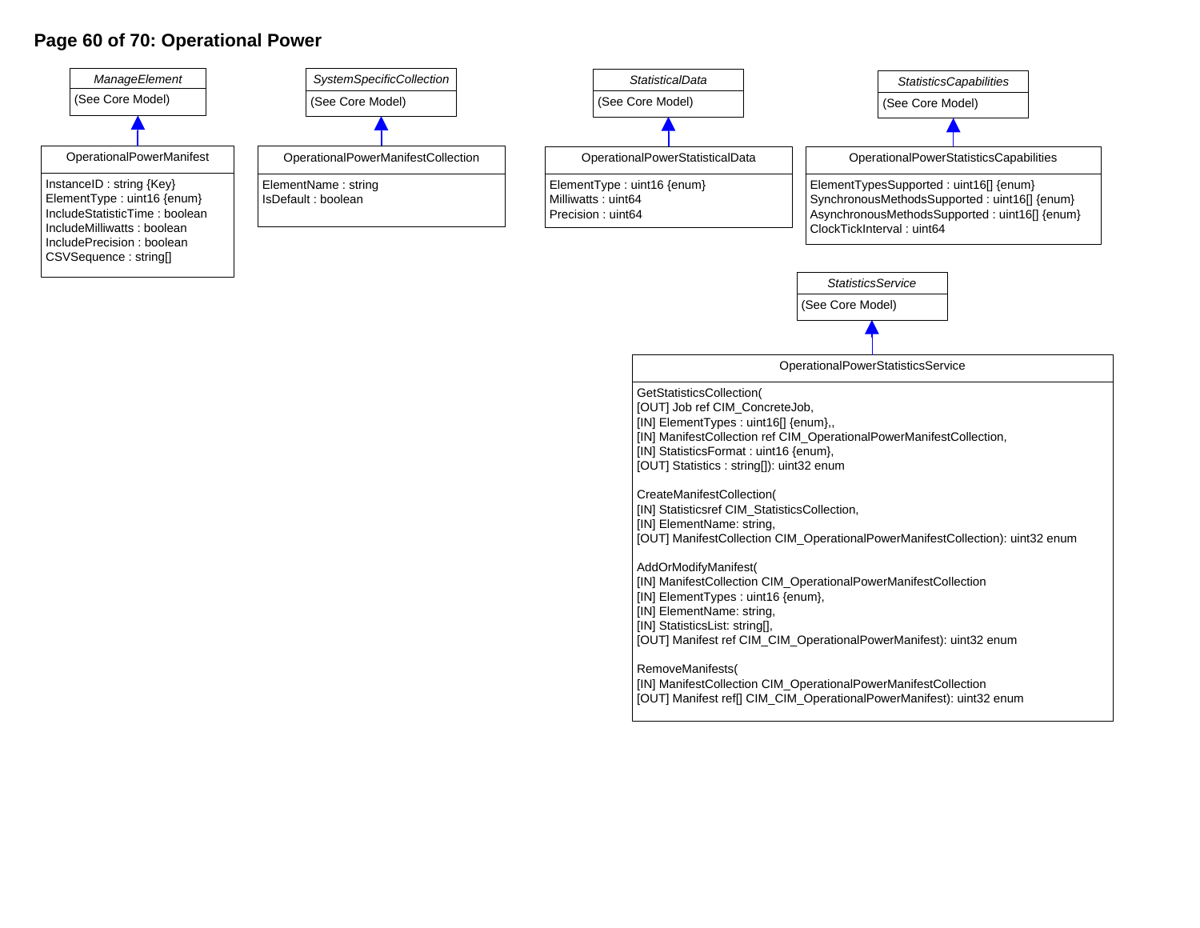# Page 60 of 70: Operational Power

*ManageElement*
(See Core Model)

↑

**OperationalPowerManifest**

- InstanceID : string {Key}
- ElementType : uint16 {enum}
- IncludeStatisticTime : boolean
- IncludeMilliwatts : boolean
- IncludePrecision : boolean
- CSVSequence : string[]

---

*SystemSpecificCollection*
(See Core Model)

↑

**OperationalPowerManifestCollection**

- ElementName : string
- IsDefault : boolean

---

*StatisticalData*
(See Core Model)

↑

**OperationalPowerStatisticalData**

- ElementType : uint16 {enum}
- Milliwatts : uint64
- Precision : uint64

---

*StatisticsCapabilities*
(See Core Model)

↑

**OperationalPowerStatisticsCapabilities**

- ElementTypesSupported : uint16[] {enum}
- SynchronousMethodsSupported : uint16[] {enum}
- AsynchronousMethodsSupported : uint16[] {enum}
- ClockTickInterval : uint64

---

*StatisticsService*
(See Core Model)

↑

**OperationalPowerStatisticsService**

```
GetStatisticsCollection(
[OUT] Job ref CIM_ConcreteJob,
[IN] ElementTypes : uint16[] {enum},,
[IN] ManifestCollection ref CIM_OperationalPowerManifestCollection,
[IN] StatisticsFormat : uint16 {enum},
[OUT] Statistics : string[]): uint32 enum

CreateManifestCollection(
[IN] Statisticsref CIM_StatisticsCollection,
[IN] ElementName: string,
[OUT] ManifestCollection CIM_OperationalPowerManifestCollection): uint32 enum

AddOrModifyManifest(
[IN] ManifestCollection CIM_OperationalPowerManifestCollection
[IN] ElementTypes : uint16 {enum},
[IN] ElementName: string,
[IN] StatisticsList: string[],
[OUT] Manifest ref CIM_CIM_OperationalPowerManifest): uint32 enum

RemoveManifests(
[IN] ManifestCollection CIM_OperationalPowerManifestCollection
[OUT] Manifest ref[] CIM_CIM_OperationalPowerManifest): uint32 enum
```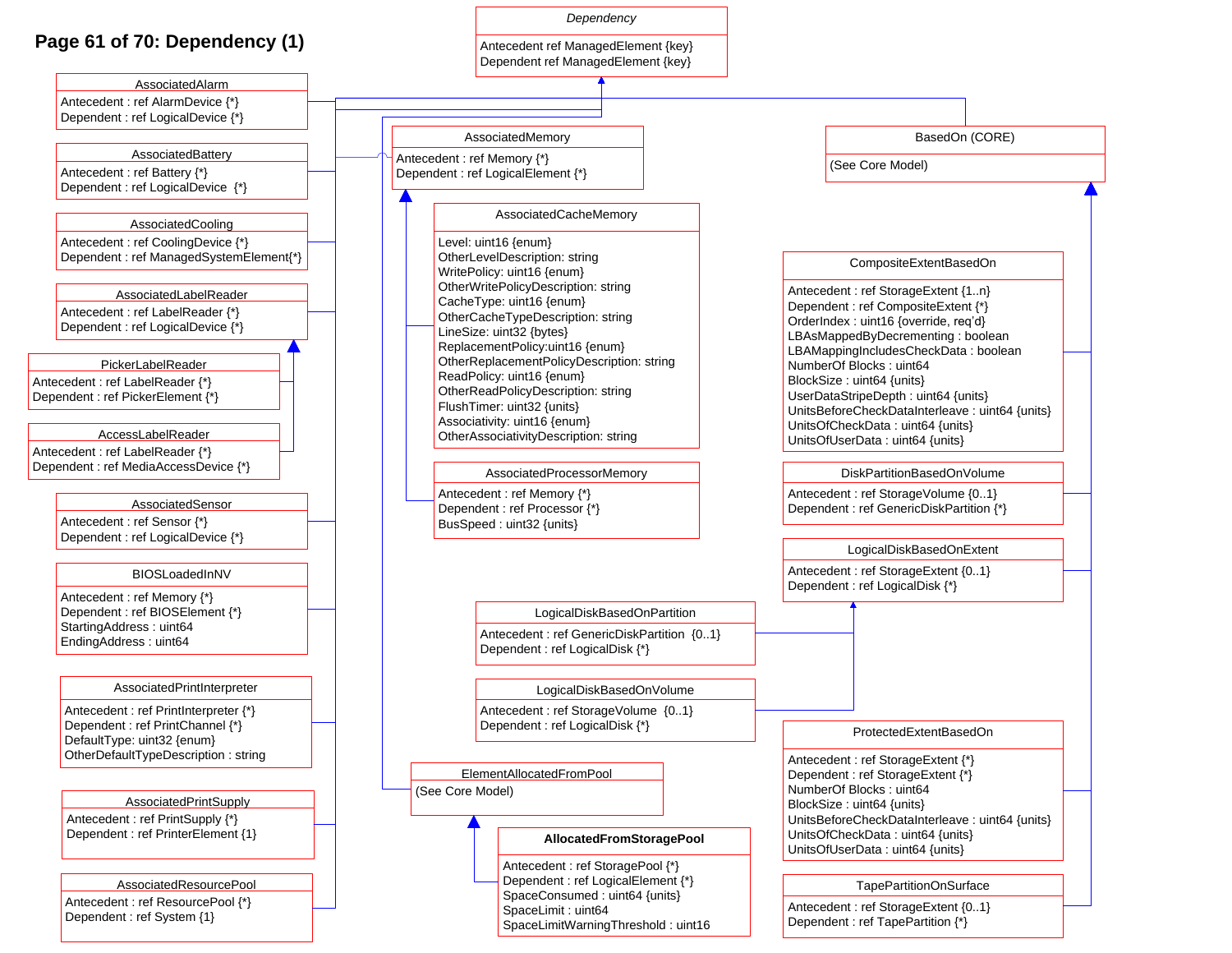## Page 61 of 70: Dependency (1)

**Dependency** *(abstract)*
- Antecedent ref ManagedElement {key}
- Dependent ref ManagedElement {key}

**AssociatedAlarm**
- Antecedent : ref AlarmDevice {*}
- Dependent : ref LogicalDevice {*}

**AssociatedBattery**
- Antecedent : ref Battery {*}
- Dependent : ref LogicalDevice {*}

**AssociatedCooling**
- Antecedent : ref CoolingDevice {*}
- Dependent : ref ManagedSystemElement{*}

**AssociatedLabelReader**
- Antecedent : ref LabelReader {*}
- Dependent : ref LogicalDevice {*}

**PickerLabelReader**
- Antecedent : ref LabelReader {*}
- Dependent : ref PickerElement {*}

**AccessLabelReader**
- Antecedent : ref LabelReader {*}
- Dependent : ref MediaAccessDevice {*}

**AssociatedSensor**
- Antecedent : ref Sensor {*}
- Dependent : ref LogicalDevice {*}

**BIOSLoadedInNV**
- Antecedent : ref Memory {*}
- Dependent : ref BIOSElement {*}
- StartingAddress : uint64
- EndingAddress : uint64

**AssociatedPrintInterpreter**
- Antecedent : ref PrintInterpreter {*}
- Dependent : ref PrintChannel {*}
- DefaultType: uint32 {enum}
- OtherDefaultTypeDescription : string

**AssociatedPrintSupply**
- Antecedent : ref PrintSupply {*}
- Dependent : ref PrinterElement {1}

**AssociatedResourcePool**
- Antecedent : ref ResourcePool {*}
- Dependent : ref System {1}

**AssociatedMemory**
- Antecedent : ref Memory {*}
- Dependent : ref LogicalElement {*}

**AssociatedCacheMemory**
- Level: uint16 {enum}
- OtherLevelDescription: string
- WritePolicy: uint16 {enum}
- OtherWritePolicyDescription: string
- CacheType: uint16 {enum}
- OtherCacheTypeDescription: string
- LineSize: uint32 {bytes}
- ReplacementPolicy:uint16 {enum}
- OtherReplacementPolicyDescription: string
- ReadPolicy: uint16 {enum}
- OtherReadPolicyDescription: string
- FlushTimer: uint32 {units}
- Associativity: uint16 {enum}
- OtherAssociativityDescription: string

**AssociatedProcessorMemory**
- Antecedent : ref Memory {*}
- Dependent : ref Processor {*}
- BusSpeed : uint32 {units}

**BasedOn (CORE)**
- (See Core Model)

**CompositeExtentBasedOn**
- Antecedent : ref StorageExtent {1..n}
- Dependent : ref CompositeExtent {*}
- OrderIndex : uint16 {override, req'd}
- LBAsMappedByDecrementing : boolean
- LBAMappingIncludesCheckData : boolean
- NumberOf Blocks : uint64
- BlockSize : uint64 {units}
- UserDataStripeDepth : uint64 {units}
- UnitsBeforeCheckDataInterleave : uint64 {units}
- UnitsOfCheckData : uint64 {units}
- UnitsOfUserData : uint64 {units}

**DiskPartitionBasedOnVolume**
- Antecedent : ref StorageVolume {0..1}
- Dependent : ref GenericDiskPartition {*}

**LogicalDiskBasedOnExtent**
- Antecedent : ref StorageExtent {0..1}
- Dependent : ref LogicalDisk {*}

**LogicalDiskBasedOnPartition**
- Antecedent : ref GenericDiskPartition {0..1}
- Dependent : ref LogicalDisk {*}

**LogicalDiskBasedOnVolume**
- Antecedent : ref StorageVolume {0..1}
- Dependent : ref LogicalDisk {*}

**ProtectedExtentBasedOn**
- Antecedent : ref StorageExtent {*}
- Dependent : ref StorageExtent {*}
- NumberOf Blocks : uint64
- BlockSize : uint64 {units}
- UnitsBeforeCheckDataInterleave : uint64 {units}
- UnitsOfCheckData : uint64 {units}
- UnitsOfUserData : uint64 {units}

**TapePartitionOnSurface**
- Antecedent : ref StorageExtent {0..1}
- Dependent : ref TapePartition {*}

**ElementAllocatedFromPool**
- (See Core Model)

**AllocatedFromStoragePool**
- Antecedent : ref StoragePool {*}
- Dependent : ref LogicalElement {*}
- SpaceConsumed : uint64 {units}
- SpaceLimit : uint64
- SpaceLimitWarningThreshold : uint16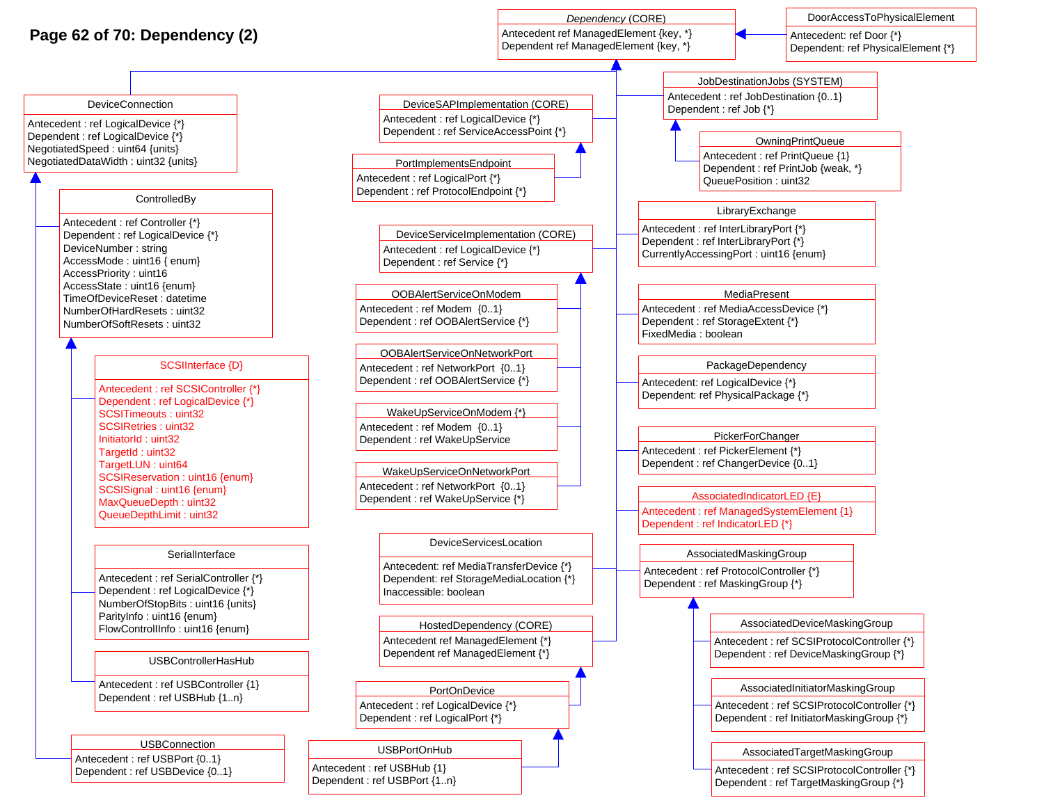# Page 62 of 70: Dependency (2)

**_Dependency_ (CORE)**
- Antecedent ref ManagedElement {key, *}
- Dependent ref ManagedElement {key, *}

**DoorAccessToPhysicalElement**
- Antecedent: ref Door {*}
- Dependent: ref PhysicalElement {*}

**DeviceConnection**
- Antecedent : ref LogicalDevice {*}
- Dependent : ref LogicalDevice {*}
- NegotiatedSpeed : uint64 {units}
- NegotiatedDataWidth : uint32 {units}

**ControlledBy**
- Antecedent : ref Controller {*}
- Dependent : ref LogicalDevice {*}
- DeviceNumber : string
- AccessMode : uint16 { enum}
- AccessPriority : uint16
- AccessState : uint16 {enum}
- TimeOfDeviceReset : datetime
- NumberOfHardResets : uint32
- NumberOfSoftResets : uint32

**SCSIInterface {D}**
- Antecedent : ref SCSIController {*}
- Dependent : ref LogicalDevice {*}
- SCSITimeouts : uint32
- SCSIRetries : uint32
- InitiatorId : uint32
- TargetId : uint32
- TargetLUN : uint64
- SCSIReservation : uint16 {enum}
- SCSISignal : uint16 {enum}
- MaxQueueDepth : uint32
- QueueDepthLimit : uint32

**SerialInterface**
- Antecedent : ref SerialController {*}
- Dependent : ref LogicalDevice {*}
- NumberOfStopBits : uint16 {units}
- ParityInfo : uint16 {enum}
- FlowControlInfo : uint16 {enum}

**USBControllerHasHub**
- Antecedent : ref USBController {1}
- Dependent : ref USBHub {1..n}

**USBConnection**
- Antecedent : ref USBPort {0..1}
- Dependent : ref USBDevice {0..1}

**DeviceSAPImplementation (CORE)**
- Antecedent : ref LogicalDevice {*}
- Dependent : ref ServiceAccessPoint {*}

**PortImplementsEndpoint**
- Antecedent : ref LogicalPort {*}
- Dependent : ref ProtocolEndpoint {*}

**DeviceServiceImplementation (CORE)**
- Antecedent : ref LogicalDevice {*}
- Dependent : ref Service {*}

**OOBAlertServiceOnModem**
- Antecedent : ref Modem {0..1}
- Dependent : ref OOBAlertService {*}

**OOBAlertServiceOnNetworkPort**
- Antecedent : ref NetworkPort {0..1}
- Dependent : ref OOBAlertService {*}

**WakeUpServiceOnModem {*}**
- Antecedent : ref Modem {0..1}
- Dependent : ref WakeUpService

**WakeUpServiceOnNetworkPort**
- Antecedent : ref NetworkPort {0..1}
- Dependent : ref WakeUpService {*}

**DeviceServicesLocation**
- Antecedent: ref MediaTransferDevice {*}
- Dependent: ref StorageMediaLocation {*}
- Inaccessible: boolean

**HostedDependency (CORE)**
- Antecedent ref ManagedElement {*}
- Dependent ref ManagedElement {*}

**PortOnDevice**
- Antecedent : ref LogicalDevice {*}
- Dependent : ref LogicalPort {*}

**USBPortOnHub**
- Antecedent : ref USBHub {1}
- Dependent : ref USBPort {1..n}

**JobDestinationJobs (SYSTEM)**
- Antecedent : ref JobDestination {0..1}
- Dependent : ref Job {*}

**OwningPrintQueue**
- Antecedent : ref PrintQueue {1}
- Dependent : ref PrintJob {weak, *}
- QueuePosition : uint32

**LibraryExchange**
- Antecedent : ref InterLibraryPort {*}
- Dependent : ref InterLibraryPort {*}
- CurrentlyAccessingPort : uint16 {enum}

**MediaPresent**
- Antecedent : ref MediaAccessDevice {*}
- Dependent : ref StorageExtent {*}
- FixedMedia : boolean

**PackageDependency**
- Antecedent: ref LogicalDevice {*}
- Dependent: ref PhysicalPackage {*}

**PickerForChanger**
- Antecedent : ref PickerElement {*}
- Dependent : ref ChangerDevice {0..1}

**AssociatedIndicatorLED {E}**
- Antecedent : ref ManagedSystemElement {1}
- Dependent : ref IndicatorLED {*}

**AssociatedMaskingGroup**
- Antecedent : ref ProtocolController {*}
- Dependent : ref MaskingGroup {*}

**AssociatedDeviceMaskingGroup**
- Antecedent : ref SCSIProtocolController {*}
- Dependent : ref DeviceMaskingGroup {*}

**AssociatedInitiatorMaskingGroup**
- Antecedent : ref SCSIProtocolController {*}
- Dependent : ref InitiatorMaskingGroup {*}

**AssociatedTargetMaskingGroup**
- Antecedent : ref SCSIProtocolController {*}
- Dependent : ref TargetMaskingGroup {*}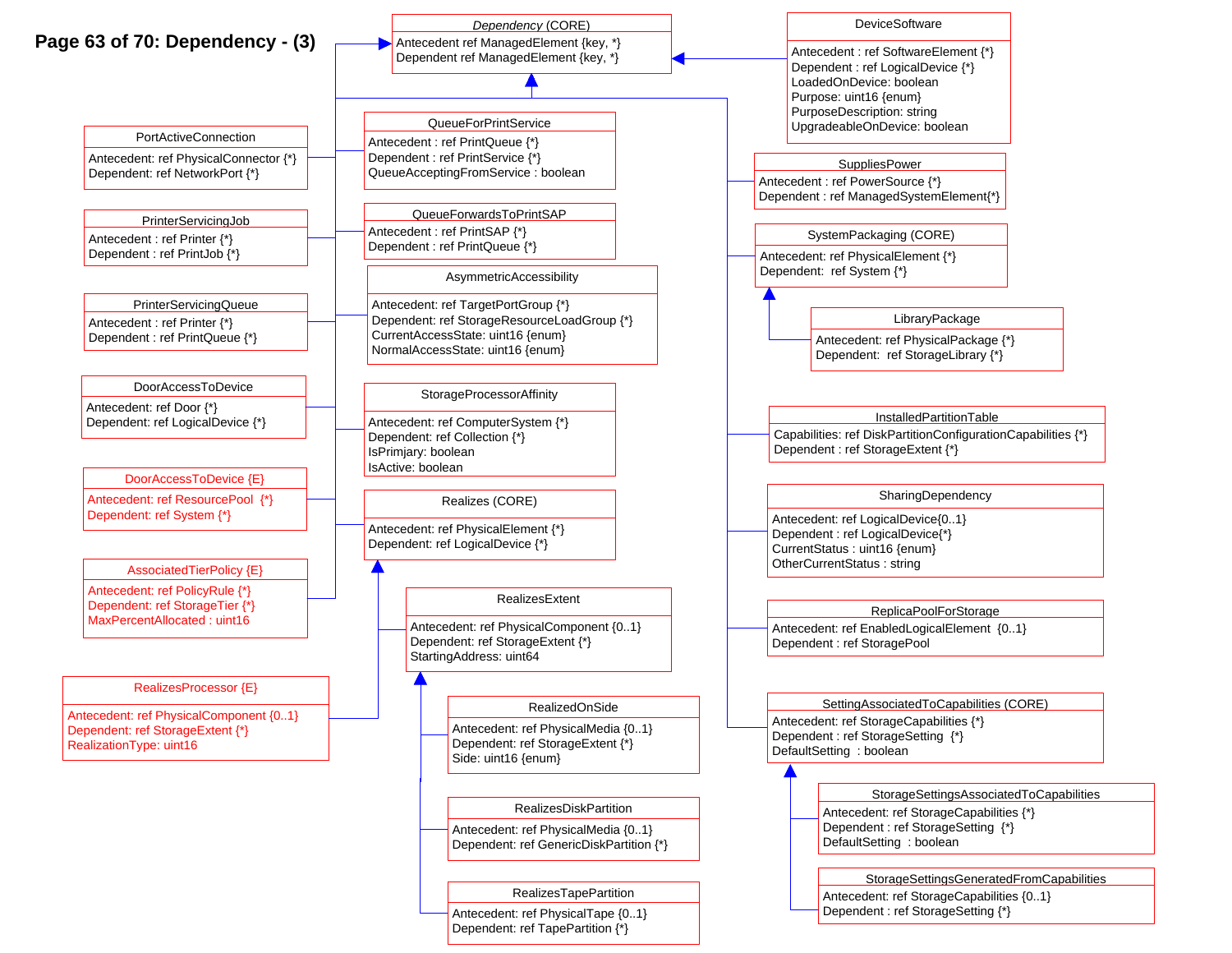# Page 63 of 70: Dependency - (3)

**Dependency (CORE)**
- Antecedent ref ManagedElement {key, *}
- Dependent ref ManagedElement {key, *}

**DeviceSoftware**
- Antecedent : ref SoftwareElement {*}
- Dependent : ref LogicalDevice {*}
- LoadedOnDevice: boolean
- Purpose: uint16 {enum}
- PurposeDescription: string
- UpgradeableOnDevice: boolean

**PortActiveConnection**
- Antecedent: ref PhysicalConnector {*}
- Dependent: ref NetworkPort {*}

**QueueForPrintService**
- Antecedent : ref PrintQueue {*}
- Dependent : ref PrintService {*}
- QueueAcceptingFromService : boolean

**PrinterServicingJob**
- Antecedent : ref Printer {*}
- Dependent : ref PrintJob {*}

**QueueForwardsToPrintSAP**
- Antecedent : ref PrintSAP {*}
- Dependent : ref PrintQueue {*}

**PrinterServicingQueue**
- Antecedent : ref Printer {*}
- Dependent : ref PrintQueue {*}

**AsymmetricAccessibility**
- Antecedent: ref TargetPortGroup {*}
- Dependent: ref StorageResourceLoadGroup {*}
- CurrentAccessState: uint16 {enum}
- NormalAccessState: uint16 {enum}

**DoorAccessToDevice**
- Antecedent: ref Door {*}
- Dependent: ref LogicalDevice {*}

**StorageProcessorAffinity**
- Antecedent: ref ComputerSystem {*}
- Dependent: ref Collection {*}
- IsPrimjary: boolean
- IsActive: boolean

**DoorAccessToDevice {E}**
- Antecedent: ref ResourcePool {*}
- Dependent: ref System {*}

**Realizes (CORE)**
- Antecedent: ref PhysicalElement {*}
- Dependent: ref LogicalDevice {*}

**AssociatedTierPolicy {E}**
- Antecedent: ref PolicyRule {*}
- Dependent: ref StorageTier {*}
- MaxPercentAllocated : uint16

**RealizesExtent**
- Antecedent: ref PhysicalComponent {0..1}
- Dependent: ref StorageExtent {*}
- StartingAddress: uint64

**RealizesProcessor {E}**
- Antecedent: ref PhysicalComponent {0..1}
- Dependent: ref StorageExtent {*}
- RealizationType: uint16

**RealizedOnSide**
- Antecedent: ref PhysicalMedia {0..1}
- Dependent: ref StorageExtent {*}
- Side: uint16 {enum}

**RealizesDiskPartition**
- Antecedent: ref PhysicalMedia {0..1}
- Dependent: ref GenericDiskPartition {*}

**RealizesTapePartition**
- Antecedent: ref PhysicalTape {0..1}
- Dependent: ref TapePartition {*}

**SuppliesPower**
- Antecedent : ref PowerSource {*}
- Dependent : ref ManagedSystemElement{*}

**SystemPackaging (CORE)**
- Antecedent: ref PhysicalElement {*}
- Dependent: ref System {*}

**LibraryPackage**
- Antecedent: ref PhysicalPackage {*}
- Dependent: ref StorageLibrary {*}

**InstalledPartitionTable**
- Capabilities: ref DiskPartitionConfigurationCapabilities {*}
- Dependent : ref StorageExtent {*}

**SharingDependency**
- Antecedent: ref LogicalDevice{0..1}
- Dependent : ref LogicalDevice{*}
- CurrentStatus : uint16 {enum}
- OtherCurrentStatus : string

**ReplicaPoolForStorage**
- Antecedent: ref EnabledLogicalElement {0..1}
- Dependent : ref StoragePool

**SettingAssociatedToCapabilities (CORE)**
- Antecedent: ref StorageCapabilities {*}
- Dependent : ref StorageSetting {*}
- DefaultSetting : boolean

**StorageSettingsAssociatedToCapabilities**
- Antecedent: ref StorageCapabilities {*}
- Dependent : ref StorageSetting {*}
- DefaultSetting : boolean

**StorageSettingsGeneratedFromCapabilities**
- Antecedent: ref StorageCapabilities {0..1}
- Dependent : ref StorageSetting {*}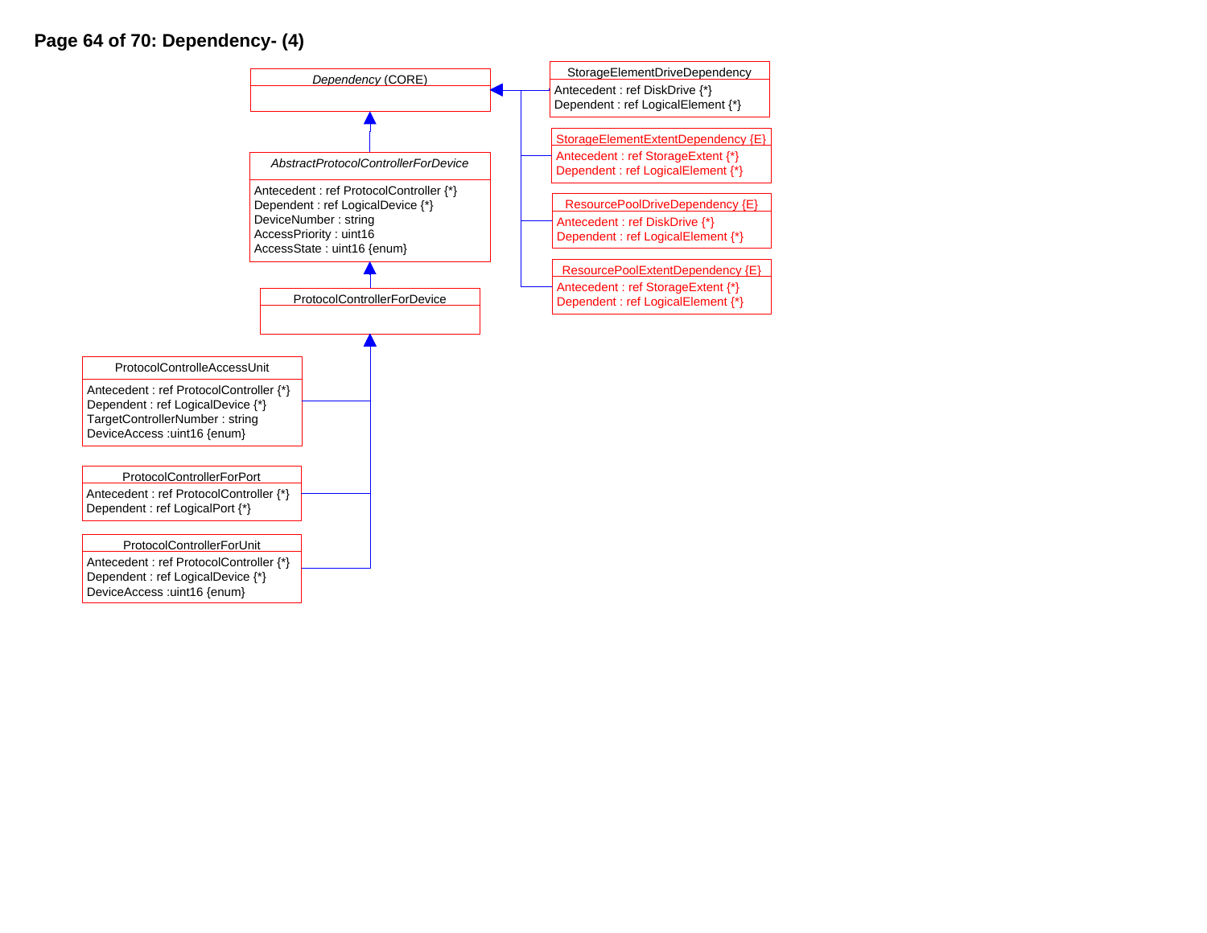# Dependency- (4)

*Dependency* (CORE)

*AbstractProtocolControllerForDevice*

Antecedent : ref ProtocolController {*}
Dependent : ref LogicalDevice {*}
DeviceNumber : string
AccessPriority : uint16
AccessState : uint16 {enum}

ProtocolControllerForDevice

ProtocolControlleAccessUnit

Antecedent : ref ProtocolController {*}
Dependent : ref LogicalDevice {*}
TargetControllerNumber : string
DeviceAccess :uint16 {enum}

ProtocolControllerForPort

Antecedent : ref ProtocolController {*}
Dependent : ref LogicalPort {*}

ProtocolControllerForUnit

Antecedent : ref ProtocolController {*}
Dependent : ref LogicalDevice {*}
DeviceAccess :uint16 {enum}

StorageElementDriveDependency

Antecedent : ref DiskDrive {*}
Dependent : ref LogicalElement {*}

StorageElementExtentDependency {E}

Antecedent : ref StorageExtent {*}
Dependent : ref LogicalElement {*}

ResourcePoolDriveDependency {E}

Antecedent : ref DiskDrive {*}
Dependent : ref LogicalElement {*}

ResourcePoolExtentDependency {E}

Antecedent : ref StorageExtent {*}
Dependent : ref LogicalElement {*}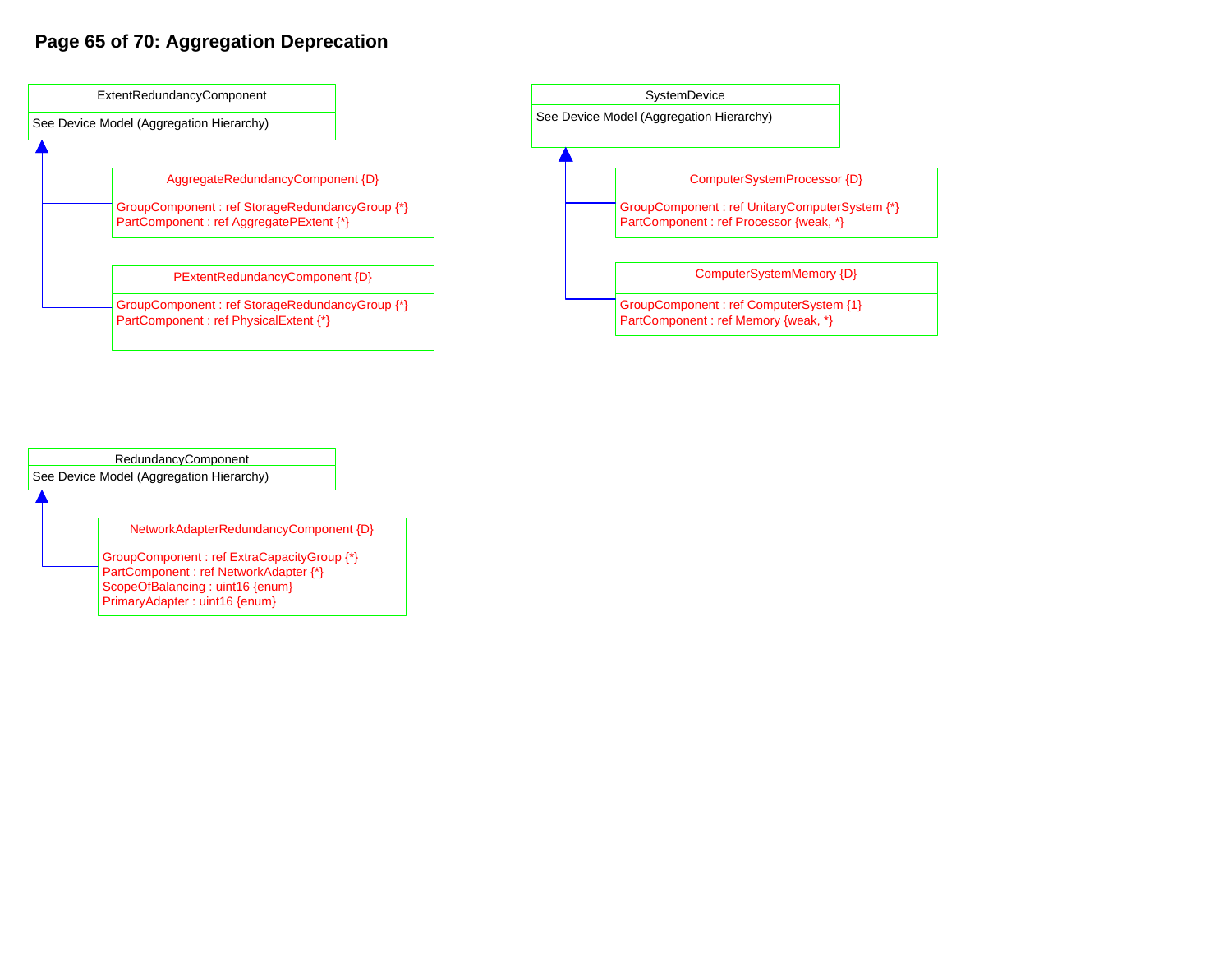# Aggregation Deprecation

**ExtentRedundancyComponent**

See Device Model (Aggregation Hierarchy)

**AggregateRedundancyComponent {D}**

GroupComponent : ref StorageRedundancyGroup {*}
PartComponent : ref AggregatePExtent {*}

**PExtentRedundancyComponent {D}**

GroupComponent : ref StorageRedundancyGroup {*}
PartComponent : ref PhysicalExtent {*}

**SystemDevice**

See Device Model (Aggregation Hierarchy)

**ComputerSystemProcessor {D}**

GroupComponent : ref UnitaryComputerSystem {*}
PartComponent : ref Processor {weak, *}

**ComputerSystemMemory {D}**

GroupComponent : ref ComputerSystem {1}
PartComponent : ref Memory {weak, *}

**RedundancyComponent**

See Device Model (Aggregation Hierarchy)

**NetworkAdapterRedundancyComponent {D}**

GroupComponent : ref ExtraCapacityGroup {*}
PartComponent : ref NetworkAdapter {*}
ScopeOfBalancing : uint16 {enum}
PrimaryAdapter : uint16 {enum}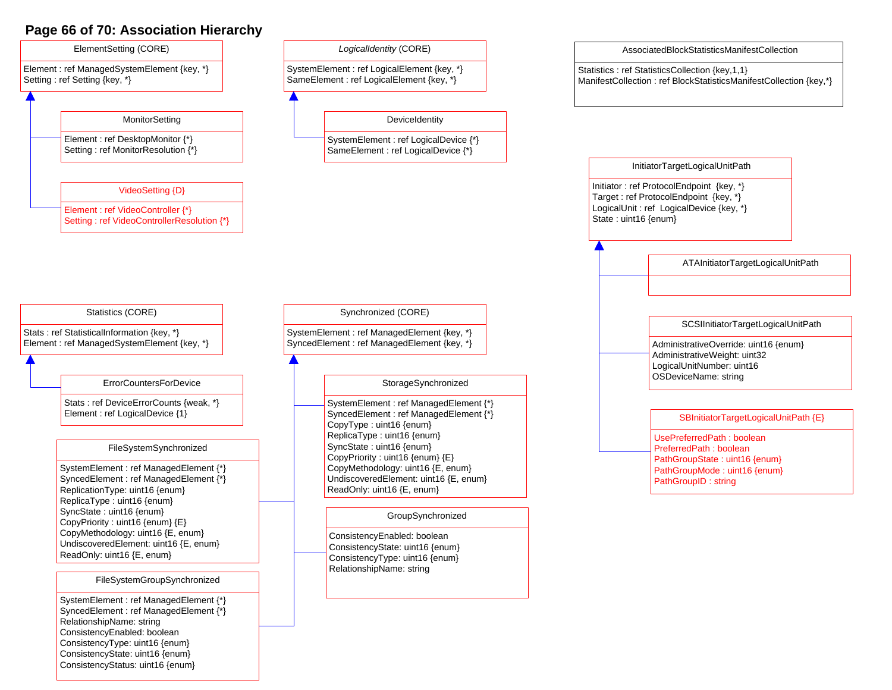## Page 66 of 70: Association Hierarchy

### ElementSetting (CORE)

Element : ref ManagedSystemElement {key, *}
Setting : ref Setting {key, *}

### MonitorSetting

Element : ref DesktopMonitor {*}
Setting : ref MonitorResolution {*}

### VideoSetting {D}

Element : ref VideoController {*}
Setting : ref VideoControllerResolution {*}

### *LogicalIdentity* (CORE)

SystemElement : ref LogicalElement {key, *}
SameElement : ref LogicalElement {key, *}

### DeviceIdentity

SystemElement : ref LogicalDevice {*}
SameElement : ref LogicalDevice {*}

### AssociatedBlockStatisticsManifestCollection

Statistics : ref StatisticsCollection {key,1,1}
ManifestCollection : ref BlockStatisticsManifestCollection {key,*}

### InitiatorTargetLogicalUnitPath

Initiator : ref ProtocolEndpoint {key, *}
Target : ref ProtocolEndpoint {key, *}
LogicalUnit : ref LogicalDevice {key, *}
State : uint16 {enum}

### ATAInitiatorTargetLogicalUnitPath

### SCSIInitiatorTargetLogicalUnitPath

AdministrativeOverride: uint16 {enum}
AdministrativeWeight: uint32
LogicalUnitNumber: uint16
OSDeviceName: string

### SBInitiatorTargetLogicalUnitPath {E}

UsePreferredPath : boolean
PreferredPath : boolean
PathGroupState : uint16 {enum}
PathGroupMode : uint16 {enum}
PathGroupID : string

### Statistics (CORE)

Stats : ref StatisticalInformation {key, *}
Element : ref ManagedSystemElement {key, *}

### ErrorCountersForDevice

Stats : ref DeviceErrorCounts {weak, *}
Element : ref LogicalDevice {1}

### Synchronized (CORE)

SystemElement : ref ManagedElement {key, *}
SyncedElement : ref ManagedElement {key, *}

### StorageSynchronized

SystemElement : ref ManagedElement {*}
SyncedElement : ref ManagedElement {*}
CopyType : uint16 {enum}
ReplicaType : uint16 {enum}
SyncState : uint16 {enum}
CopyPriority : uint16 {enum} {E}
CopyMethodology: uint16 {E, enum}
UndiscoveredElement: uint16 {E, enum}
ReadOnly: uint16 {E, enum}

### FileSystemSynchronized

SystemElement : ref ManagedElement {*}
SyncedElement : ref ManagedElement {*}
ReplicationType: uint16 {enum}
ReplicaType : uint16 {enum}
SyncState : uint16 {enum}
CopyPriority : uint16 {enum} {E}
CopyMethodology: uint16 {E, enum}
UndiscoveredElement: uint16 {E, enum}
ReadOnly: uint16 {E, enum}

### GroupSynchronized

ConsistencyEnabled: boolean
ConsistencyState: uint16 {enum}
ConsistencyType: uint16 {enum}
RelationshipName: string

### FileSystemGroupSynchronized

SystemElement : ref ManagedElement {*}
SyncedElement : ref ManagedElement {*}
RelationshipName: string
ConsistencyEnabled: boolean
ConsistencyType: uint16 {enum}
ConsistencyState: uint16 {enum}
ConsistencyStatus: uint16 {enum}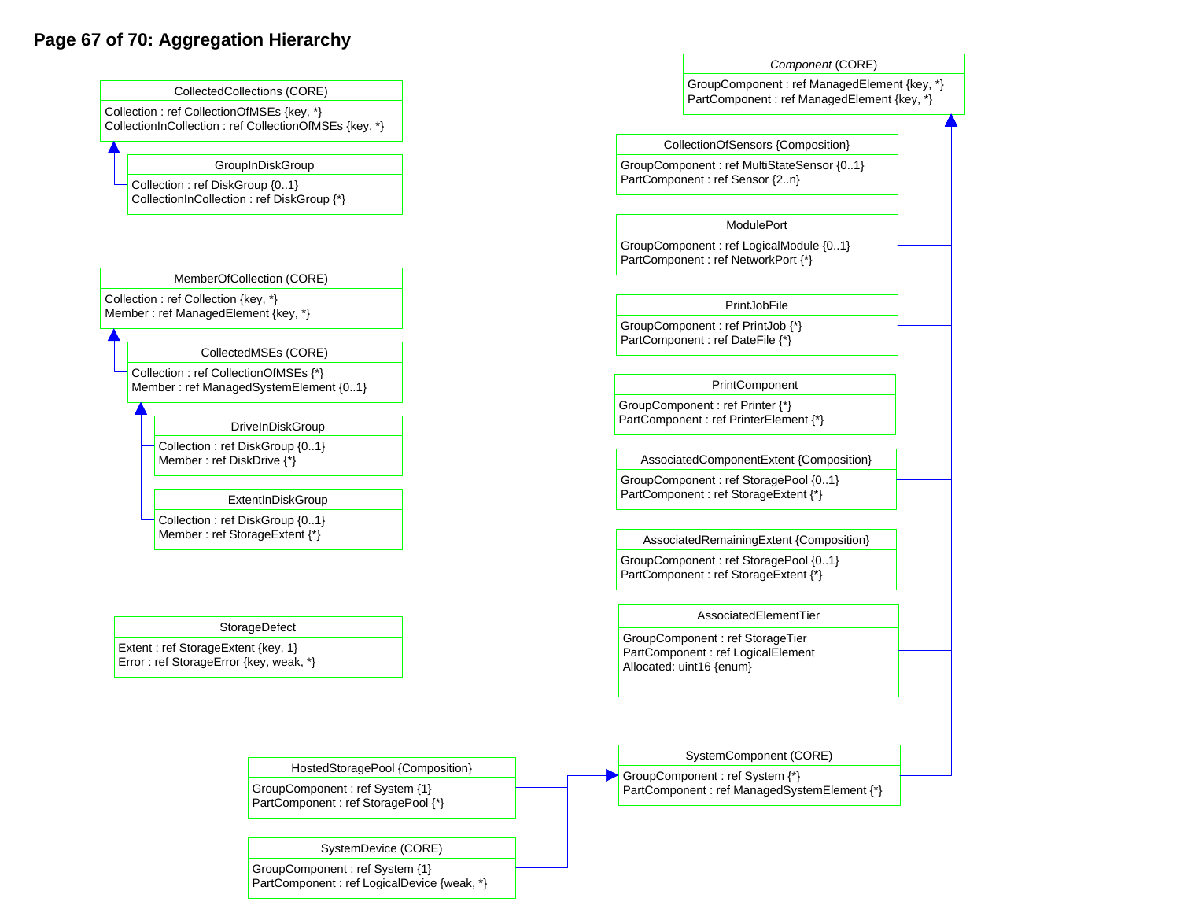# Aggregation Hierarchy

**CollectedCollections (CORE)**
- Collection : ref CollectionOfMSEs {key, *}
- CollectionInCollection : ref CollectionOfMSEs {key, *}

**GroupInDiskGroup**
- Collection : ref DiskGroup {0..1}
- CollectionInCollection : ref DiskGroup {*}

**MemberOfCollection (CORE)**
- Collection : ref Collection {key, *}
- Member : ref ManagedElement {key, *}

**CollectedMSEs (CORE)**
- Collection : ref CollectionOfMSEs {*}
- Member : ref ManagedSystemElement {0..1}

**DriveInDiskGroup**
- Collection : ref DiskGroup {0..1}
- Member : ref DiskDrive {*}

**ExtentInDiskGroup**
- Collection : ref DiskGroup {0..1}
- Member : ref StorageExtent {*}

**StorageDefect**
- Extent : ref StorageExtent {key, 1}
- Error : ref StorageError {key, weak, *}

**HostedStoragePool {Composition}**
- GroupComponent : ref System {1}
- PartComponent : ref StoragePool {*}

**SystemDevice (CORE)**
- GroupComponent : ref System {1}
- PartComponent : ref LogicalDevice {weak, *}

***Component* (CORE)**
- GroupComponent : ref ManagedElement {key, *}
- PartComponent : ref ManagedElement {key, *}

**CollectionOfSensors {Composition}**
- GroupComponent : ref MultiStateSensor {0..1}
- PartComponent : ref Sensor {2..n}

**ModulePort**
- GroupComponent : ref LogicalModule {0..1}
- PartComponent : ref NetworkPort {*}

**PrintJobFile**
- GroupComponent : ref PrintJob {*}
- PartComponent : ref DateFile {*}

**PrintComponent**
- GroupComponent : ref Printer {*}
- PartComponent : ref PrinterElement {*}

**AssociatedComponentExtent {Composition}**
- GroupComponent : ref StoragePool {0..1}
- PartComponent : ref StorageExtent {*}

**AssociatedRemainingExtent {Composition}**
- GroupComponent : ref StoragePool {0..1}
- PartComponent : ref StorageExtent {*}

**AssociatedElementTier**
- GroupComponent : ref StorageTier
- PartComponent : ref LogicalElement
- Allocated: uint16 {enum}

**SystemComponent (CORE)**
- GroupComponent : ref System {*}
- PartComponent : ref ManagedSystemElement {*}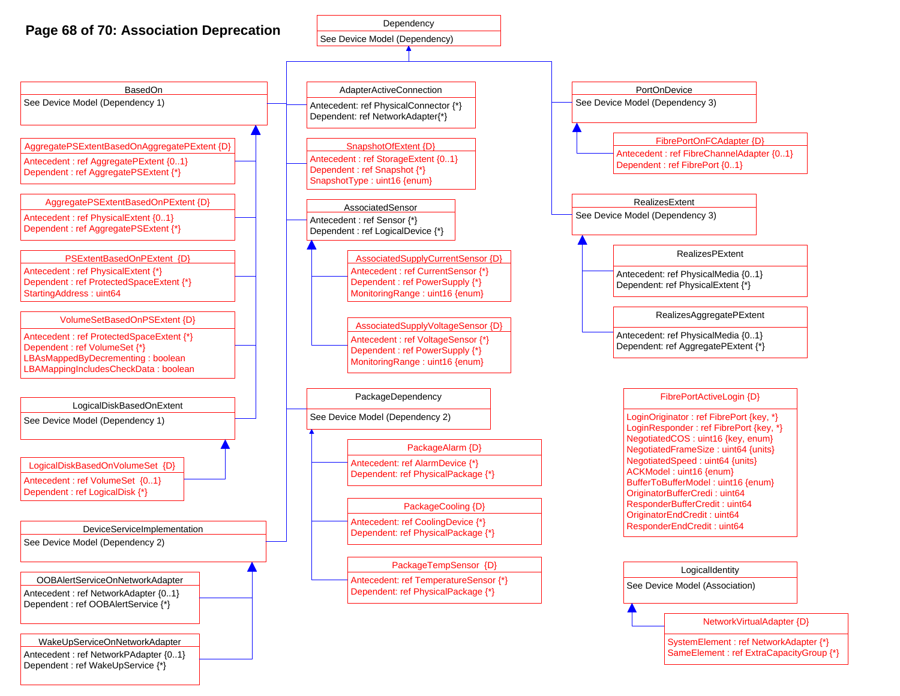# Association Deprecation

**Dependency**
See Device Model (Dependency)

**BasedOn**
See Device Model (Dependency 1)

**AggregatePSExtentBasedOnAggregatePExtent {D}**
Antecedent : ref AggregatePExtent {0..1}
Dependent : ref AggregatePSExtent {*}

**AggregatePSExtentBasedOnPExtent {D}**
Antecedent : ref PhysicalExtent {0..1}
Dependent : ref AggregatePSExtent {*}

**PSExtentBasedOnPExtent {D}**
Antecedent : ref PhysicalExtent {*}
Dependent : ref ProtectedSpaceExtent {*}
StartingAddress : uint64

**VolumeSetBasedOnPSExtent {D}**
Antecedent : ref ProtectedSpaceExtent {*}
Dependent : ref VolumeSet {*}
LBAsMappedByDecrementing : boolean
LBAMappingIncludesCheckData : boolean

**LogicalDiskBasedOnExtent**
See Device Model (Dependency 1)

**LogicalDiskBasedOnVolumeSet {D}**
Antecedent : ref VolumeSet {0..1}
Dependent : ref LogicalDisk {*}

**DeviceServiceImplementation**
See Device Model (Dependency 2)

**OOBAlertServiceOnNetworkAdapter**
Antecedent : ref NetworkAdapter {0..1}
Dependent : ref OOBAlertService {*}

**WakeUpServiceOnNetworkAdapter**
Antecedent : ref NetworkPAdapter {0..1}
Dependent : ref WakeUpService {*}

**AdapterActiveConnection**
Antecedent: ref PhysicalConnector {*}
Dependent: ref NetworkAdapter{*}

**SnapshotOfExtent {D}**
Antecedent : ref StorageExtent {0..1}
Dependent : ref Snapshot {*}
SnapshotType : uint16 {enum}

**AssociatedSensor**
Antecedent : ref Sensor {*}
Dependent : ref LogicalDevice {*}

**AssociatedSupplyCurrentSensor {D}**
Antecedent : ref CurrentSensor {*}
Dependent : ref PowerSupply {*}
MonitoringRange : uint16 {enum}

**AssociatedSupplyVoltageSensor {D}**
Antecedent : ref VoltageSensor {*}
Dependent : ref PowerSupply {*}
MonitoringRange : uint16 {enum}

**PackageDependency**
See Device Model (Dependency 2)

**PackageAlarm {D}**
Antecedent: ref AlarmDevice {*}
Dependent: ref PhysicalPackage {*}

**PackageCooling {D}**
Antecedent: ref CoolingDevice {*}
Dependent: ref PhysicalPackage {*}

**PackageTempSensor {D}**
Antecedent: ref TemperatureSensor {*}
Dependent: ref PhysicalPackage {*}

**PortOnDevice**
See Device Model (Dependency 3)

**FibrePortOnFCAdapter {D}**
Antecedent : ref FibreChannelAdapter {0..1}
Dependent : ref FibrePort {0..1}

**RealizesExtent**
See Device Model (Dependency 3)

**RealizesPExtent**
Antecedent: ref PhysicalMedia {0..1}
Dependent: ref PhysicalExtent {*}

**RealizesAggregatePExtent**
Antecedent: ref PhysicalMedia {0..1}
Dependent: ref AggregatePExtent {*}

**FibrePortActiveLogin {D}**
LoginOriginator : ref FibrePort {key, *}
LoginResponder : ref FibrePort {key, *}
NegotiatedCOS : uint16 {key, enum}
NegotiatedFrameSize : uint64 {units}
NegotiatedSpeed : uint64 {units}
ACKModel : uint16 {enum}
BufferToBufferModel : uint16 {enum}
OriginatorBufferCredi : uint64
ResponderBufferCredit : uint64
OriginatorEndCredit : uint64
ResponderEndCredit : uint64

**LogicalIdentity**
See Device Model (Association)

**NetworkVirtualAdapter {D}**
SystemElement : ref NetworkAdapter {*}
SameElement : ref ExtraCapacityGroup {*}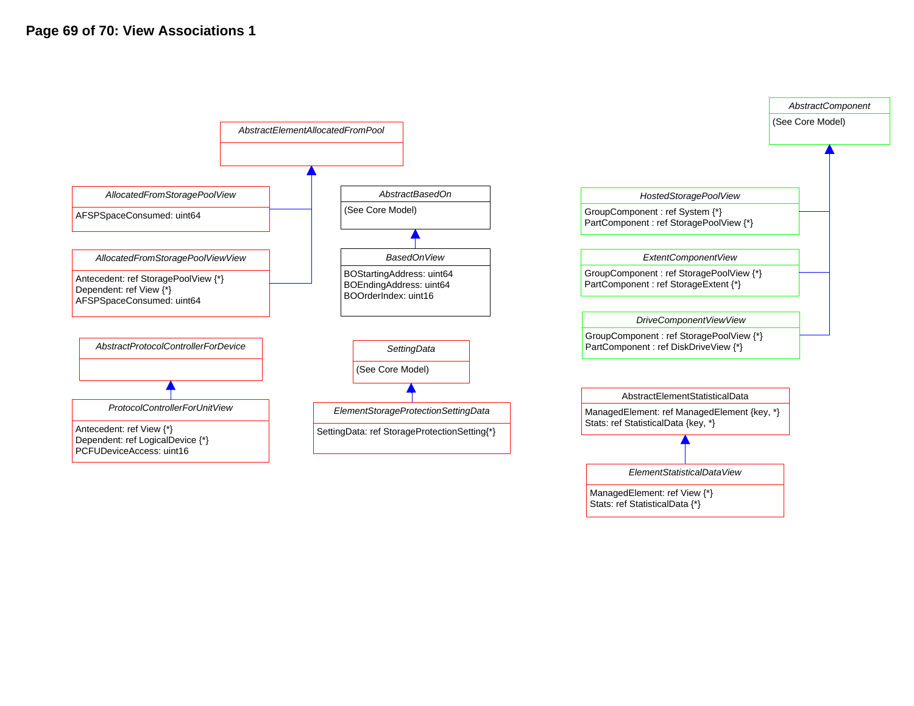# View Associations 1

**AbstractElementAllocatedFromPool**

**AllocatedFromStoragePoolView**
- AFSPSpaceConsumed: uint64

**AllocatedFromStoragePoolViewView**
- Antecedent: ref StoragePoolView {*}
- Dependent: ref View {*}
- AFSPSpaceConsumed: uint64

**AbstractBasedOn**
- (See Core Model)

**BasedOnView**
- BOStartingAddress: uint64
- BOEndingAddress: uint64
- BOOrderIndex: uint16

**AbstractProtocolControllerForDevice**

**ProtocolControllerForUnitView**
- Antecedent: ref View {*}
- Dependent: ref LogicalDevice {*}
- PCFUDeviceAccess: uint16

**SettingData**
- (See Core Model)

**ElementStorageProtectionSettingData**
- SettingData: ref StorageProtectionSetting{*}

**AbstractComponent**
- (See Core Model)

**HostedStoragePoolView**
- GroupComponent : ref System {*}
- PartComponent : ref StoragePoolView {*}

**ExtentComponentView**
- GroupComponent : ref StoragePoolView {*}
- PartComponent : ref StorageExtent {*}

**DriveComponentViewView**
- GroupComponent : ref StoragePoolView {*}
- PartComponent : ref DiskDriveView {*}

**AbstractElementStatisticalData**
- ManagedElement: ref ManagedElement {key, *}
- Stats: ref StatisticalData {key, *}

**ElementStatisticalDataView**
- ManagedElement: ref View {*}
- Stats: ref StatisticalData {*}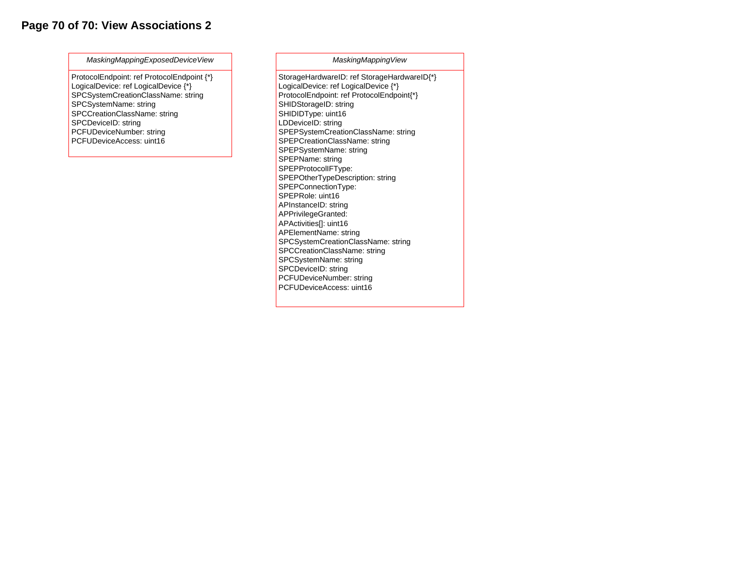# View Associations 2

*MaskingMappingExposedDeviceView*

ProtocolEndpoint: ref ProtocolEndpoint {*}
LogicalDevice: ref LogicalDevice {*}
SPCSystemCreationClassName: string
SPCSystemName: string
SPCCreationClassName: string
SPCDeviceID: string
PCFUDeviceNumber: string
PCFUDeviceAccess: uint16

*MaskingMappingView*

StorageHardwareID: ref StorageHardwareID{*}
LogicalDevice: ref LogicalDevice {*}
ProtocolEndpoint: ref ProtocolEndpoint{*}
SHIDStorageID: string
SHIDIDType: uint16
LDDeviceID: string
SPEPSystemCreationClassName: string
SPEPCreationClassName: string
SPEPSystemName: string
SPEPName: string
SPEPProtocolIFType:
SPEPOtherTypeDescription: string
SPEPConnectionType:
SPEPRole: uint16
APInstanceID: string
APPrivilegeGranted:
APActivities[]: uint16
APElementName: string
SPCSystemCreationClassName: string
SPCCreationClassName: string
SPCSystemName: string
SPCDeviceID: string
PCFUDeviceNumber: string
PCFUDeviceAccess: uint16